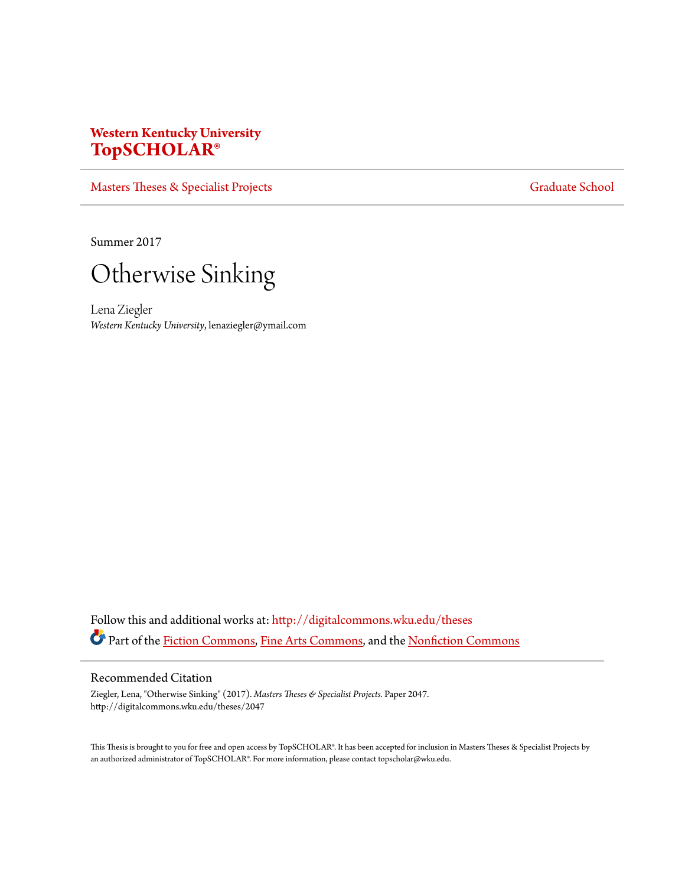**Western Kentucky University**
**TopSCHOLAR®**

Masters Theses & Specialist Projects | Graduate School

Summer 2017

# Otherwise Sinking

Lena Ziegler
*Western Kentucky University*, lenaziegler@ymail.com

Follow this and additional works at: http://digitalcommons.wku.edu/theses

Part of the Fiction Commons, Fine Arts Commons, and the Nonfiction Commons

## Recommended Citation

Ziegler, Lena, "Otherwise Sinking" (2017). *Masters Theses & Specialist Projects.* Paper 2047.
http://digitalcommons.wku.edu/theses/2047

This Thesis is brought to you for free and open access by TopSCHOLAR®. It has been accepted for inclusion in Masters Theses & Specialist Projects by an authorized administrator of TopSCHOLAR®. For more information, please contact topscholar@wku.edu.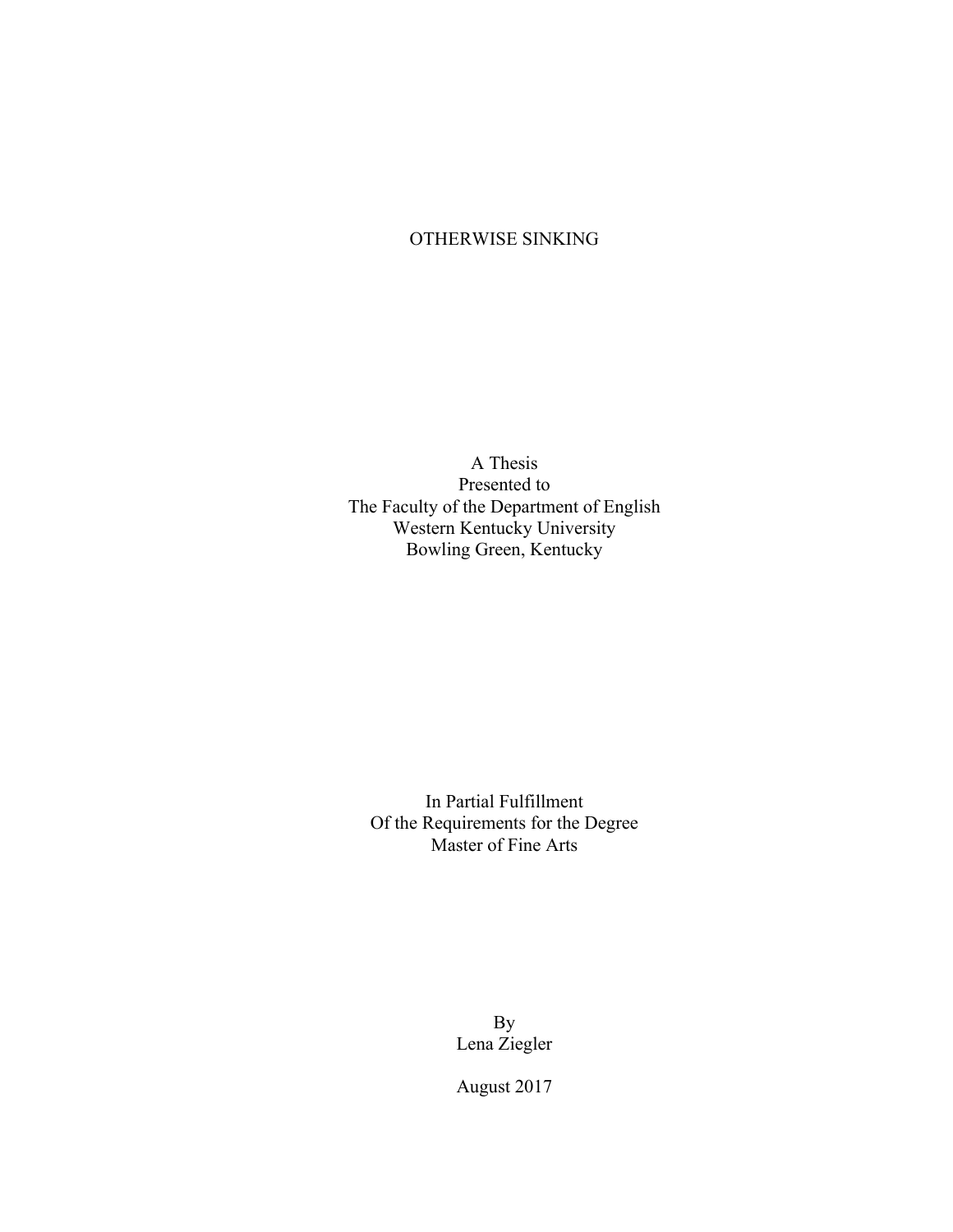# OTHERWISE SINKING

A Thesis
Presented to
The Faculty of the Department of English
Western Kentucky University
Bowling Green, Kentucky

In Partial Fulfillment
Of the Requirements for the Degree
Master of Fine Arts

By
Lena Ziegler

August 2017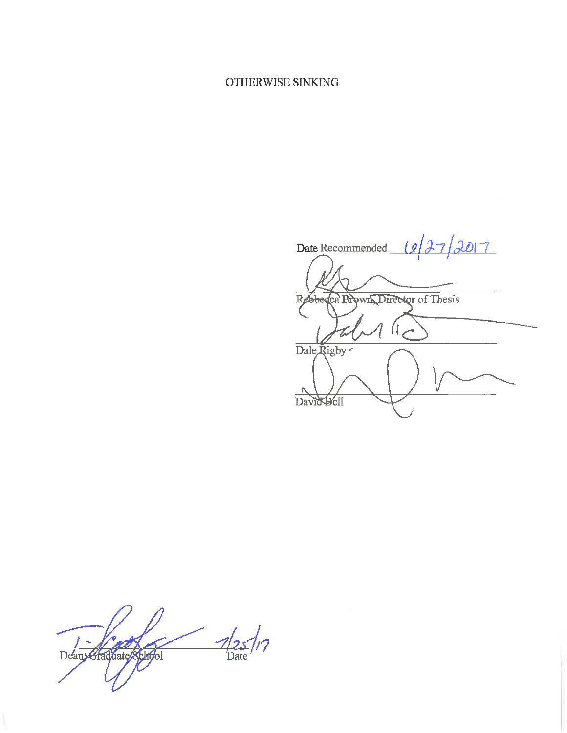OTHERWISE SINKING

Date Recommended 6/27/2017

Rebbecca Brown, Director of Thesis

Dale Rigby

David Bell

Dean, Graduate School 7/25/17 Date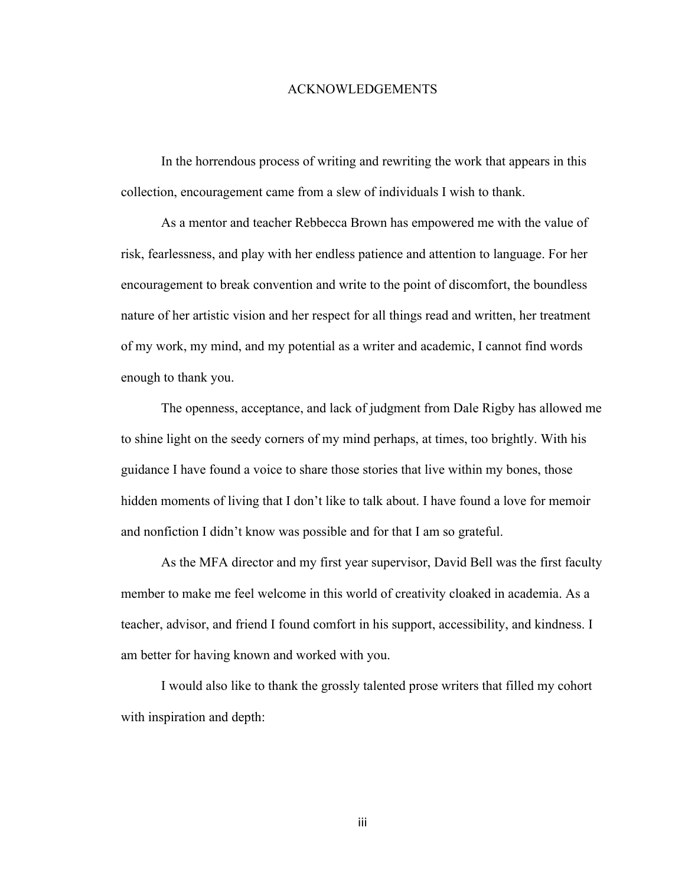# ACKNOWLEDGEMENTS

In the horrendous process of writing and rewriting the work that appears in this collection, encouragement came from a slew of individuals I wish to thank.

As a mentor and teacher Rebbecca Brown has empowered me with the value of risk, fearlessness, and play with her endless patience and attention to language. For her encouragement to break convention and write to the point of discomfort, the boundless nature of her artistic vision and her respect for all things read and written, her treatment of my work, my mind, and my potential as a writer and academic, I cannot find words enough to thank you.

The openness, acceptance, and lack of judgment from Dale Rigby has allowed me to shine light on the seedy corners of my mind perhaps, at times, too brightly. With his guidance I have found a voice to share those stories that live within my bones, those hidden moments of living that I don't like to talk about. I have found a love for memoir and nonfiction I didn't know was possible and for that I am so grateful.

As the MFA director and my first year supervisor, David Bell was the first faculty member to make me feel welcome in this world of creativity cloaked in academia. As a teacher, advisor, and friend I found comfort in his support, accessibility, and kindness. I am better for having known and worked with you.

I would also like to thank the grossly talented prose writers that filled my cohort with inspiration and depth: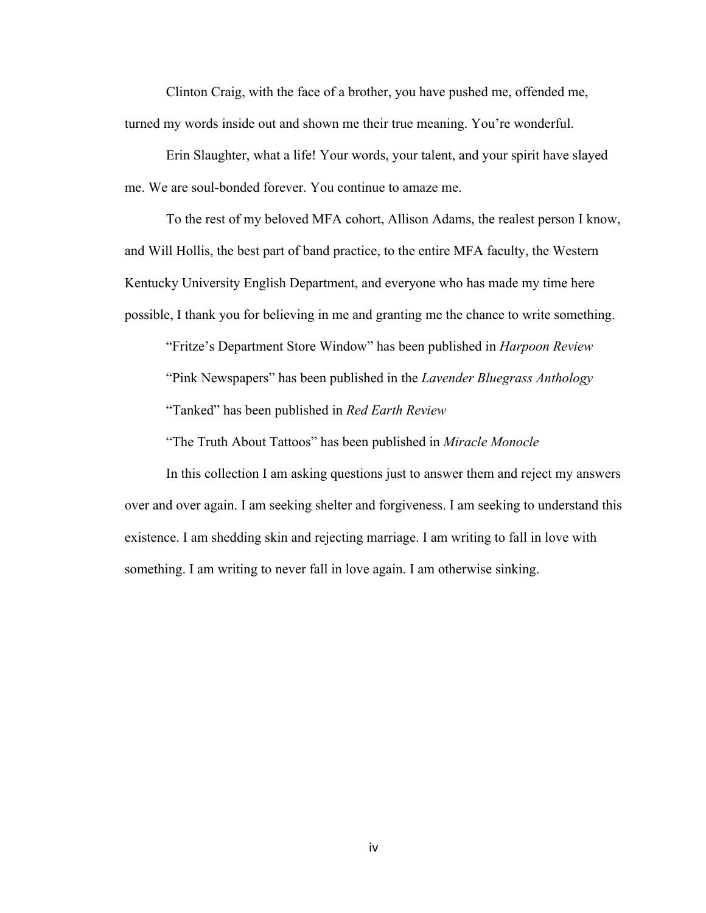Clinton Craig, with the face of a brother, you have pushed me, offended me, turned my words inside out and shown me their true meaning. You're wonderful.

Erin Slaughter, what a life! Your words, your talent, and your spirit have slayed me. We are soul-bonded forever. You continue to amaze me.

To the rest of my beloved MFA cohort, Allison Adams, the realest person I know, and Will Hollis, the best part of band practice, to the entire MFA faculty, the Western Kentucky University English Department, and everyone who has made my time here possible, I thank you for believing in me and granting me the chance to write something.

"Fritze's Department Store Window" has been published in *Harpoon Review*

"Pink Newspapers" has been published in the *Lavender Bluegrass Anthology*

"Tanked" has been published in *Red Earth Review*

"The Truth About Tattoos" has been published in *Miracle Monocle*

In this collection I am asking questions just to answer them and reject my answers over and over again. I am seeking shelter and forgiveness. I am seeking to understand this existence. I am shedding skin and rejecting marriage. I am writing to fall in love with something. I am writing to never fall in love again. I am otherwise sinking.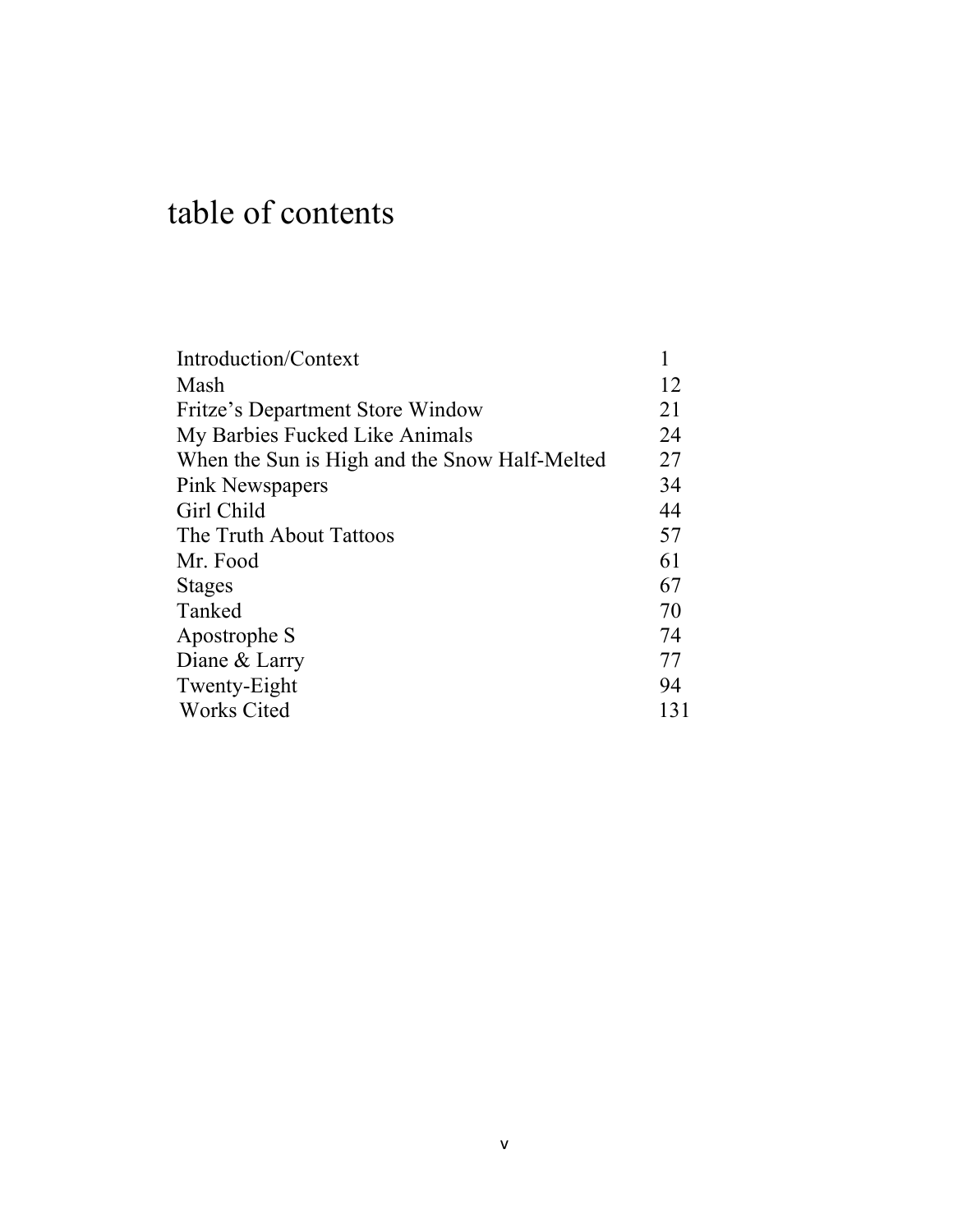# table of contents

| | |
|---|---|
| Introduction/Context | 1 |
| Mash | 12 |
| Fritze's Department Store Window | 21 |
| My Barbies Fucked Like Animals | 24 |
| When the Sun is High and the Snow Half-Melted | 27 |
| Pink Newspapers | 34 |
| Girl Child | 44 |
| The Truth About Tattoos | 57 |
| Mr. Food | 61 |
| Stages | 67 |
| Tanked | 70 |
| Apostrophe S | 74 |
| Diane & Larry | 77 |
| Twenty-Eight | 94 |
| Works Cited | 131 |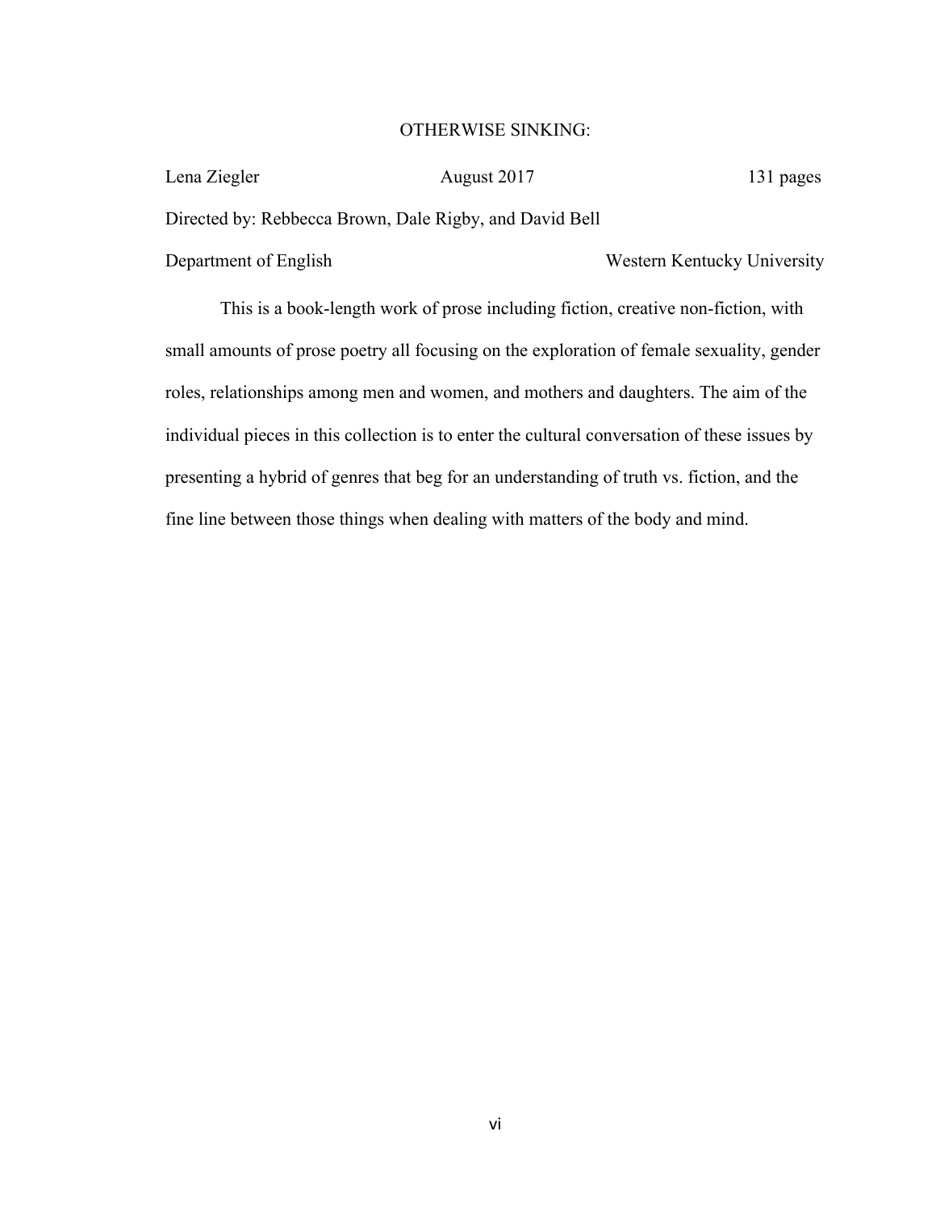# OTHERWISE SINKING:

Lena Ziegler | August 2017 | 131 pages

Directed by: Rebbecca Brown, Dale Rigby, and David Bell

Department of English | Western Kentucky University

This is a book-length work of prose including fiction, creative non-fiction, with small amounts of prose poetry all focusing on the exploration of female sexuality, gender roles, relationships among men and women, and mothers and daughters. The aim of the individual pieces in this collection is to enter the cultural conversation of these issues by presenting a hybrid of genres that beg for an understanding of truth vs. fiction, and the fine line between those things when dealing with matters of the body and mind.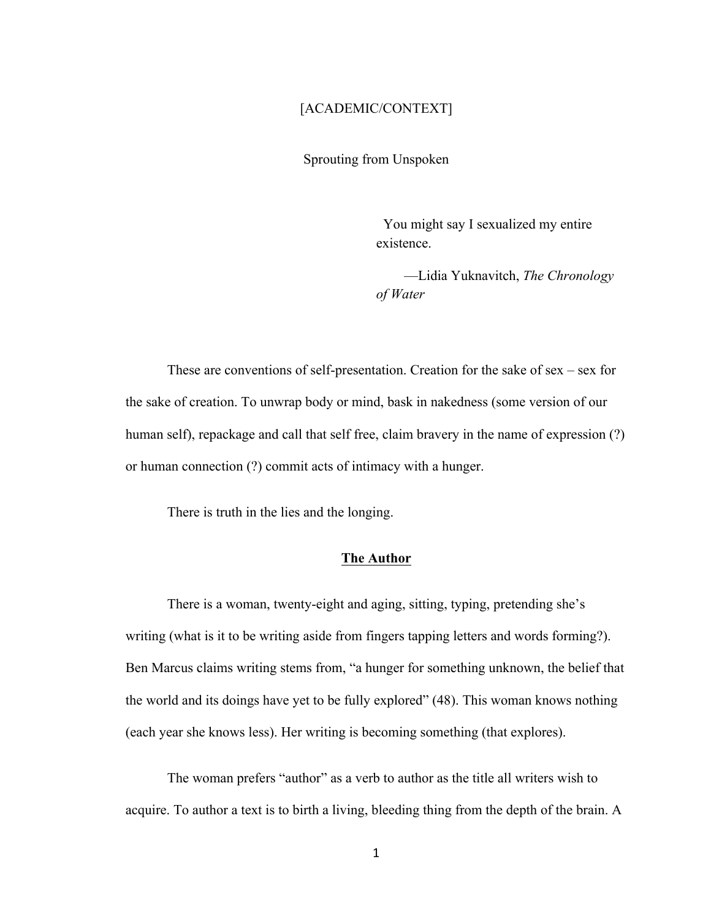[ACADEMIC/CONTEXT]

# Sprouting from Unspoken

> You might say I sexualized my entire existence.
>
> —Lidia Yuknavitch, *The Chronology of Water*

These are conventions of self-presentation. Creation for the sake of sex – sex for the sake of creation. To unwrap body or mind, bask in nakedness (some version of our human self), repackage and call that self free, claim bravery in the name of expression (?) or human connection (?) commit acts of intimacy with a hunger.

There is truth in the lies and the longing.

## **The Author**

There is a woman, twenty-eight and aging, sitting, typing, pretending she's writing (what is it to be writing aside from fingers tapping letters and words forming?). Ben Marcus claims writing stems from, "a hunger for something unknown, the belief that the world and its doings have yet to be fully explored" (48). This woman knows nothing (each year she knows less). Her writing is becoming something (that explores).

The woman prefers "author" as a verb to author as the title all writers wish to acquire. To author a text is to birth a living, bleeding thing from the depth of the brain. A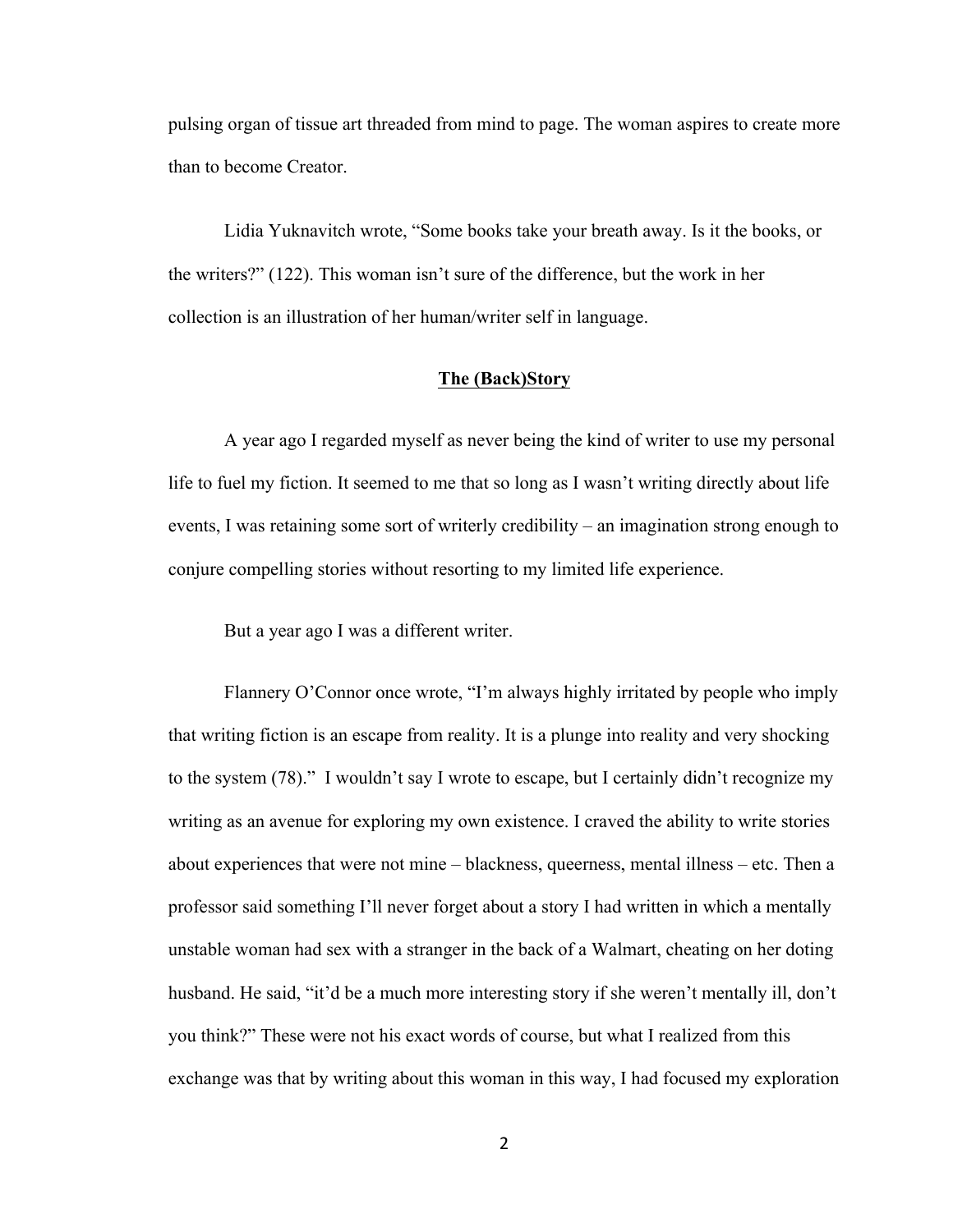pulsing organ of tissue art threaded from mind to page. The woman aspires to create more than to become Creator.

Lidia Yuknavitch wrote, "Some books take your breath away. Is it the books, or the writers?" (122). This woman isn't sure of the difference, but the work in her collection is an illustration of her human/writer self in language.

## **The (Back)Story**

A year ago I regarded myself as never being the kind of writer to use my personal life to fuel my fiction. It seemed to me that so long as I wasn't writing directly about life events, I was retaining some sort of writerly credibility – an imagination strong enough to conjure compelling stories without resorting to my limited life experience.

But a year ago I was a different writer.

Flannery O'Connor once wrote, "I'm always highly irritated by people who imply that writing fiction is an escape from reality. It is a plunge into reality and very shocking to the system (78)." I wouldn't say I wrote to escape, but I certainly didn't recognize my writing as an avenue for exploring my own existence. I craved the ability to write stories about experiences that were not mine – blackness, queerness, mental illness – etc. Then a professor said something I'll never forget about a story I had written in which a mentally unstable woman had sex with a stranger in the back of a Walmart, cheating on her doting husband. He said, "it'd be a much more interesting story if she weren't mentally ill, don't you think?" These were not his exact words of course, but what I realized from this exchange was that by writing about this woman in this way, I had focused my exploration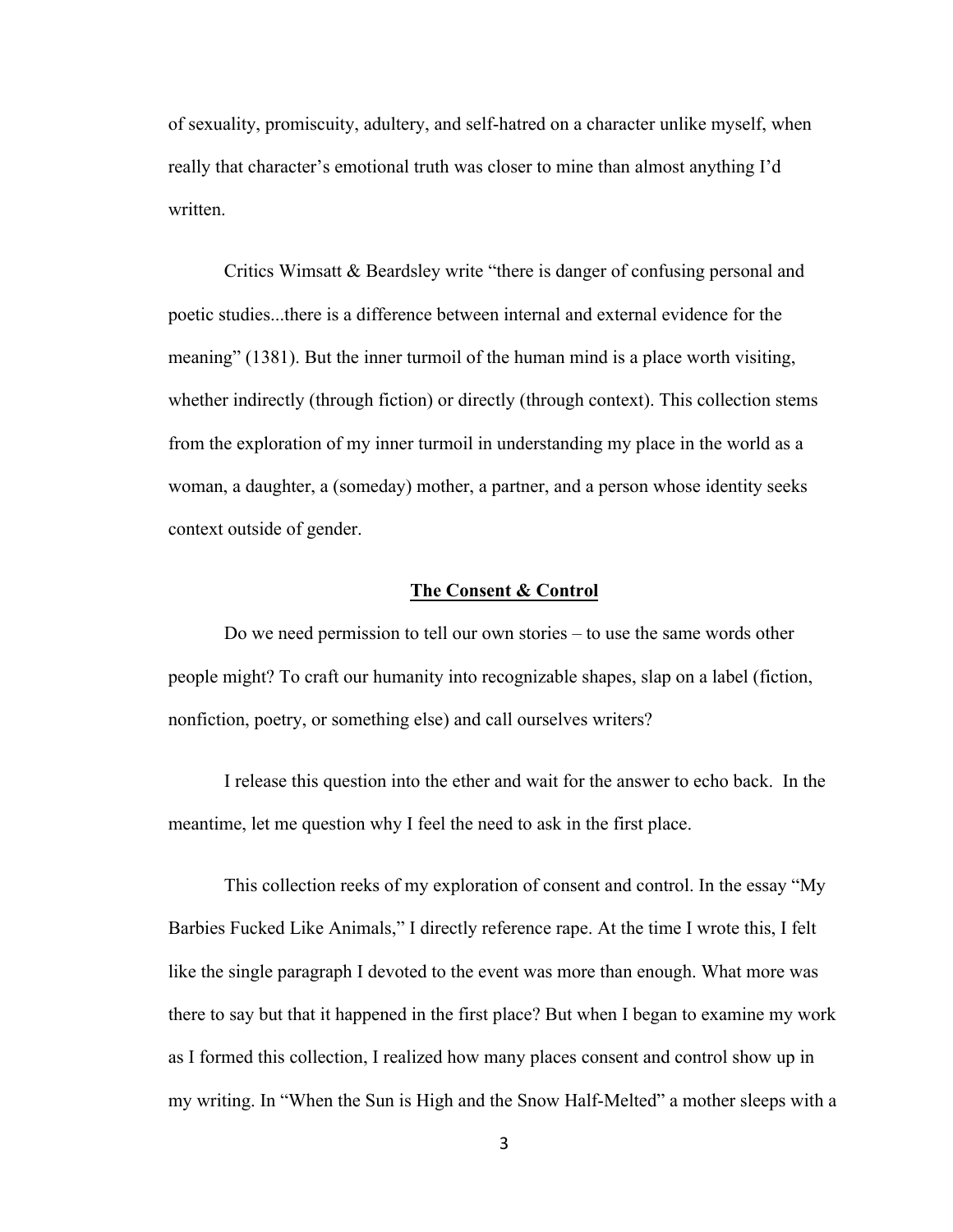of sexuality, promiscuity, adultery, and self-hatred on a character unlike myself, when really that character's emotional truth was closer to mine than almost anything I'd written.

Critics Wimsatt & Beardsley write "there is danger of confusing personal and poetic studies...there is a difference between internal and external evidence for the meaning" (1381). But the inner turmoil of the human mind is a place worth visiting, whether indirectly (through fiction) or directly (through context). This collection stems from the exploration of my inner turmoil in understanding my place in the world as a woman, a daughter, a (someday) mother, a partner, and a person whose identity seeks context outside of gender.

## <u>**The Consent & Control**</u>

Do we need permission to tell our own stories – to use the same words other people might? To craft our humanity into recognizable shapes, slap on a label (fiction, nonfiction, poetry, or something else) and call ourselves writers?

I release this question into the ether and wait for the answer to echo back. In the meantime, let me question why I feel the need to ask in the first place.

This collection reeks of my exploration of consent and control. In the essay "My Barbies Fucked Like Animals," I directly reference rape. At the time I wrote this, I felt like the single paragraph I devoted to the event was more than enough. What more was there to say but that it happened in the first place? But when I began to examine my work as I formed this collection, I realized how many places consent and control show up in my writing. In "When the Sun is High and the Snow Half-Melted" a mother sleeps with a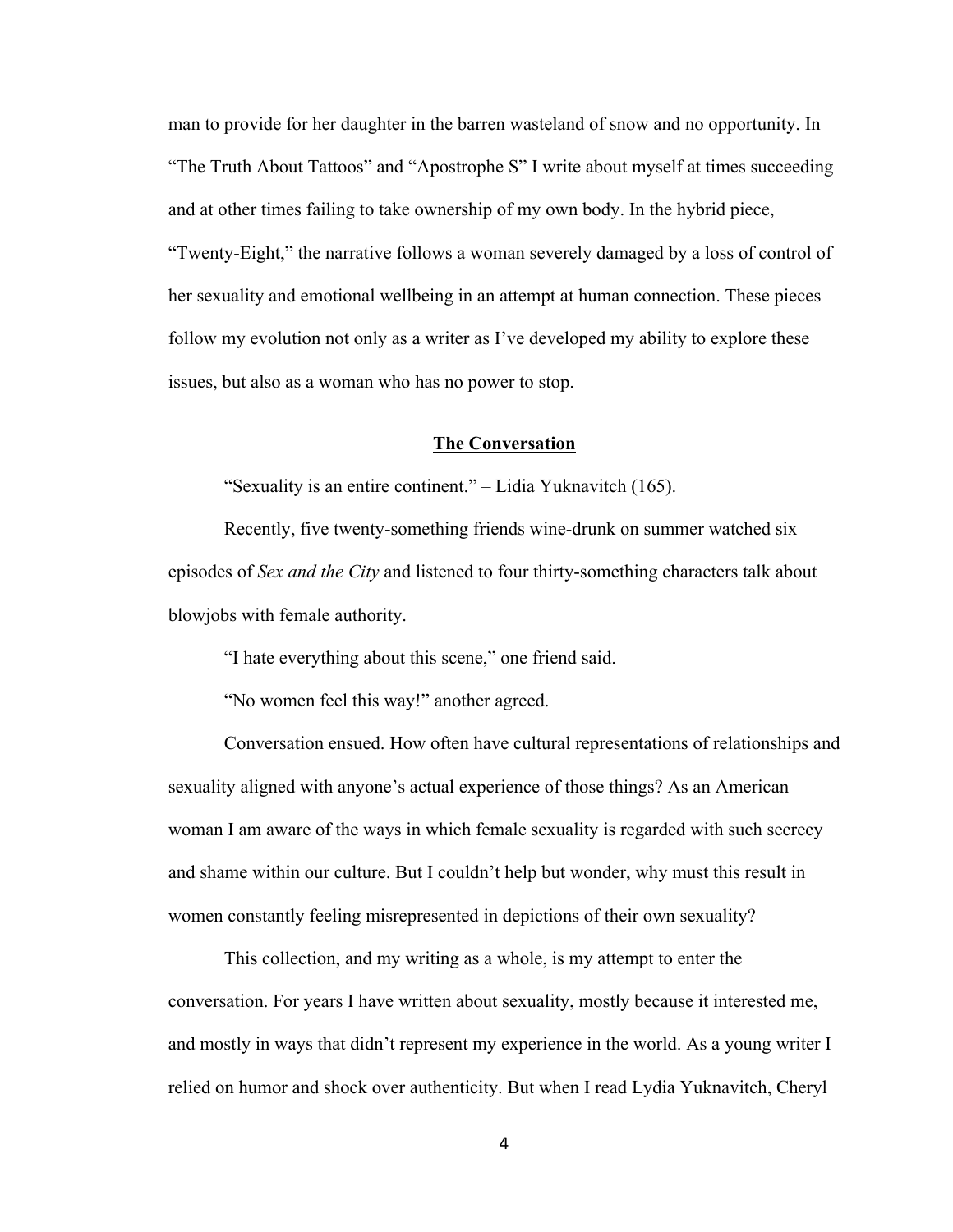man to provide for her daughter in the barren wasteland of snow and no opportunity. In "The Truth About Tattoos" and "Apostrophe S" I write about myself at times succeeding and at other times failing to take ownership of my own body. In the hybrid piece, "Twenty-Eight," the narrative follows a woman severely damaged by a loss of control of her sexuality and emotional wellbeing in an attempt at human connection. These pieces follow my evolution not only as a writer as I've developed my ability to explore these issues, but also as a woman who has no power to stop.

## **The Conversation**

"Sexuality is an entire continent." – Lidia Yuknavitch (165).

Recently, five twenty-something friends wine-drunk on summer watched six episodes of *Sex and the City* and listened to four thirty-something characters talk about blowjobs with female authority.

"I hate everything about this scene," one friend said.

"No women feel this way!" another agreed.

Conversation ensued. How often have cultural representations of relationships and sexuality aligned with anyone's actual experience of those things? As an American woman I am aware of the ways in which female sexuality is regarded with such secrecy and shame within our culture. But I couldn't help but wonder, why must this result in women constantly feeling misrepresented in depictions of their own sexuality?

This collection, and my writing as a whole, is my attempt to enter the conversation. For years I have written about sexuality, mostly because it interested me, and mostly in ways that didn't represent my experience in the world. As a young writer I relied on humor and shock over authenticity. But when I read Lydia Yuknavitch, Cheryl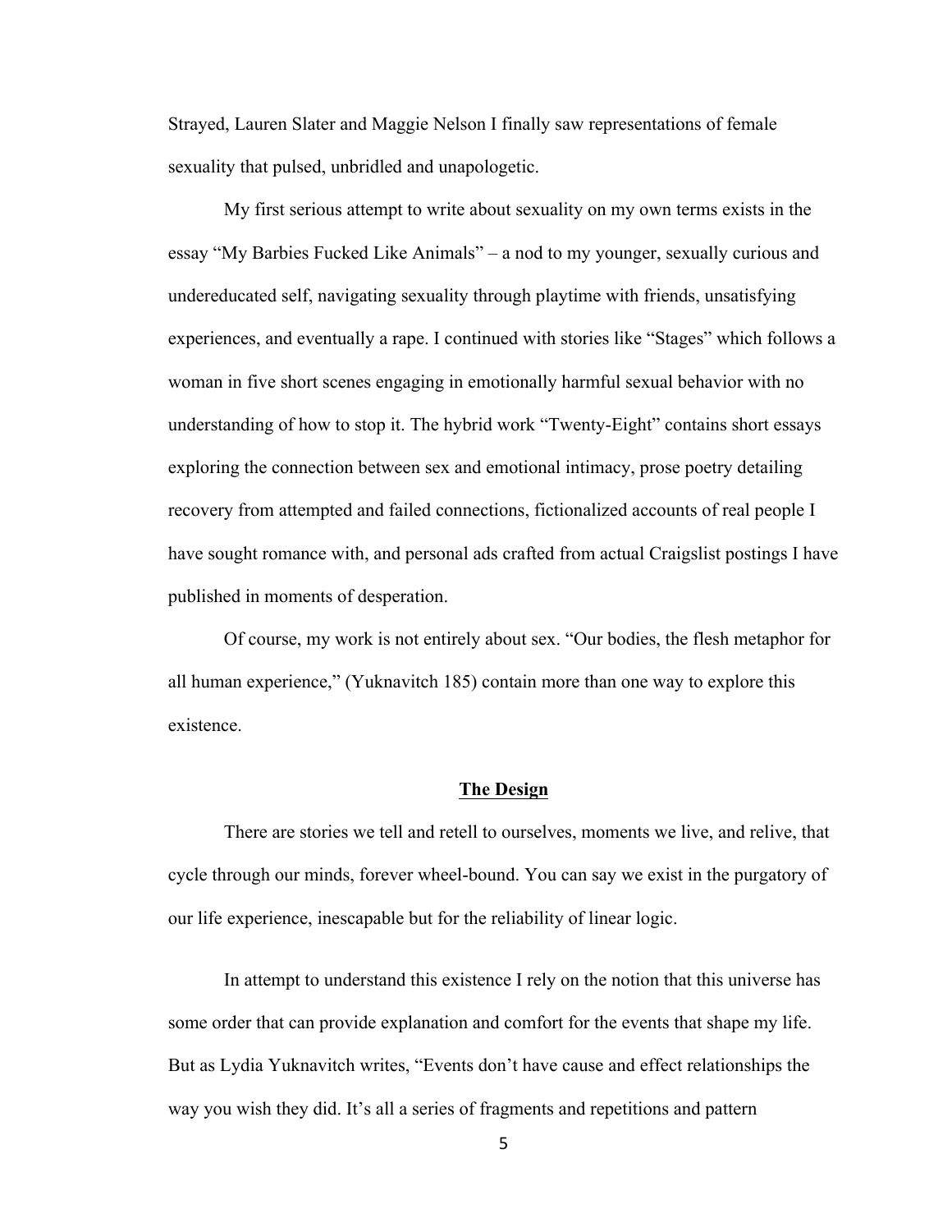Strayed, Lauren Slater and Maggie Nelson I finally saw representations of female sexuality that pulsed, unbridled and unapologetic.

My first serious attempt to write about sexuality on my own terms exists in the essay "My Barbies Fucked Like Animals" – a nod to my younger, sexually curious and undereducated self, navigating sexuality through playtime with friends, unsatisfying experiences, and eventually a rape. I continued with stories like "Stages" which follows a woman in five short scenes engaging in emotionally harmful sexual behavior with no understanding of how to stop it. The hybrid work "Twenty-Eight" contains short essays exploring the connection between sex and emotional intimacy, prose poetry detailing recovery from attempted and failed connections, fictionalized accounts of real people I have sought romance with, and personal ads crafted from actual Craigslist postings I have published in moments of desperation.

Of course, my work is not entirely about sex. "Our bodies, the flesh metaphor for all human experience," (Yuknavitch 185) contain more than one way to explore this existence.

## The Design

There are stories we tell and retell to ourselves, moments we live, and relive, that cycle through our minds, forever wheel-bound. You can say we exist in the purgatory of our life experience, inescapable but for the reliability of linear logic.

In attempt to understand this existence I rely on the notion that this universe has some order that can provide explanation and comfort for the events that shape my life. But as Lydia Yuknavitch writes, "Events don't have cause and effect relationships the way you wish they did. It's all a series of fragments and repetitions and pattern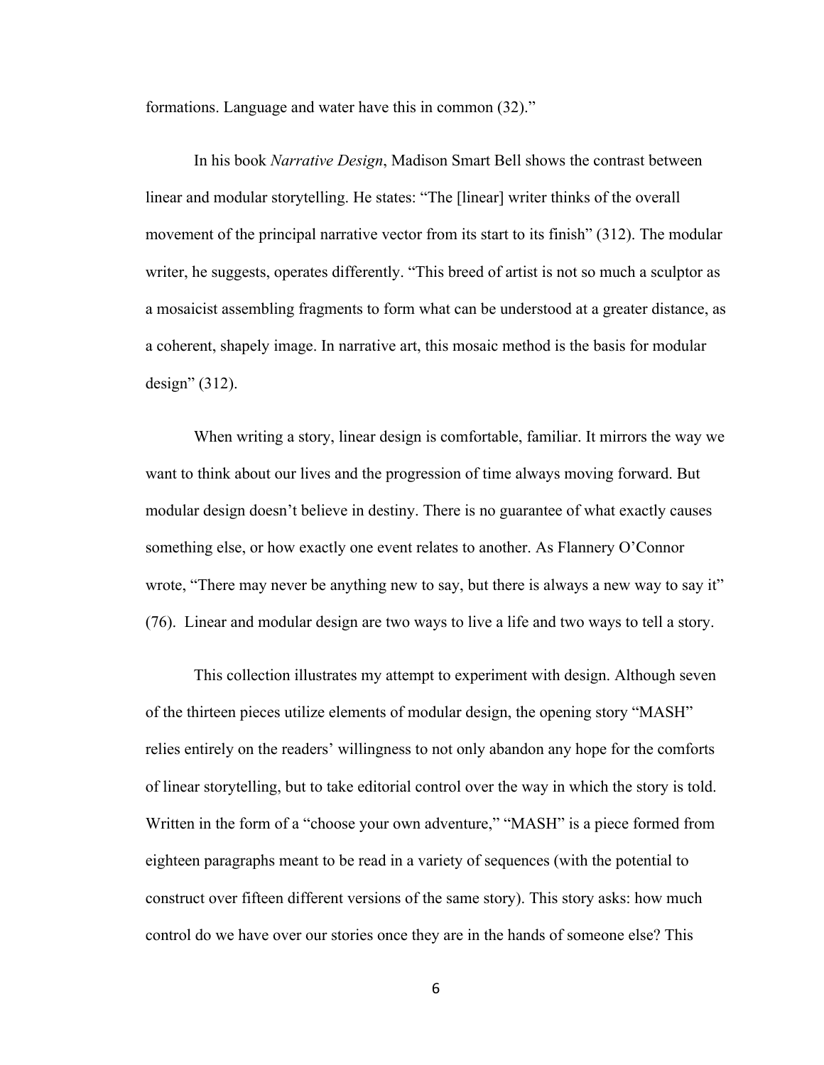formations. Language and water have this in common (32)."

In his book *Narrative Design*, Madison Smart Bell shows the contrast between linear and modular storytelling. He states: "The [linear] writer thinks of the overall movement of the principal narrative vector from its start to its finish" (312). The modular writer, he suggests, operates differently. "This breed of artist is not so much a sculptor as a mosaicist assembling fragments to form what can be understood at a greater distance, as a coherent, shapely image. In narrative art, this mosaic method is the basis for modular design" (312).

When writing a story, linear design is comfortable, familiar. It mirrors the way we want to think about our lives and the progression of time always moving forward. But modular design doesn't believe in destiny. There is no guarantee of what exactly causes something else, or how exactly one event relates to another. As Flannery O'Connor wrote, "There may never be anything new to say, but there is always a new way to say it" (76). Linear and modular design are two ways to live a life and two ways to tell a story.

This collection illustrates my attempt to experiment with design. Although seven of the thirteen pieces utilize elements of modular design, the opening story "MASH" relies entirely on the readers' willingness to not only abandon any hope for the comforts of linear storytelling, but to take editorial control over the way in which the story is told. Written in the form of a "choose your own adventure," "MASH" is a piece formed from eighteen paragraphs meant to be read in a variety of sequences (with the potential to construct over fifteen different versions of the same story). This story asks: how much control do we have over our stories once they are in the hands of someone else? This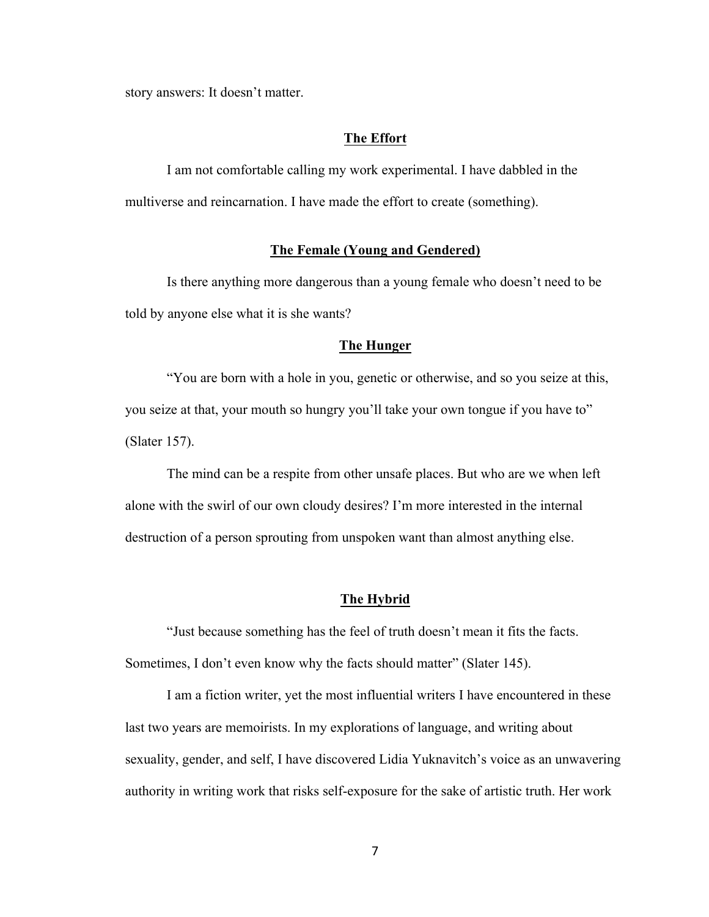story answers: It doesn't matter.

## The Effort

I am not comfortable calling my work experimental. I have dabbled in the multiverse and reincarnation. I have made the effort to create (something).

## The Female (Young and Gendered)

Is there anything more dangerous than a young female who doesn't need to be told by anyone else what it is she wants?

## The Hunger

"You are born with a hole in you, genetic or otherwise, and so you seize at this, you seize at that, your mouth so hungry you'll take your own tongue if you have to" (Slater 157).

The mind can be a respite from other unsafe places. But who are we when left alone with the swirl of our own cloudy desires? I'm more interested in the internal destruction of a person sprouting from unspoken want than almost anything else.

## The Hybrid

"Just because something has the feel of truth doesn't mean it fits the facts. Sometimes, I don't even know why the facts should matter" (Slater 145).

I am a fiction writer, yet the most influential writers I have encountered in these last two years are memoirists. In my explorations of language, and writing about sexuality, gender, and self, I have discovered Lidia Yuknavitch's voice as an unwavering authority in writing work that risks self-exposure for the sake of artistic truth. Her work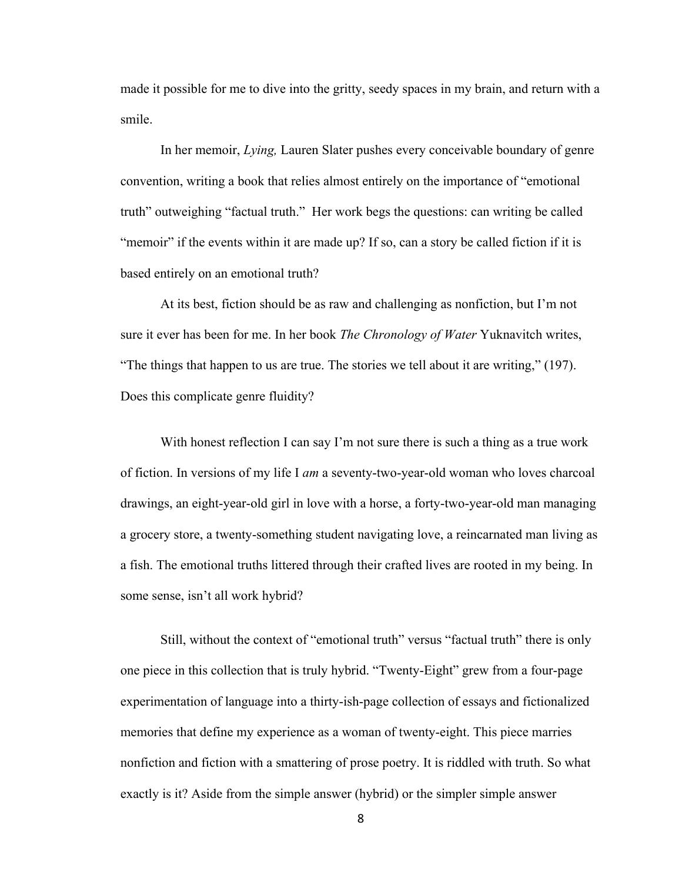made it possible for me to dive into the gritty, seedy spaces in my brain, and return with a smile.

In her memoir, *Lying,* Lauren Slater pushes every conceivable boundary of genre convention, writing a book that relies almost entirely on the importance of "emotional truth" outweighing "factual truth." Her work begs the questions: can writing be called "memoir" if the events within it are made up? If so, can a story be called fiction if it is based entirely on an emotional truth?

At its best, fiction should be as raw and challenging as nonfiction, but I'm not sure it ever has been for me. In her book *The Chronology of Water* Yuknavitch writes, "The things that happen to us are true. The stories we tell about it are writing," (197). Does this complicate genre fluidity?

With honest reflection I can say I'm not sure there is such a thing as a true work of fiction. In versions of my life I *am* a seventy-two-year-old woman who loves charcoal drawings, an eight-year-old girl in love with a horse, a forty-two-year-old man managing a grocery store, a twenty-something student navigating love, a reincarnated man living as a fish. The emotional truths littered through their crafted lives are rooted in my being. In some sense, isn't all work hybrid?

Still, without the context of "emotional truth" versus "factual truth" there is only one piece in this collection that is truly hybrid. "Twenty-Eight" grew from a four-page experimentation of language into a thirty-ish-page collection of essays and fictionalized memories that define my experience as a woman of twenty-eight. This piece marries nonfiction and fiction with a smattering of prose poetry. It is riddled with truth. So what exactly is it? Aside from the simple answer (hybrid) or the simpler simple answer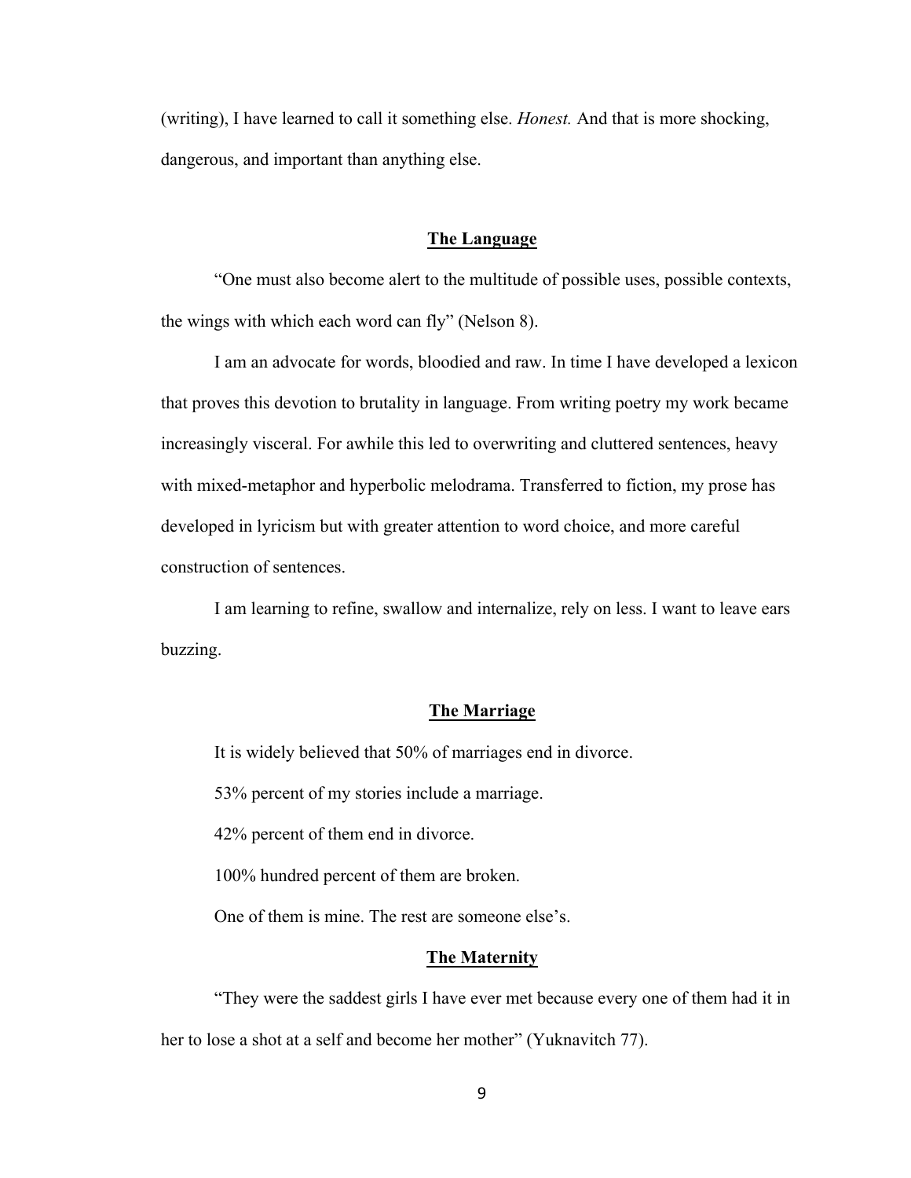(writing), I have learned to call it something else. *Honest.* And that is more shocking, dangerous, and important than anything else.

## The Language

"One must also become alert to the multitude of possible uses, possible contexts, the wings with which each word can fly" (Nelson 8).

I am an advocate for words, bloodied and raw. In time I have developed a lexicon that proves this devotion to brutality in language. From writing poetry my work became increasingly visceral. For awhile this led to overwriting and cluttered sentences, heavy with mixed-metaphor and hyperbolic melodrama. Transferred to fiction, my prose has developed in lyricism but with greater attention to word choice, and more careful construction of sentences.

I am learning to refine, swallow and internalize, rely on less. I want to leave ears buzzing.

## The Marriage

It is widely believed that 50% of marriages end in divorce.

53% percent of my stories include a marriage.

42% percent of them end in divorce.

100% hundred percent of them are broken.

One of them is mine. The rest are someone else's.

## The Maternity

"They were the saddest girls I have ever met because every one of them had it in her to lose a shot at a self and become her mother" (Yuknavitch 77).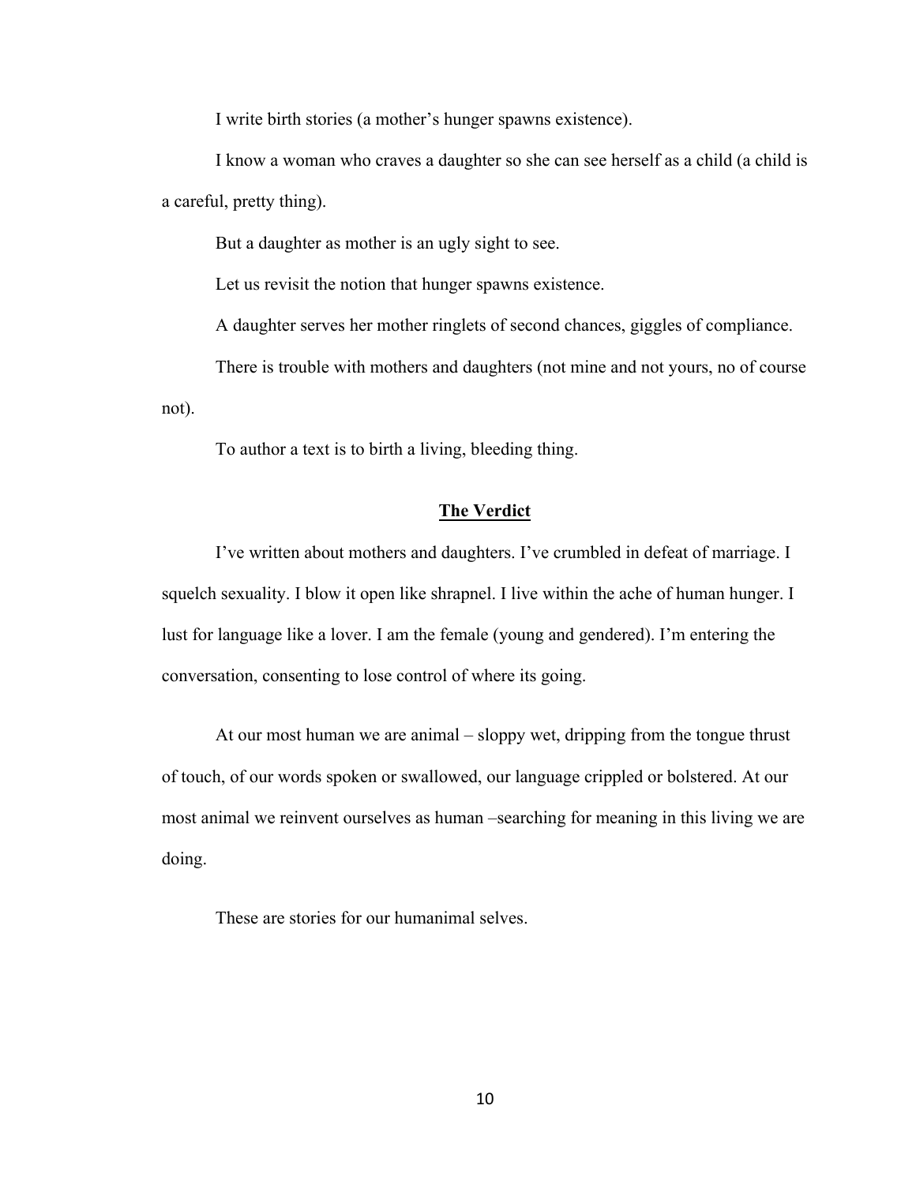I write birth stories (a mother's hunger spawns existence).

I know a woman who craves a daughter so she can see herself as a child (a child is a careful, pretty thing).

But a daughter as mother is an ugly sight to see.

Let us revisit the notion that hunger spawns existence.

A daughter serves her mother ringlets of second chances, giggles of compliance.

There is trouble with mothers and daughters (not mine and not yours, no of course not).

To author a text is to birth a living, bleeding thing.

## The Verdict

I've written about mothers and daughters. I've crumbled in defeat of marriage. I squelch sexuality. I blow it open like shrapnel. I live within the ache of human hunger. I lust for language like a lover. I am the female (young and gendered). I'm entering the conversation, consenting to lose control of where its going.

At our most human we are animal – sloppy wet, dripping from the tongue thrust of touch, of our words spoken or swallowed, our language crippled or bolstered. At our most animal we reinvent ourselves as human –searching for meaning in this living we are doing.

These are stories for our humanimal selves.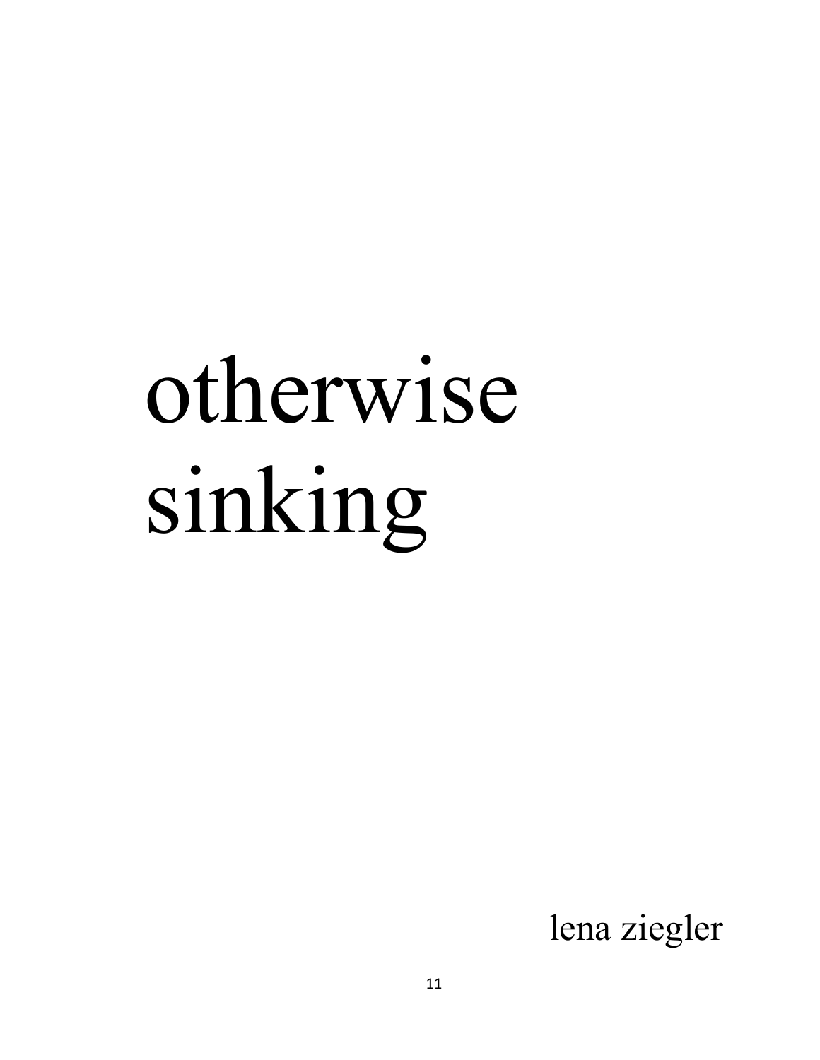# otherwise sinking

lena ziegler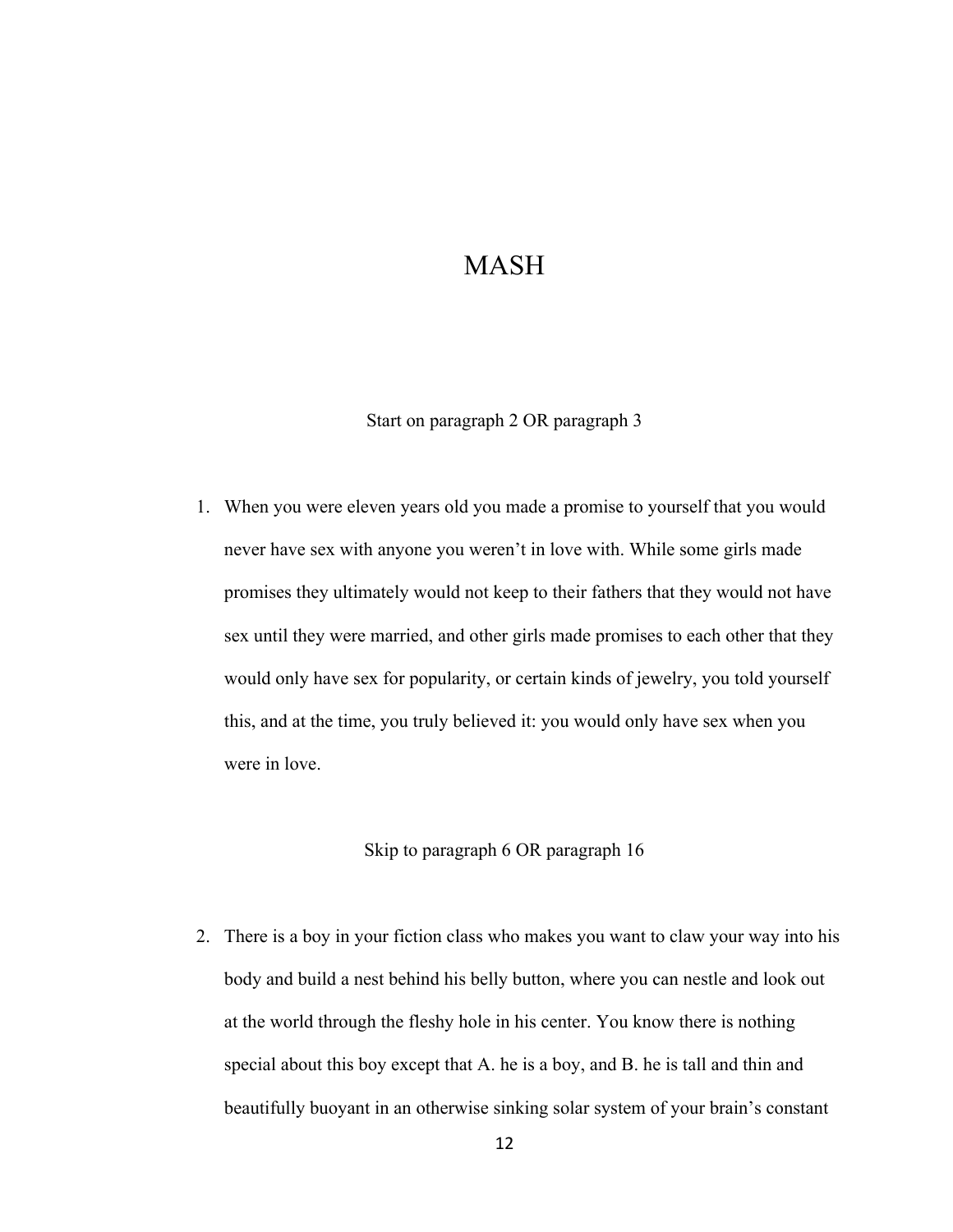# MASH

Start on paragraph 2 OR paragraph 3

1. When you were eleven years old you made a promise to yourself that you would never have sex with anyone you weren't in love with. While some girls made promises they ultimately would not keep to their fathers that they would not have sex until they were married, and other girls made promises to each other that they would only have sex for popularity, or certain kinds of jewelry, you told yourself this, and at the time, you truly believed it: you would only have sex when you were in love.

Skip to paragraph 6 OR paragraph 16

2. There is a boy in your fiction class who makes you want to claw your way into his body and build a nest behind his belly button, where you can nestle and look out at the world through the fleshy hole in his center. You know there is nothing special about this boy except that A. he is a boy, and B. he is tall and thin and beautifully buoyant in an otherwise sinking solar system of your brain's constant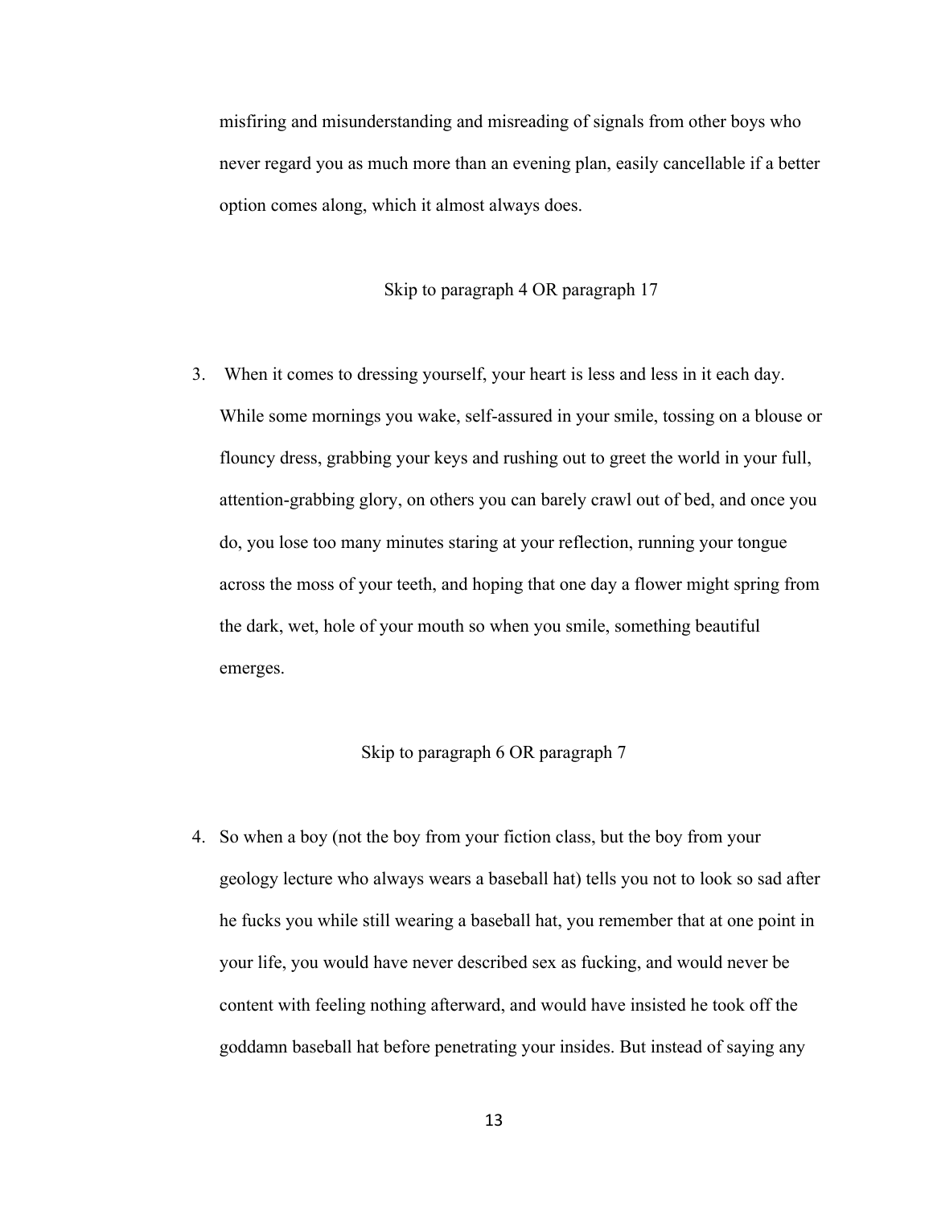misfiring and misunderstanding and misreading of signals from other boys who never regard you as much more than an evening plan, easily cancellable if a better option comes along, which it almost always does.

Skip to paragraph 4 OR paragraph 17

3. When it comes to dressing yourself, your heart is less and less in it each day. While some mornings you wake, self-assured in your smile, tossing on a blouse or flouncy dress, grabbing your keys and rushing out to greet the world in your full, attention-grabbing glory, on others you can barely crawl out of bed, and once you do, you lose too many minutes staring at your reflection, running your tongue across the moss of your teeth, and hoping that one day a flower might spring from the dark, wet, hole of your mouth so when you smile, something beautiful emerges.

Skip to paragraph 6 OR paragraph 7

4. So when a boy (not the boy from your fiction class, but the boy from your geology lecture who always wears a baseball hat) tells you not to look so sad after he fucks you while still wearing a baseball hat, you remember that at one point in your life, you would have never described sex as fucking, and would never be content with feeling nothing afterward, and would have insisted he took off the goddamn baseball hat before penetrating your insides. But instead of saying any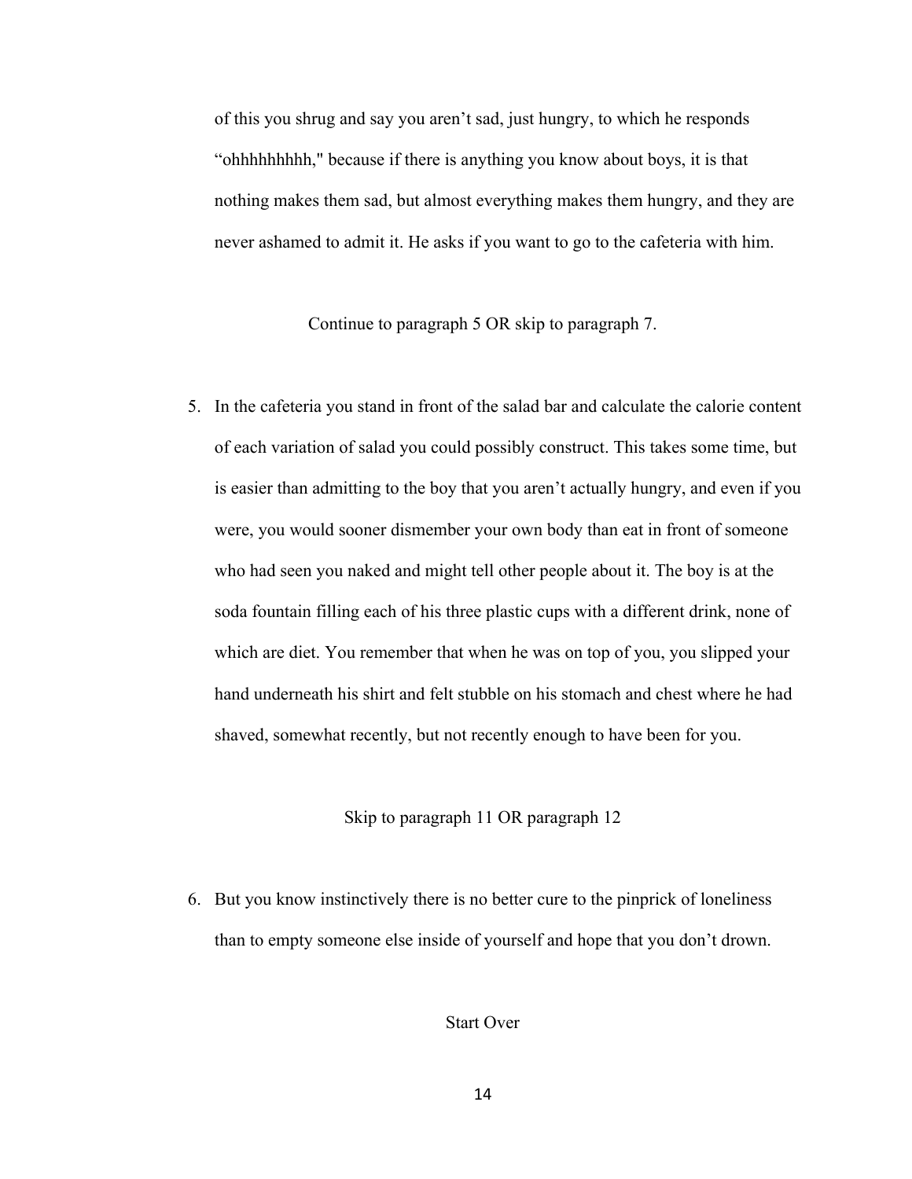of this you shrug and say you aren't sad, just hungry, to which he responds "ohhhhhhhhh," because if there is anything you know about boys, it is that nothing makes them sad, but almost everything makes them hungry, and they are never ashamed to admit it. He asks if you want to go to the cafeteria with him.

Continue to paragraph 5 OR skip to paragraph 7.

5. In the cafeteria you stand in front of the salad bar and calculate the calorie content of each variation of salad you could possibly construct. This takes some time, but is easier than admitting to the boy that you aren't actually hungry, and even if you were, you would sooner dismember your own body than eat in front of someone who had seen you naked and might tell other people about it. The boy is at the soda fountain filling each of his three plastic cups with a different drink, none of which are diet. You remember that when he was on top of you, you slipped your hand underneath his shirt and felt stubble on his stomach and chest where he had shaved, somewhat recently, but not recently enough to have been for you.

Skip to paragraph 11 OR paragraph 12

6. But you know instinctively there is no better cure to the pinprick of loneliness than to empty someone else inside of yourself and hope that you don't drown.

Start Over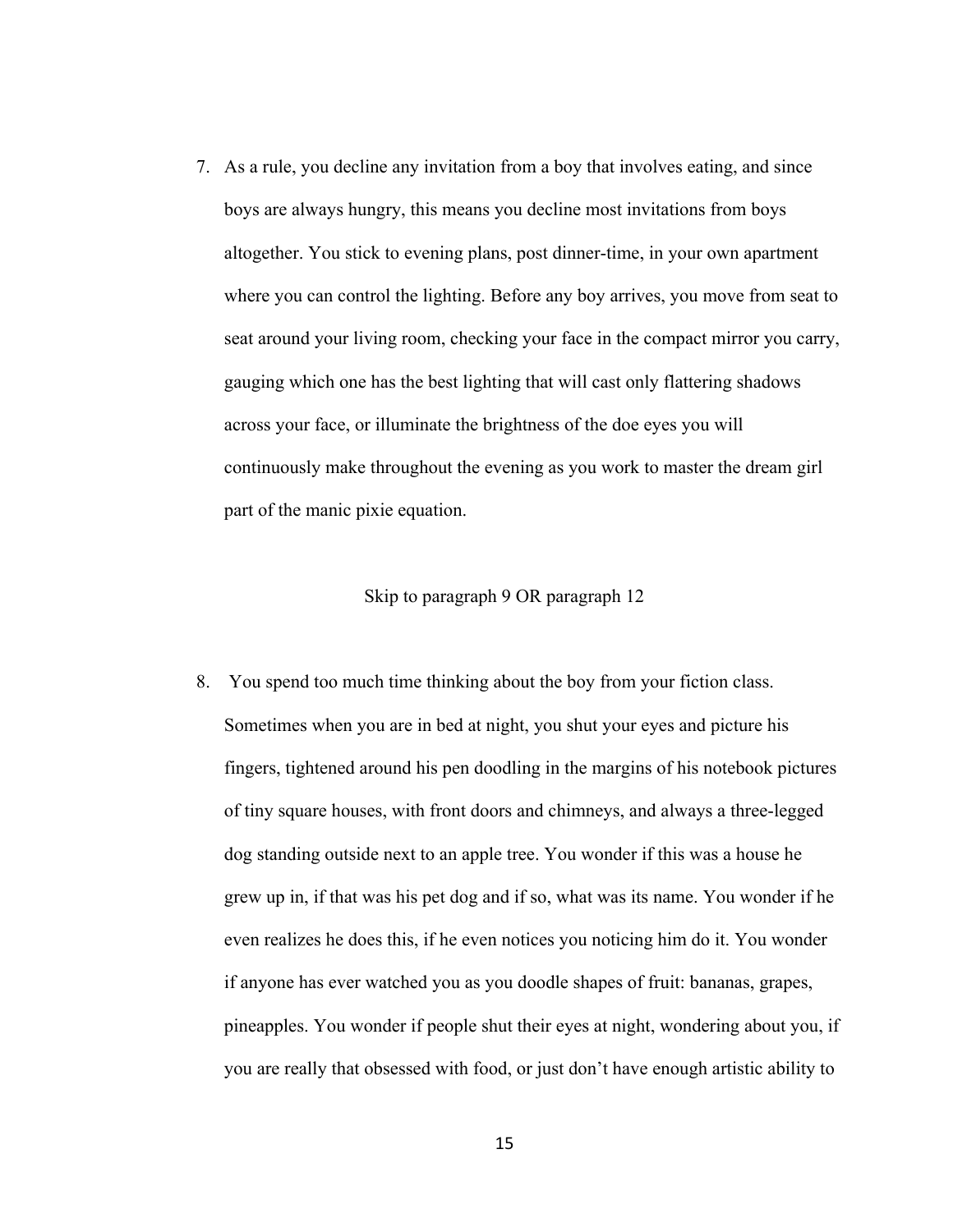7. As a rule, you decline any invitation from a boy that involves eating, and since boys are always hungry, this means you decline most invitations from boys altogether. You stick to evening plans, post dinner-time, in your own apartment where you can control the lighting. Before any boy arrives, you move from seat to seat around your living room, checking your face in the compact mirror you carry, gauging which one has the best lighting that will cast only flattering shadows across your face, or illuminate the brightness of the doe eyes you will continuously make throughout the evening as you work to master the dream girl part of the manic pixie equation.

Skip to paragraph 9 OR paragraph 12

8. You spend too much time thinking about the boy from your fiction class. Sometimes when you are in bed at night, you shut your eyes and picture his fingers, tightened around his pen doodling in the margins of his notebook pictures of tiny square houses, with front doors and chimneys, and always a three-legged dog standing outside next to an apple tree. You wonder if this was a house he grew up in, if that was his pet dog and if so, what was its name. You wonder if he even realizes he does this, if he even notices you noticing him do it. You wonder if anyone has ever watched you as you doodle shapes of fruit: bananas, grapes, pineapples. You wonder if people shut their eyes at night, wondering about you, if you are really that obsessed with food, or just don't have enough artistic ability to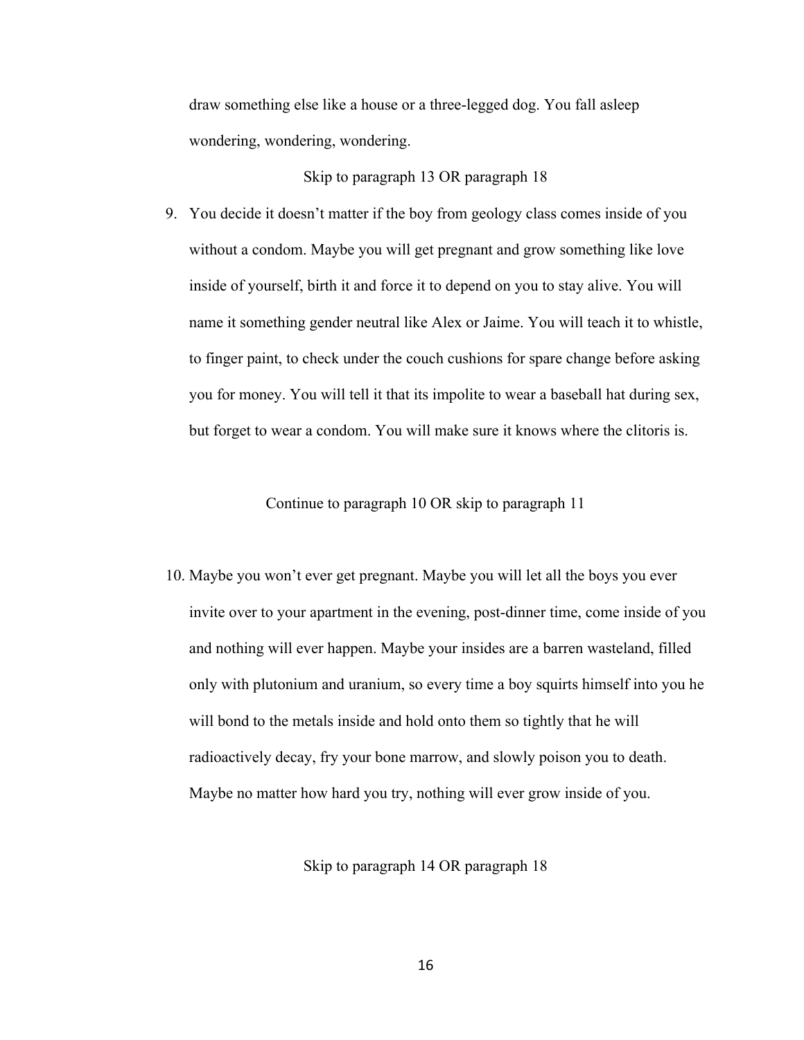draw something else like a house or a three-legged dog. You fall asleep wondering, wondering, wondering.

Skip to paragraph 13 OR paragraph 18

9. You decide it doesn't matter if the boy from geology class comes inside of you without a condom. Maybe you will get pregnant and grow something like love inside of yourself, birth it and force it to depend on you to stay alive. You will name it something gender neutral like Alex or Jaime. You will teach it to whistle, to finger paint, to check under the couch cushions for spare change before asking you for money. You will tell it that its impolite to wear a baseball hat during sex, but forget to wear a condom. You will make sure it knows where the clitoris is.

Continue to paragraph 10 OR skip to paragraph 11

10. Maybe you won't ever get pregnant. Maybe you will let all the boys you ever invite over to your apartment in the evening, post-dinner time, come inside of you and nothing will ever happen. Maybe your insides are a barren wasteland, filled only with plutonium and uranium, so every time a boy squirts himself into you he will bond to the metals inside and hold onto them so tightly that he will radioactively decay, fry your bone marrow, and slowly poison you to death. Maybe no matter how hard you try, nothing will ever grow inside of you.

Skip to paragraph 14 OR paragraph 18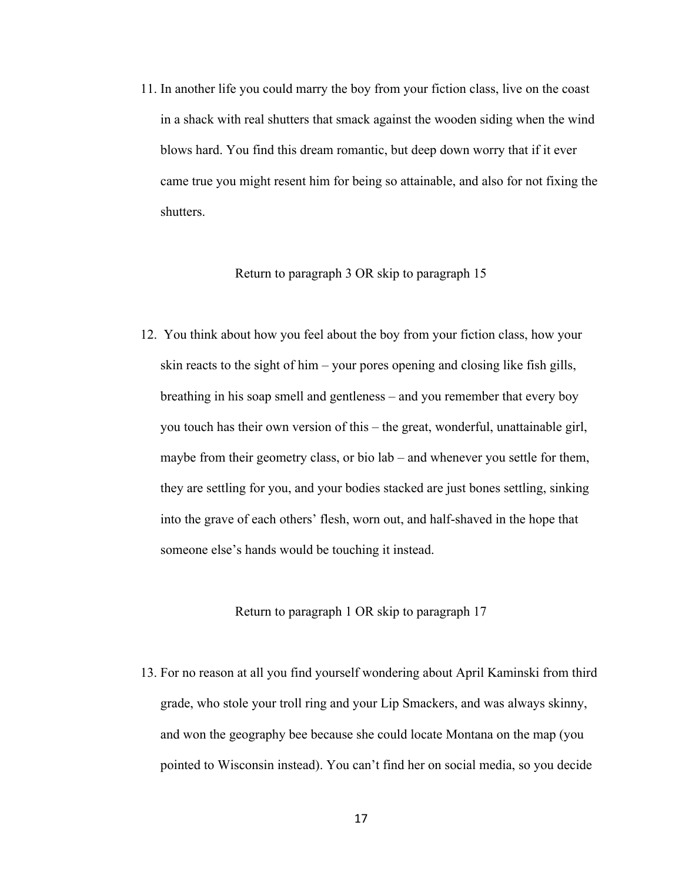11. In another life you could marry the boy from your fiction class, live on the coast in a shack with real shutters that smack against the wooden siding when the wind blows hard. You find this dream romantic, but deep down worry that if it ever came true you might resent him for being so attainable, and also for not fixing the shutters.

Return to paragraph 3 OR skip to paragraph 15

12. You think about how you feel about the boy from your fiction class, how your skin reacts to the sight of him – your pores opening and closing like fish gills, breathing in his soap smell and gentleness – and you remember that every boy you touch has their own version of this – the great, wonderful, unattainable girl, maybe from their geometry class, or bio lab – and whenever you settle for them, they are settling for you, and your bodies stacked are just bones settling, sinking into the grave of each others' flesh, worn out, and half-shaved in the hope that someone else's hands would be touching it instead.

Return to paragraph 1 OR skip to paragraph 17

13. For no reason at all you find yourself wondering about April Kaminski from third grade, who stole your troll ring and your Lip Smackers, and was always skinny, and won the geography bee because she could locate Montana on the map (you pointed to Wisconsin instead). You can't find her on social media, so you decide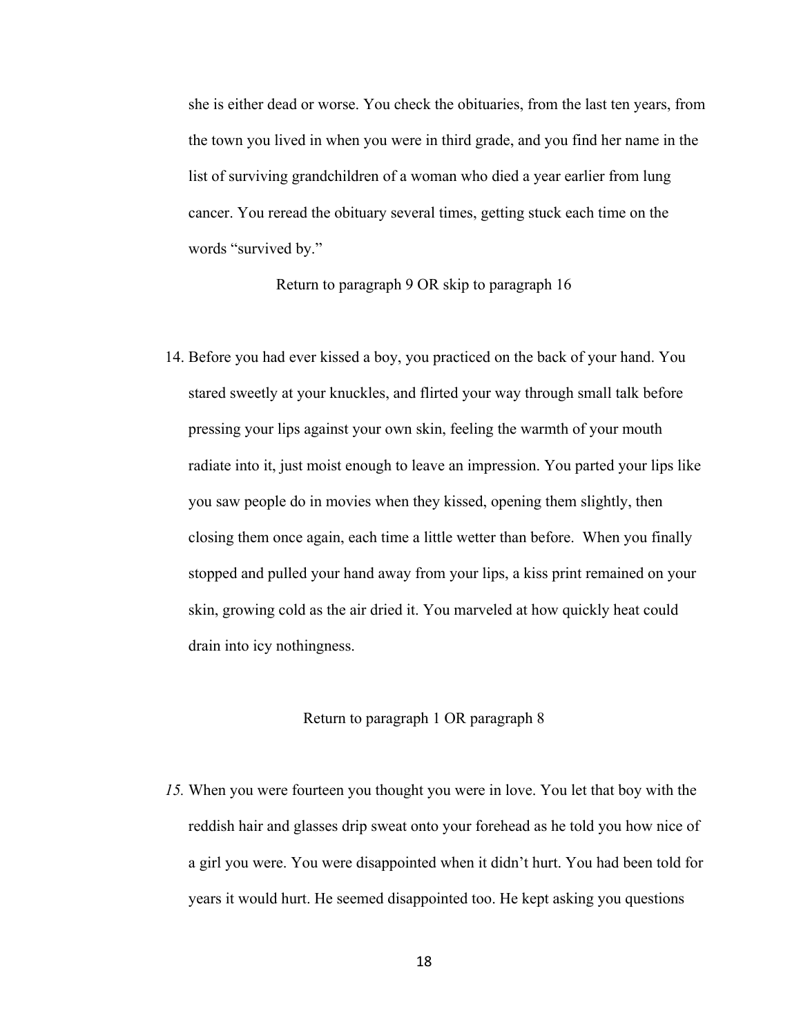she is either dead or worse. You check the obituaries, from the last ten years, from the town you lived in when you were in third grade, and you find her name in the list of surviving grandchildren of a woman who died a year earlier from lung cancer. You reread the obituary several times, getting stuck each time on the words "survived by."

Return to paragraph 9 OR skip to paragraph 16

14. Before you had ever kissed a boy, you practiced on the back of your hand. You stared sweetly at your knuckles, and flirted your way through small talk before pressing your lips against your own skin, feeling the warmth of your mouth radiate into it, just moist enough to leave an impression. You parted your lips like you saw people do in movies when they kissed, opening them slightly, then closing them once again, each time a little wetter than before. When you finally stopped and pulled your hand away from your lips, a kiss print remained on your skin, growing cold as the air dried it. You marveled at how quickly heat could drain into icy nothingness.

Return to paragraph 1 OR paragraph 8

*15.* When you were fourteen you thought you were in love. You let that boy with the reddish hair and glasses drip sweat onto your forehead as he told you how nice of a girl you were. You were disappointed when it didn't hurt. You had been told for years it would hurt. He seemed disappointed too. He kept asking you questions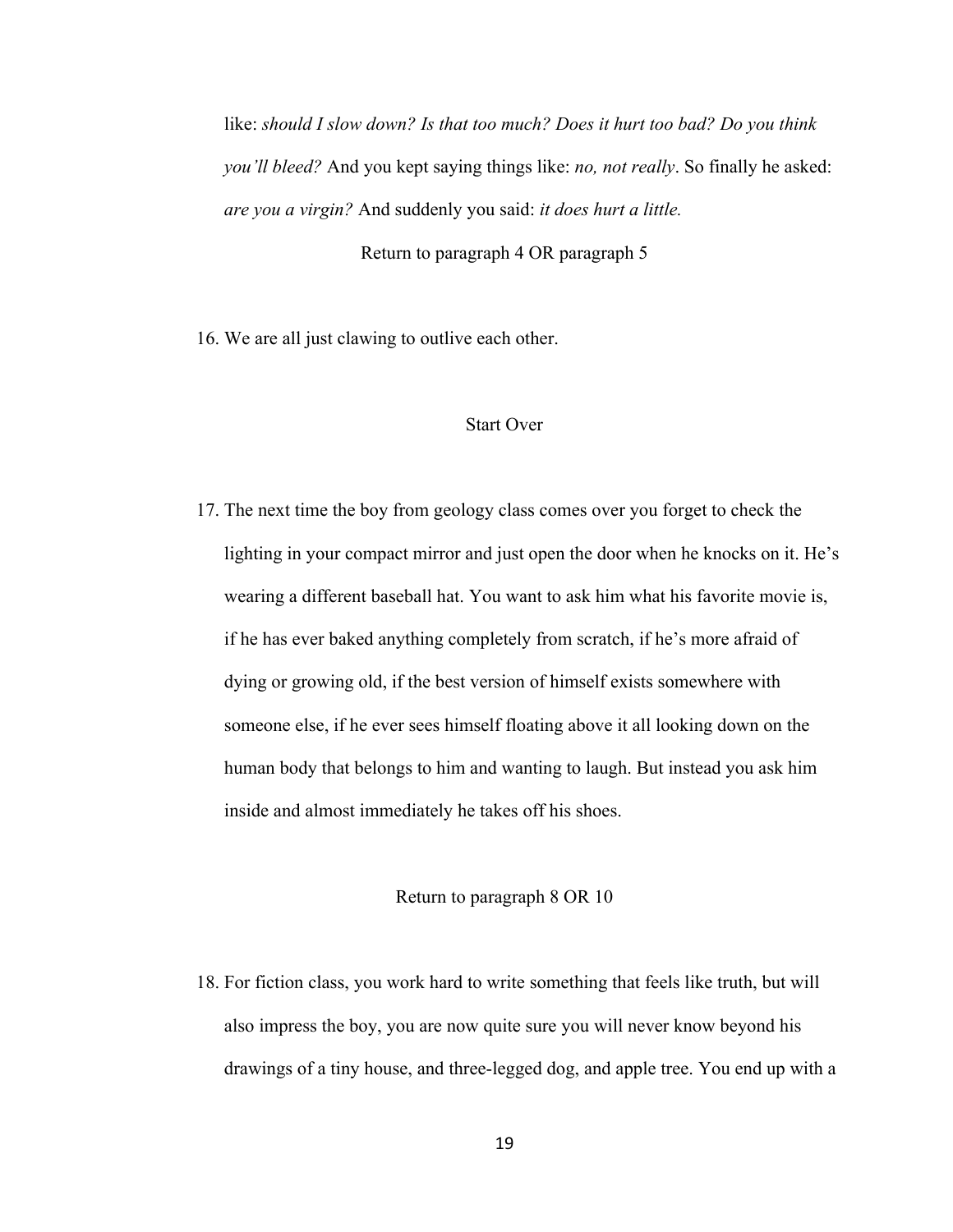like: *should I slow down? Is that too much? Does it hurt too bad? Do you think you'll bleed?* And you kept saying things like: *no, not really*. So finally he asked: *are you a virgin?* And suddenly you said: *it does hurt a little.*

Return to paragraph 4 OR paragraph 5

16. We are all just clawing to outlive each other.

Start Over

17. The next time the boy from geology class comes over you forget to check the lighting in your compact mirror and just open the door when he knocks on it. He's wearing a different baseball hat. You want to ask him what his favorite movie is, if he has ever baked anything completely from scratch, if he's more afraid of dying or growing old, if the best version of himself exists somewhere with someone else, if he ever sees himself floating above it all looking down on the human body that belongs to him and wanting to laugh. But instead you ask him inside and almost immediately he takes off his shoes.

Return to paragraph 8 OR 10

18. For fiction class, you work hard to write something that feels like truth, but will also impress the boy, you are now quite sure you will never know beyond his drawings of a tiny house, and three-legged dog, and apple tree. You end up with a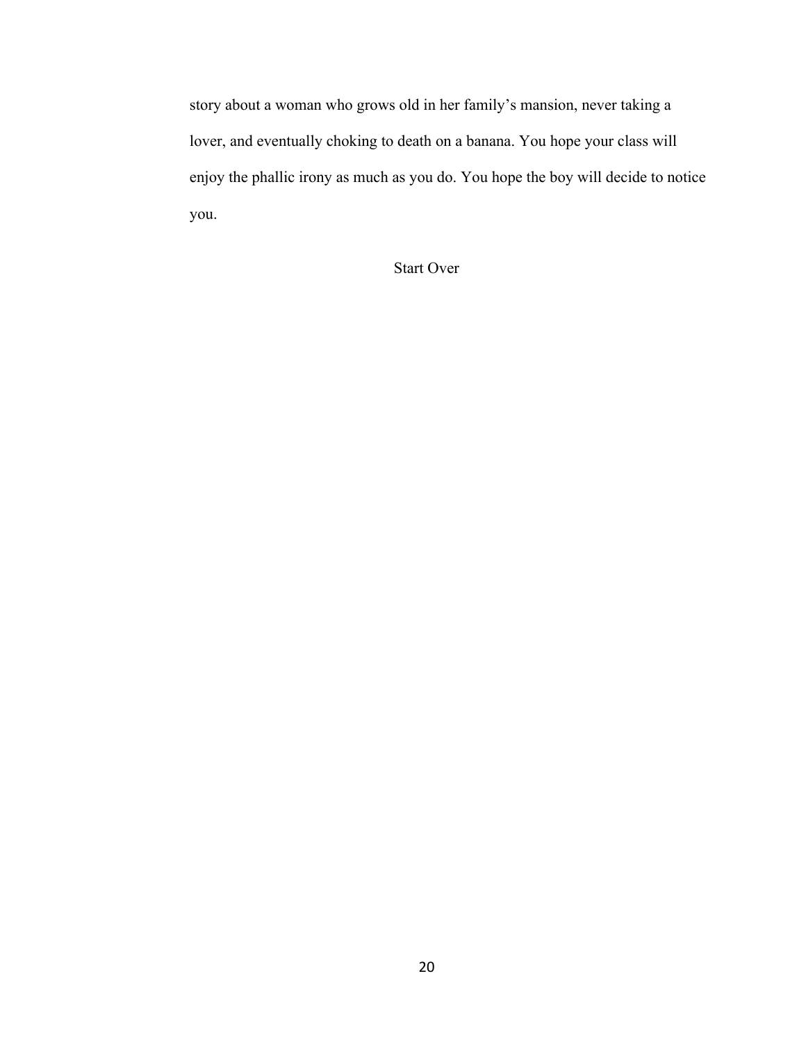story about a woman who grows old in her family's mansion, never taking a lover, and eventually choking to death on a banana. You hope your class will enjoy the phallic irony as much as you do. You hope the boy will decide to notice you.

Start Over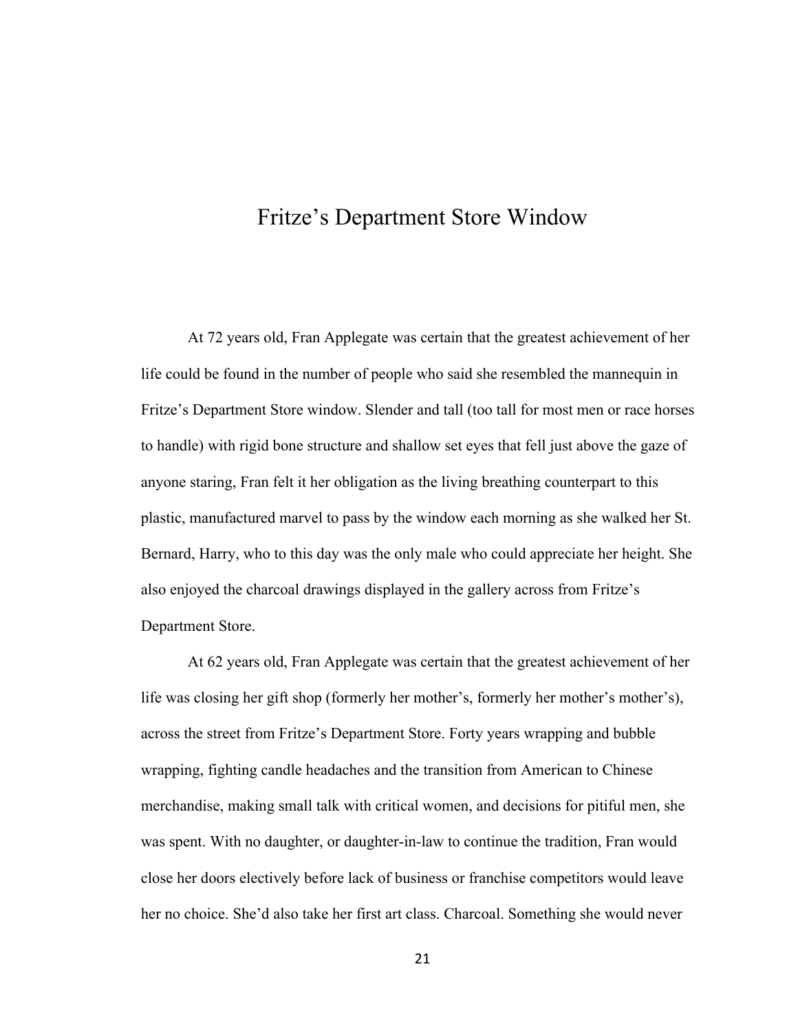# Fritze's Department Store Window

At 72 years old, Fran Applegate was certain that the greatest achievement of her life could be found in the number of people who said she resembled the mannequin in Fritze's Department Store window. Slender and tall (too tall for most men or race horses to handle) with rigid bone structure and shallow set eyes that fell just above the gaze of anyone staring, Fran felt it her obligation as the living breathing counterpart to this plastic, manufactured marvel to pass by the window each morning as she walked her St. Bernard, Harry, who to this day was the only male who could appreciate her height. She also enjoyed the charcoal drawings displayed in the gallery across from Fritze's Department Store.

At 62 years old, Fran Applegate was certain that the greatest achievement of her life was closing her gift shop (formerly her mother's, formerly her mother's mother's), across the street from Fritze's Department Store. Forty years wrapping and bubble wrapping, fighting candle headaches and the transition from American to Chinese merchandise, making small talk with critical women, and decisions for pitiful men, she was spent. With no daughter, or daughter-in-law to continue the tradition, Fran would close her doors electively before lack of business or franchise competitors would leave her no choice. She'd also take her first art class. Charcoal. Something she would never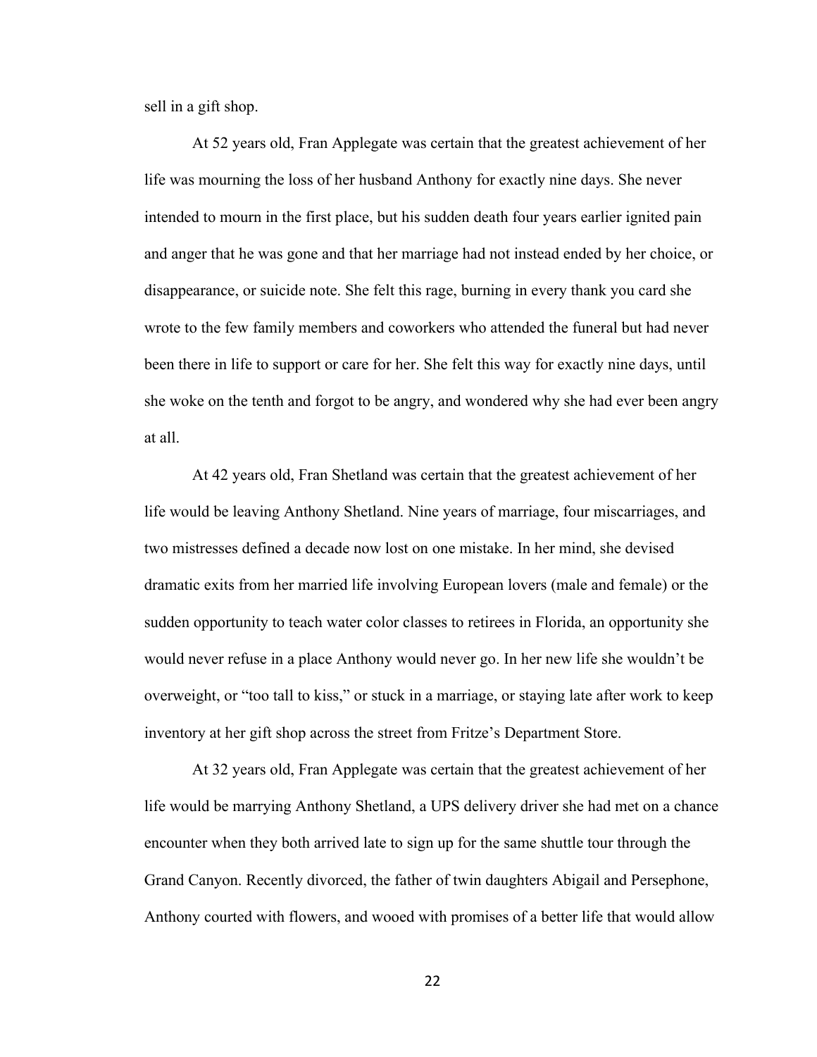sell in a gift shop.

At 52 years old, Fran Applegate was certain that the greatest achievement of her life was mourning the loss of her husband Anthony for exactly nine days. She never intended to mourn in the first place, but his sudden death four years earlier ignited pain and anger that he was gone and that her marriage had not instead ended by her choice, or disappearance, or suicide note. She felt this rage, burning in every thank you card she wrote to the few family members and coworkers who attended the funeral but had never been there in life to support or care for her. She felt this way for exactly nine days, until she woke on the tenth and forgot to be angry, and wondered why she had ever been angry at all.

At 42 years old, Fran Shetland was certain that the greatest achievement of her life would be leaving Anthony Shetland. Nine years of marriage, four miscarriages, and two mistresses defined a decade now lost on one mistake. In her mind, she devised dramatic exits from her married life involving European lovers (male and female) or the sudden opportunity to teach water color classes to retirees in Florida, an opportunity she would never refuse in a place Anthony would never go. In her new life she wouldn't be overweight, or "too tall to kiss," or stuck in a marriage, or staying late after work to keep inventory at her gift shop across the street from Fritze's Department Store.

At 32 years old, Fran Applegate was certain that the greatest achievement of her life would be marrying Anthony Shetland, a UPS delivery driver she had met on a chance encounter when they both arrived late to sign up for the same shuttle tour through the Grand Canyon. Recently divorced, the father of twin daughters Abigail and Persephone, Anthony courted with flowers, and wooed with promises of a better life that would allow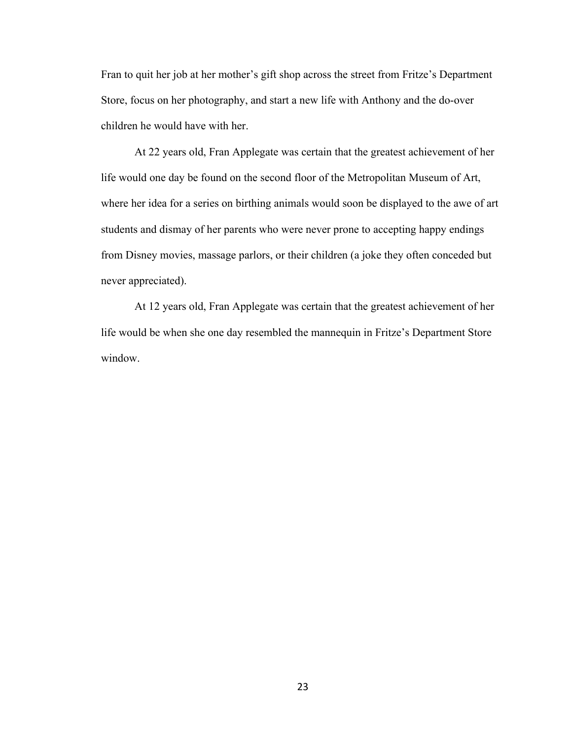Fran to quit her job at her mother's gift shop across the street from Fritze's Department Store, focus on her photography, and start a new life with Anthony and the do-over children he would have with her.

At 22 years old, Fran Applegate was certain that the greatest achievement of her life would one day be found on the second floor of the Metropolitan Museum of Art, where her idea for a series on birthing animals would soon be displayed to the awe of art students and dismay of her parents who were never prone to accepting happy endings from Disney movies, massage parlors, or their children (a joke they often conceded but never appreciated).

At 12 years old, Fran Applegate was certain that the greatest achievement of her life would be when she one day resembled the mannequin in Fritze's Department Store window.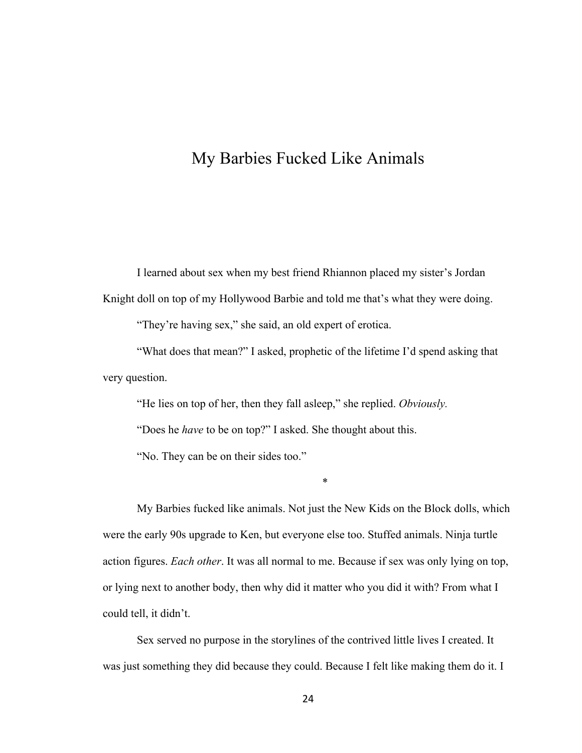# My Barbies Fucked Like Animals

I learned about sex when my best friend Rhiannon placed my sister's Jordan Knight doll on top of my Hollywood Barbie and told me that's what they were doing.

"They're having sex," she said, an old expert of erotica.

"What does that mean?" I asked, prophetic of the lifetime I'd spend asking that very question.

"He lies on top of her, then they fall asleep," she replied. *Obviously.*

"Does he *have* to be on top?" I asked. She thought about this.

"No. They can be on their sides too."

*

My Barbies fucked like animals. Not just the New Kids on the Block dolls, which were the early 90s upgrade to Ken, but everyone else too. Stuffed animals. Ninja turtle action figures. *Each other*. It was all normal to me. Because if sex was only lying on top, or lying next to another body, then why did it matter who you did it with? From what I could tell, it didn't.

Sex served no purpose in the storylines of the contrived little lives I created. It was just something they did because they could. Because I felt like making them do it. I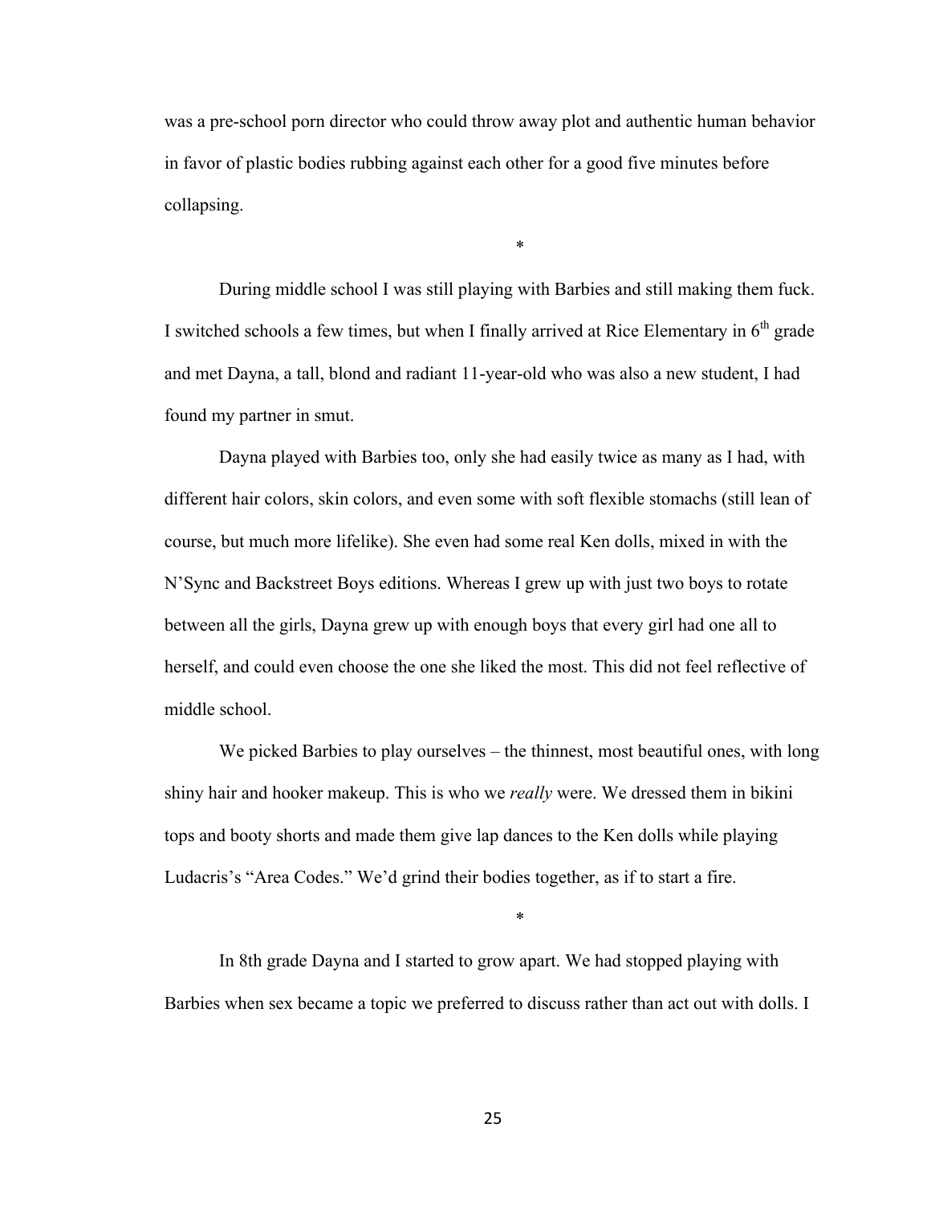was a pre-school porn director who could throw away plot and authentic human behavior in favor of plastic bodies rubbing against each other for a good five minutes before collapsing.

*

During middle school I was still playing with Barbies and still making them fuck. I switched schools a few times, but when I finally arrived at Rice Elementary in 6th grade and met Dayna, a tall, blond and radiant 11-year-old who was also a new student, I had found my partner in smut.

Dayna played with Barbies too, only she had easily twice as many as I had, with different hair colors, skin colors, and even some with soft flexible stomachs (still lean of course, but much more lifelike). She even had some real Ken dolls, mixed in with the N'Sync and Backstreet Boys editions. Whereas I grew up with just two boys to rotate between all the girls, Dayna grew up with enough boys that every girl had one all to herself, and could even choose the one she liked the most. This did not feel reflective of middle school.

We picked Barbies to play ourselves – the thinnest, most beautiful ones, with long shiny hair and hooker makeup. This is who we *really* were. We dressed them in bikini tops and booty shorts and made them give lap dances to the Ken dolls while playing Ludacris's "Area Codes." We'd grind their bodies together, as if to start a fire.

*

In 8th grade Dayna and I started to grow apart. We had stopped playing with Barbies when sex became a topic we preferred to discuss rather than act out with dolls. I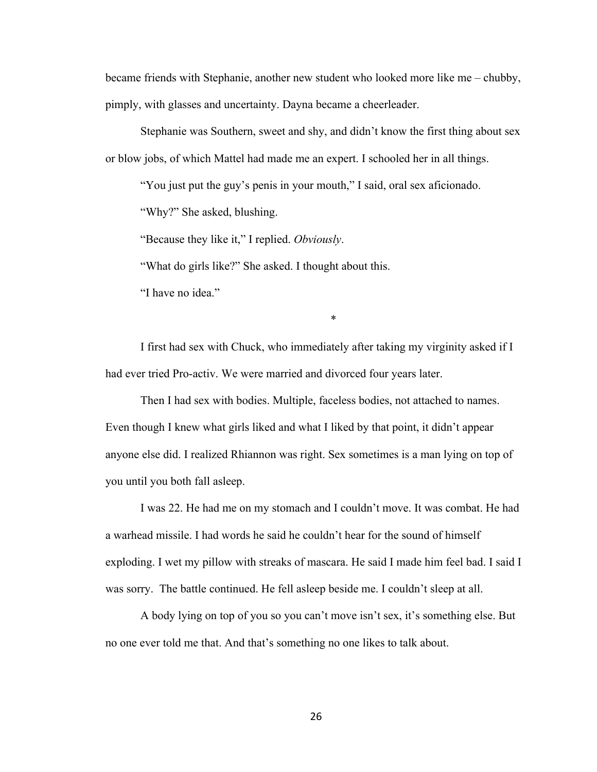became friends with Stephanie, another new student who looked more like me – chubby, pimply, with glasses and uncertainty. Dayna became a cheerleader.

Stephanie was Southern, sweet and shy, and didn't know the first thing about sex or blow jobs, of which Mattel had made me an expert. I schooled her in all things.

"You just put the guy's penis in your mouth," I said, oral sex aficionado.

"Why?" She asked, blushing.

"Because they like it," I replied. *Obviously*.

"What do girls like?" She asked. I thought about this.

"I have no idea."

*

I first had sex with Chuck, who immediately after taking my virginity asked if I had ever tried Pro-activ. We were married and divorced four years later.

Then I had sex with bodies. Multiple, faceless bodies, not attached to names. Even though I knew what girls liked and what I liked by that point, it didn't appear anyone else did. I realized Rhiannon was right. Sex sometimes is a man lying on top of you until you both fall asleep.

I was 22. He had me on my stomach and I couldn't move. It was combat. He had a warhead missile. I had words he said he couldn't hear for the sound of himself exploding. I wet my pillow with streaks of mascara. He said I made him feel bad. I said I was sorry. The battle continued. He fell asleep beside me. I couldn't sleep at all.

A body lying on top of you so you can't move isn't sex, it's something else. But no one ever told me that. And that's something no one likes to talk about.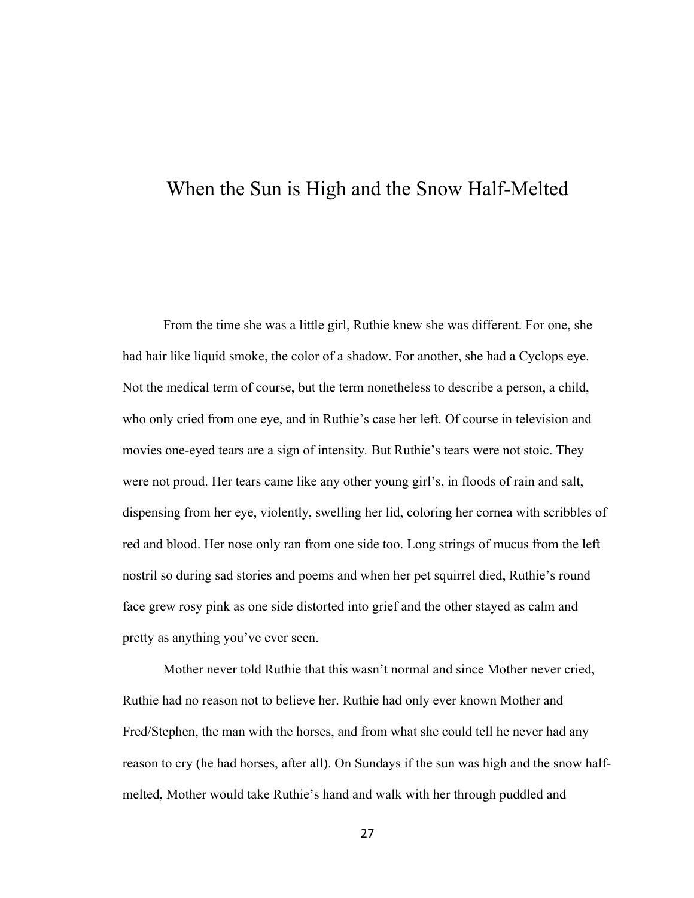# When the Sun is High and the Snow Half-Melted

From the time she was a little girl, Ruthie knew she was different. For one, she had hair like liquid smoke, the color of a shadow. For another, she had a Cyclops eye. Not the medical term of course, but the term nonetheless to describe a person, a child, who only cried from one eye, and in Ruthie's case her left. Of course in television and movies one-eyed tears are a sign of intensity. But Ruthie's tears were not stoic. They were not proud. Her tears came like any other young girl's, in floods of rain and salt, dispensing from her eye, violently, swelling her lid, coloring her cornea with scribbles of red and blood. Her nose only ran from one side too. Long strings of mucus from the left nostril so during sad stories and poems and when her pet squirrel died, Ruthie's round face grew rosy pink as one side distorted into grief and the other stayed as calm and pretty as anything you've ever seen.

Mother never told Ruthie that this wasn't normal and since Mother never cried, Ruthie had no reason not to believe her. Ruthie had only ever known Mother and Fred/Stephen, the man with the horses, and from what she could tell he never had any reason to cry (he had horses, after all). On Sundays if the sun was high and the snow half-melted, Mother would take Ruthie's hand and walk with her through puddled and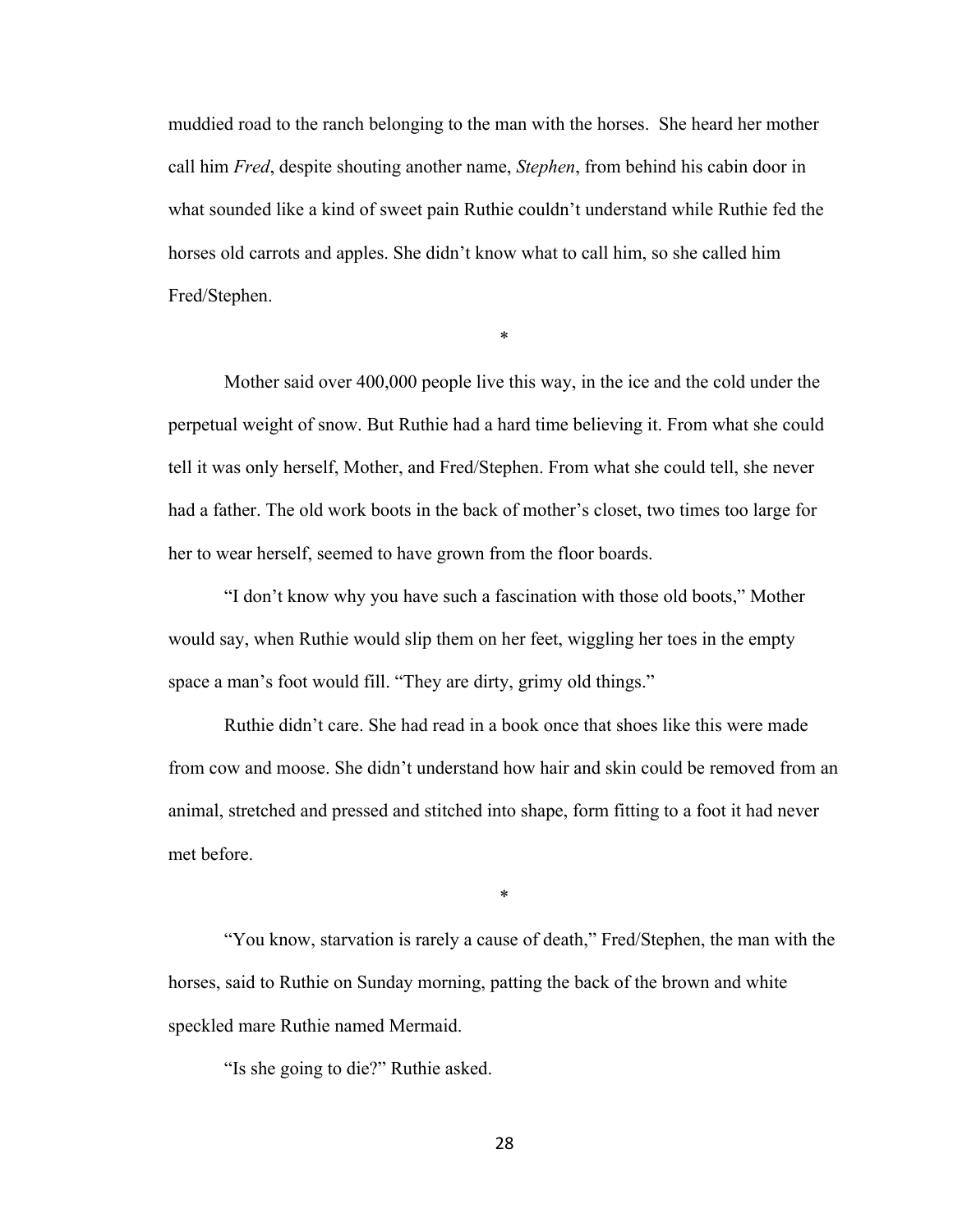muddied road to the ranch belonging to the man with the horses. She heard her mother call him *Fred*, despite shouting another name, *Stephen*, from behind his cabin door in what sounded like a kind of sweet pain Ruthie couldn't understand while Ruthie fed the horses old carrots and apples. She didn't know what to call him, so she called him Fred/Stephen.

*

Mother said over 400,000 people live this way, in the ice and the cold under the perpetual weight of snow. But Ruthie had a hard time believing it. From what she could tell it was only herself, Mother, and Fred/Stephen. From what she could tell, she never had a father. The old work boots in the back of mother's closet, two times too large for her to wear herself, seemed to have grown from the floor boards.

"I don't know why you have such a fascination with those old boots," Mother would say, when Ruthie would slip them on her feet, wiggling her toes in the empty space a man's foot would fill. "They are dirty, grimy old things."

Ruthie didn't care. She had read in a book once that shoes like this were made from cow and moose. She didn't understand how hair and skin could be removed from an animal, stretched and pressed and stitched into shape, form fitting to a foot it had never met before.

*

"You know, starvation is rarely a cause of death," Fred/Stephen, the man with the horses, said to Ruthie on Sunday morning, patting the back of the brown and white speckled mare Ruthie named Mermaid.

"Is she going to die?" Ruthie asked.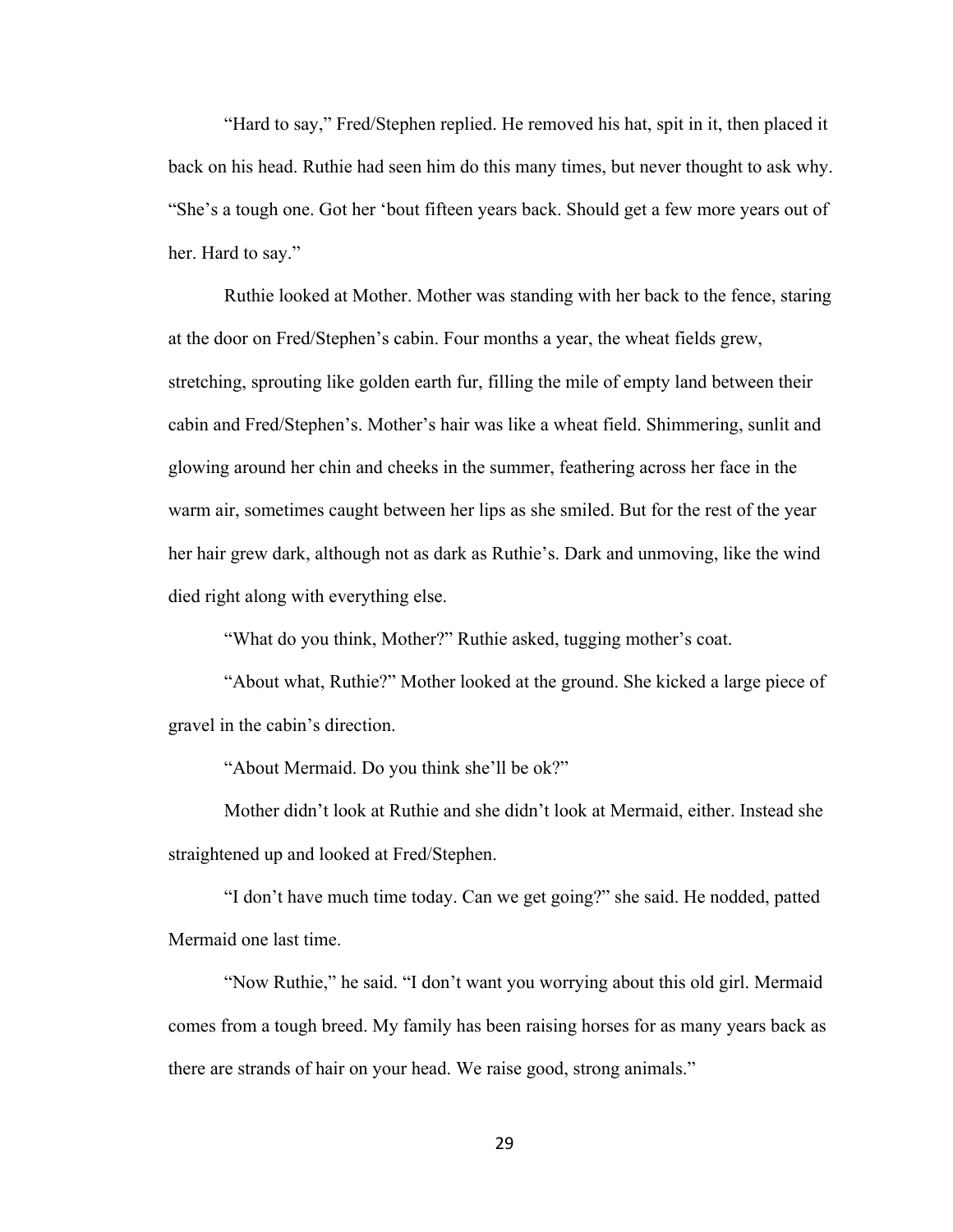"Hard to say," Fred/Stephen replied. He removed his hat, spit in it, then placed it back on his head. Ruthie had seen him do this many times, but never thought to ask why. "She's a tough one. Got her 'bout fifteen years back. Should get a few more years out of her. Hard to say."

Ruthie looked at Mother. Mother was standing with her back to the fence, staring at the door on Fred/Stephen's cabin. Four months a year, the wheat fields grew, stretching, sprouting like golden earth fur, filling the mile of empty land between their cabin and Fred/Stephen's. Mother's hair was like a wheat field. Shimmering, sunlit and glowing around her chin and cheeks in the summer, feathering across her face in the warm air, sometimes caught between her lips as she smiled. But for the rest of the year her hair grew dark, although not as dark as Ruthie's. Dark and unmoving, like the wind died right along with everything else.

"What do you think, Mother?" Ruthie asked, tugging mother's coat.

"About what, Ruthie?" Mother looked at the ground. She kicked a large piece of gravel in the cabin's direction.

"About Mermaid. Do you think she'll be ok?"

Mother didn't look at Ruthie and she didn't look at Mermaid, either. Instead she straightened up and looked at Fred/Stephen.

"I don't have much time today. Can we get going?" she said. He nodded, patted Mermaid one last time.

"Now Ruthie," he said. "I don't want you worrying about this old girl. Mermaid comes from a tough breed. My family has been raising horses for as many years back as there are strands of hair on your head. We raise good, strong animals."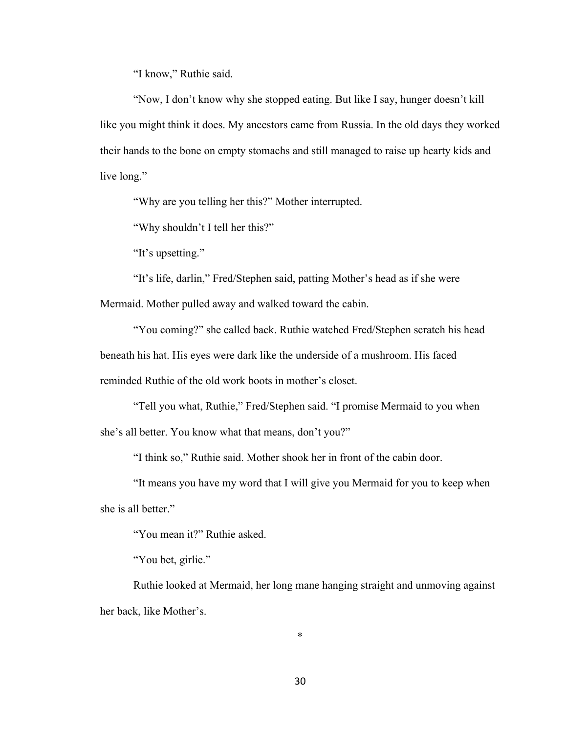"I know," Ruthie said.

"Now, I don't know why she stopped eating. But like I say, hunger doesn't kill like you might think it does. My ancestors came from Russia. In the old days they worked their hands to the bone on empty stomachs and still managed to raise up hearty kids and live long."

"Why are you telling her this?" Mother interrupted.

"Why shouldn't I tell her this?"

"It's upsetting."

"It's life, darlin," Fred/Stephen said, patting Mother's head as if she were Mermaid. Mother pulled away and walked toward the cabin.

"You coming?" she called back. Ruthie watched Fred/Stephen scratch his head beneath his hat. His eyes were dark like the underside of a mushroom. His faced reminded Ruthie of the old work boots in mother's closet.

"Tell you what, Ruthie," Fred/Stephen said. "I promise Mermaid to you when she's all better. You know what that means, don't you?"

"I think so," Ruthie said. Mother shook her in front of the cabin door.

"It means you have my word that I will give you Mermaid for you to keep when she is all better."

"You mean it?" Ruthie asked.

"You bet, girlie."

Ruthie looked at Mermaid, her long mane hanging straight and unmoving against her back, like Mother's.

*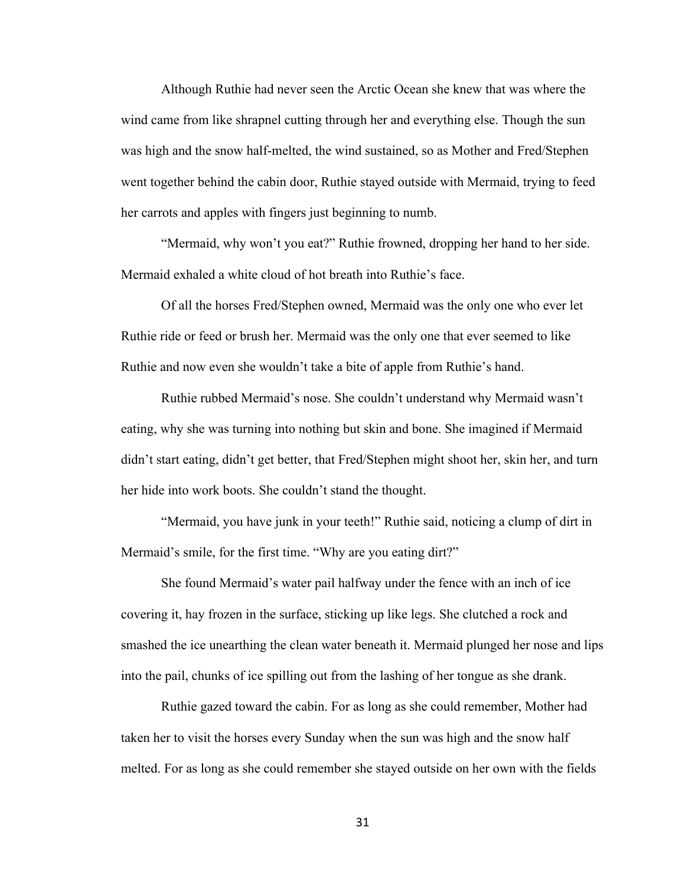Although Ruthie had never seen the Arctic Ocean she knew that was where the wind came from like shrapnel cutting through her and everything else. Though the sun was high and the snow half-melted, the wind sustained, so as Mother and Fred/Stephen went together behind the cabin door, Ruthie stayed outside with Mermaid, trying to feed her carrots and apples with fingers just beginning to numb.

"Mermaid, why won't you eat?" Ruthie frowned, dropping her hand to her side. Mermaid exhaled a white cloud of hot breath into Ruthie's face.

Of all the horses Fred/Stephen owned, Mermaid was the only one who ever let Ruthie ride or feed or brush her. Mermaid was the only one that ever seemed to like Ruthie and now even she wouldn't take a bite of apple from Ruthie's hand.

Ruthie rubbed Mermaid's nose. She couldn't understand why Mermaid wasn't eating, why she was turning into nothing but skin and bone. She imagined if Mermaid didn't start eating, didn't get better, that Fred/Stephen might shoot her, skin her, and turn her hide into work boots. She couldn't stand the thought.

"Mermaid, you have junk in your teeth!" Ruthie said, noticing a clump of dirt in Mermaid's smile, for the first time. "Why are you eating dirt?"

She found Mermaid's water pail halfway under the fence with an inch of ice covering it, hay frozen in the surface, sticking up like legs. She clutched a rock and smashed the ice unearthing the clean water beneath it. Mermaid plunged her nose and lips into the pail, chunks of ice spilling out from the lashing of her tongue as she drank.

Ruthie gazed toward the cabin. For as long as she could remember, Mother had taken her to visit the horses every Sunday when the sun was high and the snow half melted. For as long as she could remember she stayed outside on her own with the fields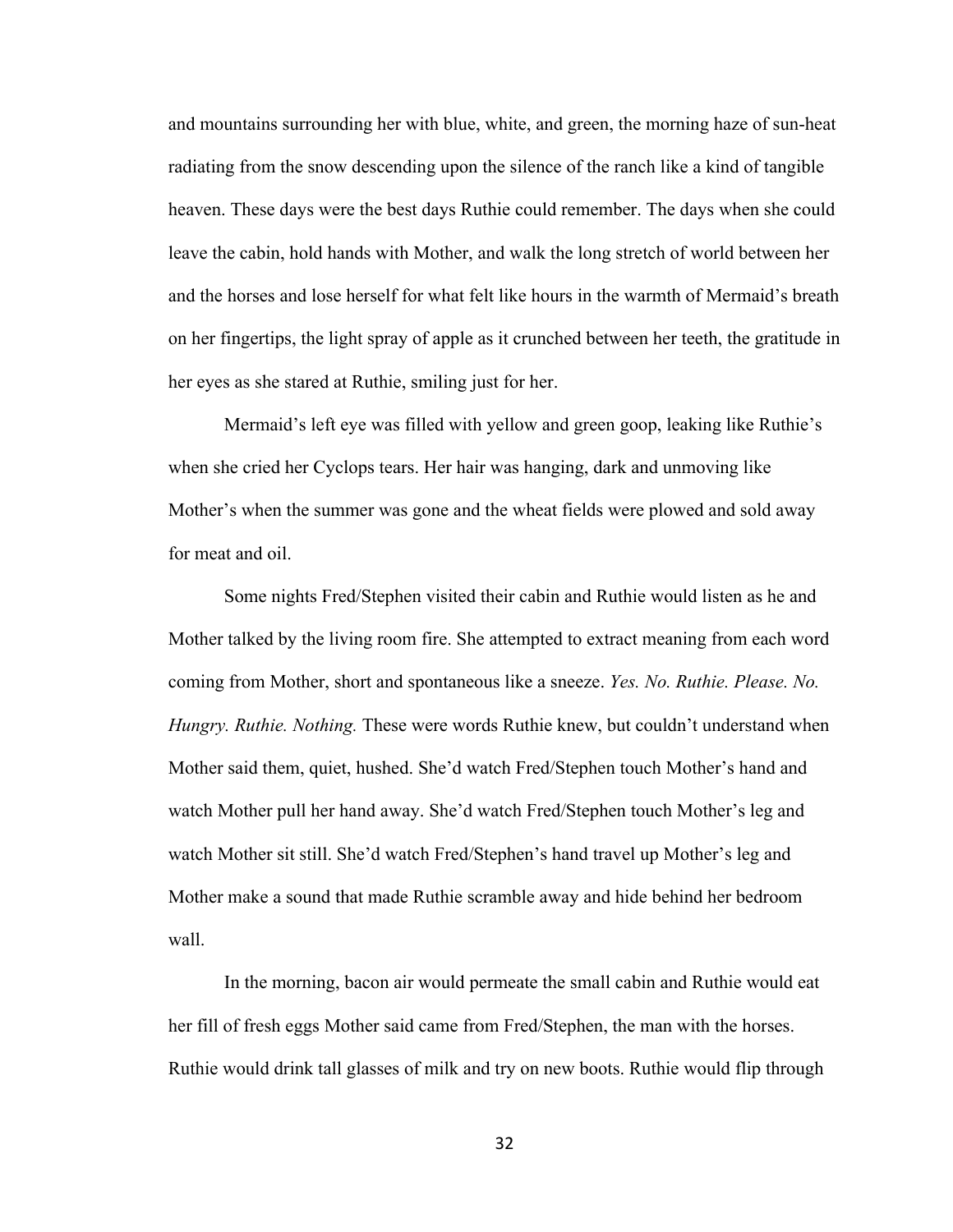and mountains surrounding her with blue, white, and green, the morning haze of sun-heat radiating from the snow descending upon the silence of the ranch like a kind of tangible heaven. These days were the best days Ruthie could remember. The days when she could leave the cabin, hold hands with Mother, and walk the long stretch of world between her and the horses and lose herself for what felt like hours in the warmth of Mermaid's breath on her fingertips, the light spray of apple as it crunched between her teeth, the gratitude in her eyes as she stared at Ruthie, smiling just for her.

Mermaid's left eye was filled with yellow and green goop, leaking like Ruthie's when she cried her Cyclops tears. Her hair was hanging, dark and unmoving like Mother's when the summer was gone and the wheat fields were plowed and sold away for meat and oil.

Some nights Fred/Stephen visited their cabin and Ruthie would listen as he and Mother talked by the living room fire. She attempted to extract meaning from each word coming from Mother, short and spontaneous like a sneeze. *Yes. No. Ruthie. Please. No. Hungry. Ruthie. Nothing.* These were words Ruthie knew, but couldn't understand when Mother said them, quiet, hushed. She'd watch Fred/Stephen touch Mother's hand and watch Mother pull her hand away. She'd watch Fred/Stephen touch Mother's leg and watch Mother sit still. She'd watch Fred/Stephen's hand travel up Mother's leg and Mother make a sound that made Ruthie scramble away and hide behind her bedroom wall.

In the morning, bacon air would permeate the small cabin and Ruthie would eat her fill of fresh eggs Mother said came from Fred/Stephen, the man with the horses. Ruthie would drink tall glasses of milk and try on new boots. Ruthie would flip through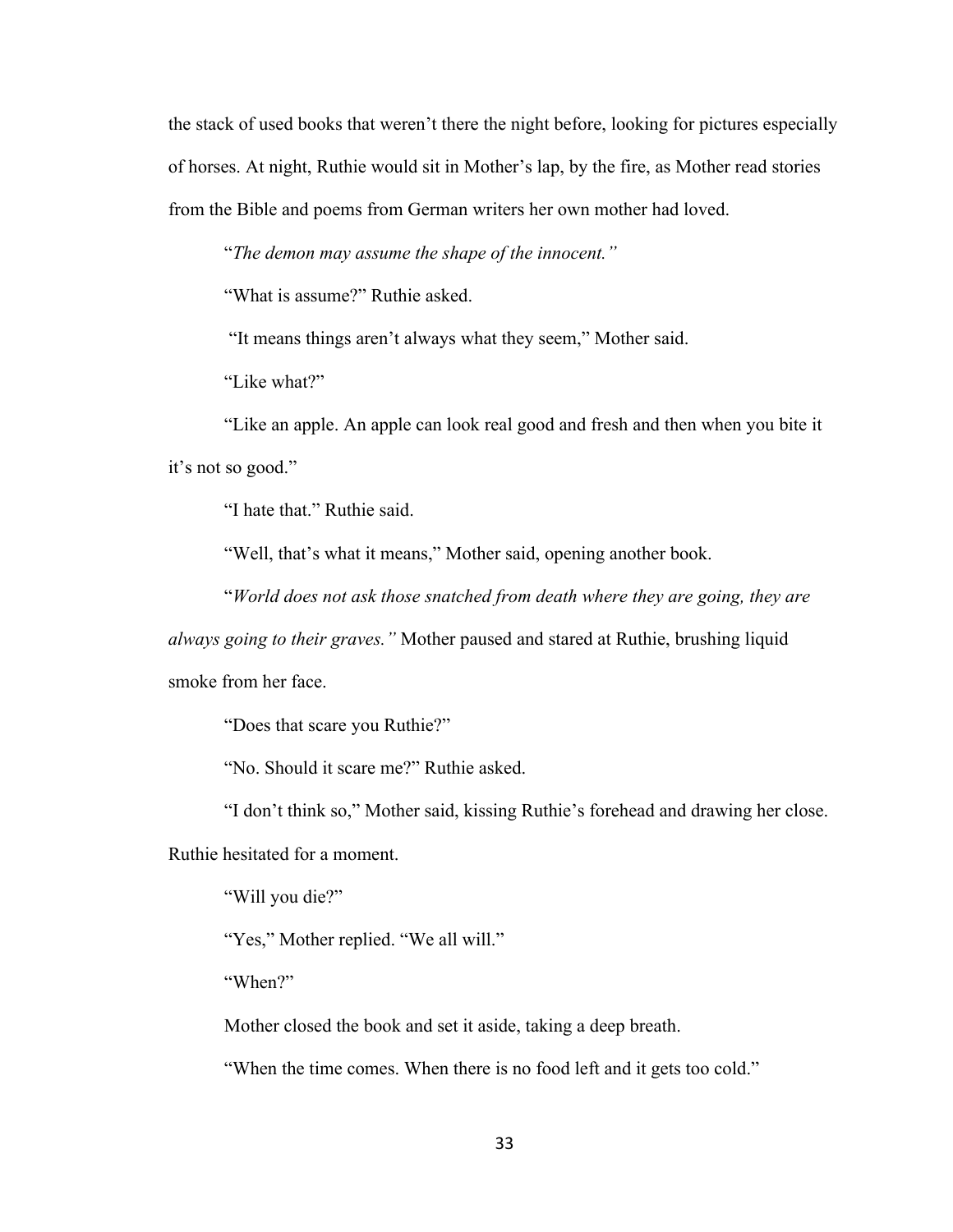the stack of used books that weren't there the night before, looking for pictures especially of horses. At night, Ruthie would sit in Mother's lap, by the fire, as Mother read stories from the Bible and poems from German writers her own mother had loved.

"*The demon may assume the shape of the innocent."*

"What is assume?" Ruthie asked.

"It means things aren't always what they seem," Mother said.

"Like what?"

"Like an apple. An apple can look real good and fresh and then when you bite it it's not so good."

"I hate that." Ruthie said.

"Well, that's what it means," Mother said, opening another book.

"*World does not ask those snatched from death where they are going, they are always going to their graves."* Mother paused and stared at Ruthie, brushing liquid smoke from her face.

"Does that scare you Ruthie?"

"No. Should it scare me?" Ruthie asked.

"I don't think so," Mother said, kissing Ruthie's forehead and drawing her close. Ruthie hesitated for a moment.

"Will you die?"

"Yes," Mother replied. "We all will."

"When?"

Mother closed the book and set it aside, taking a deep breath.

"When the time comes. When there is no food left and it gets too cold."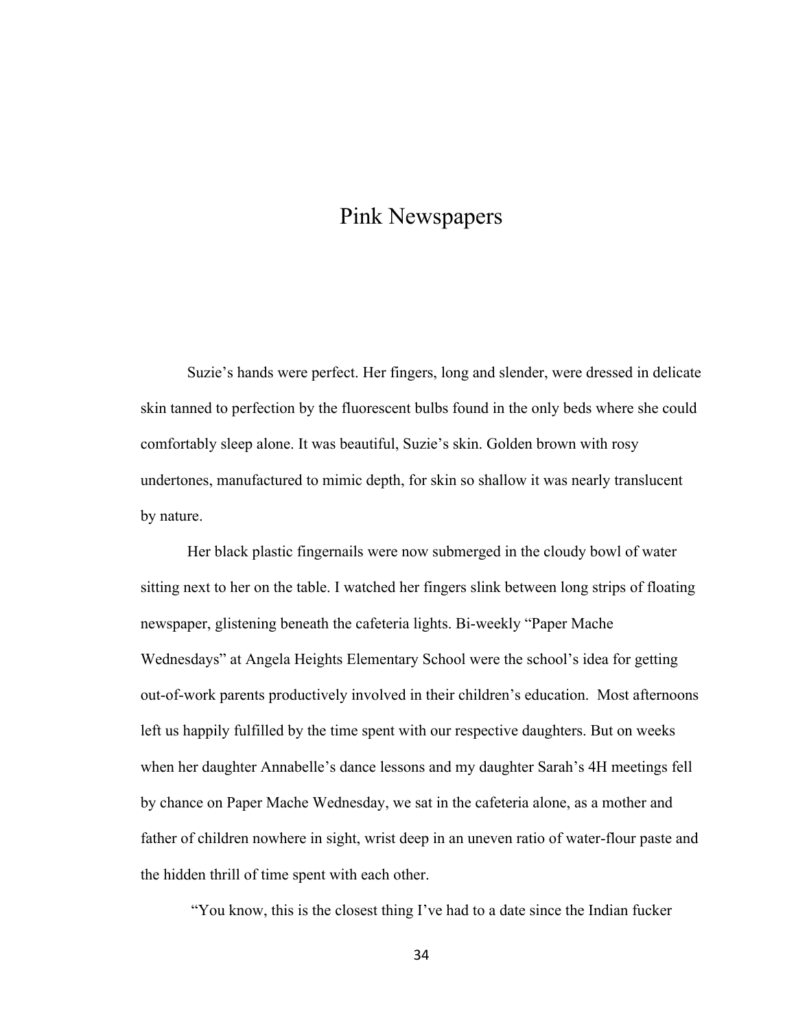# Pink Newspapers

Suzie's hands were perfect. Her fingers, long and slender, were dressed in delicate skin tanned to perfection by the fluorescent bulbs found in the only beds where she could comfortably sleep alone. It was beautiful, Suzie's skin. Golden brown with rosy undertones, manufactured to mimic depth, for skin so shallow it was nearly translucent by nature.

Her black plastic fingernails were now submerged in the cloudy bowl of water sitting next to her on the table. I watched her fingers slink between long strips of floating newspaper, glistening beneath the cafeteria lights. Bi-weekly "Paper Mache Wednesdays" at Angela Heights Elementary School were the school's idea for getting out-of-work parents productively involved in their children's education. Most afternoons left us happily fulfilled by the time spent with our respective daughters. But on weeks when her daughter Annabelle's dance lessons and my daughter Sarah's 4H meetings fell by chance on Paper Mache Wednesday, we sat in the cafeteria alone, as a mother and father of children nowhere in sight, wrist deep in an uneven ratio of water-flour paste and the hidden thrill of time spent with each other.

"You know, this is the closest thing I've had to a date since the Indian fucker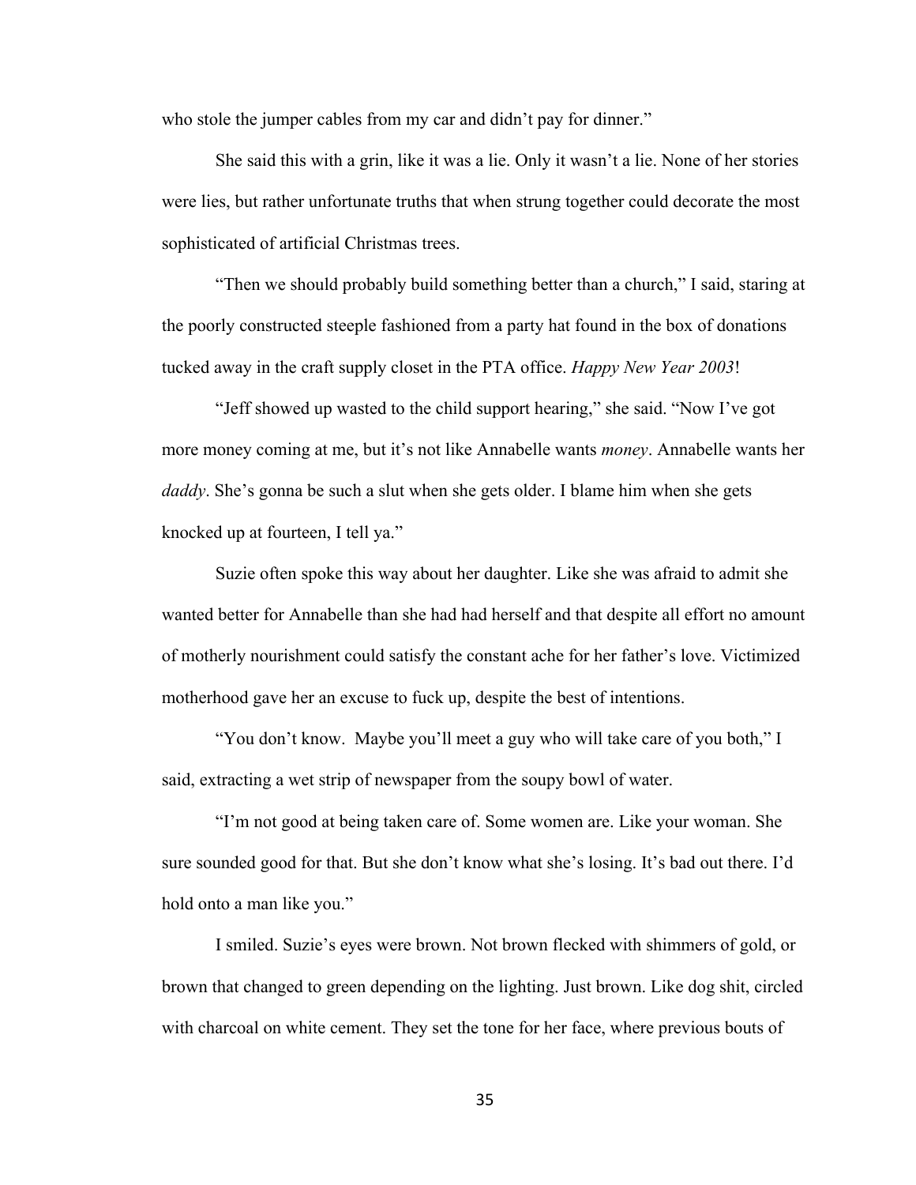who stole the jumper cables from my car and didn't pay for dinner."

She said this with a grin, like it was a lie. Only it wasn't a lie. None of her stories were lies, but rather unfortunate truths that when strung together could decorate the most sophisticated of artificial Christmas trees.

"Then we should probably build something better than a church," I said, staring at the poorly constructed steeple fashioned from a party hat found in the box of donations tucked away in the craft supply closet in the PTA office. *Happy New Year 2003*!

"Jeff showed up wasted to the child support hearing," she said. "Now I've got more money coming at me, but it's not like Annabelle wants *money*. Annabelle wants her *daddy*. She's gonna be such a slut when she gets older. I blame him when she gets knocked up at fourteen, I tell ya."

Suzie often spoke this way about her daughter. Like she was afraid to admit she wanted better for Annabelle than she had had herself and that despite all effort no amount of motherly nourishment could satisfy the constant ache for her father's love. Victimized motherhood gave her an excuse to fuck up, despite the best of intentions.

"You don't know. Maybe you'll meet a guy who will take care of you both," I said, extracting a wet strip of newspaper from the soupy bowl of water.

"I'm not good at being taken care of. Some women are. Like your woman. She sure sounded good for that. But she don't know what she's losing. It's bad out there. I'd hold onto a man like you."

I smiled. Suzie's eyes were brown. Not brown flecked with shimmers of gold, or brown that changed to green depending on the lighting. Just brown. Like dog shit, circled with charcoal on white cement. They set the tone for her face, where previous bouts of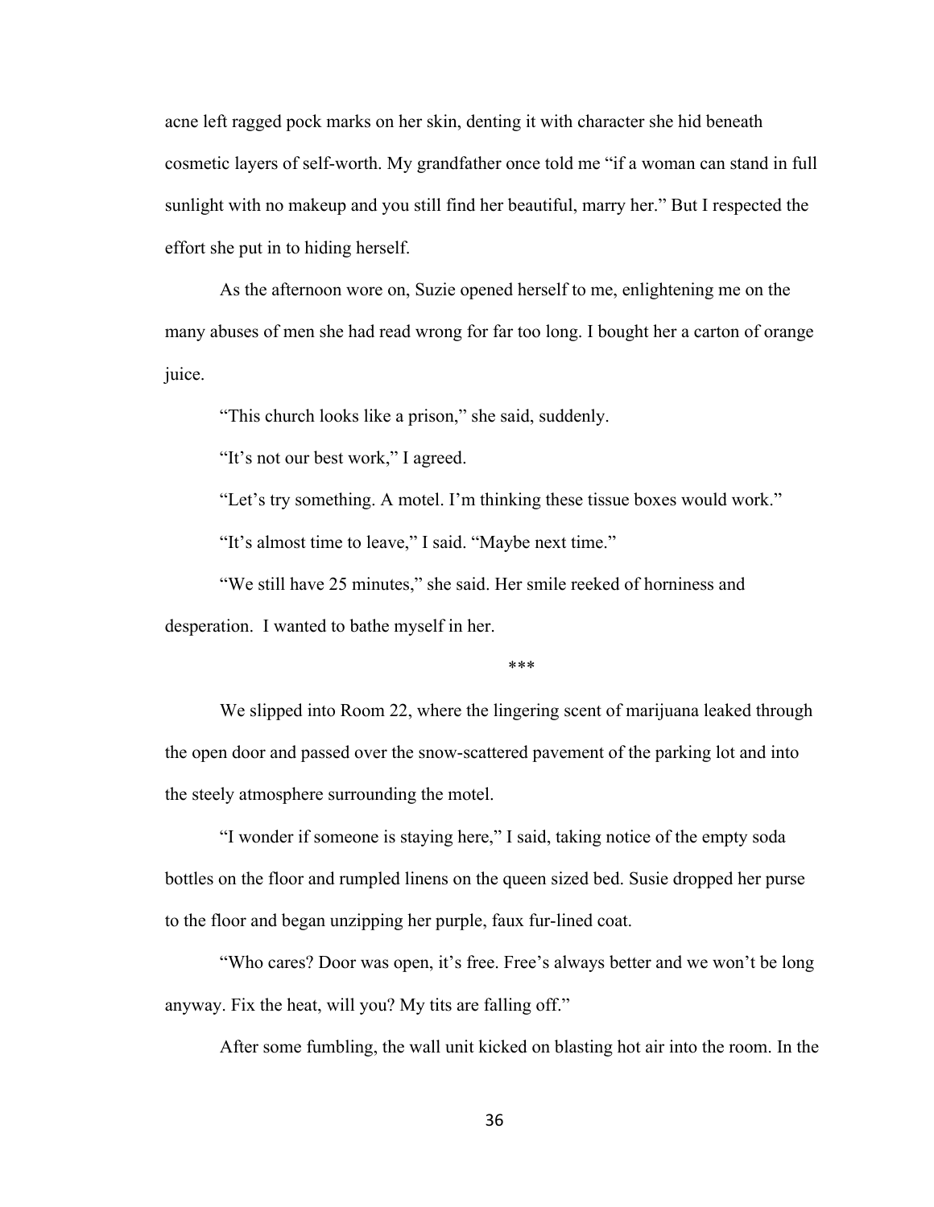acne left ragged pock marks on her skin, denting it with character she hid beneath cosmetic layers of self-worth. My grandfather once told me "if a woman can stand in full sunlight with no makeup and you still find her beautiful, marry her." But I respected the effort she put in to hiding herself.

As the afternoon wore on, Suzie opened herself to me, enlightening me on the many abuses of men she had read wrong for far too long. I bought her a carton of orange juice.

"This church looks like a prison," she said, suddenly.

"It's not our best work," I agreed.

"Let's try something. A motel. I'm thinking these tissue boxes would work."

"It's almost time to leave," I said. "Maybe next time."

"We still have 25 minutes," she said. Her smile reeked of horniness and desperation. I wanted to bathe myself in her.

***

We slipped into Room 22, where the lingering scent of marijuana leaked through the open door and passed over the snow-scattered pavement of the parking lot and into the steely atmosphere surrounding the motel.

"I wonder if someone is staying here," I said, taking notice of the empty soda bottles on the floor and rumpled linens on the queen sized bed. Susie dropped her purse to the floor and began unzipping her purple, faux fur-lined coat.

"Who cares? Door was open, it's free. Free's always better and we won't be long anyway. Fix the heat, will you? My tits are falling off."

After some fumbling, the wall unit kicked on blasting hot air into the room. In the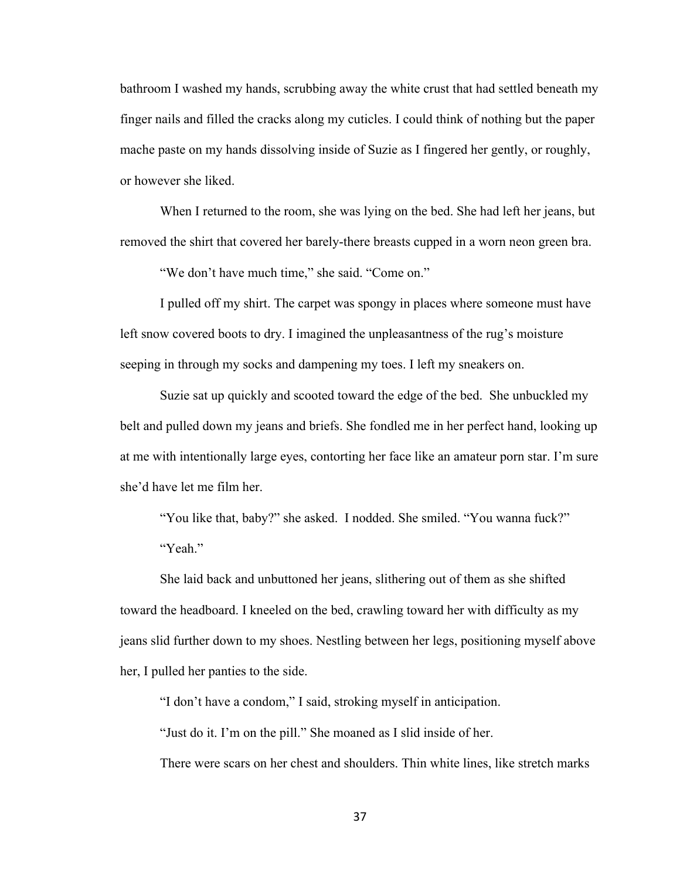bathroom I washed my hands, scrubbing away the white crust that had settled beneath my finger nails and filled the cracks along my cuticles. I could think of nothing but the paper mache paste on my hands dissolving inside of Suzie as I fingered her gently, or roughly, or however she liked.

When I returned to the room, she was lying on the bed. She had left her jeans, but removed the shirt that covered her barely-there breasts cupped in a worn neon green bra.

"We don't have much time," she said. "Come on."

I pulled off my shirt. The carpet was spongy in places where someone must have left snow covered boots to dry. I imagined the unpleasantness of the rug's moisture seeping in through my socks and dampening my toes. I left my sneakers on.

Suzie sat up quickly and scooted toward the edge of the bed. She unbuckled my belt and pulled down my jeans and briefs. She fondled me in her perfect hand, looking up at me with intentionally large eyes, contorting her face like an amateur porn star. I'm sure she'd have let me film her.

"You like that, baby?" she asked. I nodded. She smiled. "You wanna fuck?"

"Yeah."

She laid back and unbuttoned her jeans, slithering out of them as she shifted toward the headboard. I kneeled on the bed, crawling toward her with difficulty as my jeans slid further down to my shoes. Nestling between her legs, positioning myself above her, I pulled her panties to the side.

"I don't have a condom," I said, stroking myself in anticipation.

"Just do it. I'm on the pill." She moaned as I slid inside of her.

There were scars on her chest and shoulders. Thin white lines, like stretch marks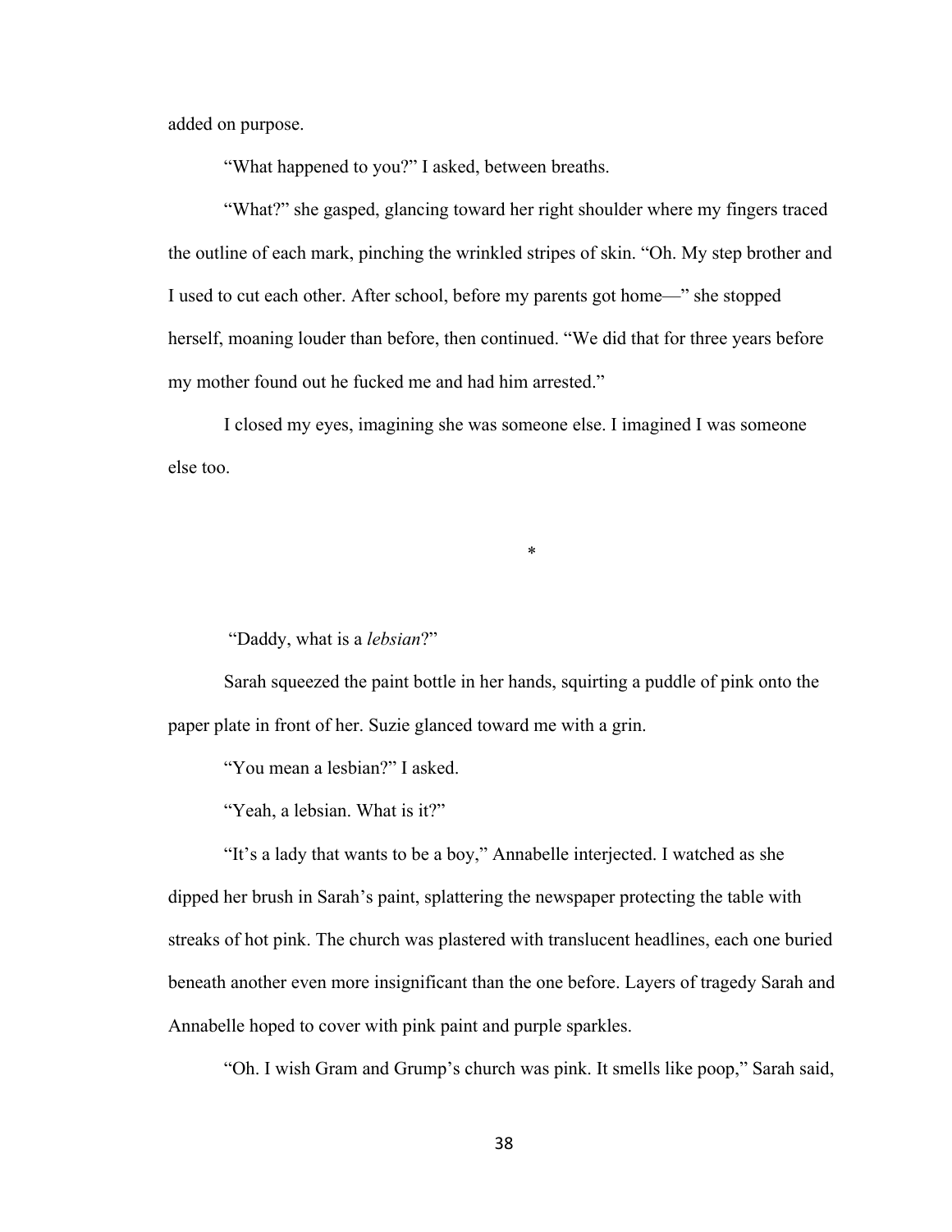added on purpose.

"What happened to you?" I asked, between breaths.

"What?" she gasped, glancing toward her right shoulder where my fingers traced the outline of each mark, pinching the wrinkled stripes of skin. "Oh. My step brother and I used to cut each other. After school, before my parents got home—" she stopped herself, moaning louder than before, then continued. "We did that for three years before my mother found out he fucked me and had him arrested."

I closed my eyes, imagining she was someone else. I imagined I was someone else too.

*

"Daddy, what is a *lebsian*?"

Sarah squeezed the paint bottle in her hands, squirting a puddle of pink onto the paper plate in front of her. Suzie glanced toward me with a grin.

"You mean a lesbian?" I asked.

"Yeah, a lebsian. What is it?"

"It's a lady that wants to be a boy," Annabelle interjected. I watched as she dipped her brush in Sarah's paint, splattering the newspaper protecting the table with streaks of hot pink. The church was plastered with translucent headlines, each one buried beneath another even more insignificant than the one before. Layers of tragedy Sarah and Annabelle hoped to cover with pink paint and purple sparkles.

"Oh. I wish Gram and Grump's church was pink. It smells like poop," Sarah said,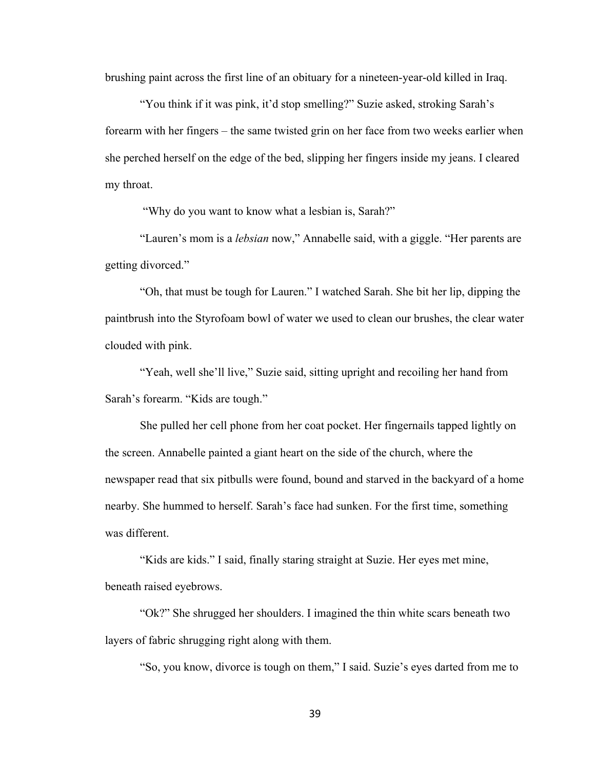brushing paint across the first line of an obituary for a nineteen-year-old killed in Iraq.

"You think if it was pink, it'd stop smelling?" Suzie asked, stroking Sarah's forearm with her fingers – the same twisted grin on her face from two weeks earlier when she perched herself on the edge of the bed, slipping her fingers inside my jeans. I cleared my throat.

"Why do you want to know what a lesbian is, Sarah?"

"Lauren's mom is a *lebsian* now," Annabelle said, with a giggle. "Her parents are getting divorced."

"Oh, that must be tough for Lauren." I watched Sarah. She bit her lip, dipping the paintbrush into the Styrofoam bowl of water we used to clean our brushes, the clear water clouded with pink.

"Yeah, well she'll live," Suzie said, sitting upright and recoiling her hand from Sarah's forearm. "Kids are tough."

She pulled her cell phone from her coat pocket. Her fingernails tapped lightly on the screen. Annabelle painted a giant heart on the side of the church, where the newspaper read that six pitbulls were found, bound and starved in the backyard of a home nearby. She hummed to herself. Sarah's face had sunken. For the first time, something was different.

"Kids are kids." I said, finally staring straight at Suzie. Her eyes met mine, beneath raised eyebrows.

"Ok?" She shrugged her shoulders. I imagined the thin white scars beneath two layers of fabric shrugging right along with them.

"So, you know, divorce is tough on them," I said. Suzie's eyes darted from me to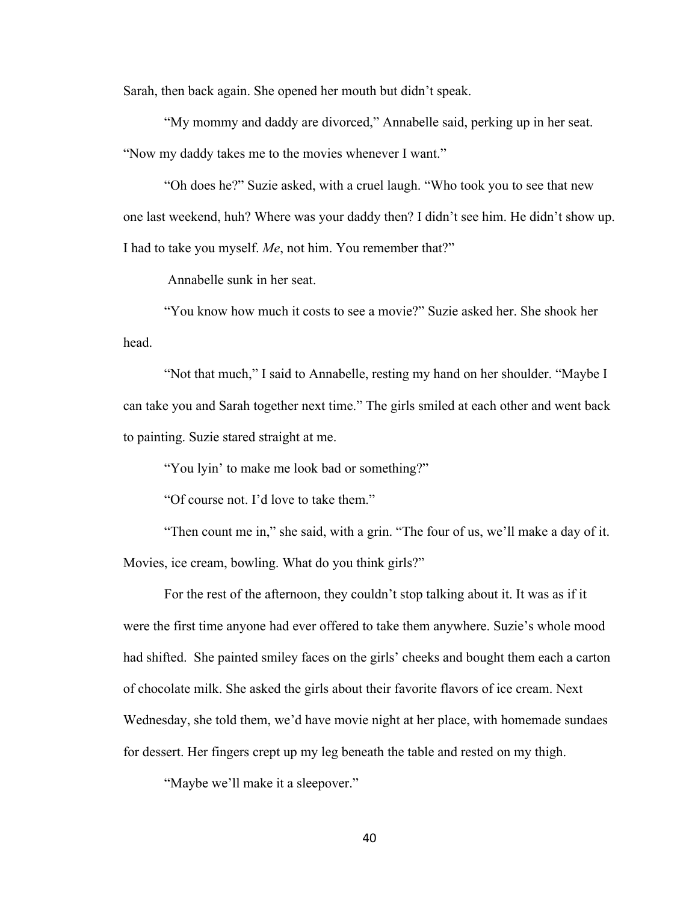Sarah, then back again. She opened her mouth but didn't speak.

"My mommy and daddy are divorced," Annabelle said, perking up in her seat. "Now my daddy takes me to the movies whenever I want."

"Oh does he?" Suzie asked, with a cruel laugh. "Who took you to see that new one last weekend, huh? Where was your daddy then? I didn't see him. He didn't show up. I had to take you myself. *Me*, not him. You remember that?"

Annabelle sunk in her seat.

"You know how much it costs to see a movie?" Suzie asked her. She shook her head.

"Not that much," I said to Annabelle, resting my hand on her shoulder. "Maybe I can take you and Sarah together next time." The girls smiled at each other and went back to painting. Suzie stared straight at me.

"You lyin' to make me look bad or something?"

"Of course not. I'd love to take them."

"Then count me in," she said, with a grin. "The four of us, we'll make a day of it. Movies, ice cream, bowling. What do you think girls?"

For the rest of the afternoon, they couldn't stop talking about it. It was as if it were the first time anyone had ever offered to take them anywhere. Suzie's whole mood had shifted. She painted smiley faces on the girls' cheeks and bought them each a carton of chocolate milk. She asked the girls about their favorite flavors of ice cream. Next Wednesday, she told them, we'd have movie night at her place, with homemade sundaes for dessert. Her fingers crept up my leg beneath the table and rested on my thigh.

"Maybe we'll make it a sleepover."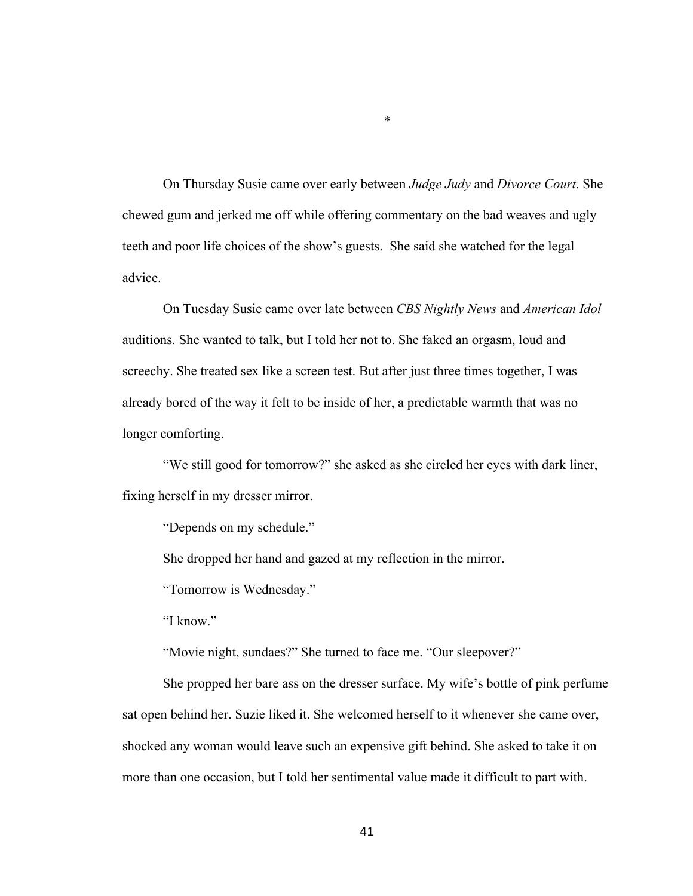*

On Thursday Susie came over early between *Judge Judy* and *Divorce Court*. She chewed gum and jerked me off while offering commentary on the bad weaves and ugly teeth and poor life choices of the show's guests.  She said she watched for the legal advice.

On Tuesday Susie came over late between *CBS Nightly News* and *American Idol* auditions. She wanted to talk, but I told her not to. She faked an orgasm, loud and screechy. She treated sex like a screen test. But after just three times together, I was already bored of the way it felt to be inside of her, a predictable warmth that was no longer comforting.

"We still good for tomorrow?" she asked as she circled her eyes with dark liner, fixing herself in my dresser mirror.

"Depends on my schedule."

She dropped her hand and gazed at my reflection in the mirror.

"Tomorrow is Wednesday."

"I know."

"Movie night, sundaes?" She turned to face me. "Our sleepover?"

She propped her bare ass on the dresser surface. My wife's bottle of pink perfume sat open behind her. Suzie liked it. She welcomed herself to it whenever she came over, shocked any woman would leave such an expensive gift behind. She asked to take it on more than one occasion, but I told her sentimental value made it difficult to part with.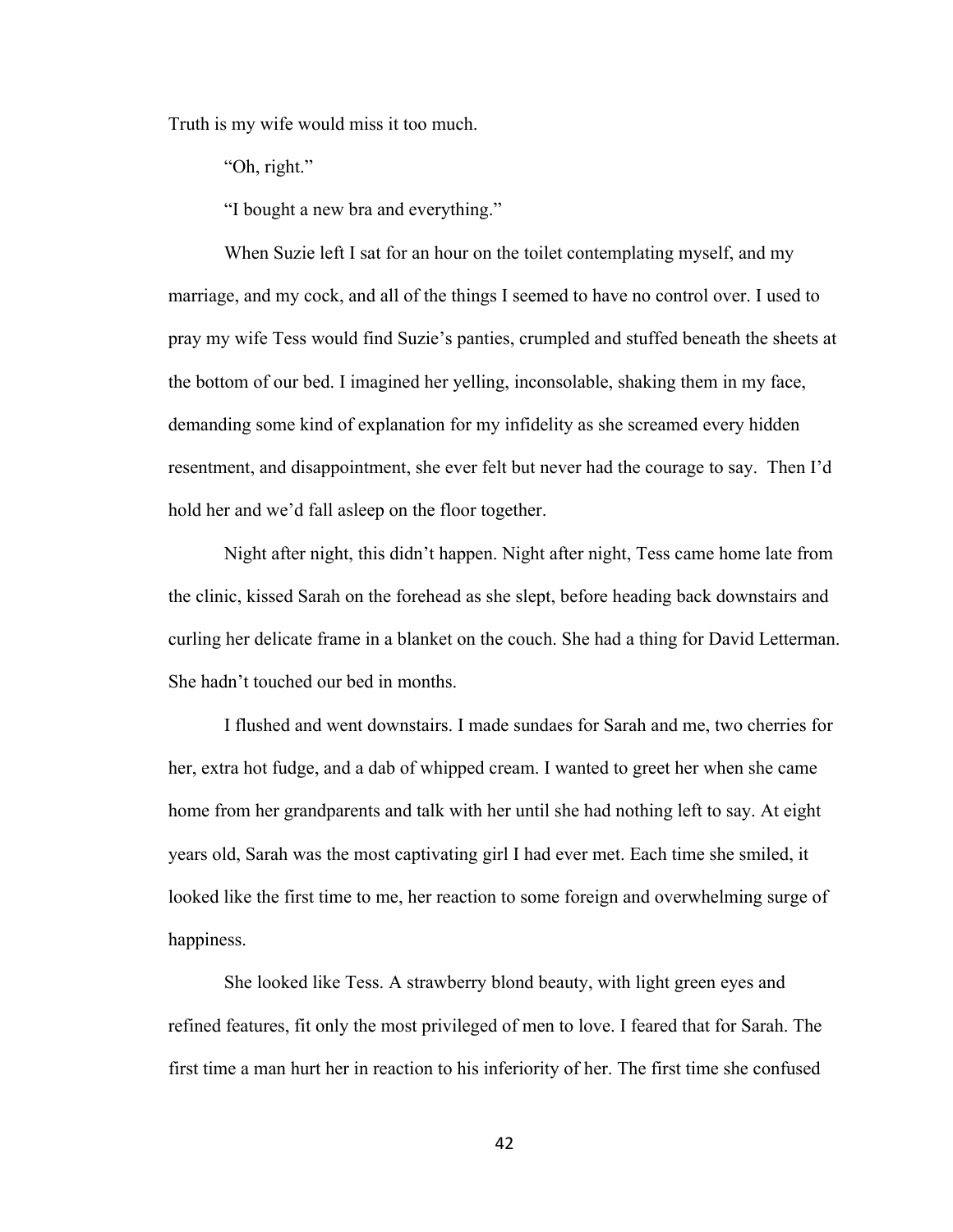Truth is my wife would miss it too much.

"Oh, right."

"I bought a new bra and everything."

When Suzie left I sat for an hour on the toilet contemplating myself, and my marriage, and my cock, and all of the things I seemed to have no control over. I used to pray my wife Tess would find Suzie's panties, crumpled and stuffed beneath the sheets at the bottom of our bed. I imagined her yelling, inconsolable, shaking them in my face, demanding some kind of explanation for my infidelity as she screamed every hidden resentment, and disappointment, she ever felt but never had the courage to say. Then I'd hold her and we'd fall asleep on the floor together.

Night after night, this didn't happen. Night after night, Tess came home late from the clinic, kissed Sarah on the forehead as she slept, before heading back downstairs and curling her delicate frame in a blanket on the couch. She had a thing for David Letterman. She hadn't touched our bed in months.

I flushed and went downstairs. I made sundaes for Sarah and me, two cherries for her, extra hot fudge, and a dab of whipped cream. I wanted to greet her when she came home from her grandparents and talk with her until she had nothing left to say. At eight years old, Sarah was the most captivating girl I had ever met. Each time she smiled, it looked like the first time to me, her reaction to some foreign and overwhelming surge of happiness.

She looked like Tess. A strawberry blond beauty, with light green eyes and refined features, fit only the most privileged of men to love. I feared that for Sarah. The first time a man hurt her in reaction to his inferiority of her. The first time she confused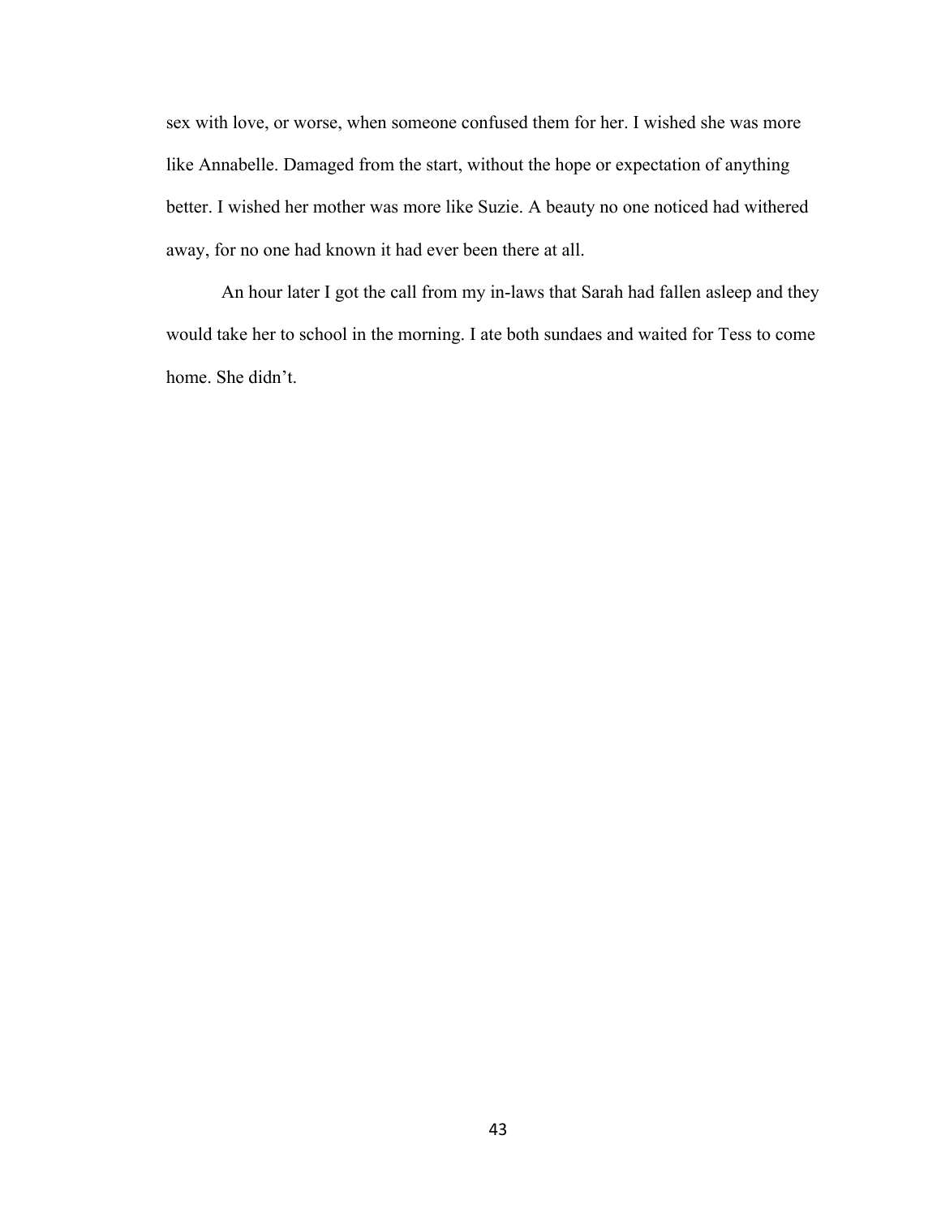sex with love, or worse, when someone confused them for her. I wished she was more like Annabelle. Damaged from the start, without the hope or expectation of anything better. I wished her mother was more like Suzie. A beauty no one noticed had withered away, for no one had known it had ever been there at all.

An hour later I got the call from my in-laws that Sarah had fallen asleep and they would take her to school in the morning. I ate both sundaes and waited for Tess to come home. She didn't.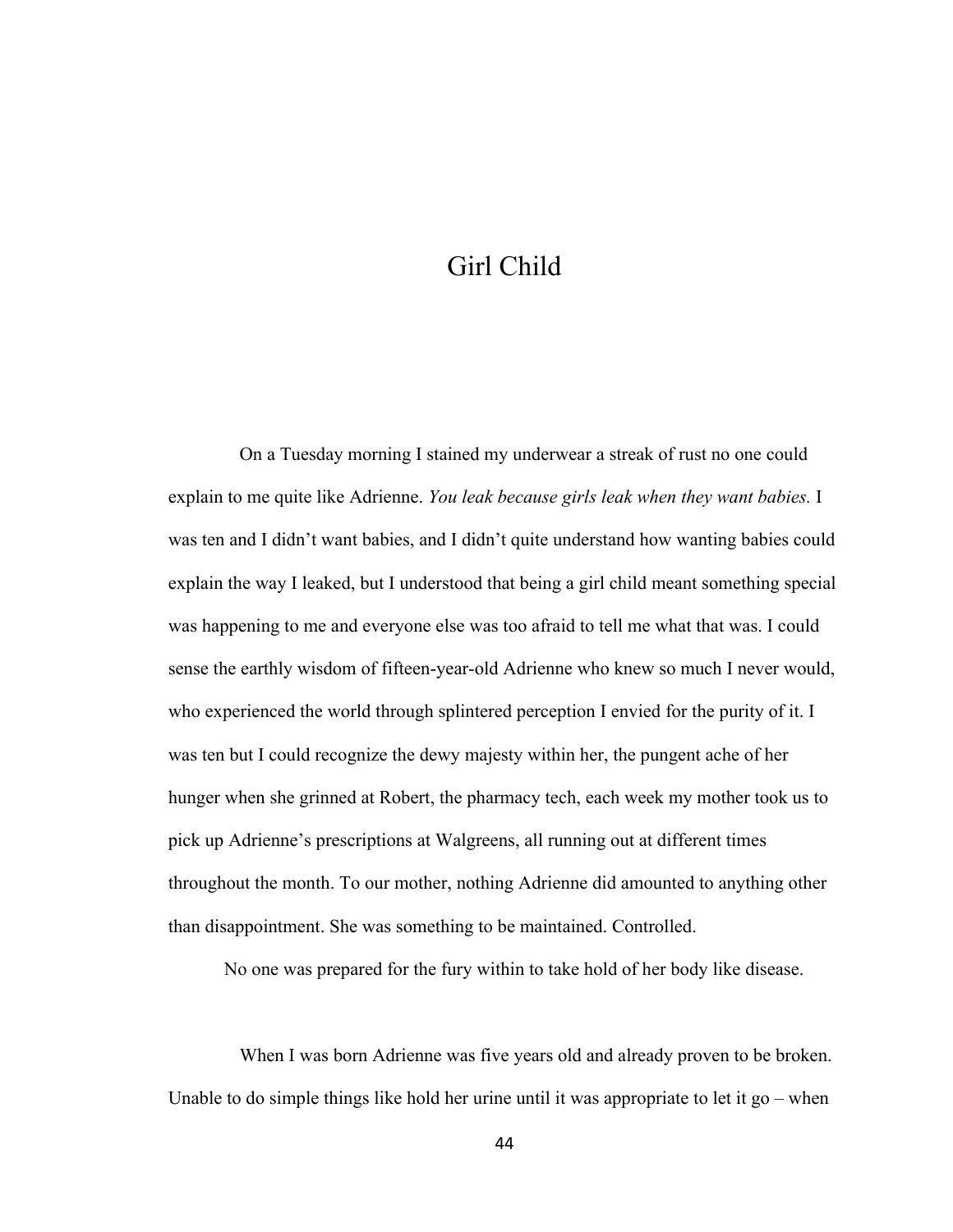# Girl Child

On a Tuesday morning I stained my underwear a streak of rust no one could explain to me quite like Adrienne. *You leak because girls leak when they want babies.* I was ten and I didn't want babies, and I didn't quite understand how wanting babies could explain the way I leaked, but I understood that being a girl child meant something special was happening to me and everyone else was too afraid to tell me what that was. I could sense the earthly wisdom of fifteen-year-old Adrienne who knew so much I never would, who experienced the world through splintered perception I envied for the purity of it. I was ten but I could recognize the dewy majesty within her, the pungent ache of her hunger when she grinned at Robert, the pharmacy tech, each week my mother took us to pick up Adrienne's prescriptions at Walgreens, all running out at different times throughout the month. To our mother, nothing Adrienne did amounted to anything other than disappointment. She was something to be maintained. Controlled.

No one was prepared for the fury within to take hold of her body like disease.

When I was born Adrienne was five years old and already proven to be broken. Unable to do simple things like hold her urine until it was appropriate to let it go – when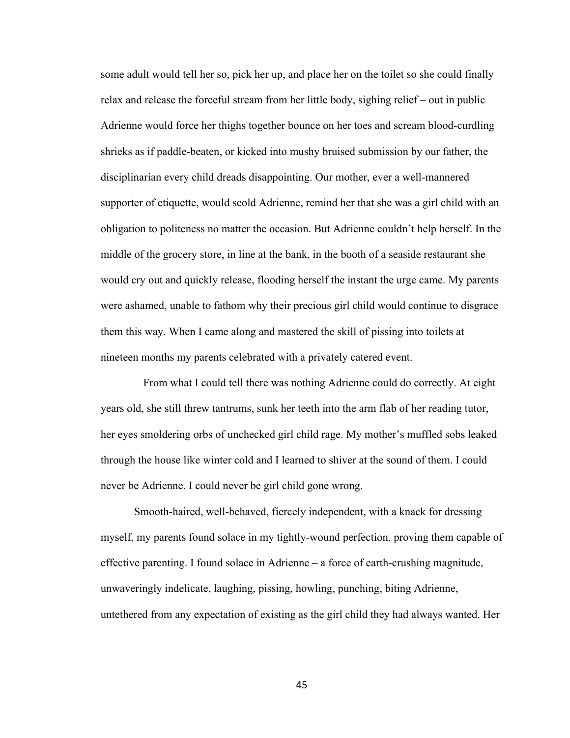some adult would tell her so, pick her up, and place her on the toilet so she could finally relax and release the forceful stream from her little body, sighing relief – out in public Adrienne would force her thighs together bounce on her toes and scream blood-curdling shrieks as if paddle-beaten, or kicked into mushy bruised submission by our father, the disciplinarian every child dreads disappointing. Our mother, ever a well-mannered supporter of etiquette, would scold Adrienne, remind her that she was a girl child with an obligation to politeness no matter the occasion. But Adrienne couldn't help herself. In the middle of the grocery store, in line at the bank, in the booth of a seaside restaurant she would cry out and quickly release, flooding herself the instant the urge came. My parents were ashamed, unable to fathom why their precious girl child would continue to disgrace them this way. When I came along and mastered the skill of pissing into toilets at nineteen months my parents celebrated with a privately catered event.

From what I could tell there was nothing Adrienne could do correctly. At eight years old, she still threw tantrums, sunk her teeth into the arm flab of her reading tutor, her eyes smoldering orbs of unchecked girl child rage. My mother's muffled sobs leaked through the house like winter cold and I learned to shiver at the sound of them. I could never be Adrienne. I could never be girl child gone wrong.

Smooth-haired, well-behaved, fiercely independent, with a knack for dressing myself, my parents found solace in my tightly-wound perfection, proving them capable of effective parenting. I found solace in Adrienne – a force of earth-crushing magnitude, unwaveringly indelicate, laughing, pissing, howling, punching, biting Adrienne, untethered from any expectation of existing as the girl child they had always wanted. Her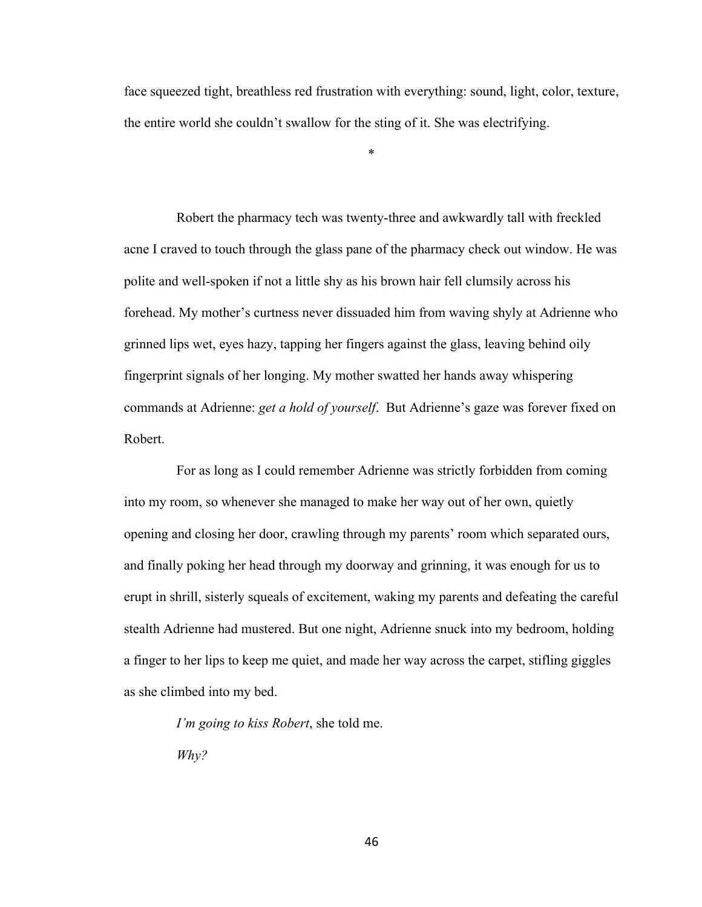face squeezed tight, breathless red frustration with everything: sound, light, color, texture, the entire world she couldn't swallow for the sting of it. She was electrifying.

*

Robert the pharmacy tech was twenty-three and awkwardly tall with freckled acne I craved to touch through the glass pane of the pharmacy check out window. He was polite and well-spoken if not a little shy as his brown hair fell clumsily across his forehead. My mother's curtness never dissuaded him from waving shyly at Adrienne who grinned lips wet, eyes hazy, tapping her fingers against the glass, leaving behind oily fingerprint signals of her longing. My mother swatted her hands away whispering commands at Adrienne: *get a hold of yourself*. But Adrienne's gaze was forever fixed on Robert.

For as long as I could remember Adrienne was strictly forbidden from coming into my room, so whenever she managed to make her way out of her own, quietly opening and closing her door, crawling through my parents' room which separated ours, and finally poking her head through my doorway and grinning, it was enough for us to erupt in shrill, sisterly squeals of excitement, waking my parents and defeating the careful stealth Adrienne had mustered. But one night, Adrienne snuck into my bedroom, holding a finger to her lips to keep me quiet, and made her way across the carpet, stifling giggles as she climbed into my bed.

*I'm going to kiss Robert*, she told me.

*Why?*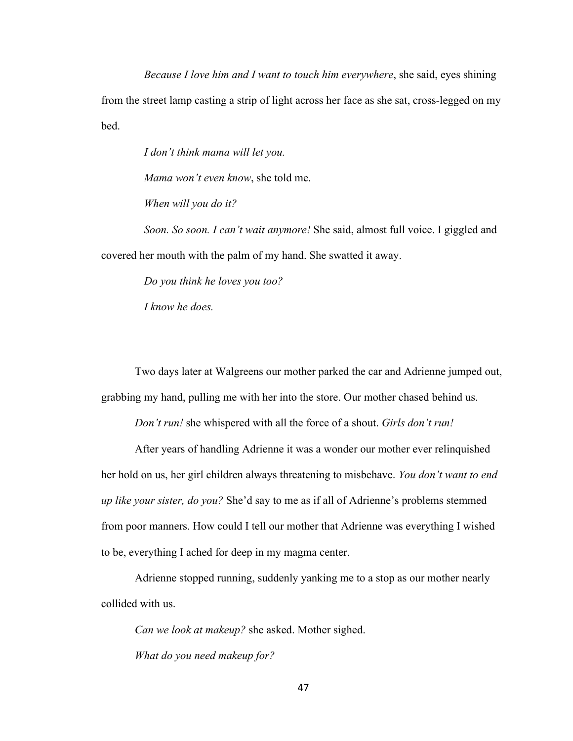*Because I love him and I want to touch him everywhere*, she said, eyes shining from the street lamp casting a strip of light across her face as she sat, cross-legged on my bed.

*I don't think mama will let you.*

*Mama won't even know*, she told me.

*When will you do it?*

*Soon. So soon. I can't wait anymore!* She said, almost full voice. I giggled and covered her mouth with the palm of my hand. She swatted it away.

*Do you think he loves you too?*

*I know he does.*

Two days later at Walgreens our mother parked the car and Adrienne jumped out, grabbing my hand, pulling me with her into the store. Our mother chased behind us.

*Don't run!* she whispered with all the force of a shout. *Girls don't run!*

After years of handling Adrienne it was a wonder our mother ever relinquished her hold on us, her girl children always threatening to misbehave. *You don't want to end up like your sister, do you?* She'd say to me as if all of Adrienne's problems stemmed from poor manners. How could I tell our mother that Adrienne was everything I wished to be, everything I ached for deep in my magma center.

Adrienne stopped running, suddenly yanking me to a stop as our mother nearly collided with us.

*Can we look at makeup?* she asked. Mother sighed.

*What do you need makeup for?*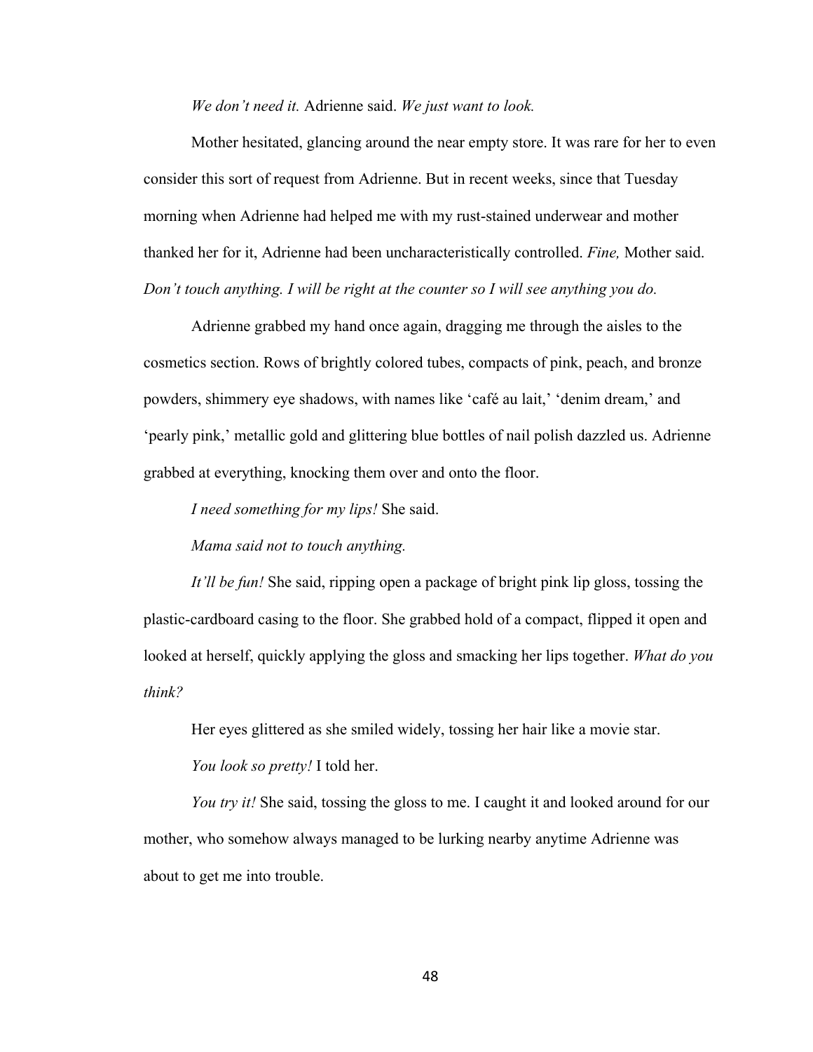*We don't need it.* Adrienne said. *We just want to look.*

Mother hesitated, glancing around the near empty store. It was rare for her to even consider this sort of request from Adrienne. But in recent weeks, since that Tuesday morning when Adrienne had helped me with my rust-stained underwear and mother thanked her for it, Adrienne had been uncharacteristically controlled. *Fine,* Mother said. *Don't touch anything. I will be right at the counter so I will see anything you do.*

Adrienne grabbed my hand once again, dragging me through the aisles to the cosmetics section. Rows of brightly colored tubes, compacts of pink, peach, and bronze powders, shimmery eye shadows, with names like 'café au lait,' 'denim dream,' and 'pearly pink,' metallic gold and glittering blue bottles of nail polish dazzled us. Adrienne grabbed at everything, knocking them over and onto the floor.

*I need something for my lips!* She said.

*Mama said not to touch anything.*

*It'll be fun!* She said, ripping open a package of bright pink lip gloss, tossing the plastic-cardboard casing to the floor. She grabbed hold of a compact, flipped it open and looked at herself, quickly applying the gloss and smacking her lips together. *What do you think?*

Her eyes glittered as she smiled widely, tossing her hair like a movie star.

*You look so pretty!* I told her.

*You try it!* She said, tossing the gloss to me. I caught it and looked around for our mother, who somehow always managed to be lurking nearby anytime Adrienne was about to get me into trouble.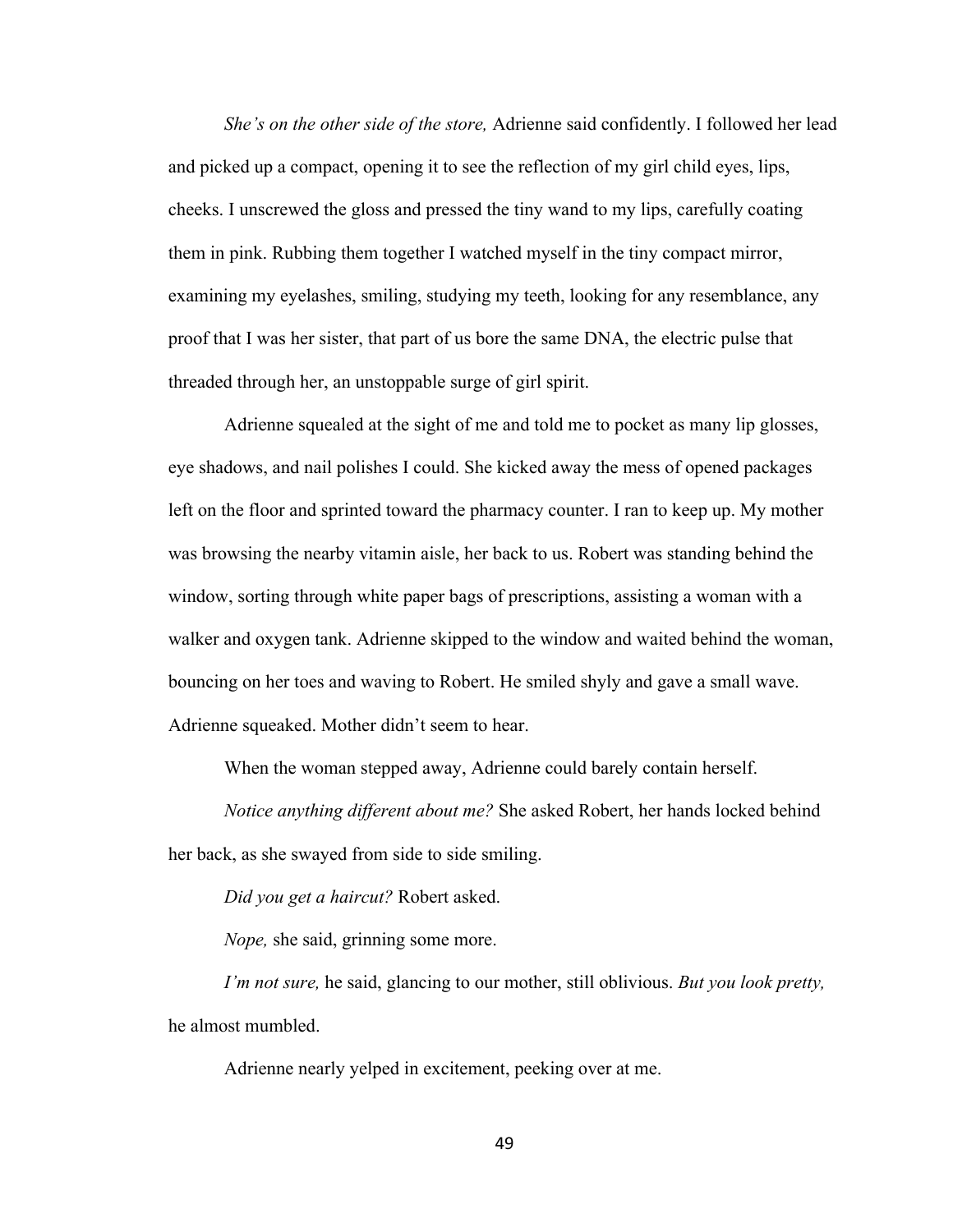*She's on the other side of the store,* Adrienne said confidently. I followed her lead and picked up a compact, opening it to see the reflection of my girl child eyes, lips, cheeks. I unscrewed the gloss and pressed the tiny wand to my lips, carefully coating them in pink. Rubbing them together I watched myself in the tiny compact mirror, examining my eyelashes, smiling, studying my teeth, looking for any resemblance, any proof that I was her sister, that part of us bore the same DNA, the electric pulse that threaded through her, an unstoppable surge of girl spirit.

Adrienne squealed at the sight of me and told me to pocket as many lip glosses, eye shadows, and nail polishes I could. She kicked away the mess of opened packages left on the floor and sprinted toward the pharmacy counter. I ran to keep up. My mother was browsing the nearby vitamin aisle, her back to us. Robert was standing behind the window, sorting through white paper bags of prescriptions, assisting a woman with a walker and oxygen tank. Adrienne skipped to the window and waited behind the woman, bouncing on her toes and waving to Robert. He smiled shyly and gave a small wave. Adrienne squeaked. Mother didn't seem to hear.

When the woman stepped away, Adrienne could barely contain herself.

*Notice anything different about me?* She asked Robert, her hands locked behind her back, as she swayed from side to side smiling.

*Did you get a haircut?* Robert asked.

*Nope,* she said, grinning some more.

*I'm not sure,* he said, glancing to our mother, still oblivious. *But you look pretty,* he almost mumbled.

Adrienne nearly yelped in excitement, peeking over at me.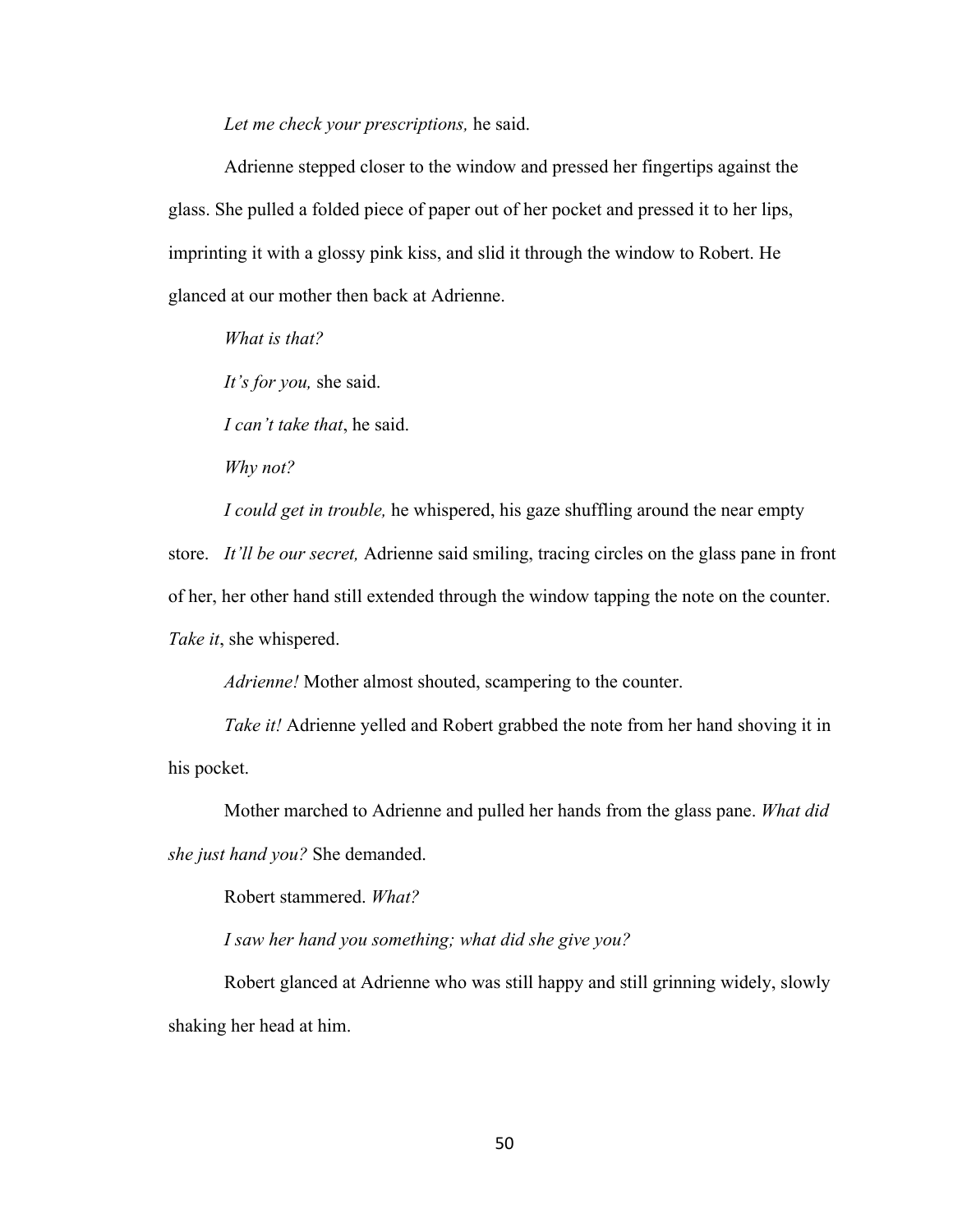*Let me check your prescriptions,* he said.

Adrienne stepped closer to the window and pressed her fingertips against the glass. She pulled a folded piece of paper out of her pocket and pressed it to her lips, imprinting it with a glossy pink kiss, and slid it through the window to Robert. He glanced at our mother then back at Adrienne.

*What is that?*

*It's for you,* she said.

*I can't take that*, he said.

*Why not?*

*I could get in trouble,* he whispered, his gaze shuffling around the near empty store. *It'll be our secret,* Adrienne said smiling, tracing circles on the glass pane in front of her, her other hand still extended through the window tapping the note on the counter. *Take it*, she whispered.

*Adrienne!* Mother almost shouted, scampering to the counter.

*Take it!* Adrienne yelled and Robert grabbed the note from her hand shoving it in his pocket.

Mother marched to Adrienne and pulled her hands from the glass pane. *What did she just hand you?* She demanded.

Robert stammered. *What?*

*I saw her hand you something; what did she give you?*

Robert glanced at Adrienne who was still happy and still grinning widely, slowly shaking her head at him.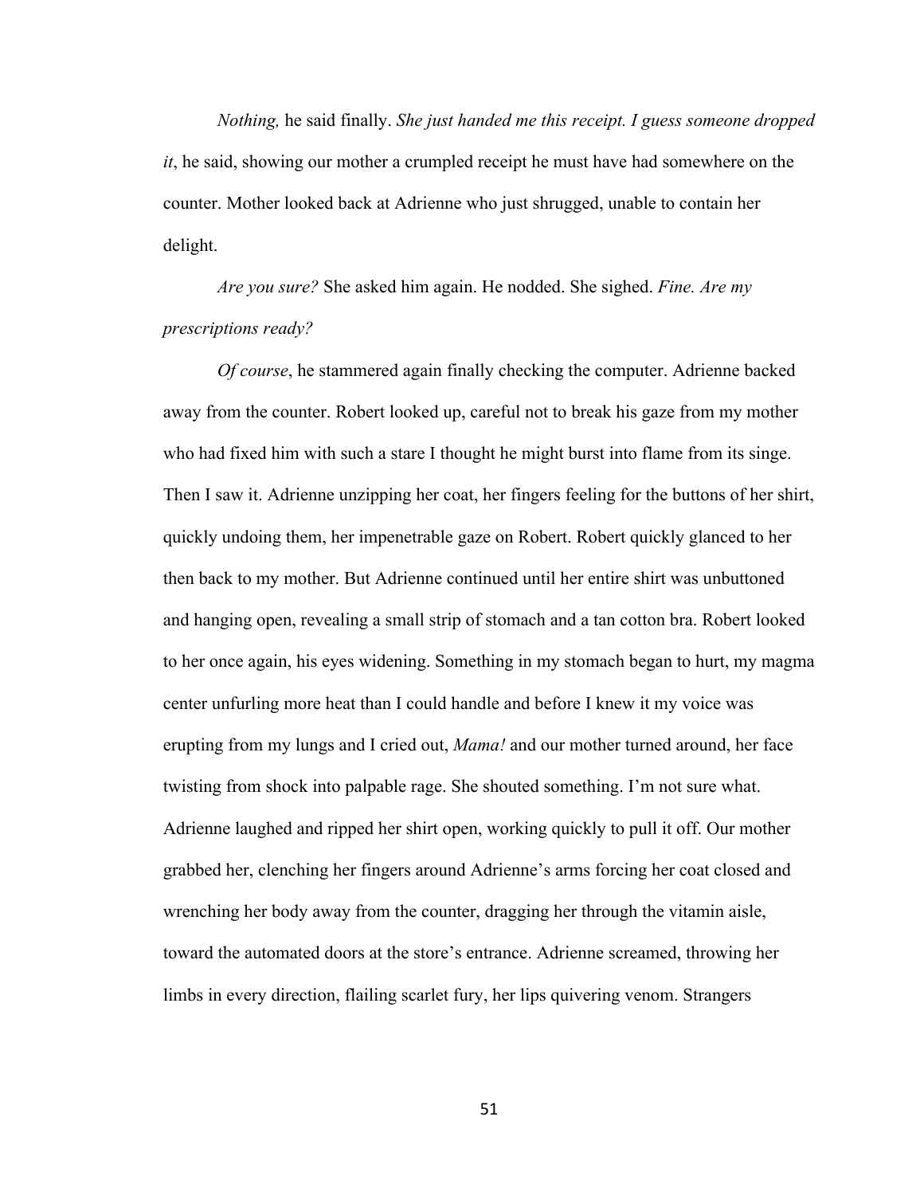*Nothing,* he said finally. *She just handed me this receipt. I guess someone dropped it*, he said, showing our mother a crumpled receipt he must have had somewhere on the counter. Mother looked back at Adrienne who just shrugged, unable to contain her delight.

*Are you sure?* She asked him again. He nodded. She sighed. *Fine. Are my prescriptions ready?*

*Of course*, he stammered again finally checking the computer. Adrienne backed away from the counter. Robert looked up, careful not to break his gaze from my mother who had fixed him with such a stare I thought he might burst into flame from its singe. Then I saw it. Adrienne unzipping her coat, her fingers feeling for the buttons of her shirt, quickly undoing them, her impenetrable gaze on Robert. Robert quickly glanced to her then back to my mother. But Adrienne continued until her entire shirt was unbuttoned and hanging open, revealing a small strip of stomach and a tan cotton bra. Robert looked to her once again, his eyes widening. Something in my stomach began to hurt, my magma center unfurling more heat than I could handle and before I knew it my voice was erupting from my lungs and I cried out, *Mama!* and our mother turned around, her face twisting from shock into palpable rage. She shouted something. I'm not sure what. Adrienne laughed and ripped her shirt open, working quickly to pull it off. Our mother grabbed her, clenching her fingers around Adrienne's arms forcing her coat closed and wrenching her body away from the counter, dragging her through the vitamin aisle, toward the automated doors at the store's entrance. Adrienne screamed, throwing her limbs in every direction, flailing scarlet fury, her lips quivering venom. Strangers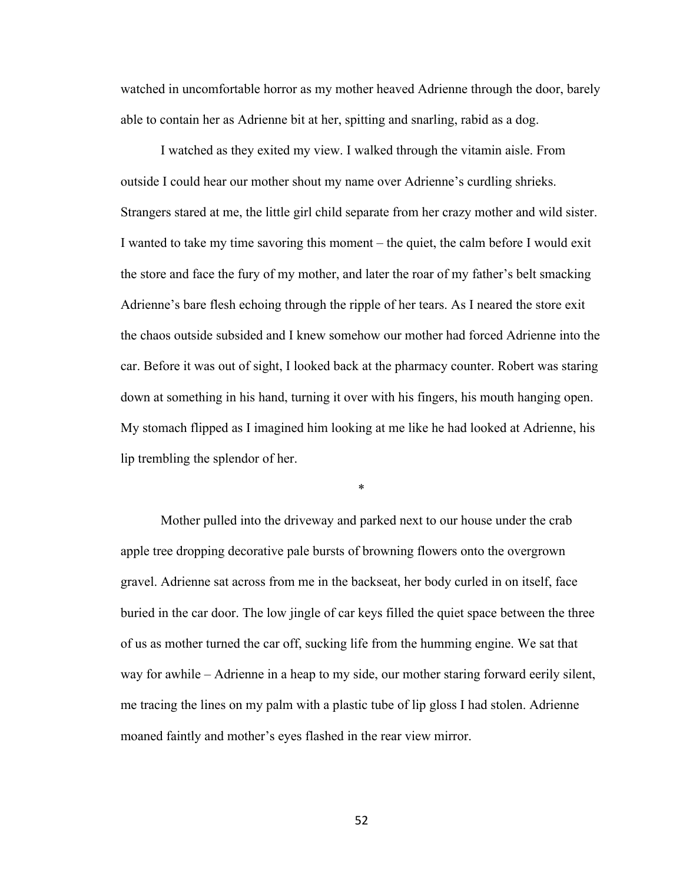watched in uncomfortable horror as my mother heaved Adrienne through the door, barely able to contain her as Adrienne bit at her, spitting and snarling, rabid as a dog.

I watched as they exited my view. I walked through the vitamin aisle. From outside I could hear our mother shout my name over Adrienne's curdling shrieks. Strangers stared at me, the little girl child separate from her crazy mother and wild sister. I wanted to take my time savoring this moment – the quiet, the calm before I would exit the store and face the fury of my mother, and later the roar of my father's belt smacking Adrienne's bare flesh echoing through the ripple of her tears. As I neared the store exit the chaos outside subsided and I knew somehow our mother had forced Adrienne into the car. Before it was out of sight, I looked back at the pharmacy counter. Robert was staring down at something in his hand, turning it over with his fingers, his mouth hanging open. My stomach flipped as I imagined him looking at me like he had looked at Adrienne, his lip trembling the splendor of her.

*

Mother pulled into the driveway and parked next to our house under the crab apple tree dropping decorative pale bursts of browning flowers onto the overgrown gravel. Adrienne sat across from me in the backseat, her body curled in on itself, face buried in the car door. The low jingle of car keys filled the quiet space between the three of us as mother turned the car off, sucking life from the humming engine. We sat that way for awhile – Adrienne in a heap to my side, our mother staring forward eerily silent, me tracing the lines on my palm with a plastic tube of lip gloss I had stolen. Adrienne moaned faintly and mother's eyes flashed in the rear view mirror.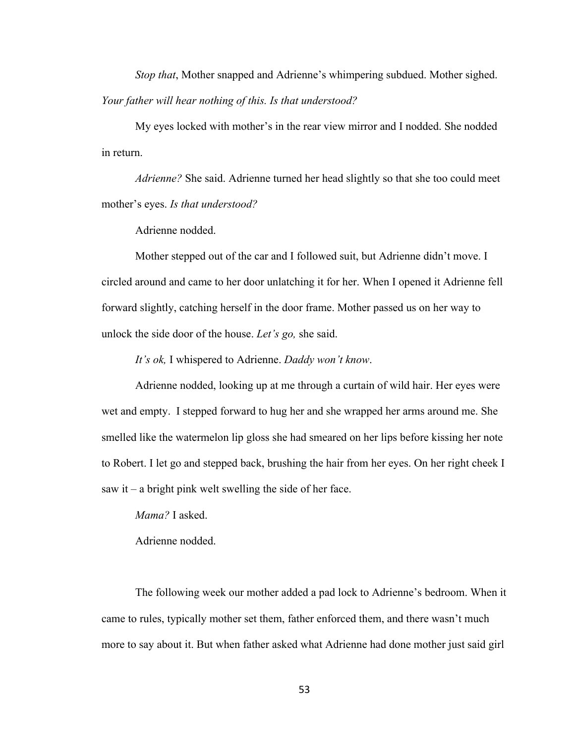*Stop that*, Mother snapped and Adrienne's whimpering subdued. Mother sighed. *Your father will hear nothing of this. Is that understood?*

My eyes locked with mother's in the rear view mirror and I nodded. She nodded in return.

*Adrienne?* She said. Adrienne turned her head slightly so that she too could meet mother's eyes. *Is that understood?*

Adrienne nodded.

Mother stepped out of the car and I followed suit, but Adrienne didn't move. I circled around and came to her door unlatching it for her. When I opened it Adrienne fell forward slightly, catching herself in the door frame. Mother passed us on her way to unlock the side door of the house. *Let's go,* she said.

*It's ok,* I whispered to Adrienne. *Daddy won't know*.

Adrienne nodded, looking up at me through a curtain of wild hair. Her eyes were wet and empty. I stepped forward to hug her and she wrapped her arms around me. She smelled like the watermelon lip gloss she had smeared on her lips before kissing her note to Robert. I let go and stepped back, brushing the hair from her eyes. On her right cheek I saw it – a bright pink welt swelling the side of her face.

*Mama?* I asked.

Adrienne nodded.

The following week our mother added a pad lock to Adrienne's bedroom. When it came to rules, typically mother set them, father enforced them, and there wasn't much more to say about it. But when father asked what Adrienne had done mother just said girl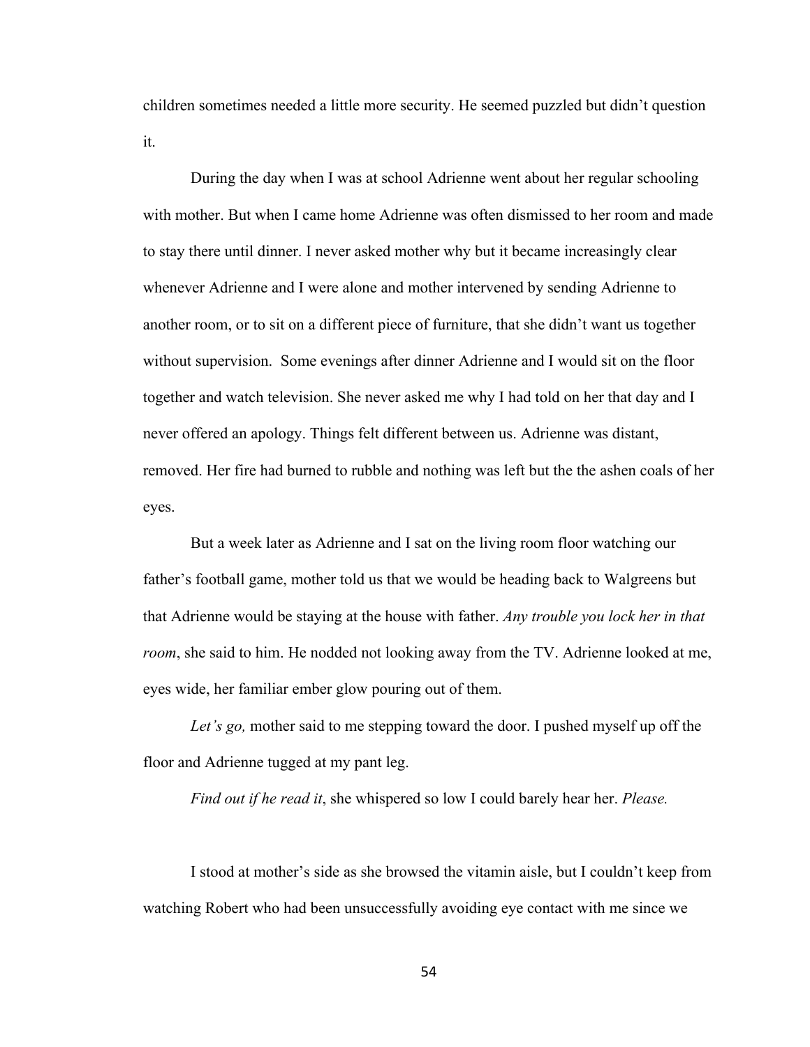children sometimes needed a little more security. He seemed puzzled but didn't question it.

During the day when I was at school Adrienne went about her regular schooling with mother. But when I came home Adrienne was often dismissed to her room and made to stay there until dinner. I never asked mother why but it became increasingly clear whenever Adrienne and I were alone and mother intervened by sending Adrienne to another room, or to sit on a different piece of furniture, that she didn't want us together without supervision.  Some evenings after dinner Adrienne and I would sit on the floor together and watch television. She never asked me why I had told on her that day and I never offered an apology. Things felt different between us. Adrienne was distant, removed. Her fire had burned to rubble and nothing was left but the the ashen coals of her eyes.

But a week later as Adrienne and I sat on the living room floor watching our father's football game, mother told us that we would be heading back to Walgreens but that Adrienne would be staying at the house with father. *Any trouble you lock her in that room*, she said to him. He nodded not looking away from the TV. Adrienne looked at me, eyes wide, her familiar ember glow pouring out of them.

*Let's go,* mother said to me stepping toward the door. I pushed myself up off the floor and Adrienne tugged at my pant leg.

*Find out if he read it*, she whispered so low I could barely hear her. *Please.*

I stood at mother's side as she browsed the vitamin aisle, but I couldn't keep from watching Robert who had been unsuccessfully avoiding eye contact with me since we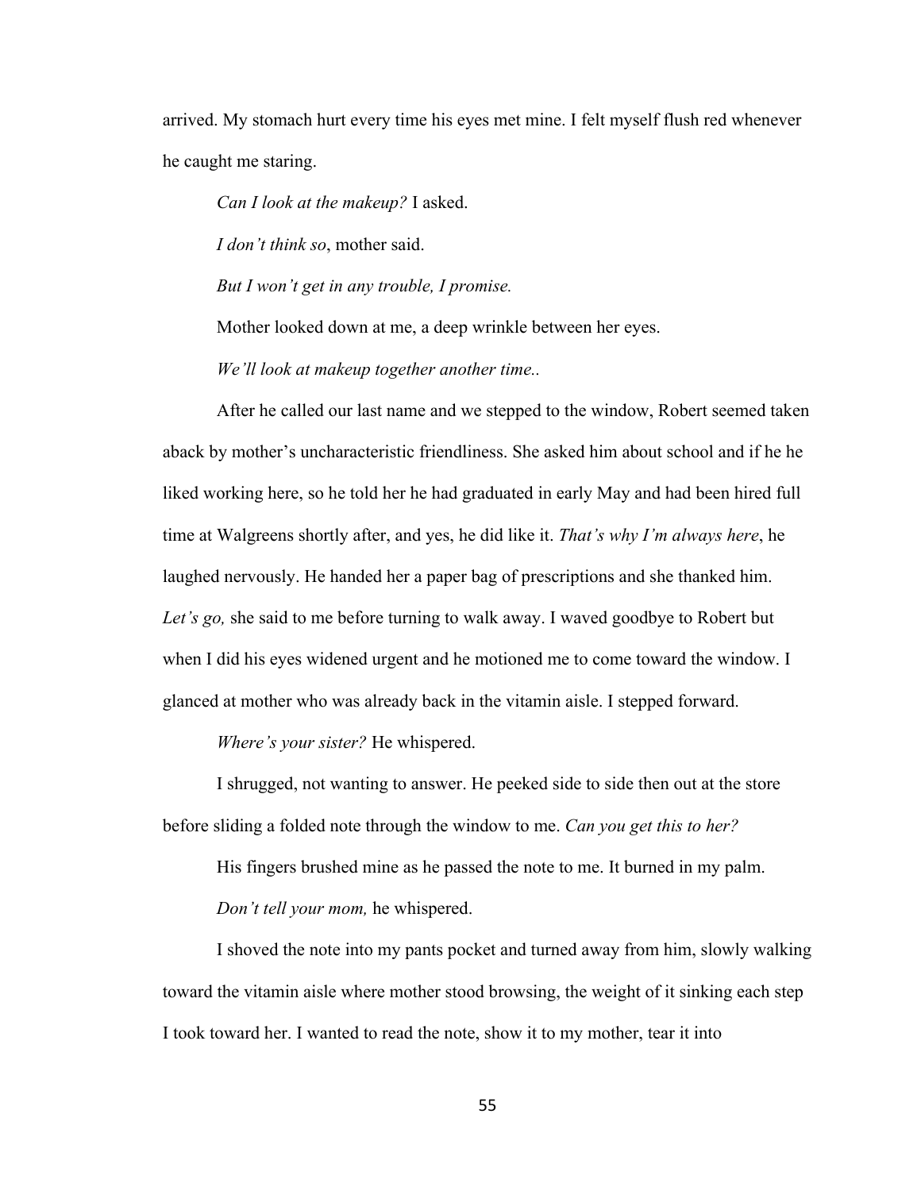arrived. My stomach hurt every time his eyes met mine. I felt myself flush red whenever he caught me staring.

*Can I look at the makeup?* I asked.

*I don't think so*, mother said.

*But I won't get in any trouble, I promise.*

Mother looked down at me, a deep wrinkle between her eyes.

*We'll look at makeup together another time..*

After he called our last name and we stepped to the window, Robert seemed taken aback by mother's uncharacteristic friendliness. She asked him about school and if he he liked working here, so he told her he had graduated in early May and had been hired full time at Walgreens shortly after, and yes, he did like it. *That's why I'm always here*, he laughed nervously. He handed her a paper bag of prescriptions and she thanked him. *Let's go,* she said to me before turning to walk away. I waved goodbye to Robert but when I did his eyes widened urgent and he motioned me to come toward the window. I glanced at mother who was already back in the vitamin aisle. I stepped forward.

*Where's your sister?* He whispered.

I shrugged, not wanting to answer. He peeked side to side then out at the store before sliding a folded note through the window to me. *Can you get this to her?*

His fingers brushed mine as he passed the note to me. It burned in my palm.

*Don't tell your mom,* he whispered.

I shoved the note into my pants pocket and turned away from him, slowly walking toward the vitamin aisle where mother stood browsing, the weight of it sinking each step I took toward her. I wanted to read the note, show it to my mother, tear it into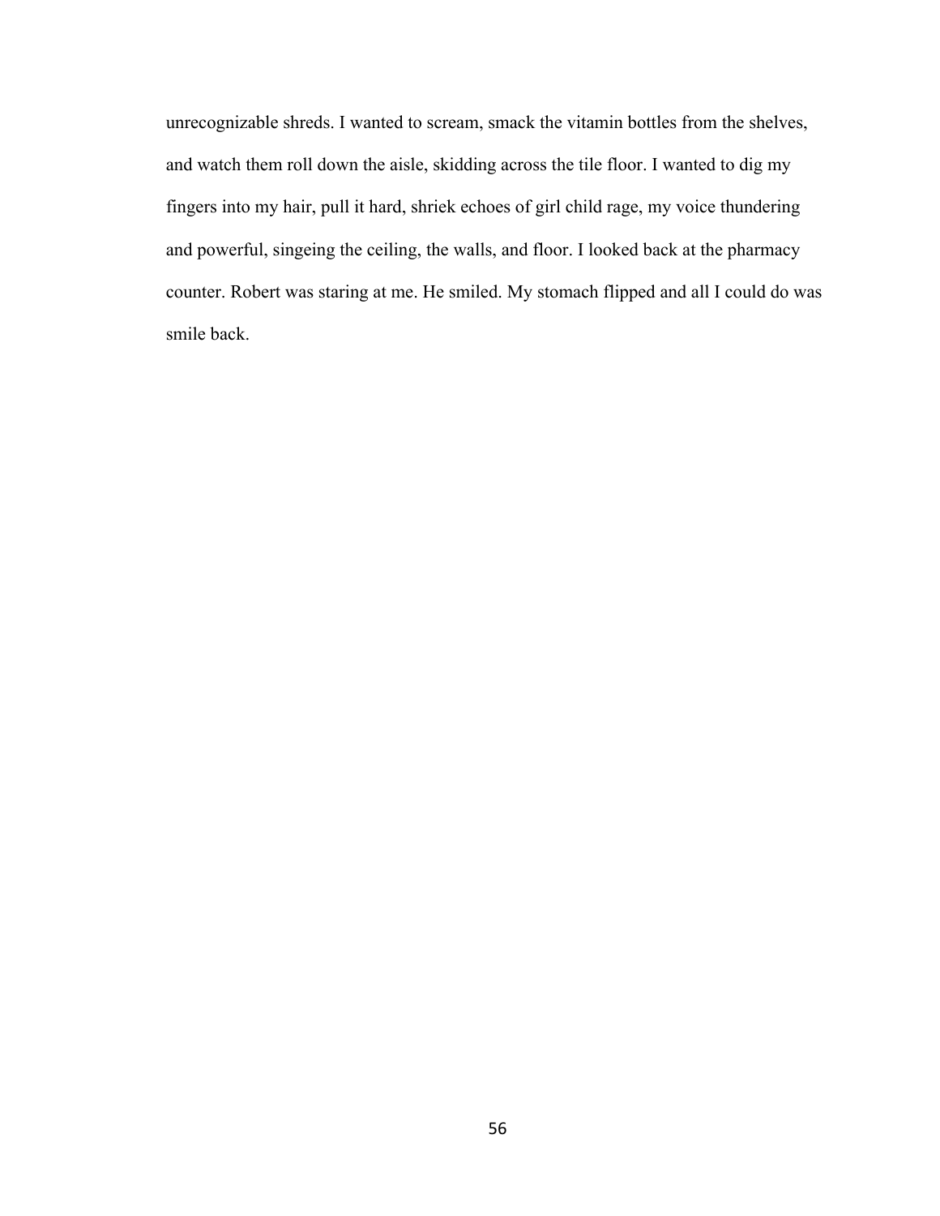unrecognizable shreds. I wanted to scream, smack the vitamin bottles from the shelves, and watch them roll down the aisle, skidding across the tile floor. I wanted to dig my fingers into my hair, pull it hard, shriek echoes of girl child rage, my voice thundering and powerful, singeing the ceiling, the walls, and floor. I looked back at the pharmacy counter. Robert was staring at me. He smiled. My stomach flipped and all I could do was smile back.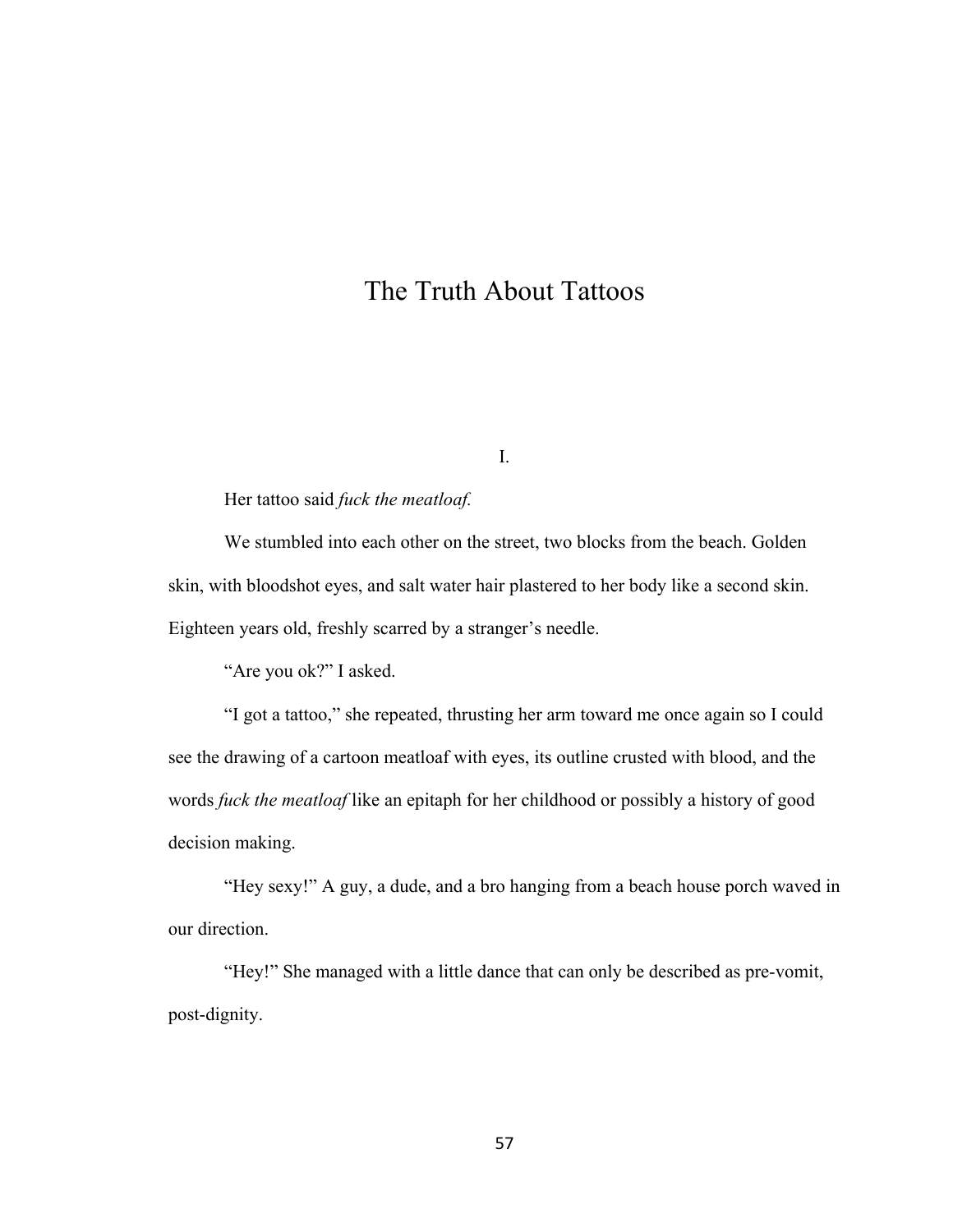# The Truth About Tattoos

I.

Her tattoo said *fuck the meatloaf.*

We stumbled into each other on the street, two blocks from the beach. Golden skin, with bloodshot eyes, and salt water hair plastered to her body like a second skin. Eighteen years old, freshly scarred by a stranger's needle.

"Are you ok?" I asked.

"I got a tattoo," she repeated, thrusting her arm toward me once again so I could see the drawing of a cartoon meatloaf with eyes, its outline crusted with blood, and the words *fuck the meatloaf* like an epitaph for her childhood or possibly a history of good decision making.

"Hey sexy!" A guy, a dude, and a bro hanging from a beach house porch waved in our direction.

"Hey!" She managed with a little dance that can only be described as pre-vomit, post-dignity.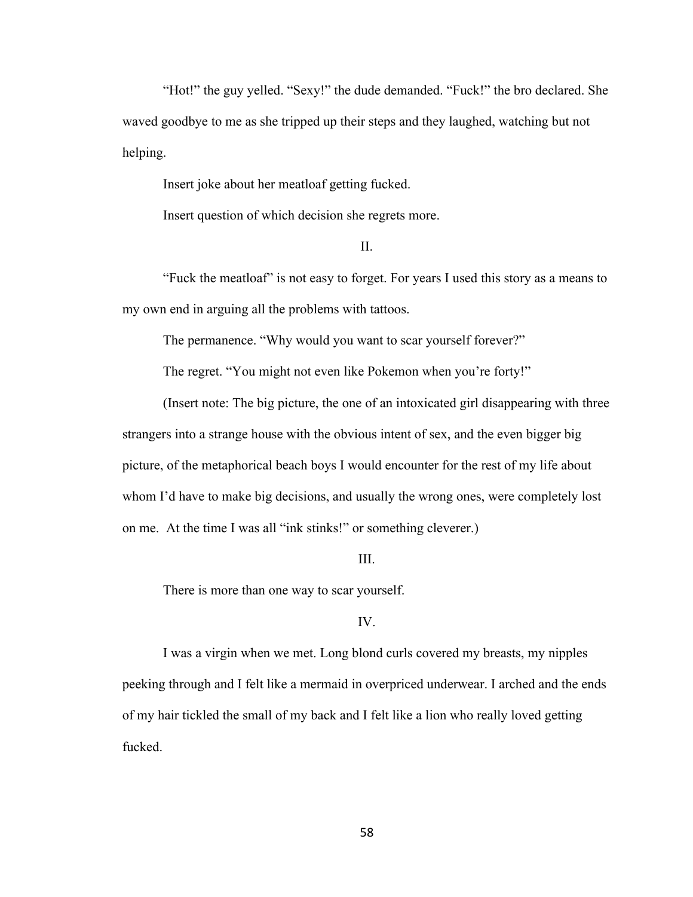"Hot!" the guy yelled. "Sexy!" the dude demanded. "Fuck!" the bro declared. She waved goodbye to me as she tripped up their steps and they laughed, watching but not helping.

Insert joke about her meatloaf getting fucked.

Insert question of which decision she regrets more.

II.

"Fuck the meatloaf" is not easy to forget. For years I used this story as a means to my own end in arguing all the problems with tattoos.

The permanence. "Why would you want to scar yourself forever?"

The regret. "You might not even like Pokemon when you're forty!"

(Insert note: The big picture, the one of an intoxicated girl disappearing with three strangers into a strange house with the obvious intent of sex, and the even bigger big picture, of the metaphorical beach boys I would encounter for the rest of my life about whom I'd have to make big decisions, and usually the wrong ones, were completely lost on me. At the time I was all "ink stinks!" or something cleverer.)

III.

There is more than one way to scar yourself.

IV.

I was a virgin when we met. Long blond curls covered my breasts, my nipples peeking through and I felt like a mermaid in overpriced underwear. I arched and the ends of my hair tickled the small of my back and I felt like a lion who really loved getting fucked.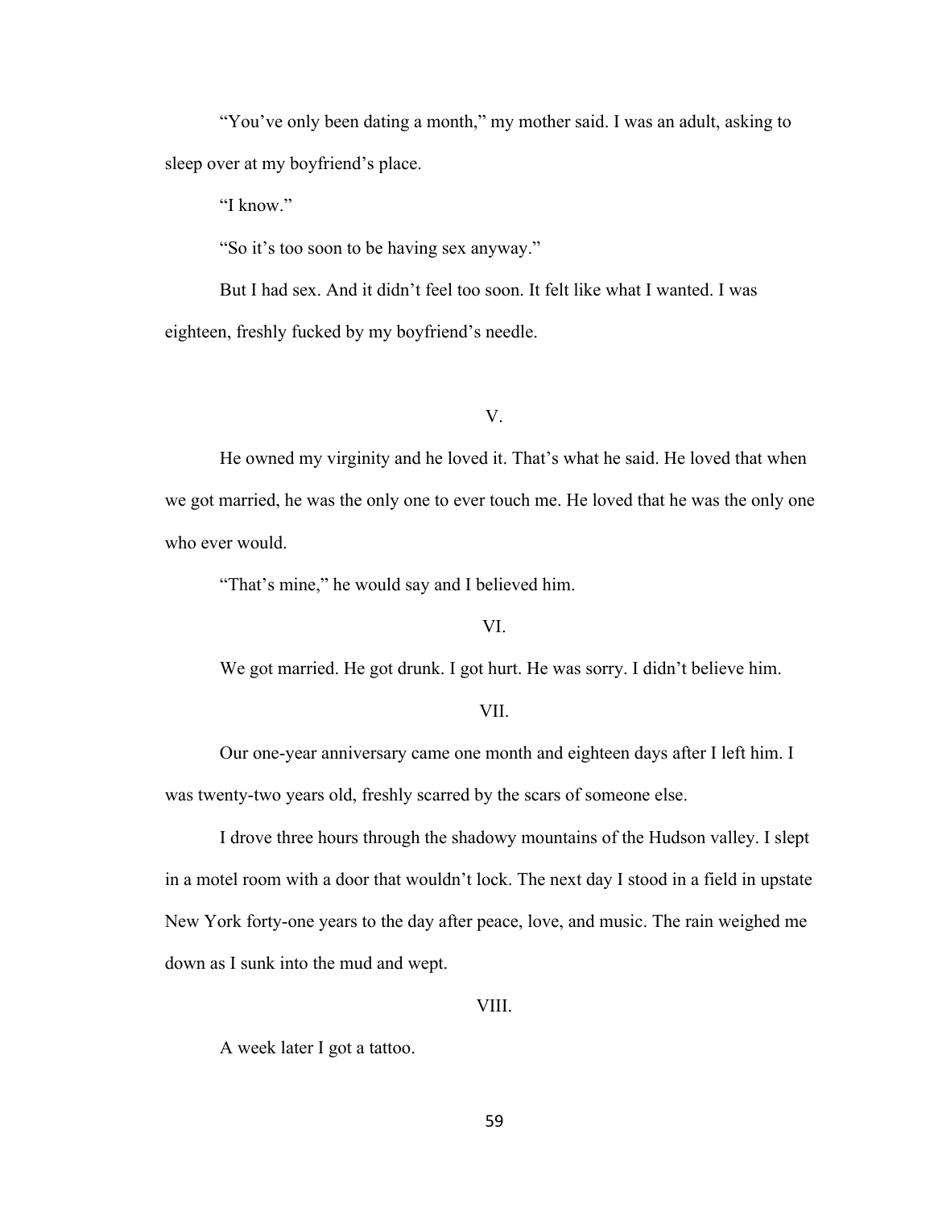"You've only been dating a month," my mother said. I was an adult, asking to sleep over at my boyfriend's place.

"I know."

"So it's too soon to be having sex anyway."

But I had sex. And it didn't feel too soon. It felt like what I wanted. I was eighteen, freshly fucked by my boyfriend's needle.

V.

He owned my virginity and he loved it. That's what he said. He loved that when we got married, he was the only one to ever touch me. He loved that he was the only one who ever would.

"That's mine," he would say and I believed him.

VI.

We got married. He got drunk. I got hurt. He was sorry. I didn't believe him.

VII.

Our one-year anniversary came one month and eighteen days after I left him. I was twenty-two years old, freshly scarred by the scars of someone else.

I drove three hours through the shadowy mountains of the Hudson valley. I slept in a motel room with a door that wouldn't lock. The next day I stood in a field in upstate New York forty-one years to the day after peace, love, and music. The rain weighed me down as I sunk into the mud and wept.

VIII.

A week later I got a tattoo.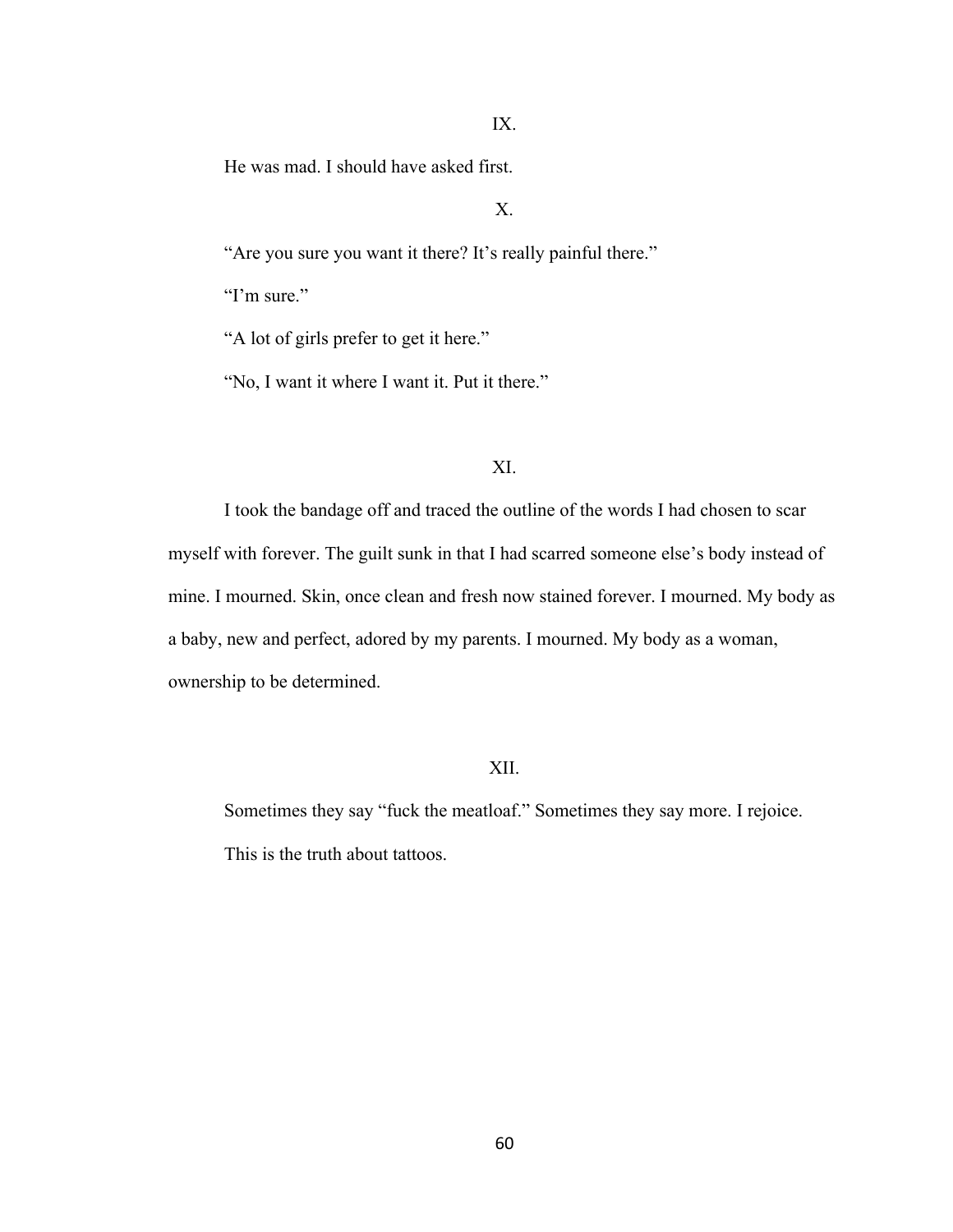IX.

He was mad. I should have asked first.

X.

"Are you sure you want it there? It's really painful there."

"I'm sure."

"A lot of girls prefer to get it here."

"No, I want it where I want it. Put it there."

XI.

I took the bandage off and traced the outline of the words I had chosen to scar myself with forever. The guilt sunk in that I had scarred someone else's body instead of mine. I mourned. Skin, once clean and fresh now stained forever. I mourned. My body as a baby, new and perfect, adored by my parents. I mourned. My body as a woman, ownership to be determined.

XII.

Sometimes they say "fuck the meatloaf." Sometimes they say more. I rejoice.

This is the truth about tattoos.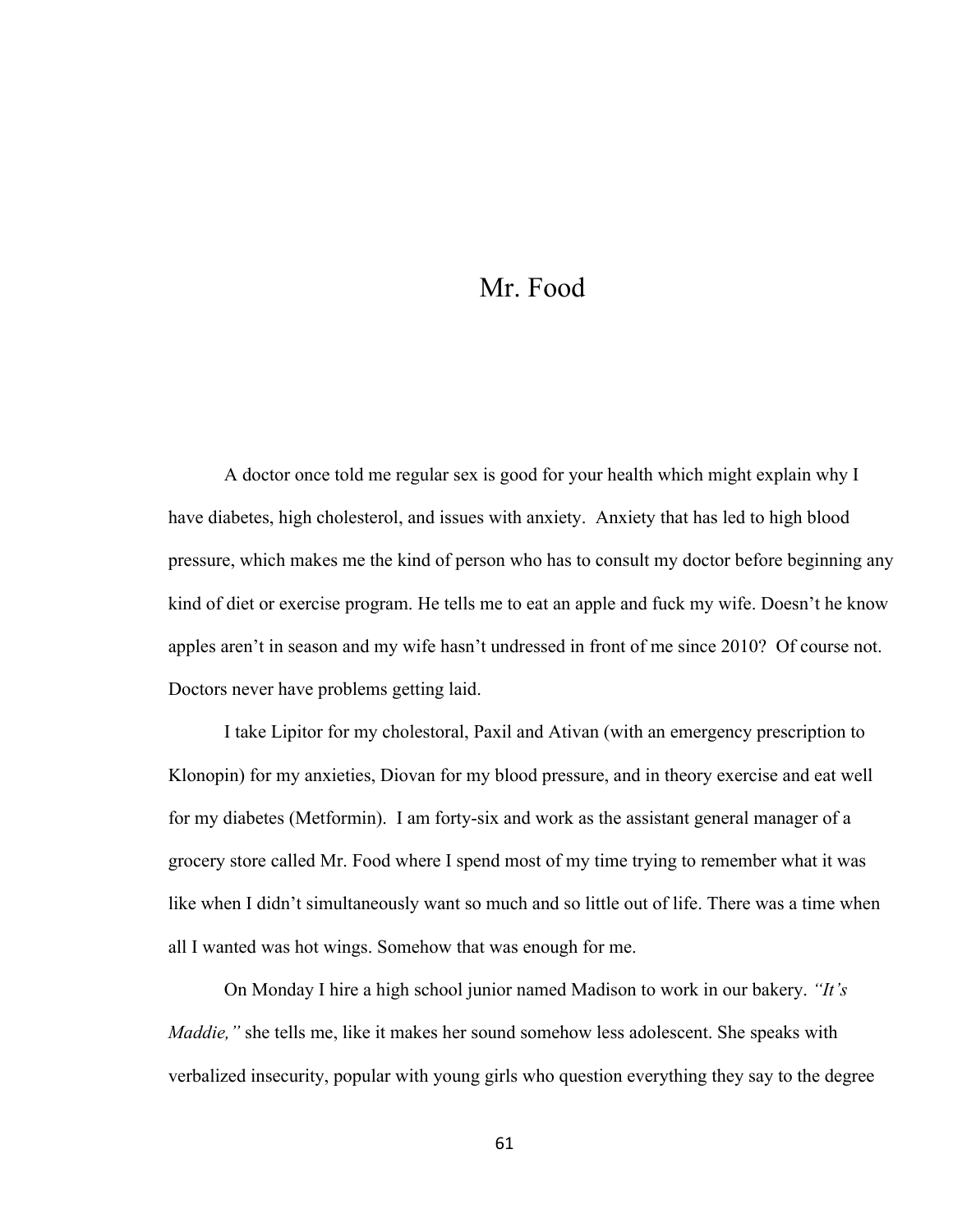# Mr. Food

A doctor once told me regular sex is good for your health which might explain why I have diabetes, high cholesterol, and issues with anxiety. Anxiety that has led to high blood pressure, which makes me the kind of person who has to consult my doctor before beginning any kind of diet or exercise program. He tells me to eat an apple and fuck my wife. Doesn't he know apples aren't in season and my wife hasn't undressed in front of me since 2010? Of course not. Doctors never have problems getting laid.

I take Lipitor for my cholestoral, Paxil and Ativan (with an emergency prescription to Klonopin) for my anxieties, Diovan for my blood pressure, and in theory exercise and eat well for my diabetes (Metformin). I am forty-six and work as the assistant general manager of a grocery store called Mr. Food where I spend most of my time trying to remember what it was like when I didn't simultaneously want so much and so little out of life. There was a time when all I wanted was hot wings. Somehow that was enough for me.

On Monday I hire a high school junior named Madison to work in our bakery. *"It's Maddie,"* she tells me, like it makes her sound somehow less adolescent. She speaks with verbalized insecurity, popular with young girls who question everything they say to the degree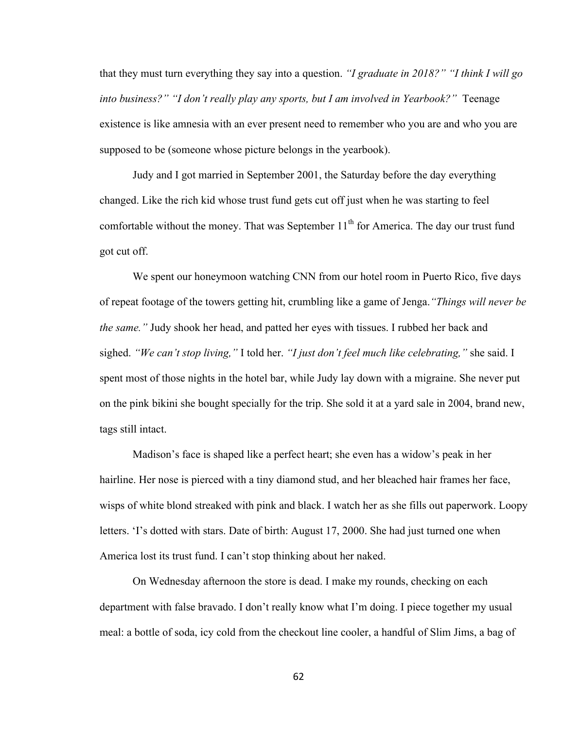that they must turn everything they say into a question. *"I graduate in 2018?" "I think I will go into business?" "I don't really play any sports, but I am involved in Yearbook?"* Teenage existence is like amnesia with an ever present need to remember who you are and who you are supposed to be (someone whose picture belongs in the yearbook).

Judy and I got married in September 2001, the Saturday before the day everything changed. Like the rich kid whose trust fund gets cut off just when he was starting to feel comfortable without the money. That was September 11th for America. The day our trust fund got cut off.

We spent our honeymoon watching CNN from our hotel room in Puerto Rico, five days of repeat footage of the towers getting hit, crumbling like a game of Jenga.*"Things will never be the same."* Judy shook her head, and patted her eyes with tissues. I rubbed her back and sighed. *"We can't stop living,"* I told her. *"I just don't feel much like celebrating,"* she said. I spent most of those nights in the hotel bar, while Judy lay down with a migraine. She never put on the pink bikini she bought specially for the trip. She sold it at a yard sale in 2004, brand new, tags still intact.

Madison's face is shaped like a perfect heart; she even has a widow's peak in her hairline. Her nose is pierced with a tiny diamond stud, and her bleached hair frames her face, wisps of white blond streaked with pink and black. I watch her as she fills out paperwork. Loopy letters. 'I's dotted with stars. Date of birth: August 17, 2000. She had just turned one when America lost its trust fund. I can't stop thinking about her naked.

On Wednesday afternoon the store is dead. I make my rounds, checking on each department with false bravado. I don't really know what I'm doing. I piece together my usual meal: a bottle of soda, icy cold from the checkout line cooler, a handful of Slim Jims, a bag of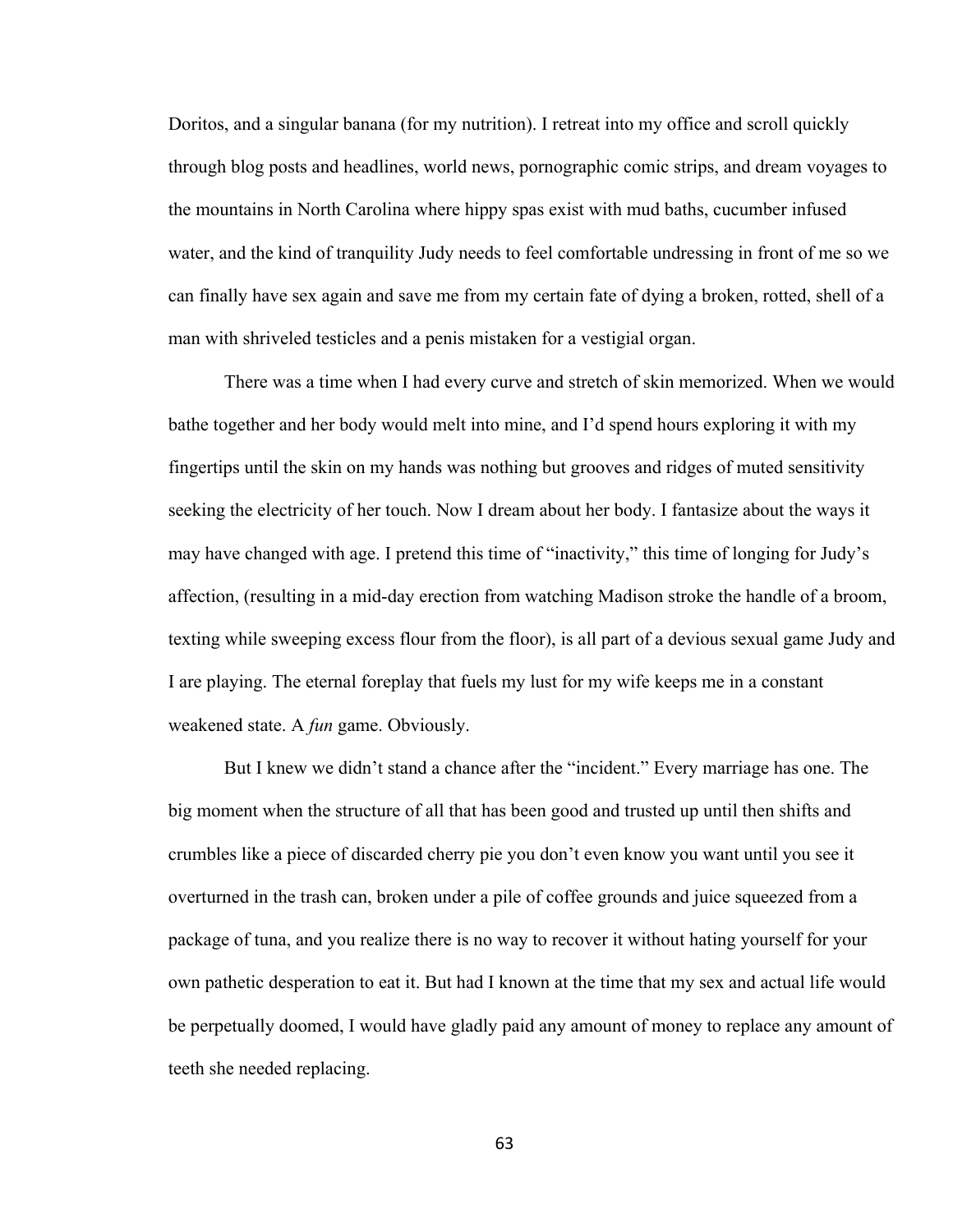Doritos, and a singular banana (for my nutrition). I retreat into my office and scroll quickly through blog posts and headlines, world news, pornographic comic strips, and dream voyages to the mountains in North Carolina where hippy spas exist with mud baths, cucumber infused water, and the kind of tranquility Judy needs to feel comfortable undressing in front of me so we can finally have sex again and save me from my certain fate of dying a broken, rotted, shell of a man with shriveled testicles and a penis mistaken for a vestigial organ.

There was a time when I had every curve and stretch of skin memorized. When we would bathe together and her body would melt into mine, and I'd spend hours exploring it with my fingertips until the skin on my hands was nothing but grooves and ridges of muted sensitivity seeking the electricity of her touch. Now I dream about her body. I fantasize about the ways it may have changed with age. I pretend this time of "inactivity," this time of longing for Judy's affection, (resulting in a mid-day erection from watching Madison stroke the handle of a broom, texting while sweeping excess flour from the floor), is all part of a devious sexual game Judy and I are playing. The eternal foreplay that fuels my lust for my wife keeps me in a constant weakened state. A *fun* game. Obviously.

But I knew we didn't stand a chance after the "incident." Every marriage has one. The big moment when the structure of all that has been good and trusted up until then shifts and crumbles like a piece of discarded cherry pie you don't even know you want until you see it overturned in the trash can, broken under a pile of coffee grounds and juice squeezed from a package of tuna, and you realize there is no way to recover it without hating yourself for your own pathetic desperation to eat it. But had I known at the time that my sex and actual life would be perpetually doomed, I would have gladly paid any amount of money to replace any amount of teeth she needed replacing.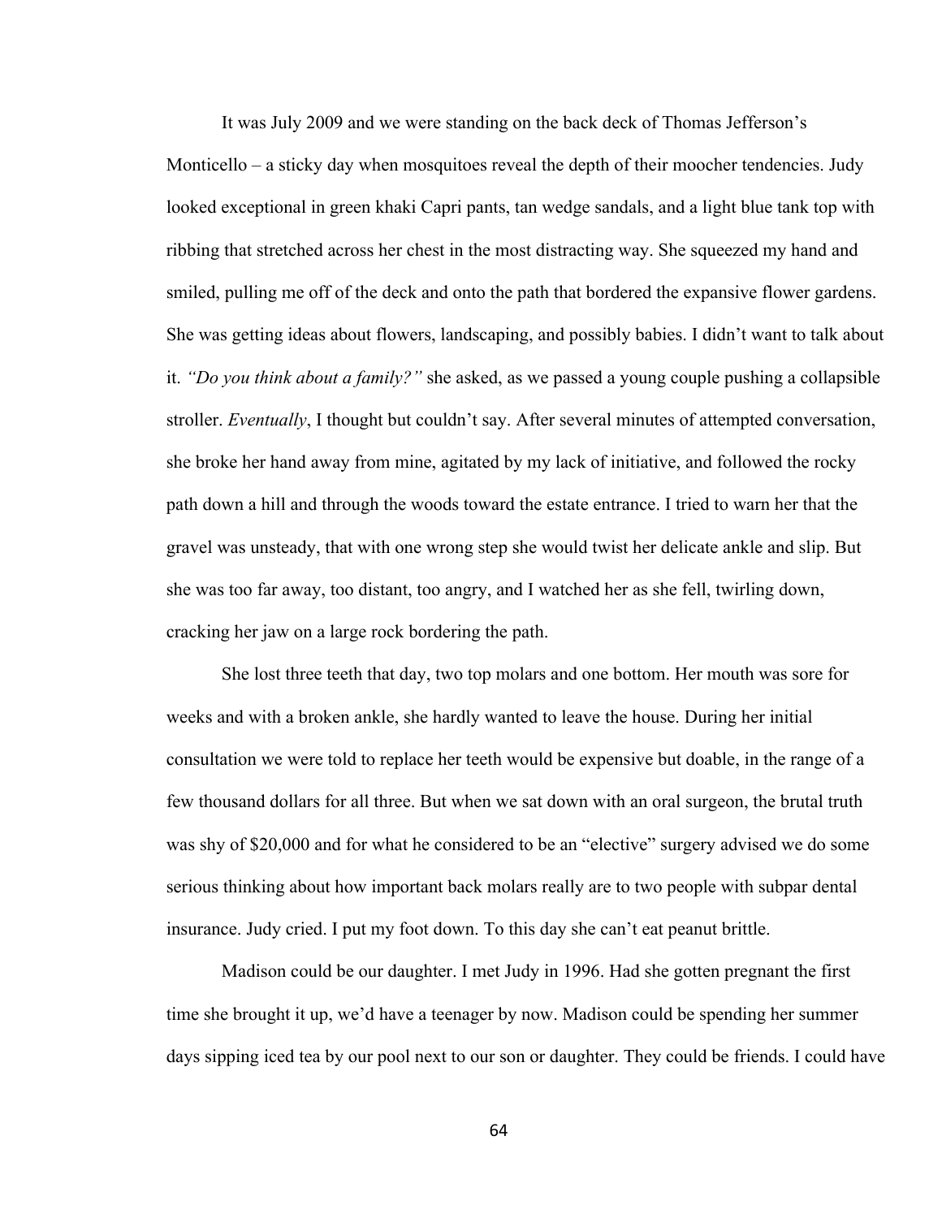It was July 2009 and we were standing on the back deck of Thomas Jefferson's Monticello – a sticky day when mosquitoes reveal the depth of their moocher tendencies. Judy looked exceptional in green khaki Capri pants, tan wedge sandals, and a light blue tank top with ribbing that stretched across her chest in the most distracting way. She squeezed my hand and smiled, pulling me off of the deck and onto the path that bordered the expansive flower gardens. She was getting ideas about flowers, landscaping, and possibly babies. I didn't want to talk about it. *"Do you think about a family?"* she asked, as we passed a young couple pushing a collapsible stroller. *Eventually*, I thought but couldn't say. After several minutes of attempted conversation, she broke her hand away from mine, agitated by my lack of initiative, and followed the rocky path down a hill and through the woods toward the estate entrance. I tried to warn her that the gravel was unsteady, that with one wrong step she would twist her delicate ankle and slip. But she was too far away, too distant, too angry, and I watched her as she fell, twirling down, cracking her jaw on a large rock bordering the path.

She lost three teeth that day, two top molars and one bottom. Her mouth was sore for weeks and with a broken ankle, she hardly wanted to leave the house. During her initial consultation we were told to replace her teeth would be expensive but doable, in the range of a few thousand dollars for all three. But when we sat down with an oral surgeon, the brutal truth was shy of $20,000 and for what he considered to be an "elective" surgery advised we do some serious thinking about how important back molars really are to two people with subpar dental insurance. Judy cried. I put my foot down. To this day she can't eat peanut brittle.

Madison could be our daughter. I met Judy in 1996. Had she gotten pregnant the first time she brought it up, we'd have a teenager by now. Madison could be spending her summer days sipping iced tea by our pool next to our son or daughter. They could be friends. I could have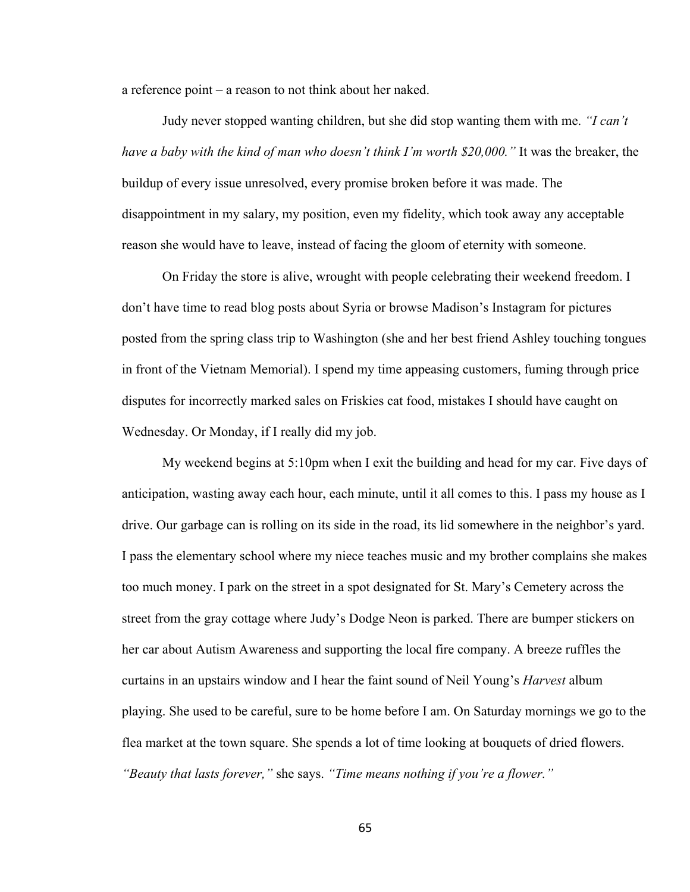a reference point – a reason to not think about her naked.

Judy never stopped wanting children, but she did stop wanting them with me. *"I can't have a baby with the kind of man who doesn't think I'm worth $20,000."* It was the breaker, the buildup of every issue unresolved, every promise broken before it was made. The disappointment in my salary, my position, even my fidelity, which took away any acceptable reason she would have to leave, instead of facing the gloom of eternity with someone.

On Friday the store is alive, wrought with people celebrating their weekend freedom. I don't have time to read blog posts about Syria or browse Madison's Instagram for pictures posted from the spring class trip to Washington (she and her best friend Ashley touching tongues in front of the Vietnam Memorial). I spend my time appeasing customers, fuming through price disputes for incorrectly marked sales on Friskies cat food, mistakes I should have caught on Wednesday. Or Monday, if I really did my job.

My weekend begins at 5:10pm when I exit the building and head for my car. Five days of anticipation, wasting away each hour, each minute, until it all comes to this. I pass my house as I drive. Our garbage can is rolling on its side in the road, its lid somewhere in the neighbor's yard. I pass the elementary school where my niece teaches music and my brother complains she makes too much money. I park on the street in a spot designated for St. Mary's Cemetery across the street from the gray cottage where Judy's Dodge Neon is parked. There are bumper stickers on her car about Autism Awareness and supporting the local fire company. A breeze ruffles the curtains in an upstairs window and I hear the faint sound of Neil Young's *Harvest* album playing. She used to be careful, sure to be home before I am. On Saturday mornings we go to the flea market at the town square. She spends a lot of time looking at bouquets of dried flowers. *"Beauty that lasts forever,"* she says. *"Time means nothing if you're a flower."*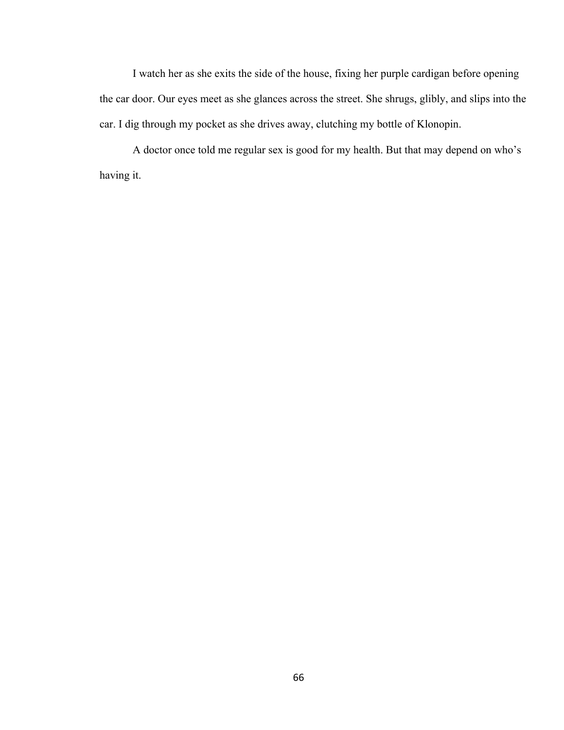I watch her as she exits the side of the house, fixing her purple cardigan before opening the car door. Our eyes meet as she glances across the street. She shrugs, glibly, and slips into the car. I dig through my pocket as she drives away, clutching my bottle of Klonopin.

A doctor once told me regular sex is good for my health. But that may depend on who's having it.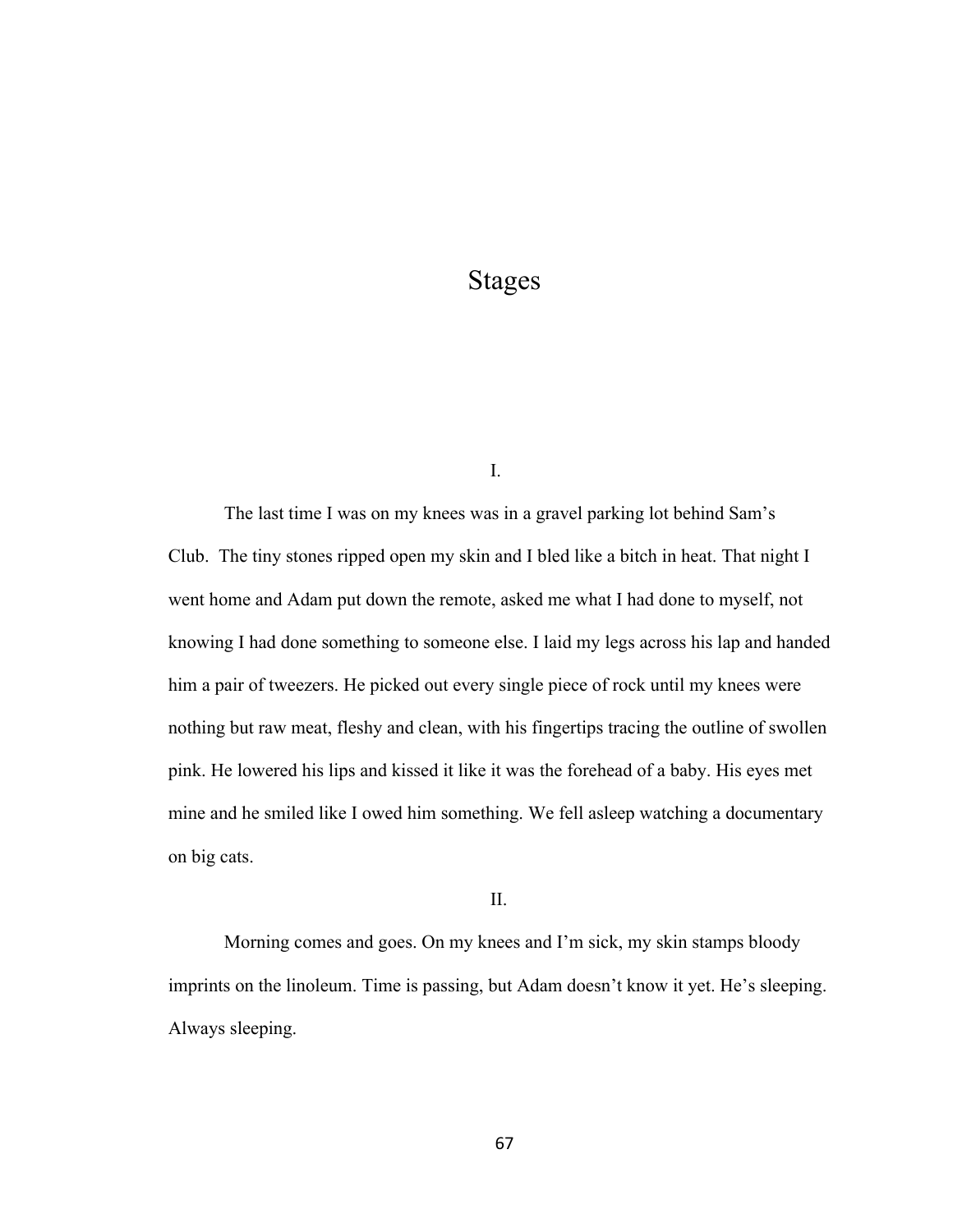# Stages

I.

The last time I was on my knees was in a gravel parking lot behind Sam's Club. The tiny stones ripped open my skin and I bled like a bitch in heat. That night I went home and Adam put down the remote, asked me what I had done to myself, not knowing I had done something to someone else. I laid my legs across his lap and handed him a pair of tweezers. He picked out every single piece of rock until my knees were nothing but raw meat, fleshy and clean, with his fingertips tracing the outline of swollen pink. He lowered his lips and kissed it like it was the forehead of a baby. His eyes met mine and he smiled like I owed him something. We fell asleep watching a documentary on big cats.

II.

Morning comes and goes. On my knees and I'm sick, my skin stamps bloody imprints on the linoleum. Time is passing, but Adam doesn't know it yet. He's sleeping. Always sleeping.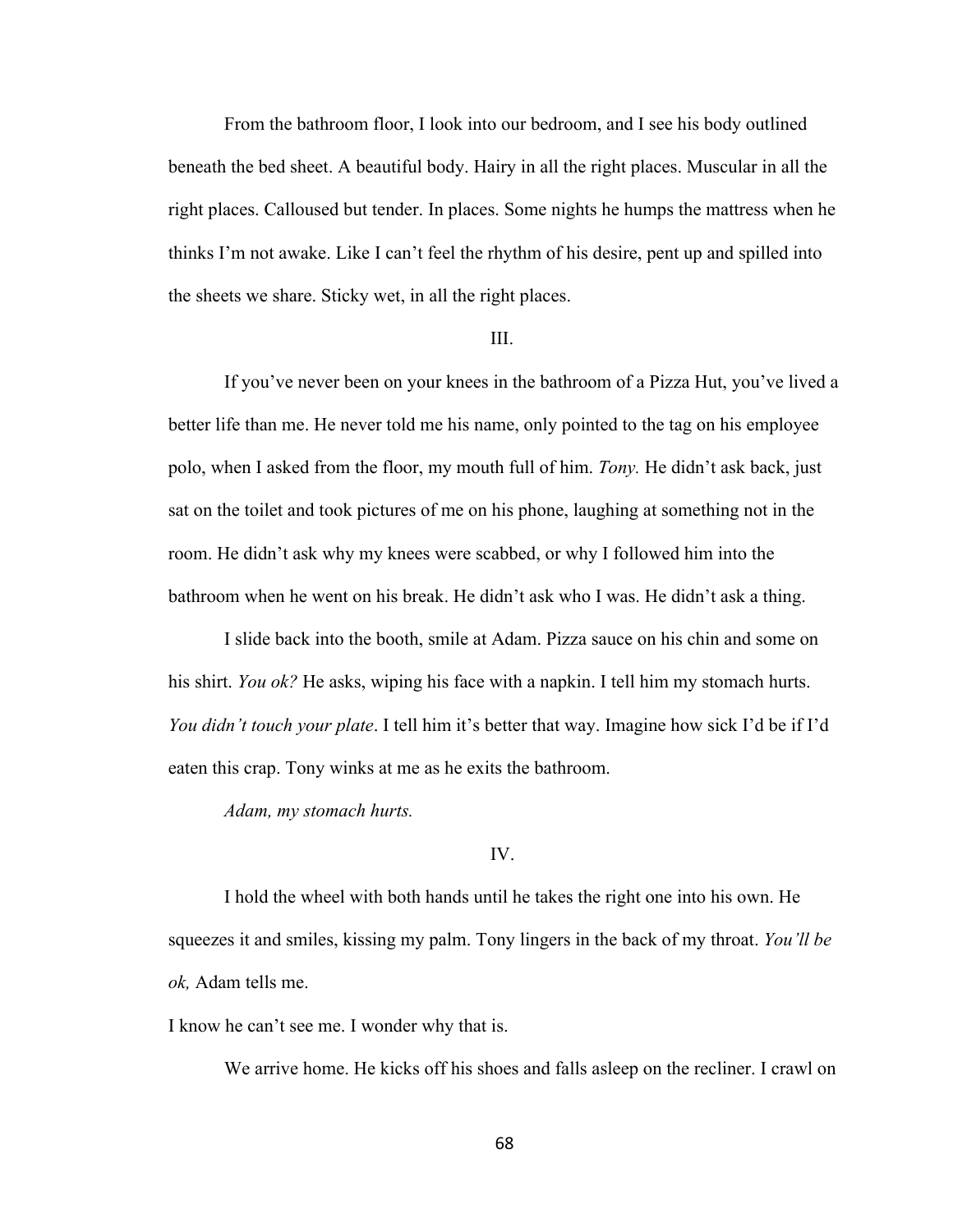From the bathroom floor, I look into our bedroom, and I see his body outlined beneath the bed sheet. A beautiful body. Hairy in all the right places. Muscular in all the right places. Calloused but tender. In places. Some nights he humps the mattress when he thinks I'm not awake. Like I can't feel the rhythm of his desire, pent up and spilled into the sheets we share. Sticky wet, in all the right places.

III.

If you've never been on your knees in the bathroom of a Pizza Hut, you've lived a better life than me. He never told me his name, only pointed to the tag on his employee polo, when I asked from the floor, my mouth full of him. *Tony.* He didn't ask back, just sat on the toilet and took pictures of me on his phone, laughing at something not in the room. He didn't ask why my knees were scabbed, or why I followed him into the bathroom when he went on his break. He didn't ask who I was. He didn't ask a thing.

I slide back into the booth, smile at Adam. Pizza sauce on his chin and some on his shirt. *You ok?* He asks, wiping his face with a napkin. I tell him my stomach hurts. *You didn't touch your plate*. I tell him it's better that way. Imagine how sick I'd be if I'd eaten this crap. Tony winks at me as he exits the bathroom.

*Adam, my stomach hurts.*

IV.

I hold the wheel with both hands until he takes the right one into his own. He squeezes it and smiles, kissing my palm. Tony lingers in the back of my throat. *You'll be ok,* Adam tells me.

I know he can't see me. I wonder why that is.

We arrive home. He kicks off his shoes and falls asleep on the recliner. I crawl on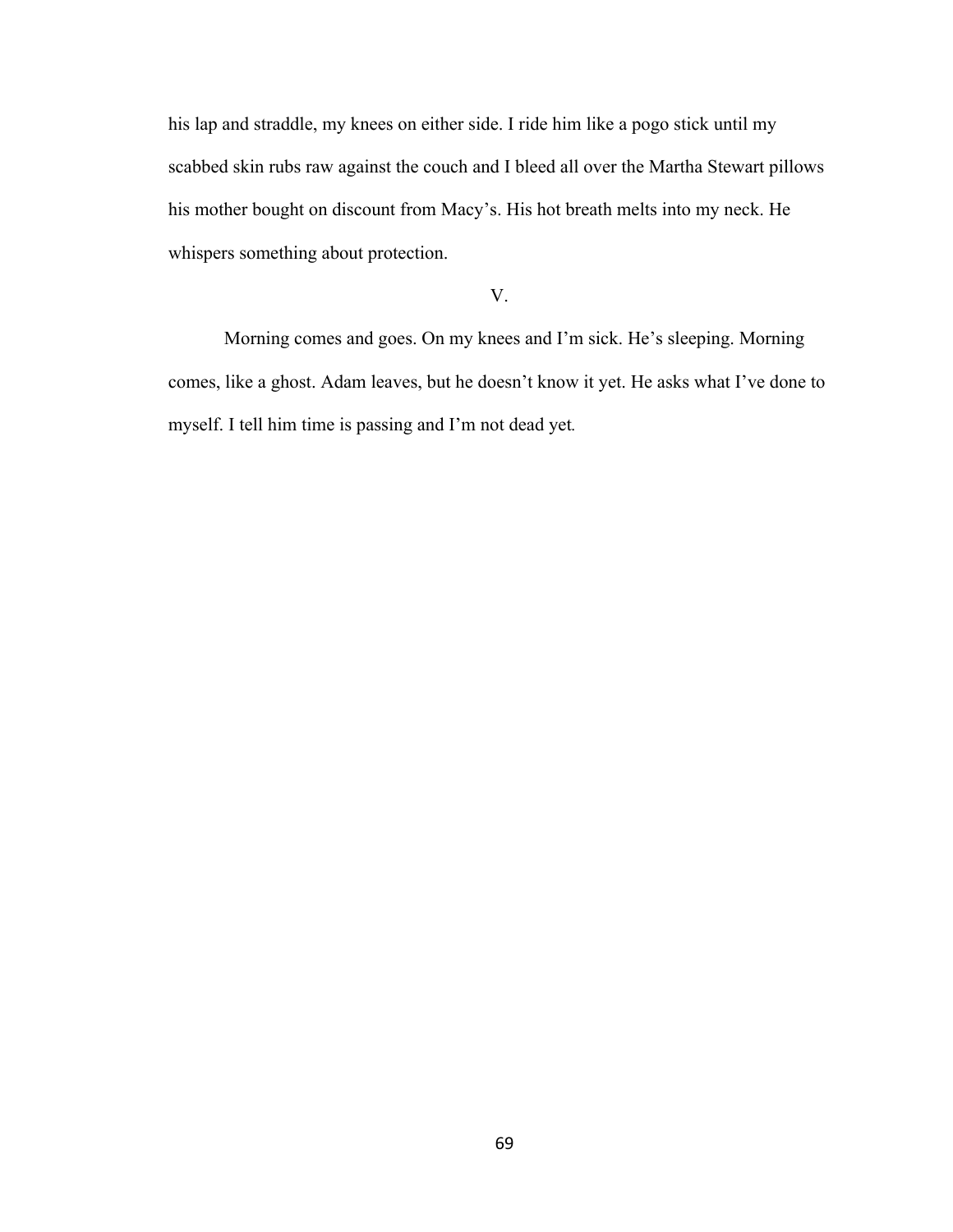his lap and straddle, my knees on either side. I ride him like a pogo stick until my scabbed skin rubs raw against the couch and I bleed all over the Martha Stewart pillows his mother bought on discount from Macy's. His hot breath melts into my neck. He whispers something about protection.

V.

Morning comes and goes. On my knees and I'm sick. He's sleeping. Morning comes, like a ghost. Adam leaves, but he doesn't know it yet. He asks what I've done to myself. I tell him time is passing and I'm not dead yet.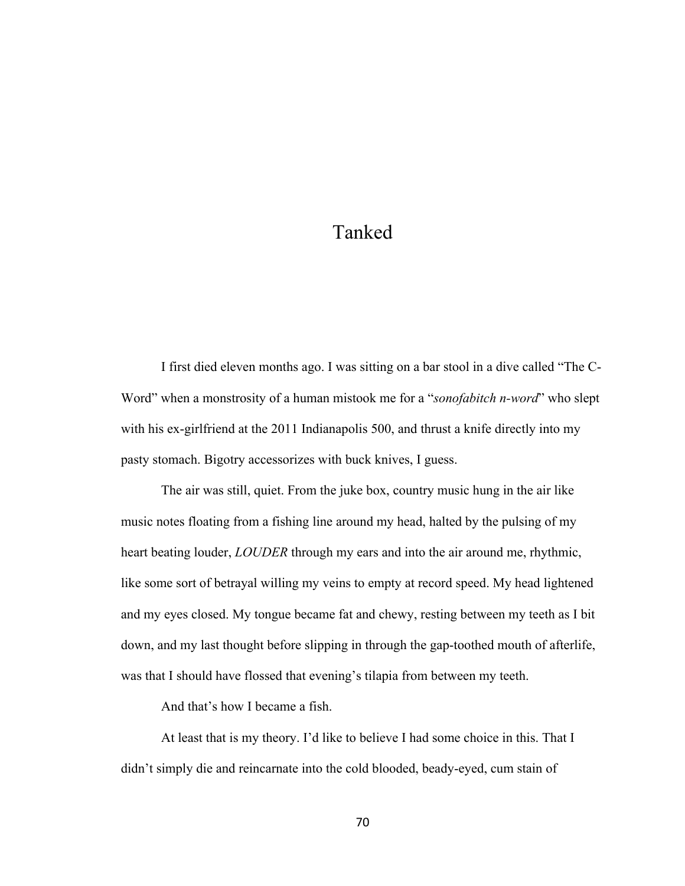# Tanked

I first died eleven months ago. I was sitting on a bar stool in a dive called "The C-Word" when a monstrosity of a human mistook me for a "*sonofabitch n-word*" who slept with his ex-girlfriend at the 2011 Indianapolis 500, and thrust a knife directly into my pasty stomach. Bigotry accessorizes with buck knives, I guess.

The air was still, quiet. From the juke box, country music hung in the air like music notes floating from a fishing line around my head, halted by the pulsing of my heart beating louder, *LOUDER* through my ears and into the air around me, rhythmic, like some sort of betrayal willing my veins to empty at record speed. My head lightened and my eyes closed. My tongue became fat and chewy, resting between my teeth as I bit down, and my last thought before slipping in through the gap-toothed mouth of afterlife, was that I should have flossed that evening's tilapia from between my teeth.

And that's how I became a fish.

At least that is my theory. I'd like to believe I had some choice in this. That I didn't simply die and reincarnate into the cold blooded, beady-eyed, cum stain of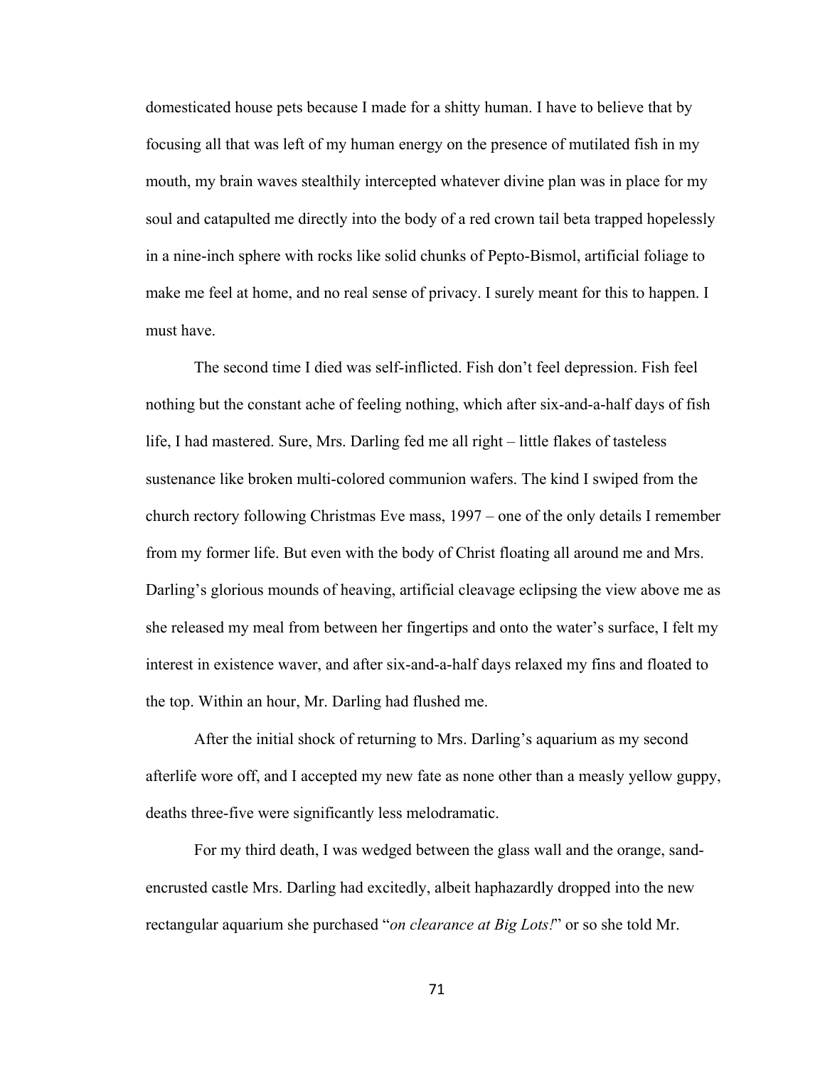domesticated house pets because I made for a shitty human. I have to believe that by focusing all that was left of my human energy on the presence of mutilated fish in my mouth, my brain waves stealthily intercepted whatever divine plan was in place for my soul and catapulted me directly into the body of a red crown tail beta trapped hopelessly in a nine-inch sphere with rocks like solid chunks of Pepto-Bismol, artificial foliage to make me feel at home, and no real sense of privacy. I surely meant for this to happen. I must have.

The second time I died was self-inflicted. Fish don't feel depression. Fish feel nothing but the constant ache of feeling nothing, which after six-and-a-half days of fish life, I had mastered. Sure, Mrs. Darling fed me all right – little flakes of tasteless sustenance like broken multi-colored communion wafers. The kind I swiped from the church rectory following Christmas Eve mass, 1997 – one of the only details I remember from my former life. But even with the body of Christ floating all around me and Mrs. Darling's glorious mounds of heaving, artificial cleavage eclipsing the view above me as she released my meal from between her fingertips and onto the water's surface, I felt my interest in existence waver, and after six-and-a-half days relaxed my fins and floated to the top. Within an hour, Mr. Darling had flushed me.

After the initial shock of returning to Mrs. Darling's aquarium as my second afterlife wore off, and I accepted my new fate as none other than a measly yellow guppy, deaths three-five were significantly less melodramatic.

For my third death, I was wedged between the glass wall and the orange, sand-encrusted castle Mrs. Darling had excitedly, albeit haphazardly dropped into the new rectangular aquarium she purchased "*on clearance at Big Lots!*" or so she told Mr.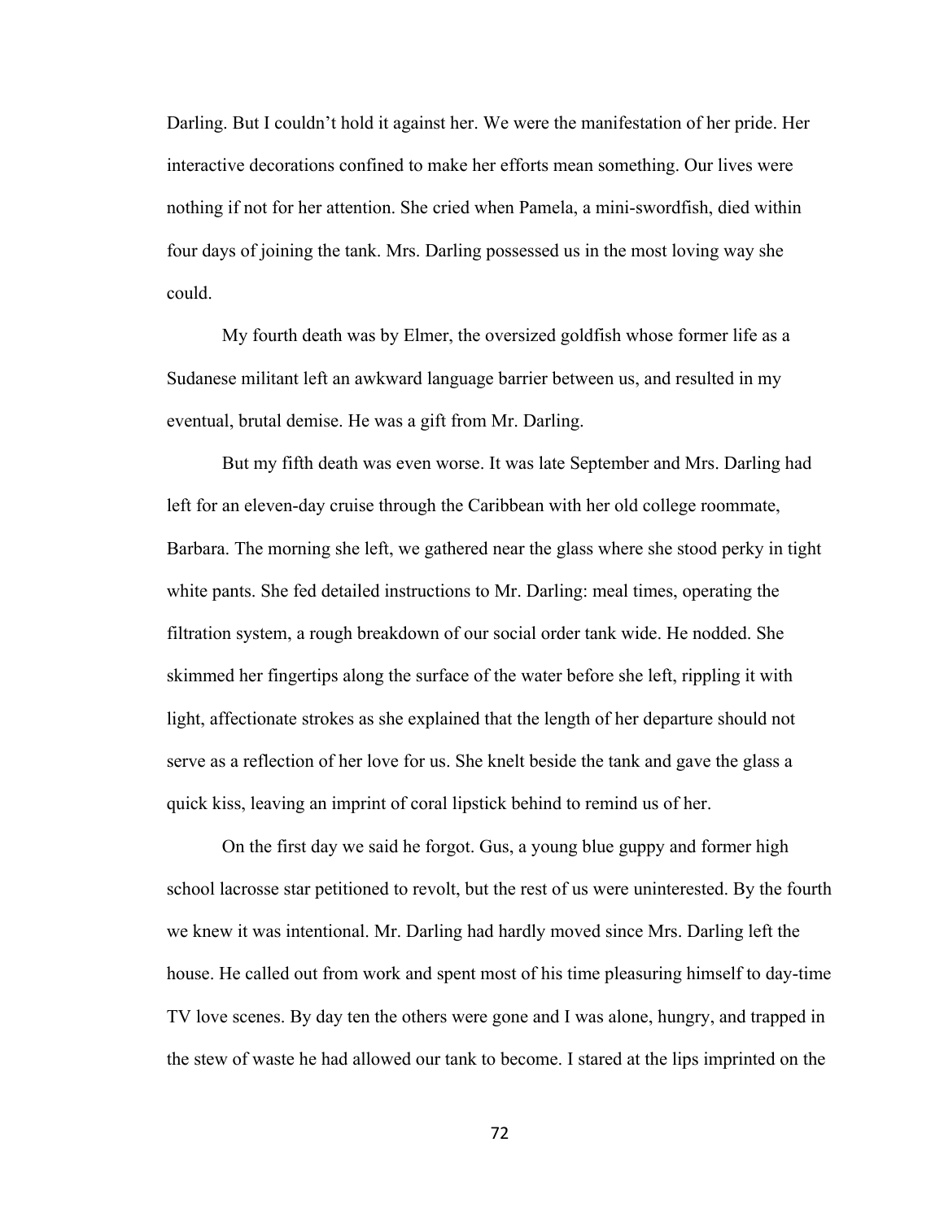Darling. But I couldn't hold it against her. We were the manifestation of her pride. Her interactive decorations confined to make her efforts mean something. Our lives were nothing if not for her attention. She cried when Pamela, a mini-swordfish, died within four days of joining the tank. Mrs. Darling possessed us in the most loving way she could.

My fourth death was by Elmer, the oversized goldfish whose former life as a Sudanese militant left an awkward language barrier between us, and resulted in my eventual, brutal demise. He was a gift from Mr. Darling.

But my fifth death was even worse. It was late September and Mrs. Darling had left for an eleven-day cruise through the Caribbean with her old college roommate, Barbara. The morning she left, we gathered near the glass where she stood perky in tight white pants. She fed detailed instructions to Mr. Darling: meal times, operating the filtration system, a rough breakdown of our social order tank wide. He nodded. She skimmed her fingertips along the surface of the water before she left, rippling it with light, affectionate strokes as she explained that the length of her departure should not serve as a reflection of her love for us. She knelt beside the tank and gave the glass a quick kiss, leaving an imprint of coral lipstick behind to remind us of her.

On the first day we said he forgot. Gus, a young blue guppy and former high school lacrosse star petitioned to revolt, but the rest of us were uninterested. By the fourth we knew it was intentional. Mr. Darling had hardly moved since Mrs. Darling left the house. He called out from work and spent most of his time pleasuring himself to day-time TV love scenes. By day ten the others were gone and I was alone, hungry, and trapped in the stew of waste he had allowed our tank to become. I stared at the lips imprinted on the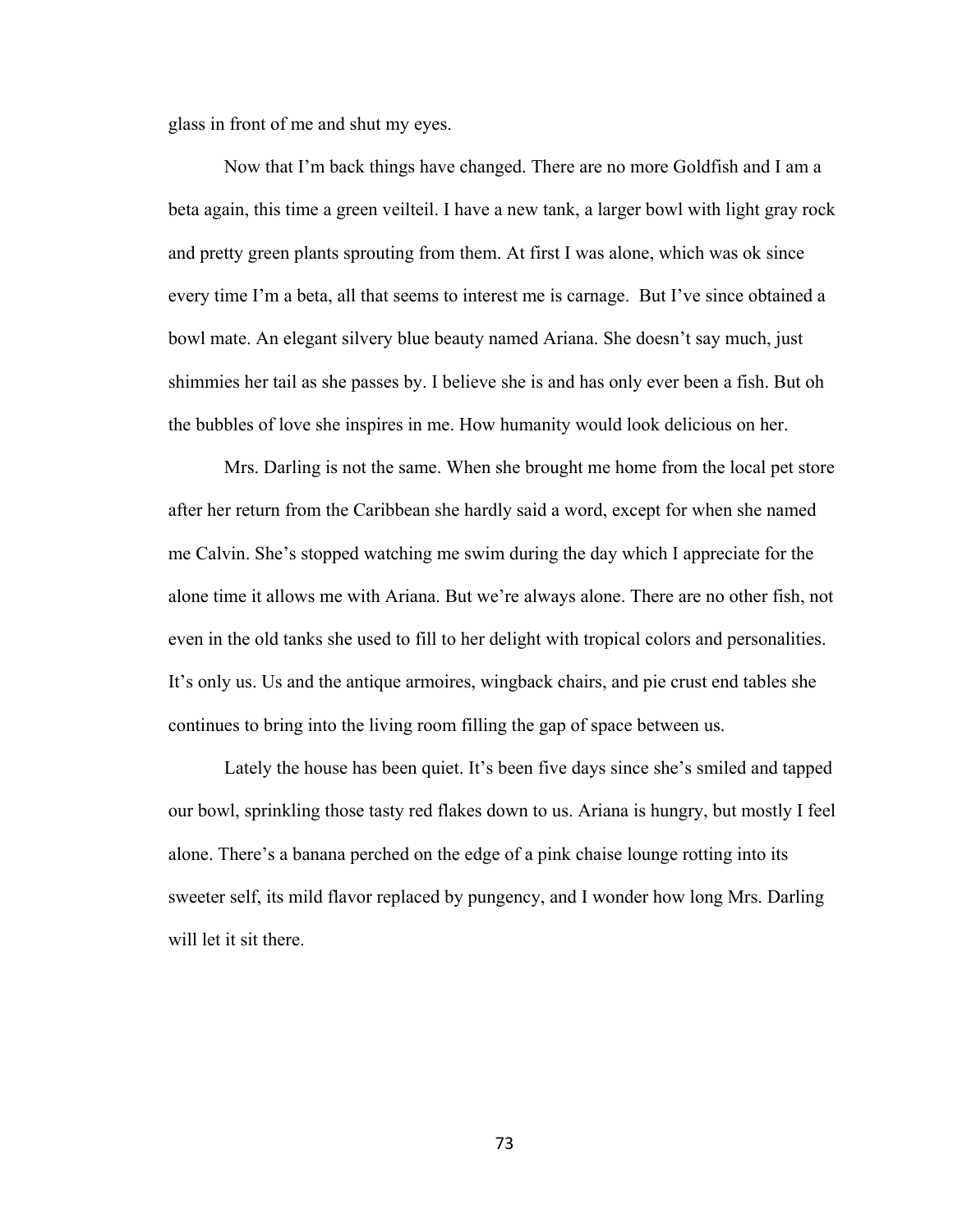glass in front of me and shut my eyes.

Now that I'm back things have changed. There are no more Goldfish and I am a beta again, this time a green veilteil. I have a new tank, a larger bowl with light gray rock and pretty green plants sprouting from them. At first I was alone, which was ok since every time I'm a beta, all that seems to interest me is carnage. But I've since obtained a bowl mate. An elegant silvery blue beauty named Ariana. She doesn't say much, just shimmies her tail as she passes by. I believe she is and has only ever been a fish. But oh the bubbles of love she inspires in me. How humanity would look delicious on her.

Mrs. Darling is not the same. When she brought me home from the local pet store after her return from the Caribbean she hardly said a word, except for when she named me Calvin. She's stopped watching me swim during the day which I appreciate for the alone time it allows me with Ariana. But we're always alone. There are no other fish, not even in the old tanks she used to fill to her delight with tropical colors and personalities. It's only us. Us and the antique armoires, wingback chairs, and pie crust end tables she continues to bring into the living room filling the gap of space between us.

Lately the house has been quiet. It's been five days since she's smiled and tapped our bowl, sprinkling those tasty red flakes down to us. Ariana is hungry, but mostly I feel alone. There's a banana perched on the edge of a pink chaise lounge rotting into its sweeter self, its mild flavor replaced by pungency, and I wonder how long Mrs. Darling will let it sit there.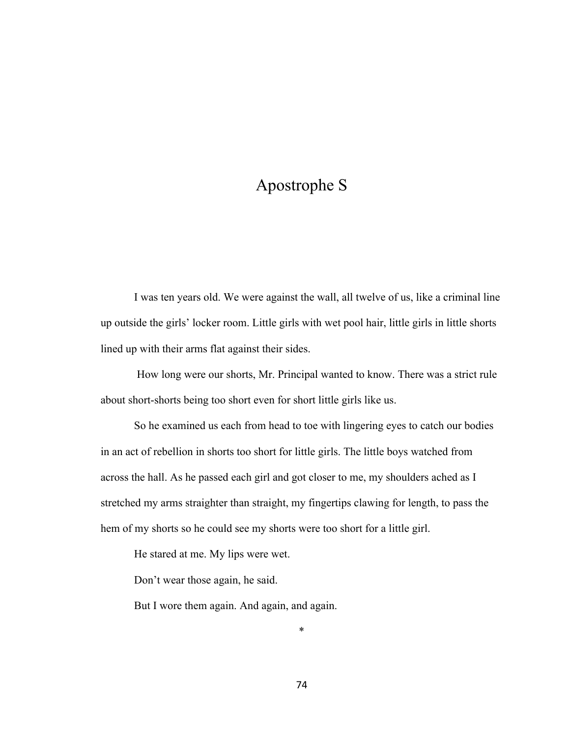# Apostrophe S

I was ten years old. We were against the wall, all twelve of us, like a criminal line up outside the girls' locker room. Little girls with wet pool hair, little girls in little shorts lined up with their arms flat against their sides.

How long were our shorts, Mr. Principal wanted to know. There was a strict rule about short-shorts being too short even for short little girls like us.

So he examined us each from head to toe with lingering eyes to catch our bodies in an act of rebellion in shorts too short for little girls. The little boys watched from across the hall. As he passed each girl and got closer to me, my shoulders ached as I stretched my arms straighter than straight, my fingertips clawing for length, to pass the hem of my shorts so he could see my shorts were too short for a little girl.

He stared at me. My lips were wet.

Don't wear those again, he said.

But I wore them again. And again, and again.

*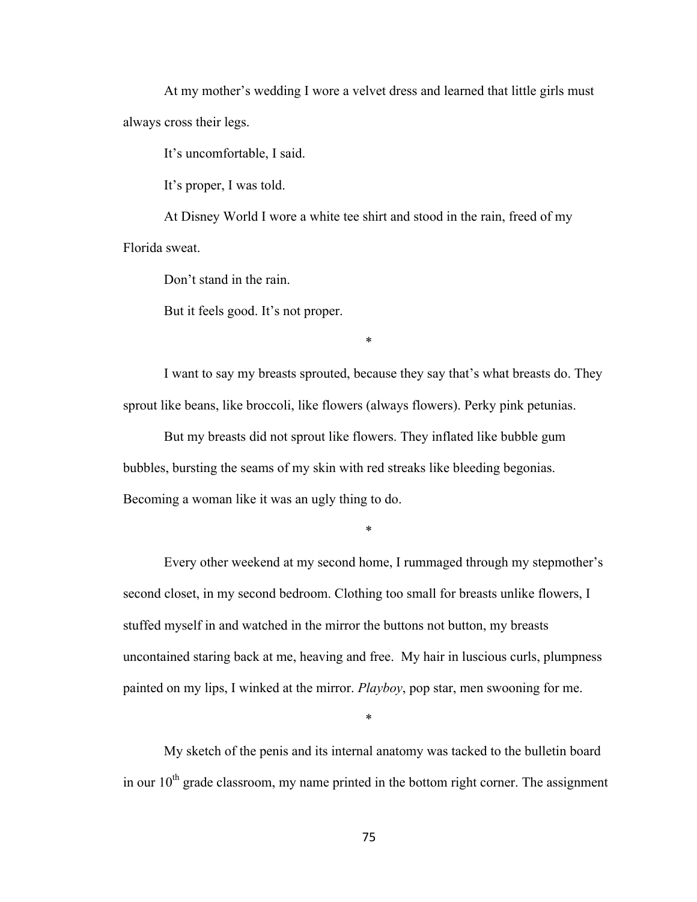At my mother's wedding I wore a velvet dress and learned that little girls must always cross their legs.

It's uncomfortable, I said.

It's proper, I was told.

At Disney World I wore a white tee shirt and stood in the rain, freed of my Florida sweat.

Don't stand in the rain.

But it feels good. It's not proper.

*

I want to say my breasts sprouted, because they say that's what breasts do. They sprout like beans, like broccoli, like flowers (always flowers). Perky pink petunias.

But my breasts did not sprout like flowers. They inflated like bubble gum bubbles, bursting the seams of my skin with red streaks like bleeding begonias. Becoming a woman like it was an ugly thing to do.

*

Every other weekend at my second home, I rummaged through my stepmother's second closet, in my second bedroom. Clothing too small for breasts unlike flowers, I stuffed myself in and watched in the mirror the buttons not button, my breasts uncontained staring back at me, heaving and free. My hair in luscious curls, plumpness painted on my lips, I winked at the mirror. *Playboy*, pop star, men swooning for me.

*

My sketch of the penis and its internal anatomy was tacked to the bulletin board in our 10th grade classroom, my name printed in the bottom right corner. The assignment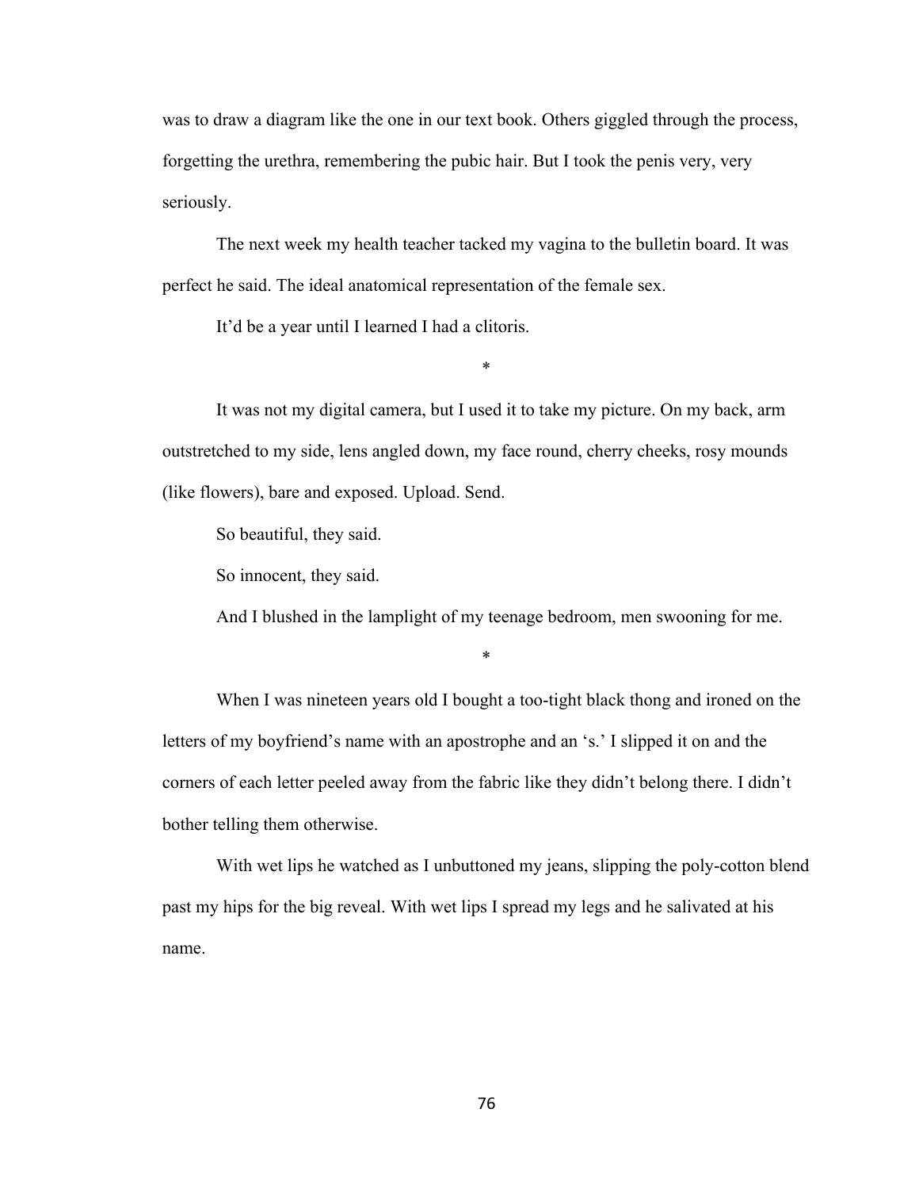was to draw a diagram like the one in our text book. Others giggled through the process, forgetting the urethra, remembering the pubic hair. But I took the penis very, very seriously.

The next week my health teacher tacked my vagina to the bulletin board. It was perfect he said. The ideal anatomical representation of the female sex.

It'd be a year until I learned I had a clitoris.

*

It was not my digital camera, but I used it to take my picture. On my back, arm outstretched to my side, lens angled down, my face round, cherry cheeks, rosy mounds (like flowers), bare and exposed. Upload. Send.

So beautiful, they said.

So innocent, they said.

And I blushed in the lamplight of my teenage bedroom, men swooning for me.

*

When I was nineteen years old I bought a too-tight black thong and ironed on the letters of my boyfriend's name with an apostrophe and an 's.' I slipped it on and the corners of each letter peeled away from the fabric like they didn't belong there. I didn't bother telling them otherwise.

With wet lips he watched as I unbuttoned my jeans, slipping the poly-cotton blend past my hips for the big reveal. With wet lips I spread my legs and he salivated at his name.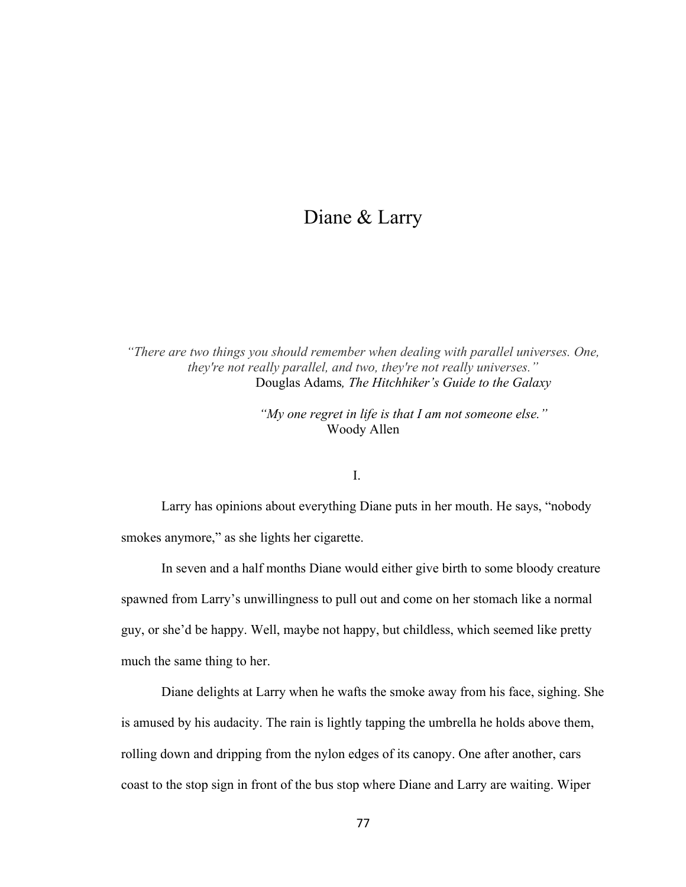# Diane & Larry

*"There are two things you should remember when dealing with parallel universes. One, they're not really parallel, and two, they're not really universes."*
Douglas Adams*, The Hitchhiker's Guide to the Galaxy*

*"My one regret in life is that I am not someone else."*
Woody Allen

I.

Larry has opinions about everything Diane puts in her mouth. He says, "nobody smokes anymore," as she lights her cigarette.

In seven and a half months Diane would either give birth to some bloody creature spawned from Larry's unwillingness to pull out and come on her stomach like a normal guy, or she'd be happy. Well, maybe not happy, but childless, which seemed like pretty much the same thing to her.

Diane delights at Larry when he wafts the smoke away from his face, sighing. She is amused by his audacity. The rain is lightly tapping the umbrella he holds above them, rolling down and dripping from the nylon edges of its canopy. One after another, cars coast to the stop sign in front of the bus stop where Diane and Larry are waiting. Wiper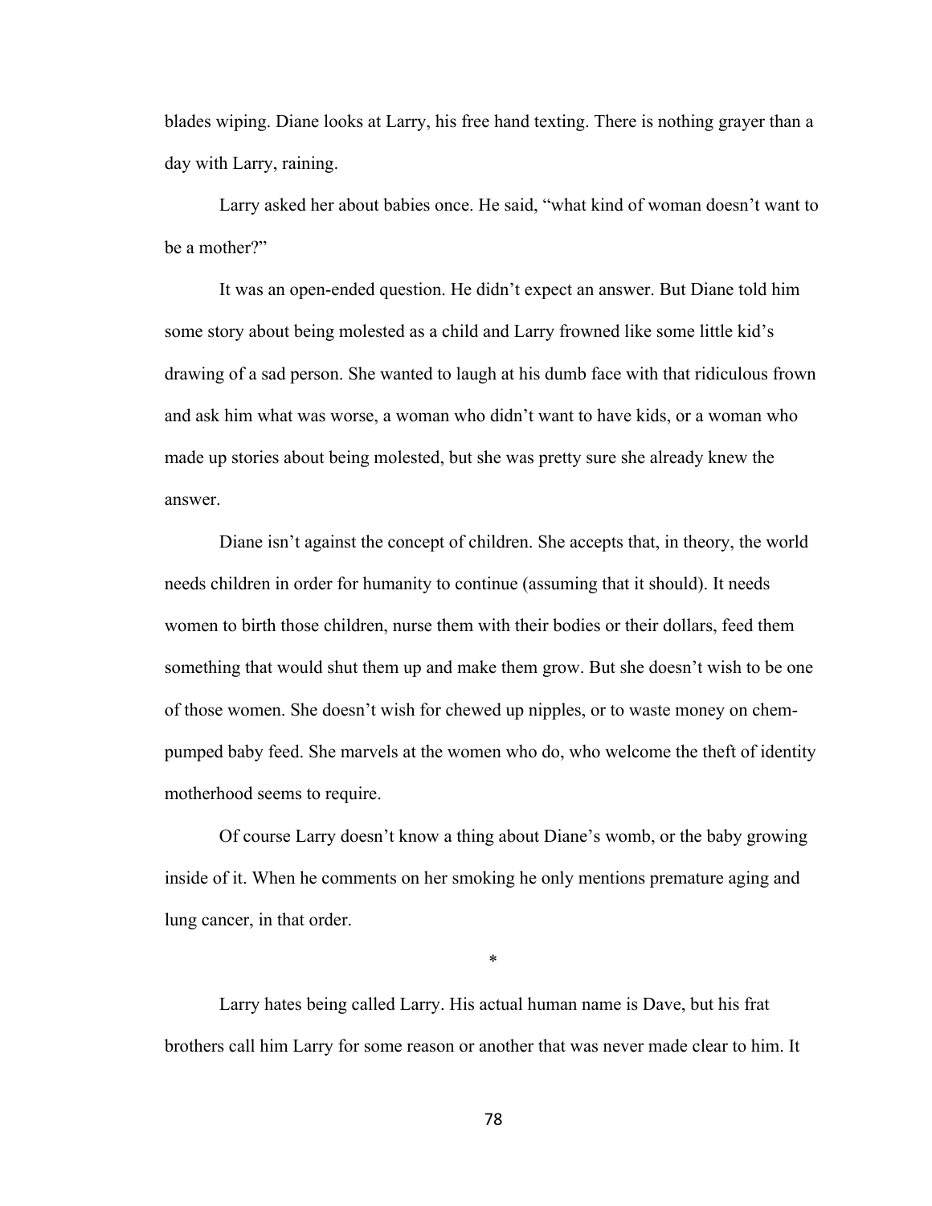blades wiping. Diane looks at Larry, his free hand texting. There is nothing grayer than a day with Larry, raining.

Larry asked her about babies once. He said, "what kind of woman doesn't want to be a mother?"

It was an open-ended question. He didn't expect an answer. But Diane told him some story about being molested as a child and Larry frowned like some little kid's drawing of a sad person. She wanted to laugh at his dumb face with that ridiculous frown and ask him what was worse, a woman who didn't want to have kids, or a woman who made up stories about being molested, but she was pretty sure she already knew the answer.

Diane isn't against the concept of children. She accepts that, in theory, the world needs children in order for humanity to continue (assuming that it should). It needs women to birth those children, nurse them with their bodies or their dollars, feed them something that would shut them up and make them grow. But she doesn't wish to be one of those women. She doesn't wish for chewed up nipples, or to waste money on chem-pumped baby feed. She marvels at the women who do, who welcome the theft of identity motherhood seems to require.

Of course Larry doesn't know a thing about Diane's womb, or the baby growing inside of it. When he comments on her smoking he only mentions premature aging and lung cancer, in that order.

*

Larry hates being called Larry. His actual human name is Dave, but his frat brothers call him Larry for some reason or another that was never made clear to him. It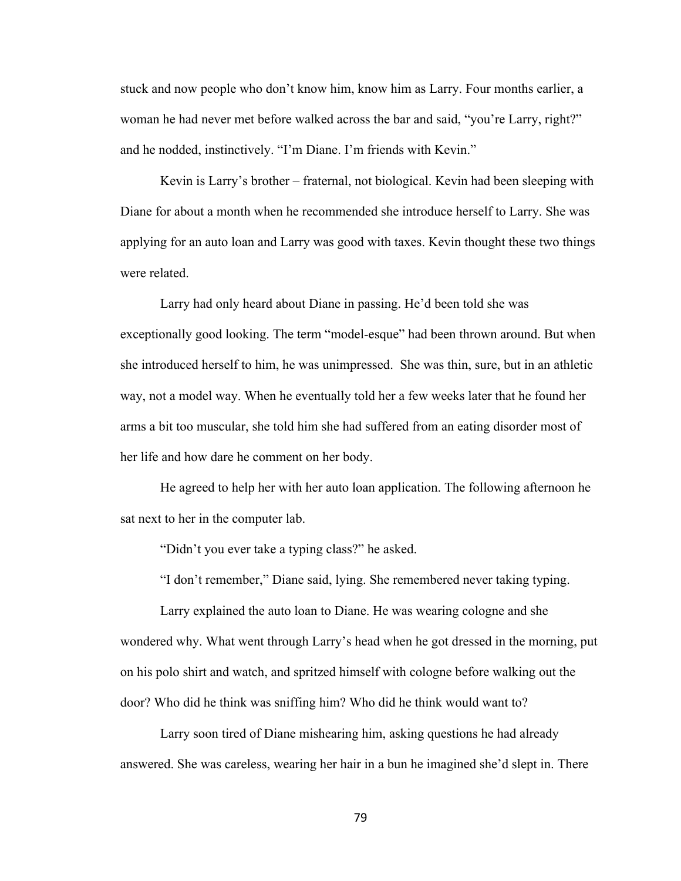stuck and now people who don't know him, know him as Larry. Four months earlier, a woman he had never met before walked across the bar and said, "you're Larry, right?" and he nodded, instinctively. "I'm Diane. I'm friends with Kevin."

Kevin is Larry's brother – fraternal, not biological. Kevin had been sleeping with Diane for about a month when he recommended she introduce herself to Larry. She was applying for an auto loan and Larry was good with taxes. Kevin thought these two things were related.

Larry had only heard about Diane in passing. He'd been told she was exceptionally good looking. The term "model-esque" had been thrown around. But when she introduced herself to him, he was unimpressed. She was thin, sure, but in an athletic way, not a model way. When he eventually told her a few weeks later that he found her arms a bit too muscular, she told him she had suffered from an eating disorder most of her life and how dare he comment on her body.

He agreed to help her with her auto loan application. The following afternoon he sat next to her in the computer lab.

"Didn't you ever take a typing class?" he asked.

"I don't remember," Diane said, lying. She remembered never taking typing.

Larry explained the auto loan to Diane. He was wearing cologne and she wondered why. What went through Larry's head when he got dressed in the morning, put on his polo shirt and watch, and spritzed himself with cologne before walking out the door? Who did he think was sniffing him? Who did he think would want to?

Larry soon tired of Diane mishearing him, asking questions he had already answered. She was careless, wearing her hair in a bun he imagined she'd slept in. There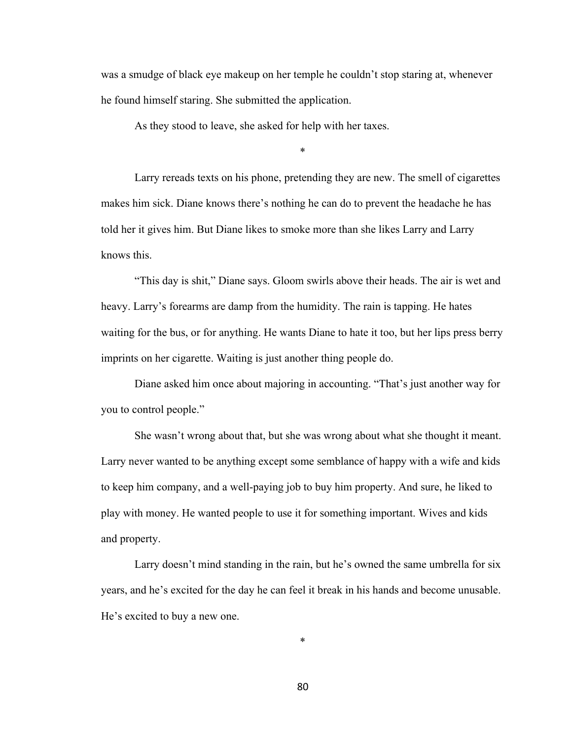was a smudge of black eye makeup on her temple he couldn't stop staring at, whenever he found himself staring. She submitted the application.

As they stood to leave, she asked for help with her taxes.

*

Larry rereads texts on his phone, pretending they are new. The smell of cigarettes makes him sick. Diane knows there's nothing he can do to prevent the headache he has told her it gives him. But Diane likes to smoke more than she likes Larry and Larry knows this.

"This day is shit," Diane says. Gloom swirls above their heads. The air is wet and heavy. Larry's forearms are damp from the humidity. The rain is tapping. He hates waiting for the bus, or for anything. He wants Diane to hate it too, but her lips press berry imprints on her cigarette. Waiting is just another thing people do.

Diane asked him once about majoring in accounting. "That's just another way for you to control people."

She wasn't wrong about that, but she was wrong about what she thought it meant. Larry never wanted to be anything except some semblance of happy with a wife and kids to keep him company, and a well-paying job to buy him property. And sure, he liked to play with money. He wanted people to use it for something important. Wives and kids and property.

Larry doesn't mind standing in the rain, but he's owned the same umbrella for six years, and he's excited for the day he can feel it break in his hands and become unusable. He's excited to buy a new one.

*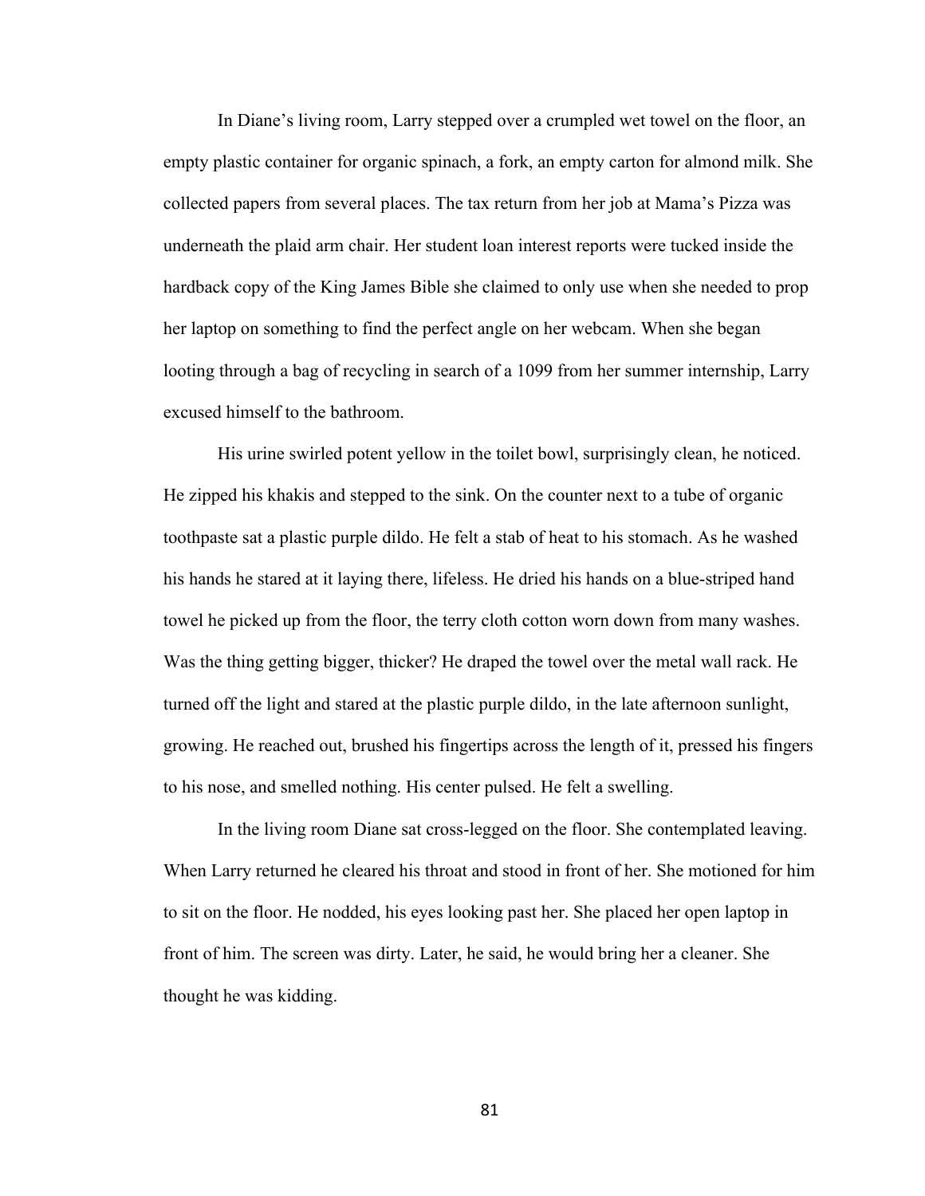In Diane's living room, Larry stepped over a crumpled wet towel on the floor, an empty plastic container for organic spinach, a fork, an empty carton for almond milk. She collected papers from several places. The tax return from her job at Mama's Pizza was underneath the plaid arm chair. Her student loan interest reports were tucked inside the hardback copy of the King James Bible she claimed to only use when she needed to prop her laptop on something to find the perfect angle on her webcam. When she began looting through a bag of recycling in search of a 1099 from her summer internship, Larry excused himself to the bathroom.

His urine swirled potent yellow in the toilet bowl, surprisingly clean, he noticed. He zipped his khakis and stepped to the sink. On the counter next to a tube of organic toothpaste sat a plastic purple dildo. He felt a stab of heat to his stomach. As he washed his hands he stared at it laying there, lifeless. He dried his hands on a blue-striped hand towel he picked up from the floor, the terry cloth cotton worn down from many washes. Was the thing getting bigger, thicker? He draped the towel over the metal wall rack. He turned off the light and stared at the plastic purple dildo, in the late afternoon sunlight, growing. He reached out, brushed his fingertips across the length of it, pressed his fingers to his nose, and smelled nothing. His center pulsed. He felt a swelling.

In the living room Diane sat cross-legged on the floor. She contemplated leaving. When Larry returned he cleared his throat and stood in front of her. She motioned for him to sit on the floor. He nodded, his eyes looking past her. She placed her open laptop in front of him. The screen was dirty. Later, he said, he would bring her a cleaner. She thought he was kidding.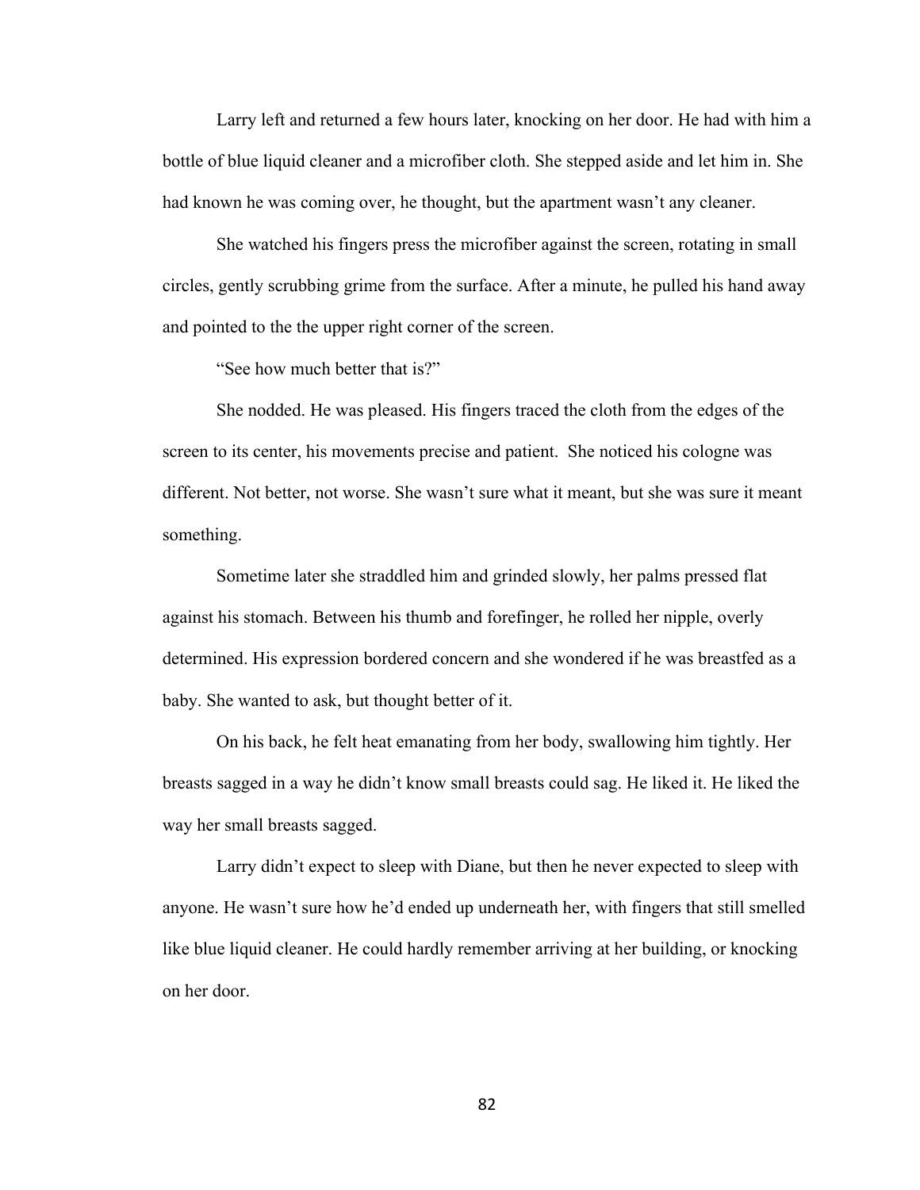Larry left and returned a few hours later, knocking on her door. He had with him a bottle of blue liquid cleaner and a microfiber cloth. She stepped aside and let him in. She had known he was coming over, he thought, but the apartment wasn't any cleaner.

She watched his fingers press the microfiber against the screen, rotating in small circles, gently scrubbing grime from the surface. After a minute, he pulled his hand away and pointed to the the upper right corner of the screen.

"See how much better that is?"

She nodded. He was pleased. His fingers traced the cloth from the edges of the screen to its center, his movements precise and patient. She noticed his cologne was different. Not better, not worse. She wasn't sure what it meant, but she was sure it meant something.

Sometime later she straddled him and grinded slowly, her palms pressed flat against his stomach. Between his thumb and forefinger, he rolled her nipple, overly determined. His expression bordered concern and she wondered if he was breastfed as a baby. She wanted to ask, but thought better of it.

On his back, he felt heat emanating from her body, swallowing him tightly. Her breasts sagged in a way he didn't know small breasts could sag. He liked it. He liked the way her small breasts sagged.

Larry didn't expect to sleep with Diane, but then he never expected to sleep with anyone. He wasn't sure how he'd ended up underneath her, with fingers that still smelled like blue liquid cleaner. He could hardly remember arriving at her building, or knocking on her door.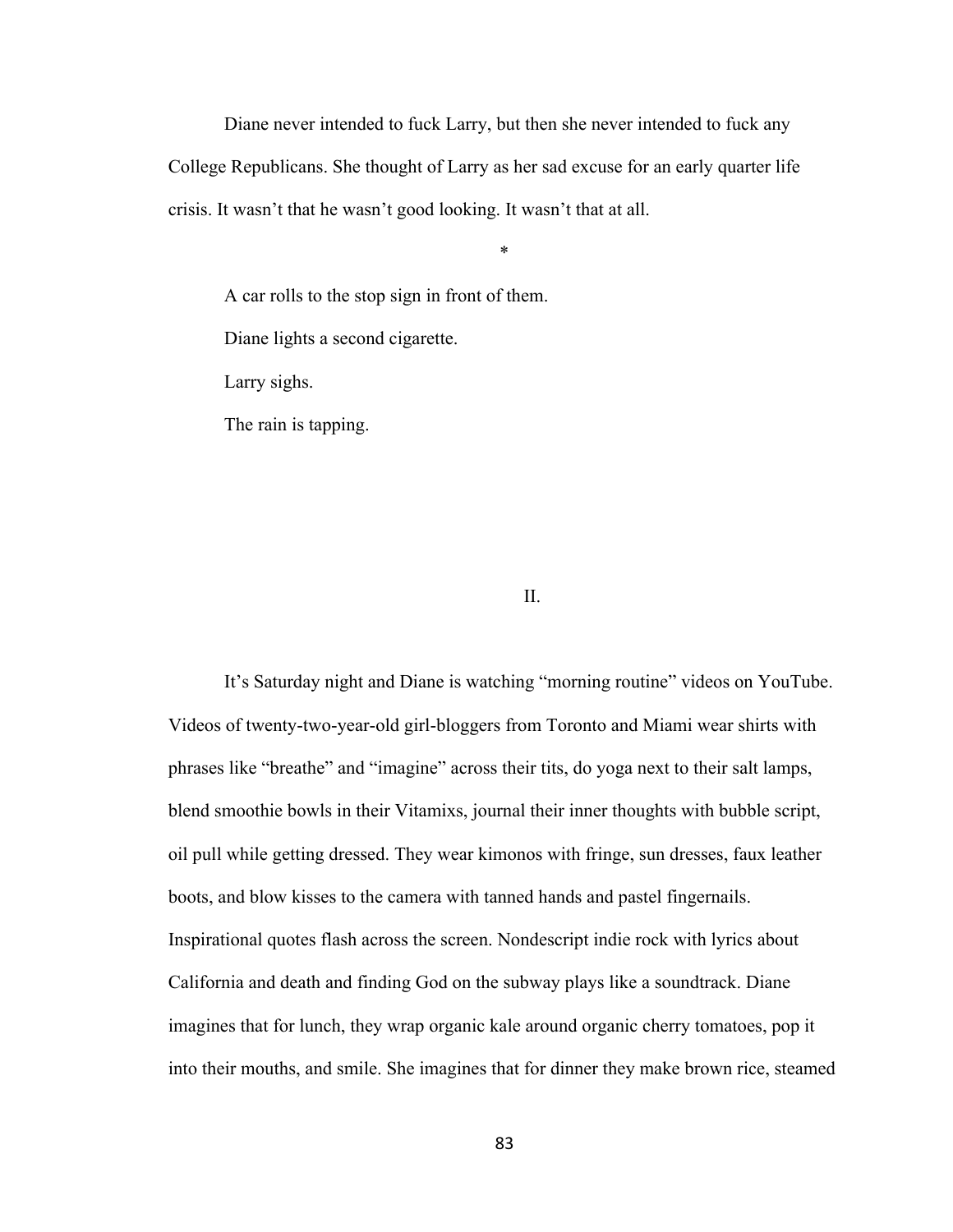Diane never intended to fuck Larry, but then she never intended to fuck any College Republicans. She thought of Larry as her sad excuse for an early quarter life crisis. It wasn't that he wasn't good looking. It wasn't that at all.

*

A car rolls to the stop sign in front of them.

Diane lights a second cigarette.

Larry sighs.

The rain is tapping.

## II.

It's Saturday night and Diane is watching "morning routine" videos on YouTube. Videos of twenty-two-year-old girl-bloggers from Toronto and Miami wear shirts with phrases like "breathe" and "imagine" across their tits, do yoga next to their salt lamps, blend smoothie bowls in their Vitamixs, journal their inner thoughts with bubble script, oil pull while getting dressed. They wear kimonos with fringe, sun dresses, faux leather boots, and blow kisses to the camera with tanned hands and pastel fingernails. Inspirational quotes flash across the screen. Nondescript indie rock with lyrics about California and death and finding God on the subway plays like a soundtrack. Diane imagines that for lunch, they wrap organic kale around organic cherry tomatoes, pop it into their mouths, and smile. She imagines that for dinner they make brown rice, steamed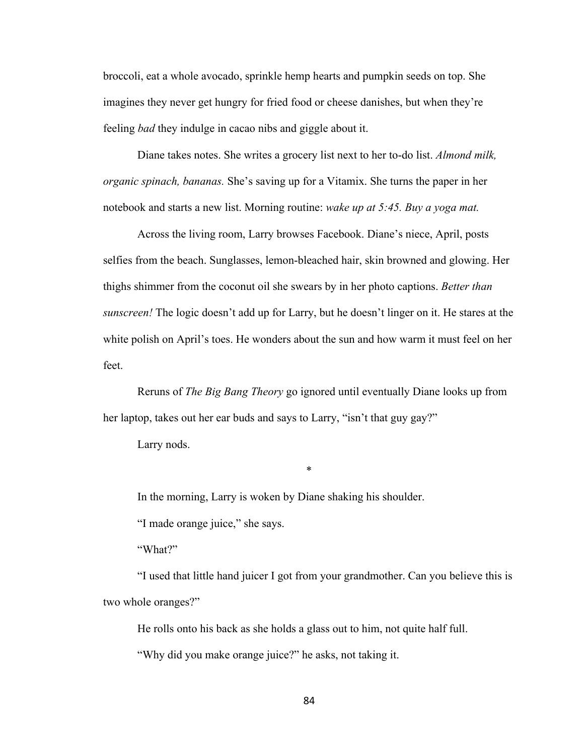broccoli, eat a whole avocado, sprinkle hemp hearts and pumpkin seeds on top. She imagines they never get hungry for fried food or cheese danishes, but when they're feeling *bad* they indulge in cacao nibs and giggle about it.

Diane takes notes. She writes a grocery list next to her to-do list. *Almond milk, organic spinach, bananas.* She's saving up for a Vitamix. She turns the paper in her notebook and starts a new list. Morning routine: *wake up at 5:45. Buy a yoga mat.*

Across the living room, Larry browses Facebook. Diane's niece, April, posts selfies from the beach. Sunglasses, lemon-bleached hair, skin browned and glowing. Her thighs shimmer from the coconut oil she swears by in her photo captions. *Better than sunscreen!* The logic doesn't add up for Larry, but he doesn't linger on it. He stares at the white polish on April's toes. He wonders about the sun and how warm it must feel on her feet.

Reruns of *The Big Bang Theory* go ignored until eventually Diane looks up from her laptop, takes out her ear buds and says to Larry, "isn't that guy gay?"

Larry nods.

*

In the morning, Larry is woken by Diane shaking his shoulder.

"I made orange juice," she says.

"What?"

"I used that little hand juicer I got from your grandmother. Can you believe this is two whole oranges?"

He rolls onto his back as she holds a glass out to him, not quite half full.

"Why did you make orange juice?" he asks, not taking it.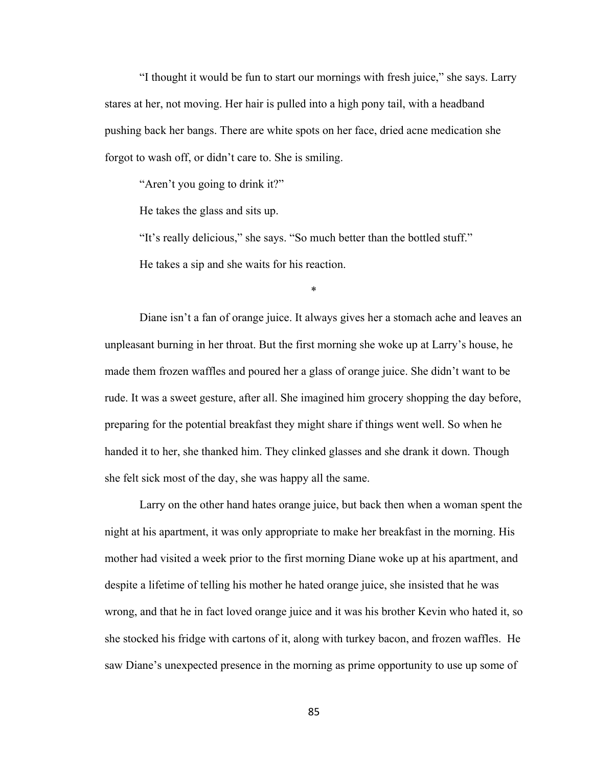"I thought it would be fun to start our mornings with fresh juice," she says. Larry stares at her, not moving. Her hair is pulled into a high pony tail, with a headband pushing back her bangs. There are white spots on her face, dried acne medication she forgot to wash off, or didn't care to. She is smiling.

"Aren't you going to drink it?"

He takes the glass and sits up.

"It's really delicious," she says. "So much better than the bottled stuff."

He takes a sip and she waits for his reaction.

\*

Diane isn't a fan of orange juice. It always gives her a stomach ache and leaves an unpleasant burning in her throat. But the first morning she woke up at Larry's house, he made them frozen waffles and poured her a glass of orange juice. She didn't want to be rude. It was a sweet gesture, after all. She imagined him grocery shopping the day before, preparing for the potential breakfast they might share if things went well. So when he handed it to her, she thanked him. They clinked glasses and she drank it down. Though she felt sick most of the day, she was happy all the same.

Larry on the other hand hates orange juice, but back then when a woman spent the night at his apartment, it was only appropriate to make her breakfast in the morning. His mother had visited a week prior to the first morning Diane woke up at his apartment, and despite a lifetime of telling his mother he hated orange juice, she insisted that he was wrong, and that he in fact loved orange juice and it was his brother Kevin who hated it, so she stocked his fridge with cartons of it, along with turkey bacon, and frozen waffles. He saw Diane's unexpected presence in the morning as prime opportunity to use up some of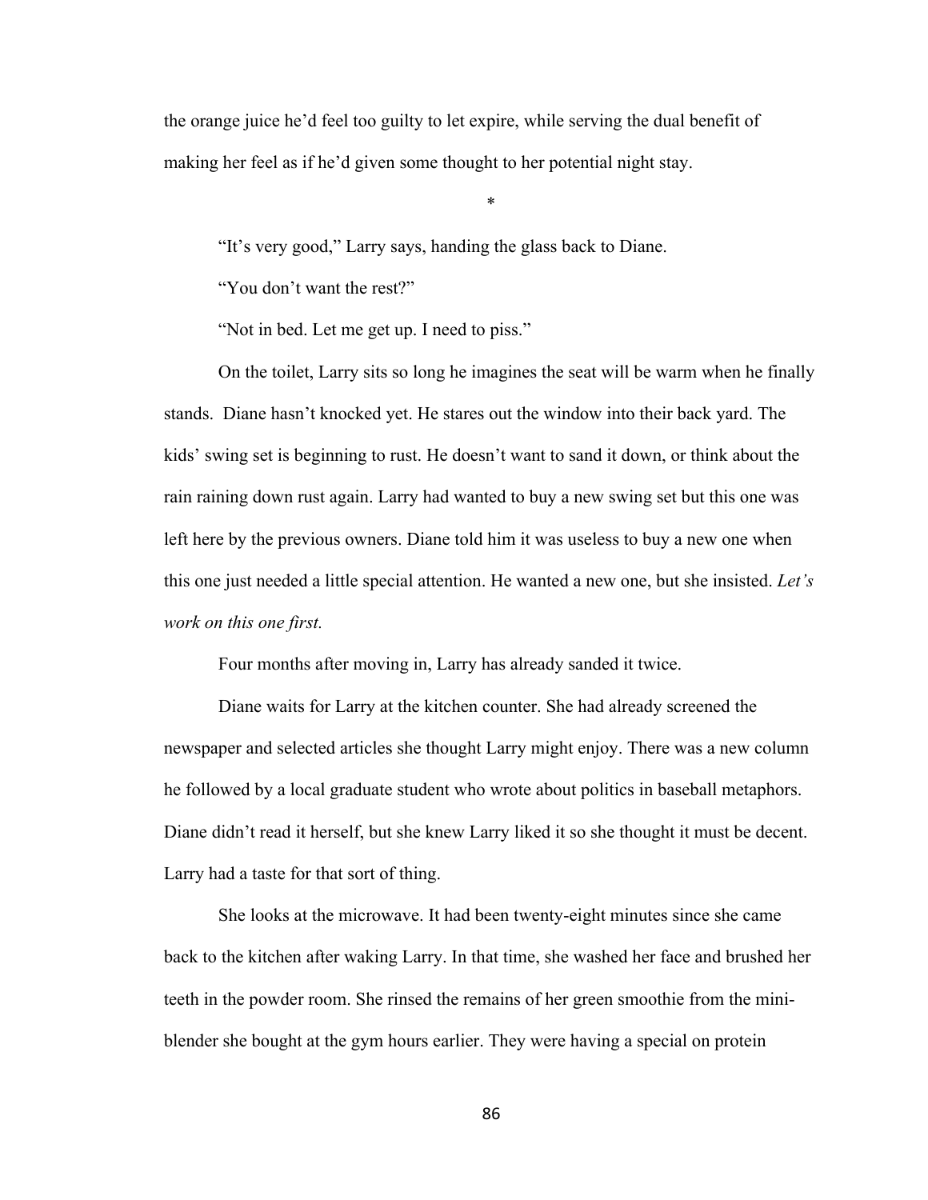the orange juice he'd feel too guilty to let expire, while serving the dual benefit of making her feel as if he'd given some thought to her potential night stay.

*

"It's very good," Larry says, handing the glass back to Diane.

"You don't want the rest?"

"Not in bed. Let me get up. I need to piss."

On the toilet, Larry sits so long he imagines the seat will be warm when he finally stands. Diane hasn't knocked yet. He stares out the window into their back yard. The kids' swing set is beginning to rust. He doesn't want to sand it down, or think about the rain raining down rust again. Larry had wanted to buy a new swing set but this one was left here by the previous owners. Diane told him it was useless to buy a new one when this one just needed a little special attention. He wanted a new one, but she insisted. *Let's work on this one first.*

Four months after moving in, Larry has already sanded it twice.

Diane waits for Larry at the kitchen counter. She had already screened the newspaper and selected articles she thought Larry might enjoy. There was a new column he followed by a local graduate student who wrote about politics in baseball metaphors. Diane didn't read it herself, but she knew Larry liked it so she thought it must be decent. Larry had a taste for that sort of thing.

She looks at the microwave. It had been twenty-eight minutes since she came back to the kitchen after waking Larry. In that time, she washed her face and brushed her teeth in the powder room. She rinsed the remains of her green smoothie from the mini-blender she bought at the gym hours earlier. They were having a special on protein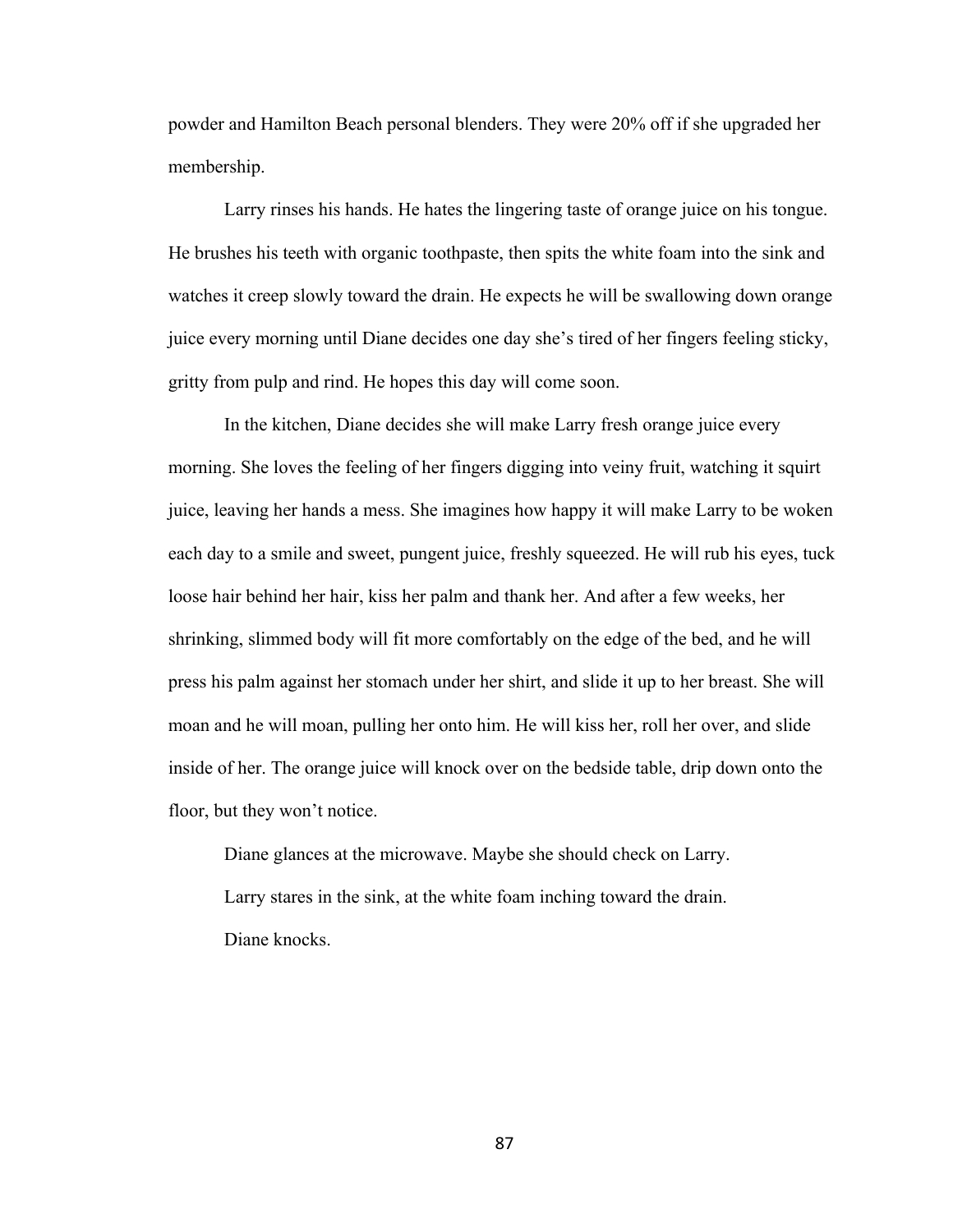powder and Hamilton Beach personal blenders. They were 20% off if she upgraded her membership.

Larry rinses his hands. He hates the lingering taste of orange juice on his tongue. He brushes his teeth with organic toothpaste, then spits the white foam into the sink and watches it creep slowly toward the drain. He expects he will be swallowing down orange juice every morning until Diane decides one day she's tired of her fingers feeling sticky, gritty from pulp and rind. He hopes this day will come soon.

In the kitchen, Diane decides she will make Larry fresh orange juice every morning. She loves the feeling of her fingers digging into veiny fruit, watching it squirt juice, leaving her hands a mess. She imagines how happy it will make Larry to be woken each day to a smile and sweet, pungent juice, freshly squeezed. He will rub his eyes, tuck loose hair behind her hair, kiss her palm and thank her. And after a few weeks, her shrinking, slimmed body will fit more comfortably on the edge of the bed, and he will press his palm against her stomach under her shirt, and slide it up to her breast. She will moan and he will moan, pulling her onto him. He will kiss her, roll her over, and slide inside of her. The orange juice will knock over on the bedside table, drip down onto the floor, but they won't notice.

Diane glances at the microwave. Maybe she should check on Larry.

Larry stares in the sink, at the white foam inching toward the drain.

Diane knocks.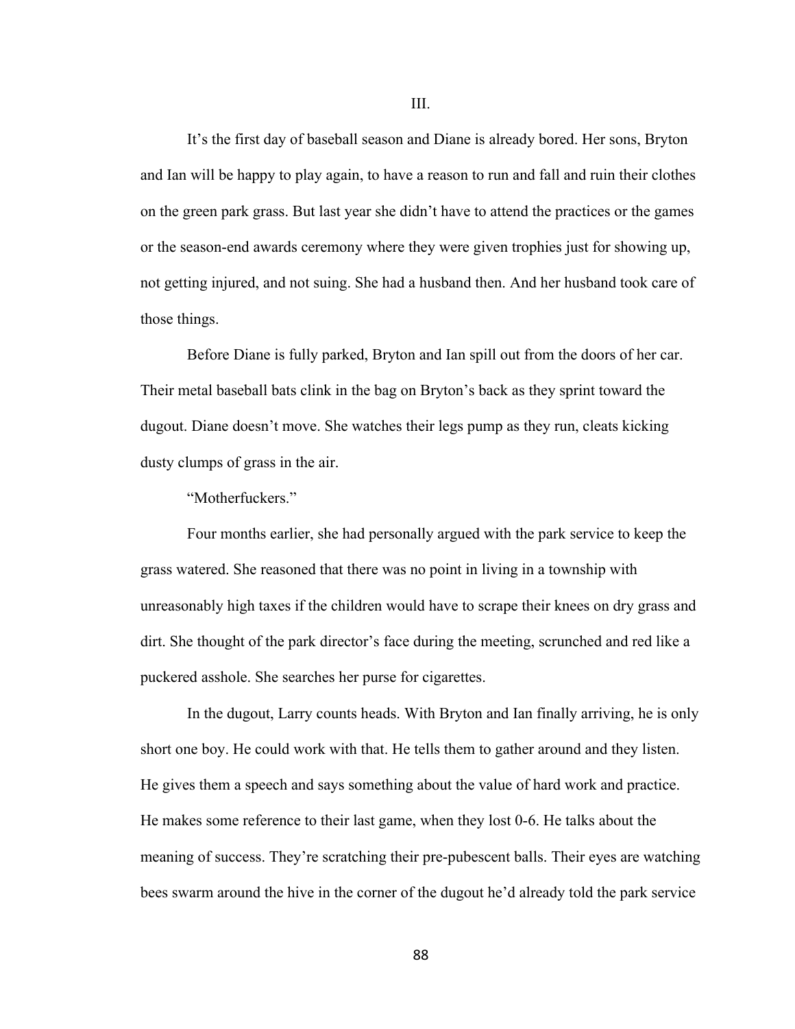III.

It's the first day of baseball season and Diane is already bored. Her sons, Bryton and Ian will be happy to play again, to have a reason to run and fall and ruin their clothes on the green park grass. But last year she didn't have to attend the practices or the games or the season-end awards ceremony where they were given trophies just for showing up, not getting injured, and not suing. She had a husband then. And her husband took care of those things.

Before Diane is fully parked, Bryton and Ian spill out from the doors of her car. Their metal baseball bats clink in the bag on Bryton's back as they sprint toward the dugout. Diane doesn't move. She watches their legs pump as they run, cleats kicking dusty clumps of grass in the air.

"Motherfuckers."

Four months earlier, she had personally argued with the park service to keep the grass watered. She reasoned that there was no point in living in a township with unreasonably high taxes if the children would have to scrape their knees on dry grass and dirt. She thought of the park director's face during the meeting, scrunched and red like a puckered asshole. She searches her purse for cigarettes.

In the dugout, Larry counts heads. With Bryton and Ian finally arriving, he is only short one boy. He could work with that. He tells them to gather around and they listen. He gives them a speech and says something about the value of hard work and practice. He makes some reference to their last game, when they lost 0-6. He talks about the meaning of success. They're scratching their pre-pubescent balls. Their eyes are watching bees swarm around the hive in the corner of the dugout he'd already told the park service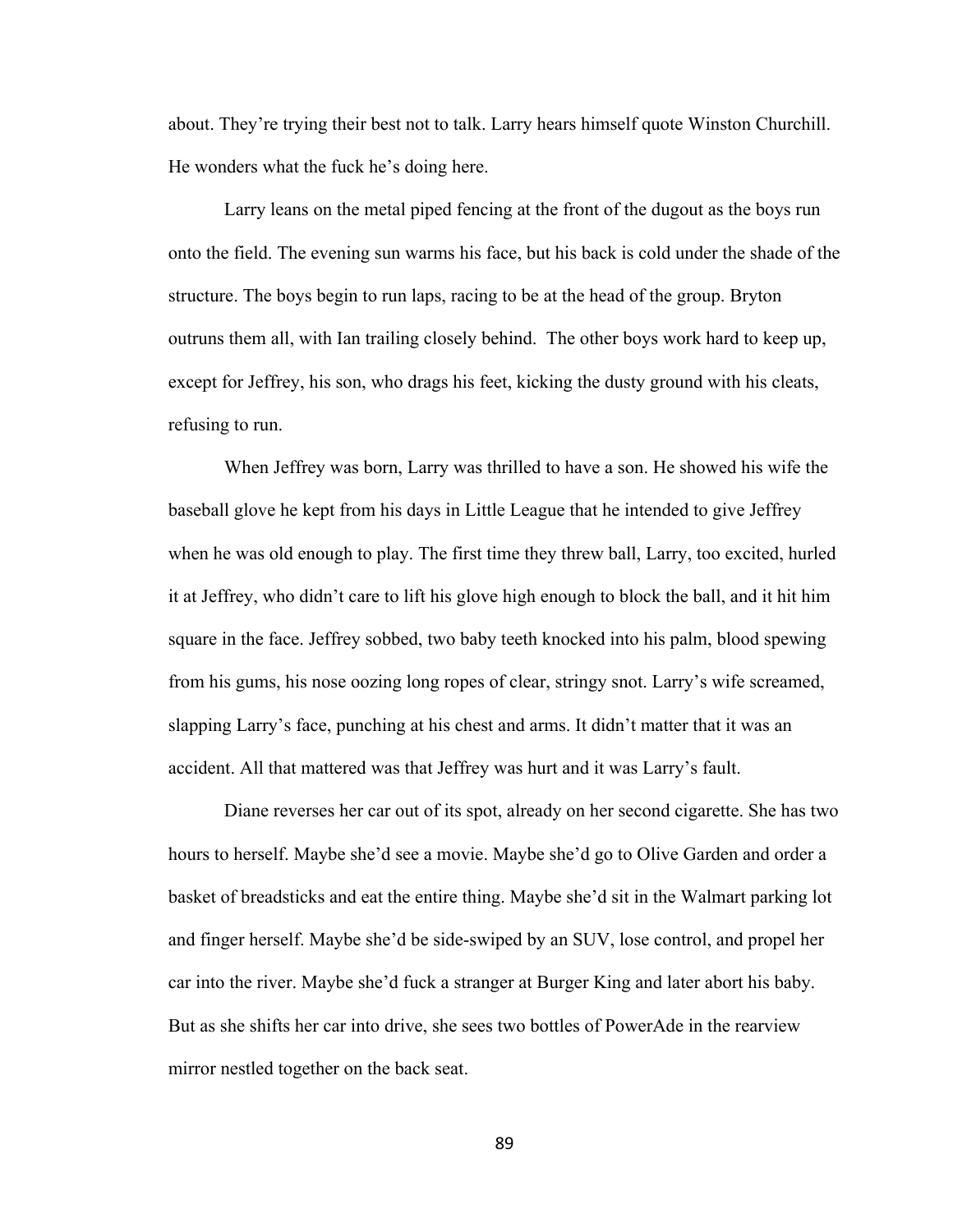about. They're trying their best not to talk. Larry hears himself quote Winston Churchill. He wonders what the fuck he's doing here.

Larry leans on the metal piped fencing at the front of the dugout as the boys run onto the field. The evening sun warms his face, but his back is cold under the shade of the structure. The boys begin to run laps, racing to be at the head of the group. Bryton outruns them all, with Ian trailing closely behind. The other boys work hard to keep up, except for Jeffrey, his son, who drags his feet, kicking the dusty ground with his cleats, refusing to run.

When Jeffrey was born, Larry was thrilled to have a son. He showed his wife the baseball glove he kept from his days in Little League that he intended to give Jeffrey when he was old enough to play. The first time they threw ball, Larry, too excited, hurled it at Jeffrey, who didn't care to lift his glove high enough to block the ball, and it hit him square in the face. Jeffrey sobbed, two baby teeth knocked into his palm, blood spewing from his gums, his nose oozing long ropes of clear, stringy snot. Larry's wife screamed, slapping Larry's face, punching at his chest and arms. It didn't matter that it was an accident. All that mattered was that Jeffrey was hurt and it was Larry's fault.

Diane reverses her car out of its spot, already on her second cigarette. She has two hours to herself. Maybe she'd see a movie. Maybe she'd go to Olive Garden and order a basket of breadsticks and eat the entire thing. Maybe she'd sit in the Walmart parking lot and finger herself. Maybe she'd be side-swiped by an SUV, lose control, and propel her car into the river. Maybe she'd fuck a stranger at Burger King and later abort his baby. But as she shifts her car into drive, she sees two bottles of PowerAde in the rearview mirror nestled together on the back seat.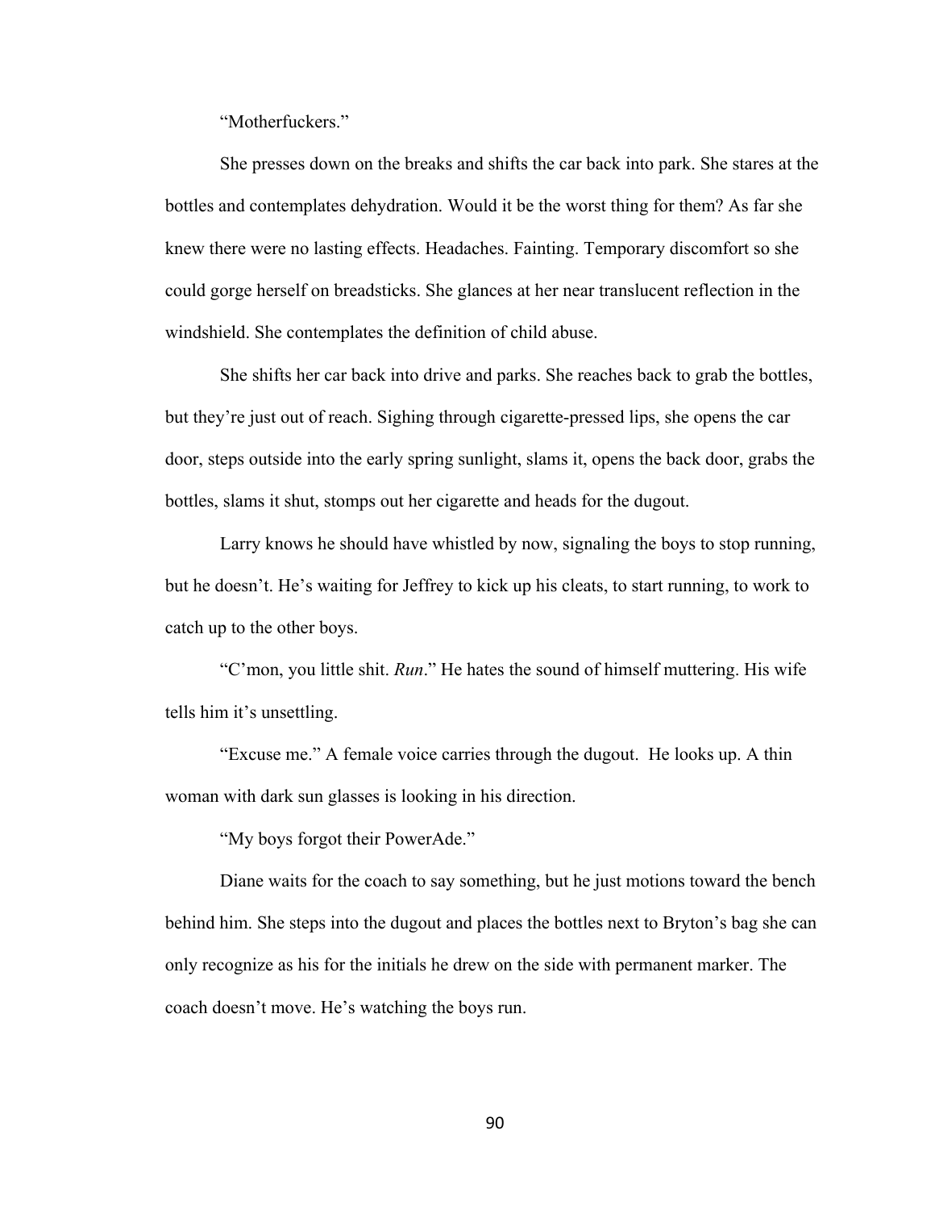"Motherfuckers."

She presses down on the breaks and shifts the car back into park. She stares at the bottles and contemplates dehydration. Would it be the worst thing for them? As far she knew there were no lasting effects. Headaches. Fainting. Temporary discomfort so she could gorge herself on breadsticks. She glances at her near translucent reflection in the windshield. She contemplates the definition of child abuse.

She shifts her car back into drive and parks. She reaches back to grab the bottles, but they're just out of reach. Sighing through cigarette-pressed lips, she opens the car door, steps outside into the early spring sunlight, slams it, opens the back door, grabs the bottles, slams it shut, stomps out her cigarette and heads for the dugout.

Larry knows he should have whistled by now, signaling the boys to stop running, but he doesn't. He's waiting for Jeffrey to kick up his cleats, to start running, to work to catch up to the other boys.

"C'mon, you little shit. *Run*." He hates the sound of himself muttering. His wife tells him it's unsettling.

"Excuse me." A female voice carries through the dugout. He looks up. A thin woman with dark sun glasses is looking in his direction.

"My boys forgot their PowerAde."

Diane waits for the coach to say something, but he just motions toward the bench behind him. She steps into the dugout and places the bottles next to Bryton's bag she can only recognize as his for the initials he drew on the side with permanent marker. The coach doesn't move. He's watching the boys run.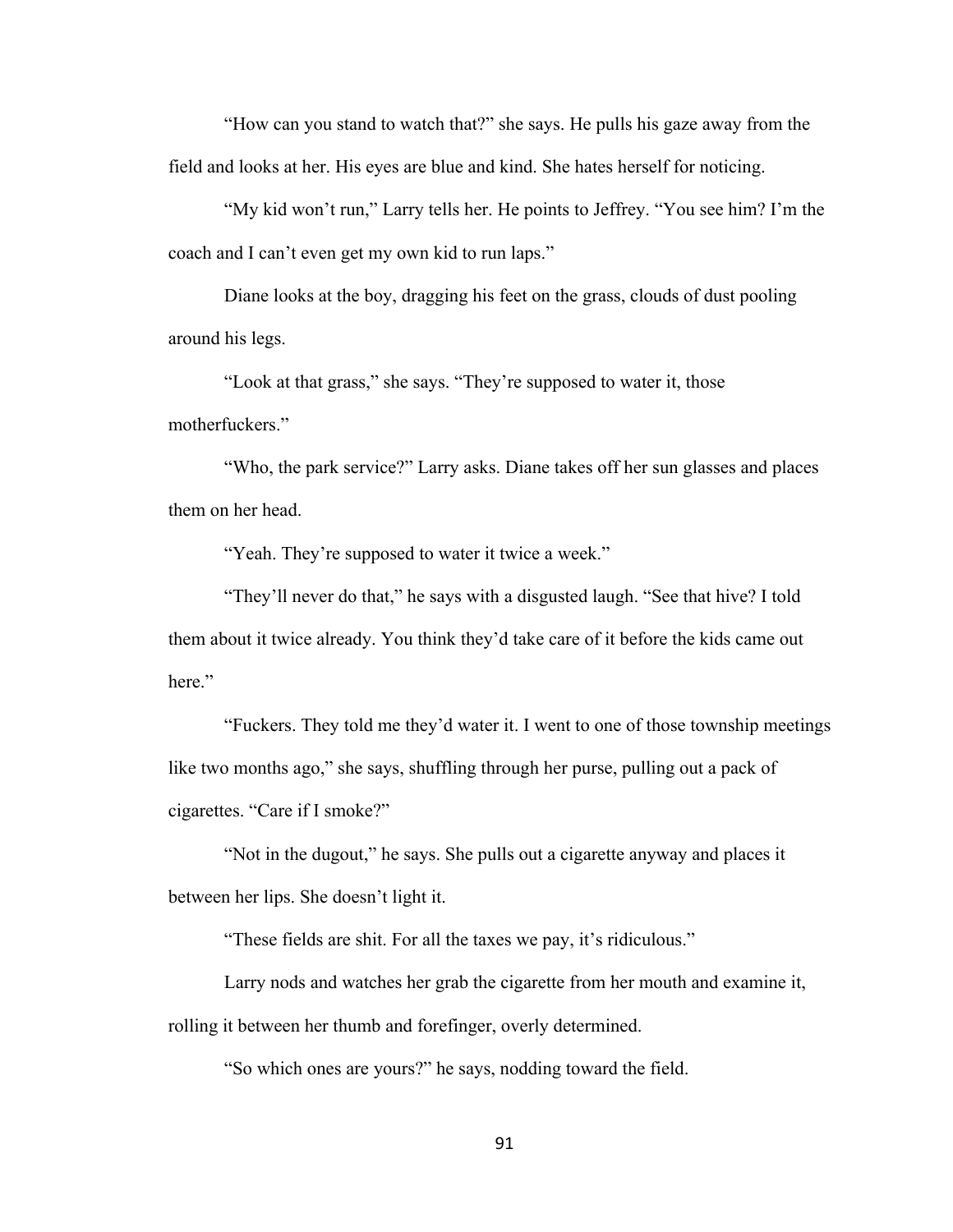"How can you stand to watch that?" she says. He pulls his gaze away from the field and looks at her. His eyes are blue and kind. She hates herself for noticing.

"My kid won't run," Larry tells her. He points to Jeffrey. "You see him? I'm the coach and I can't even get my own kid to run laps."

Diane looks at the boy, dragging his feet on the grass, clouds of dust pooling around his legs.

"Look at that grass," she says. "They're supposed to water it, those motherfuckers."

"Who, the park service?" Larry asks. Diane takes off her sun glasses and places them on her head.

"Yeah. They're supposed to water it twice a week."

"They'll never do that," he says with a disgusted laugh. "See that hive? I told them about it twice already. You think they'd take care of it before the kids came out here."

"Fuckers. They told me they'd water it. I went to one of those township meetings like two months ago," she says, shuffling through her purse, pulling out a pack of cigarettes. "Care if I smoke?"

"Not in the dugout," he says. She pulls out a cigarette anyway and places it between her lips. She doesn't light it.

"These fields are shit. For all the taxes we pay, it's ridiculous."

Larry nods and watches her grab the cigarette from her mouth and examine it, rolling it between her thumb and forefinger, overly determined.

"So which ones are yours?" he says, nodding toward the field.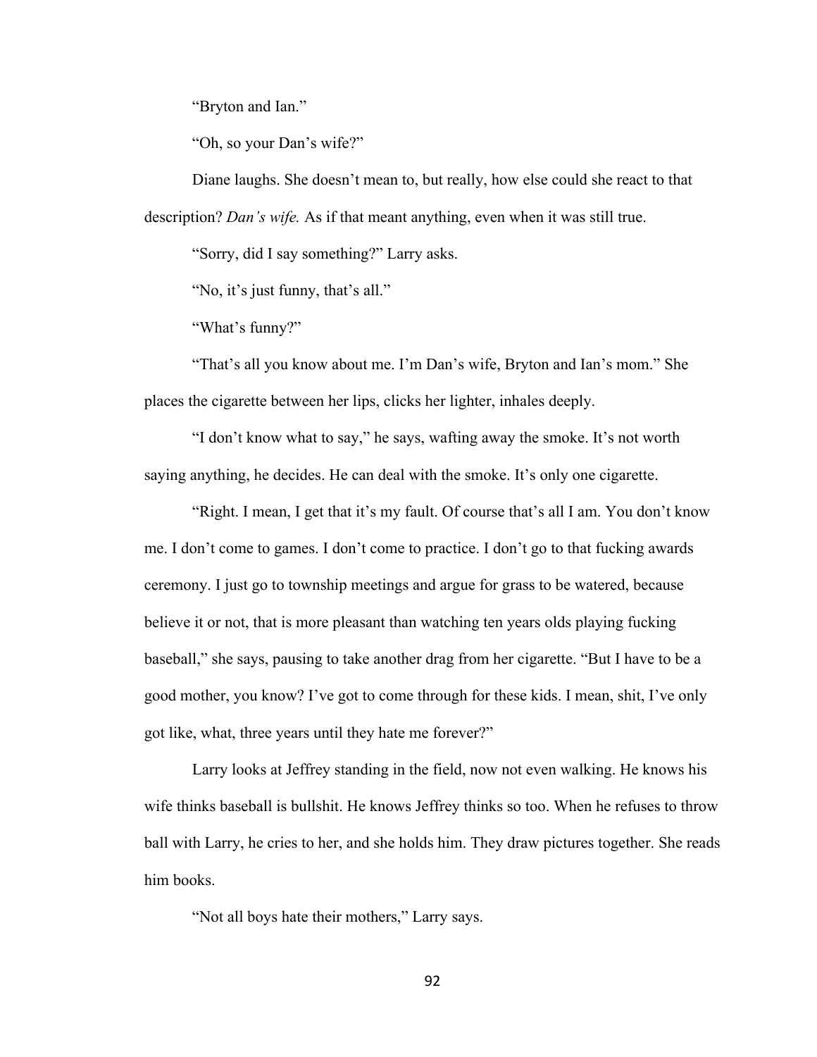"Bryton and Ian."

"Oh, so your Dan's wife?"

Diane laughs. She doesn't mean to, but really, how else could she react to that description? *Dan's wife.* As if that meant anything, even when it was still true.

"Sorry, did I say something?" Larry asks.

"No, it's just funny, that's all."

"What's funny?"

"That's all you know about me. I'm Dan's wife, Bryton and Ian's mom." She places the cigarette between her lips, clicks her lighter, inhales deeply.

"I don't know what to say," he says, wafting away the smoke. It's not worth saying anything, he decides. He can deal with the smoke. It's only one cigarette.

"Right. I mean, I get that it's my fault. Of course that's all I am. You don't know me. I don't come to games. I don't come to practice. I don't go to that fucking awards ceremony. I just go to township meetings and argue for grass to be watered, because believe it or not, that is more pleasant than watching ten years olds playing fucking baseball," she says, pausing to take another drag from her cigarette. "But I have to be a good mother, you know? I've got to come through for these kids. I mean, shit, I've only got like, what, three years until they hate me forever?"

Larry looks at Jeffrey standing in the field, now not even walking. He knows his wife thinks baseball is bullshit. He knows Jeffrey thinks so too. When he refuses to throw ball with Larry, he cries to her, and she holds him. They draw pictures together. She reads him books.

"Not all boys hate their mothers," Larry says.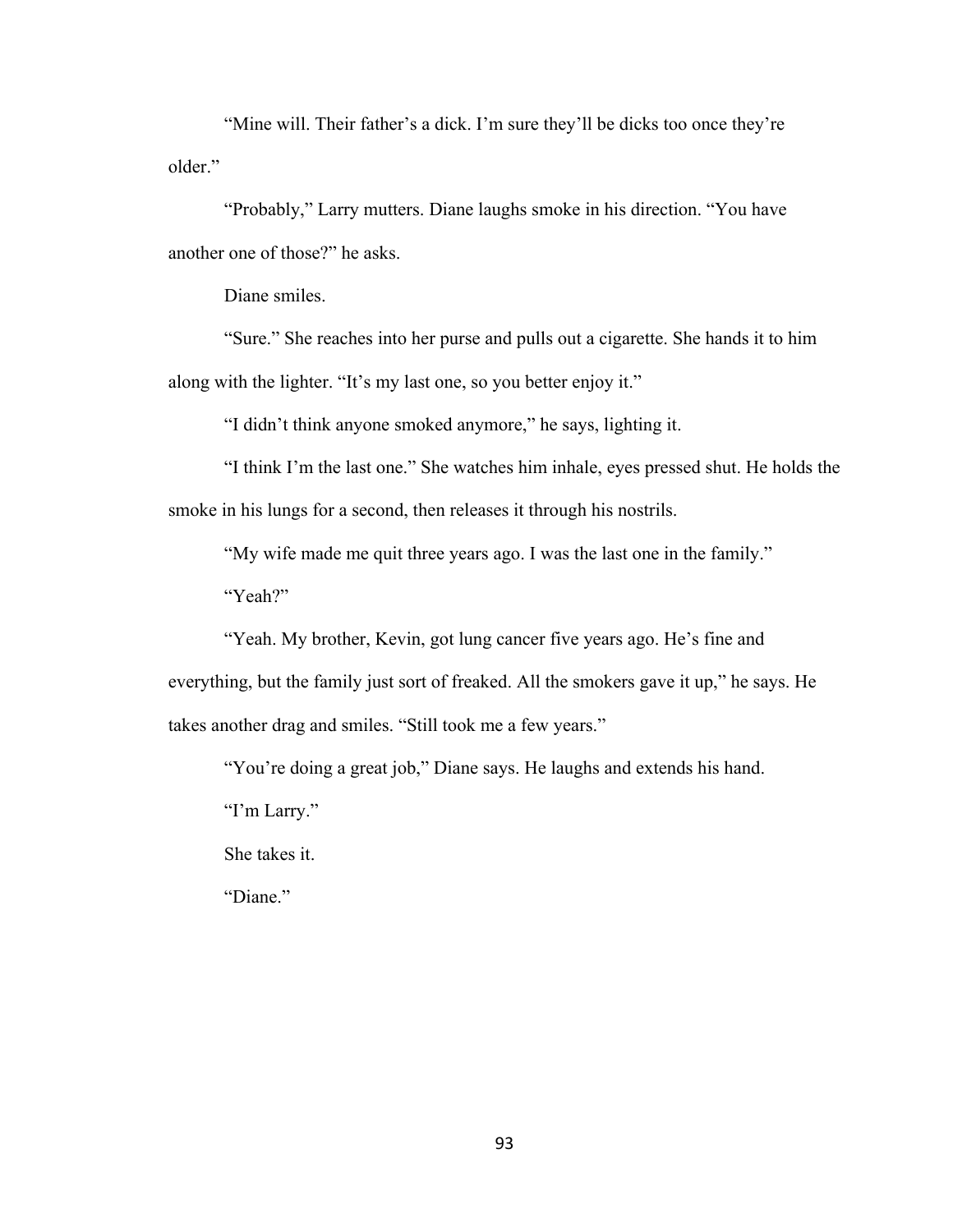"Mine will. Their father's a dick. I'm sure they'll be dicks too once they're older."

"Probably," Larry mutters. Diane laughs smoke in his direction. "You have another one of those?" he asks.

Diane smiles.

"Sure." She reaches into her purse and pulls out a cigarette. She hands it to him along with the lighter. "It's my last one, so you better enjoy it."

"I didn't think anyone smoked anymore," he says, lighting it.

"I think I'm the last one." She watches him inhale, eyes pressed shut. He holds the smoke in his lungs for a second, then releases it through his nostrils.

"My wife made me quit three years ago. I was the last one in the family."

"Yeah?"

"Yeah. My brother, Kevin, got lung cancer five years ago. He's fine and everything, but the family just sort of freaked. All the smokers gave it up," he says. He takes another drag and smiles. "Still took me a few years."

"You're doing a great job," Diane says. He laughs and extends his hand.

"I'm Larry."

She takes it.

"Diane."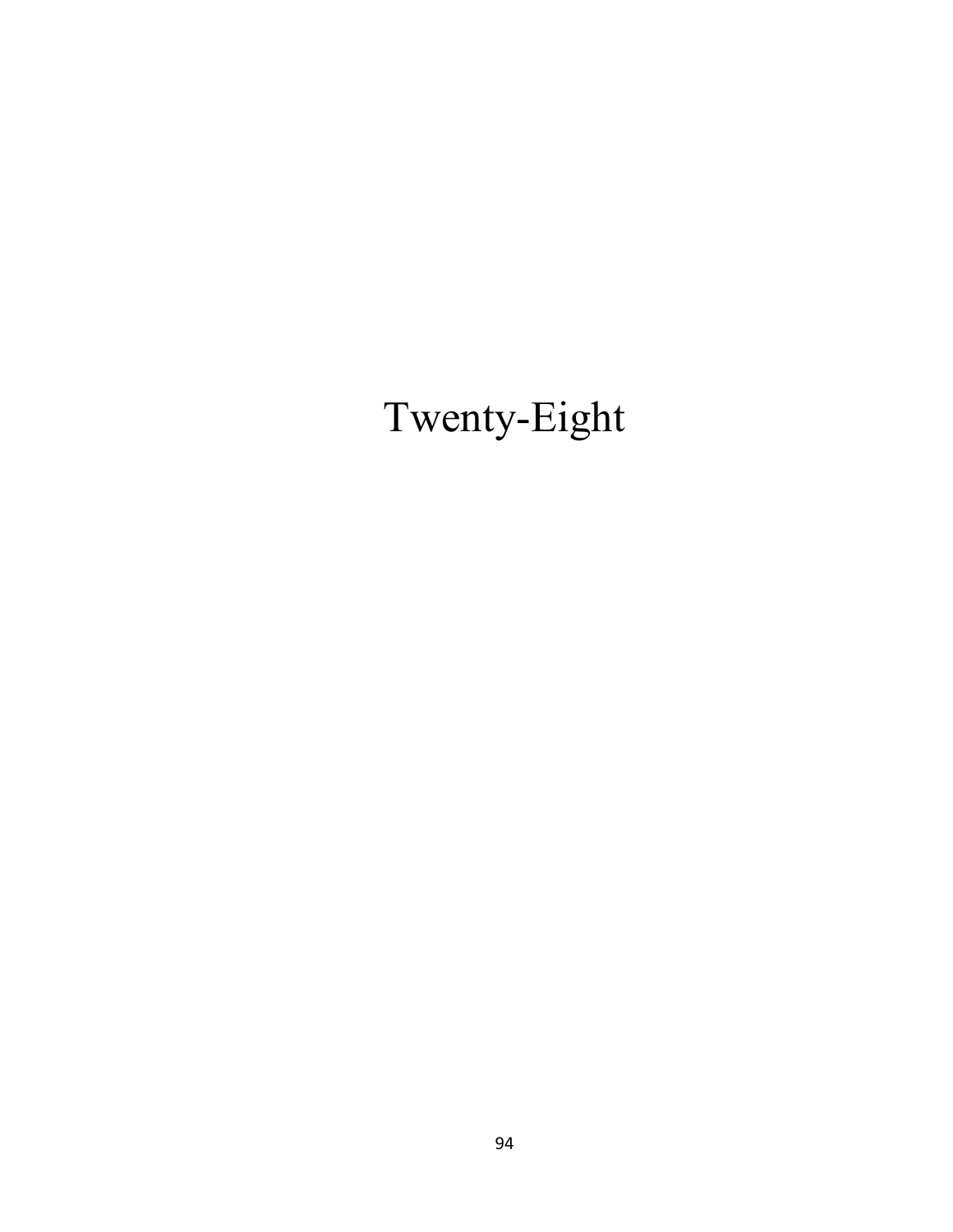# Twenty-Eight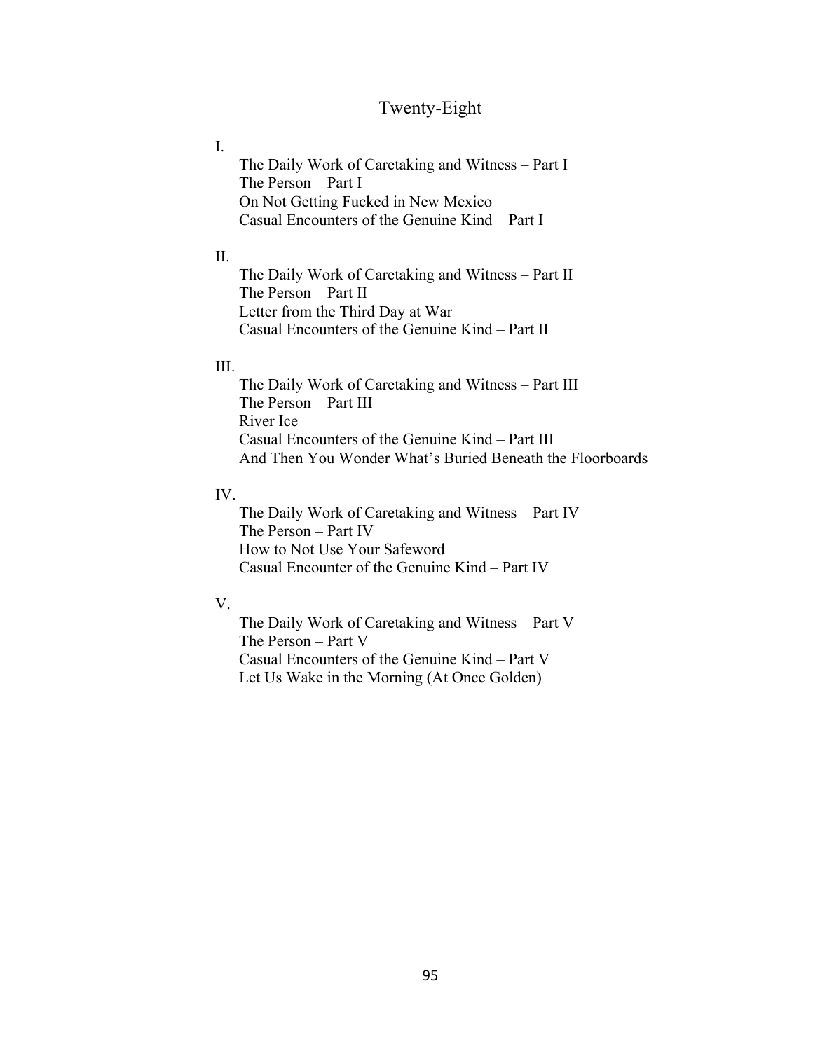# Twenty-Eight

I.

- The Daily Work of Caretaking and Witness – Part I
- The Person – Part I
- On Not Getting Fucked in New Mexico
- Casual Encounters of the Genuine Kind – Part I

II.

- The Daily Work of Caretaking and Witness – Part II
- The Person – Part II
- Letter from the Third Day at War
- Casual Encounters of the Genuine Kind – Part II

III.

- The Daily Work of Caretaking and Witness – Part III
- The Person – Part III
- River Ice
- Casual Encounters of the Genuine Kind – Part III
- And Then You Wonder What's Buried Beneath the Floorboards

IV.

- The Daily Work of Caretaking and Witness – Part IV
- The Person – Part IV
- How to Not Use Your Safeword
- Casual Encounter of the Genuine Kind – Part IV

V.

- The Daily Work of Caretaking and Witness – Part V
- The Person – Part V
- Casual Encounters of the Genuine Kind – Part V
- Let Us Wake in the Morning (At Once Golden)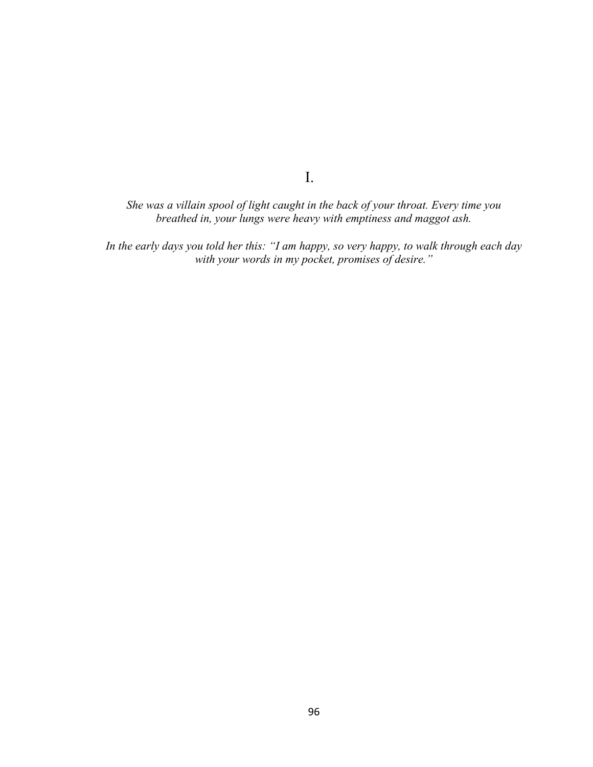# I.

*She was a villain spool of light caught in the back of your throat. Every time you breathed in, your lungs were heavy with emptiness and maggot ash.*

*In the early days you told her this: "I am happy, so very happy, to walk through each day with your words in my pocket, promises of desire."*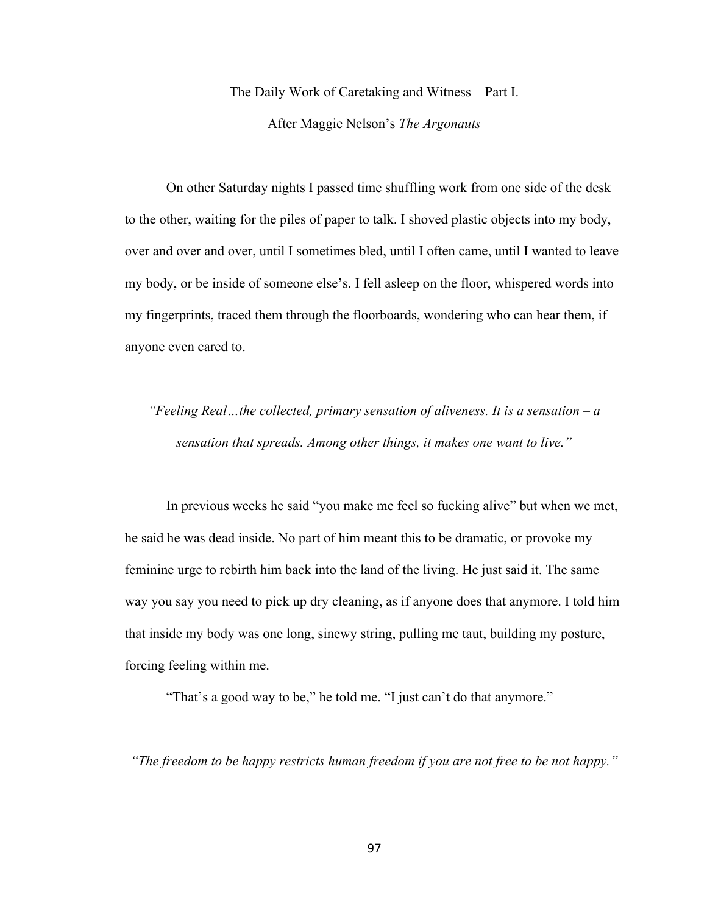## The Daily Work of Caretaking and Witness – Part I.

After Maggie Nelson's *The Argonauts*

On other Saturday nights I passed time shuffling work from one side of the desk to the other, waiting for the piles of paper to talk. I shoved plastic objects into my body, over and over and over, until I sometimes bled, until I often came, until I wanted to leave my body, or be inside of someone else's. I fell asleep on the floor, whispered words into my fingerprints, traced them through the floorboards, wondering who can hear them, if anyone even cared to.

*"Feeling Real…the collected, primary sensation of aliveness. It is a sensation – a sensation that spreads. Among other things, it makes one want to live."*

In previous weeks he said "you make me feel so fucking alive" but when we met, he said he was dead inside. No part of him meant this to be dramatic, or provoke my feminine urge to rebirth him back into the land of the living. He just said it. The same way you say you need to pick up dry cleaning, as if anyone does that anymore. I told him that inside my body was one long, sinewy string, pulling me taut, building my posture, forcing feeling within me.

"That's a good way to be," he told me. "I just can't do that anymore."

*"The freedom to be happy restricts human freedom if you are not free to be not happy."*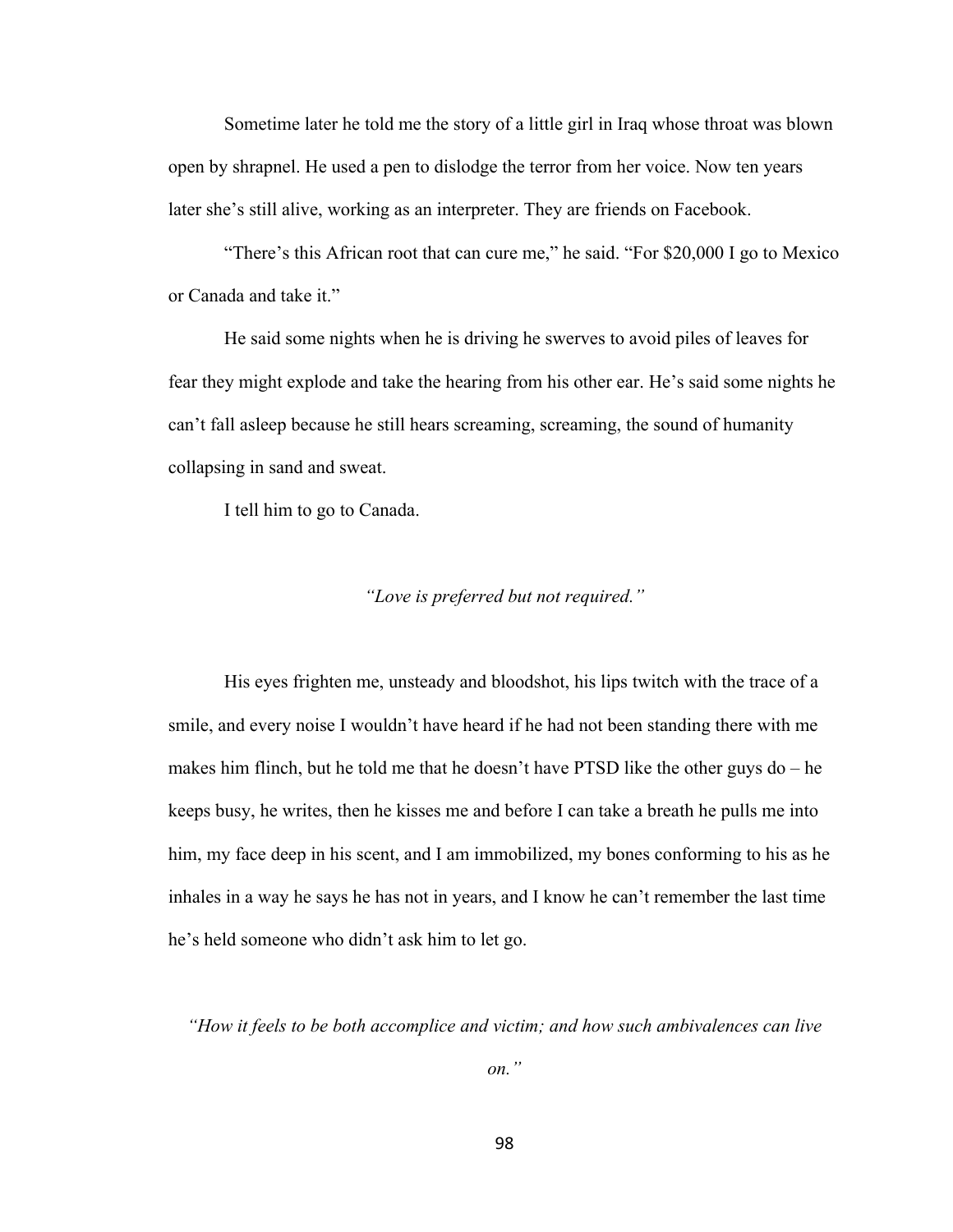Sometime later he told me the story of a little girl in Iraq whose throat was blown open by shrapnel. He used a pen to dislodge the terror from her voice. Now ten years later she's still alive, working as an interpreter. They are friends on Facebook.

"There's this African root that can cure me," he said. "For $20,000 I go to Mexico or Canada and take it."

He said some nights when he is driving he swerves to avoid piles of leaves for fear they might explode and take the hearing from his other ear. He's said some nights he can't fall asleep because he still hears screaming, screaming, the sound of humanity collapsing in sand and sweat.

I tell him to go to Canada.

*"Love is preferred but not required."*

His eyes frighten me, unsteady and bloodshot, his lips twitch with the trace of a smile, and every noise I wouldn't have heard if he had not been standing there with me makes him flinch, but he told me that he doesn't have PTSD like the other guys do – he keeps busy, he writes, then he kisses me and before I can take a breath he pulls me into him, my face deep in his scent, and I am immobilized, my bones conforming to his as he inhales in a way he says he has not in years, and I know he can't remember the last time he's held someone who didn't ask him to let go.

*"How it feels to be both accomplice and victim; and how such ambivalences can live on."*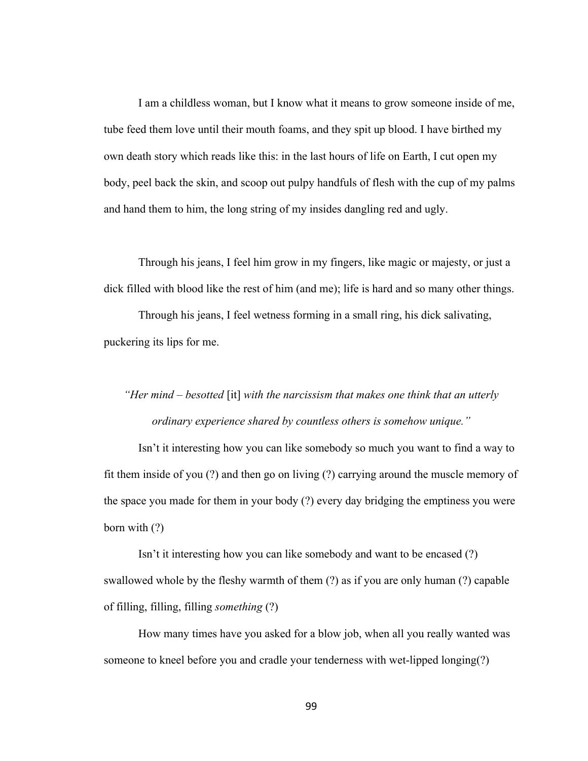I am a childless woman, but I know what it means to grow someone inside of me, tube feed them love until their mouth foams, and they spit up blood. I have birthed my own death story which reads like this: in the last hours of life on Earth, I cut open my body, peel back the skin, and scoop out pulpy handfuls of flesh with the cup of my palms and hand them to him, the long string of my insides dangling red and ugly.

Through his jeans, I feel him grow in my fingers, like magic or majesty, or just a dick filled with blood like the rest of him (and me); life is hard and so many other things.

Through his jeans, I feel wetness forming in a small ring, his dick salivating, puckering its lips for me.

*"Her mind – besotted* [it] *with the narcissism that makes one think that an utterly ordinary experience shared by countless others is somehow unique."*

Isn't it interesting how you can like somebody so much you want to find a way to fit them inside of you (?) and then go on living (?) carrying around the muscle memory of the space you made for them in your body (?) every day bridging the emptiness you were born with (?)

Isn't it interesting how you can like somebody and want to be encased (?) swallowed whole by the fleshy warmth of them (?) as if you are only human (?) capable of filling, filling, filling *something* (?)

How many times have you asked for a blow job, when all you really wanted was someone to kneel before you and cradle your tenderness with wet-lipped longing(?)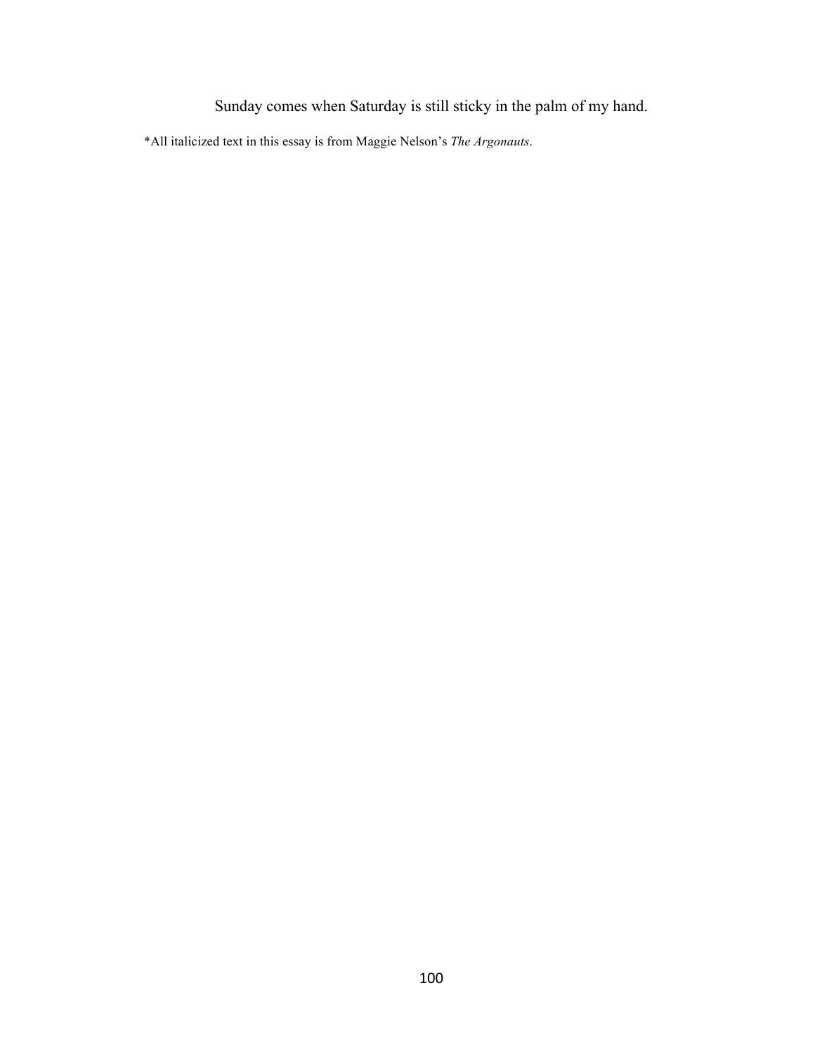Sunday comes when Saturday is still sticky in the palm of my hand.

*All italicized text in this essay is from Maggie Nelson's *The Argonauts*.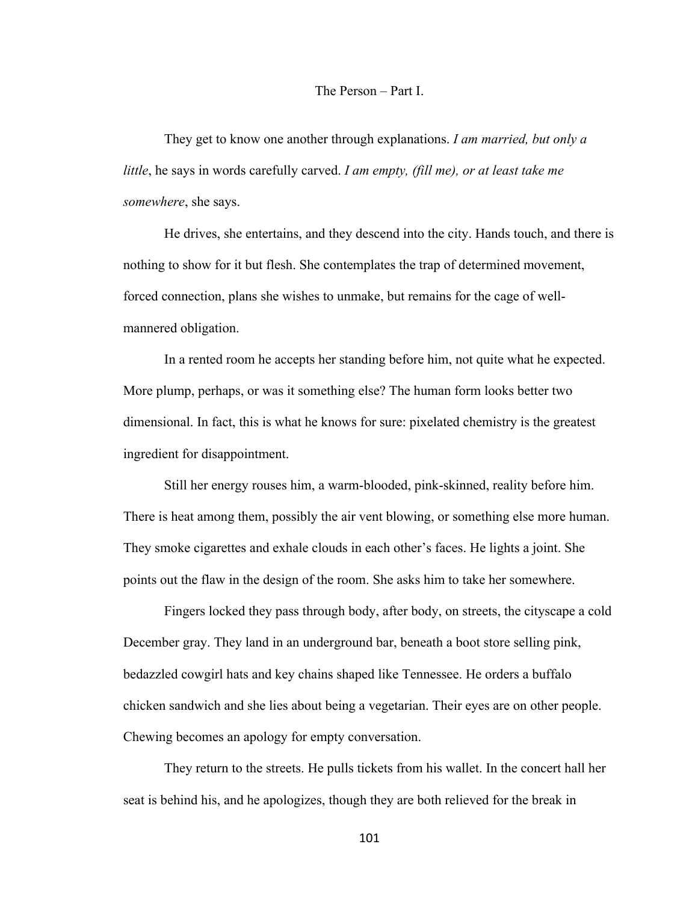# The Person – Part I.

They get to know one another through explanations. *I am married, but only a little*, he says in words carefully carved. *I am empty, (fill me), or at least take me somewhere*, she says.

He drives, she entertains, and they descend into the city. Hands touch, and there is nothing to show for it but flesh. She contemplates the trap of determined movement, forced connection, plans she wishes to unmake, but remains for the cage of well-mannered obligation.

In a rented room he accepts her standing before him, not quite what he expected. More plump, perhaps, or was it something else? The human form looks better two dimensional. In fact, this is what he knows for sure: pixelated chemistry is the greatest ingredient for disappointment.

Still her energy rouses him, a warm-blooded, pink-skinned, reality before him. There is heat among them, possibly the air vent blowing, or something else more human. They smoke cigarettes and exhale clouds in each other's faces. He lights a joint. She points out the flaw in the design of the room. She asks him to take her somewhere.

Fingers locked they pass through body, after body, on streets, the cityscape a cold December gray. They land in an underground bar, beneath a boot store selling pink, bedazzled cowgirl hats and key chains shaped like Tennessee. He orders a buffalo chicken sandwich and she lies about being a vegetarian. Their eyes are on other people. Chewing becomes an apology for empty conversation.

They return to the streets. He pulls tickets from his wallet. In the concert hall her seat is behind his, and he apologizes, though they are both relieved for the break in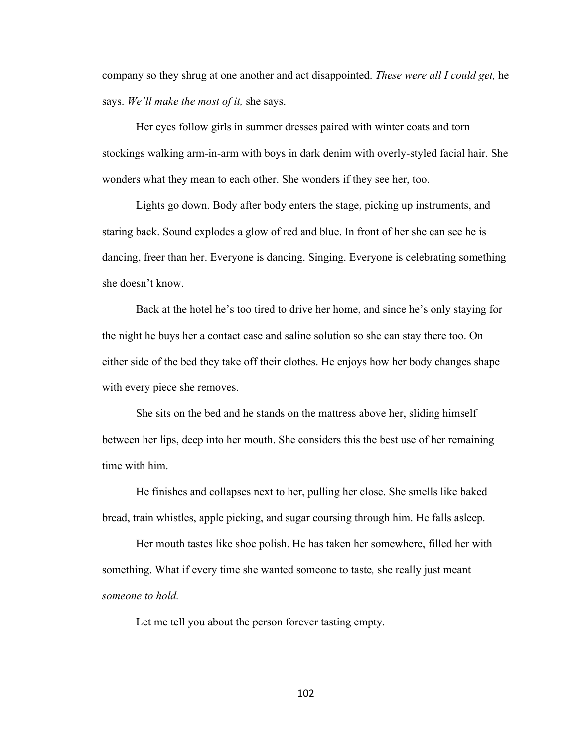company so they shrug at one another and act disappointed. *These were all I could get,* he says. *We'll make the most of it,* she says.

Her eyes follow girls in summer dresses paired with winter coats and torn stockings walking arm-in-arm with boys in dark denim with overly-styled facial hair. She wonders what they mean to each other. She wonders if they see her, too.

Lights go down. Body after body enters the stage, picking up instruments, and staring back. Sound explodes a glow of red and blue. In front of her she can see he is dancing, freer than her. Everyone is dancing. Singing. Everyone is celebrating something she doesn't know.

Back at the hotel he's too tired to drive her home, and since he's only staying for the night he buys her a contact case and saline solution so she can stay there too. On either side of the bed they take off their clothes. He enjoys how her body changes shape with every piece she removes.

She sits on the bed and he stands on the mattress above her, sliding himself between her lips, deep into her mouth. She considers this the best use of her remaining time with him.

He finishes and collapses next to her, pulling her close. She smells like baked bread, train whistles, apple picking, and sugar coursing through him. He falls asleep.

Her mouth tastes like shoe polish. He has taken her somewhere, filled her with something. What if every time she wanted someone to taste*,* she really just meant *someone to hold.*

Let me tell you about the person forever tasting empty.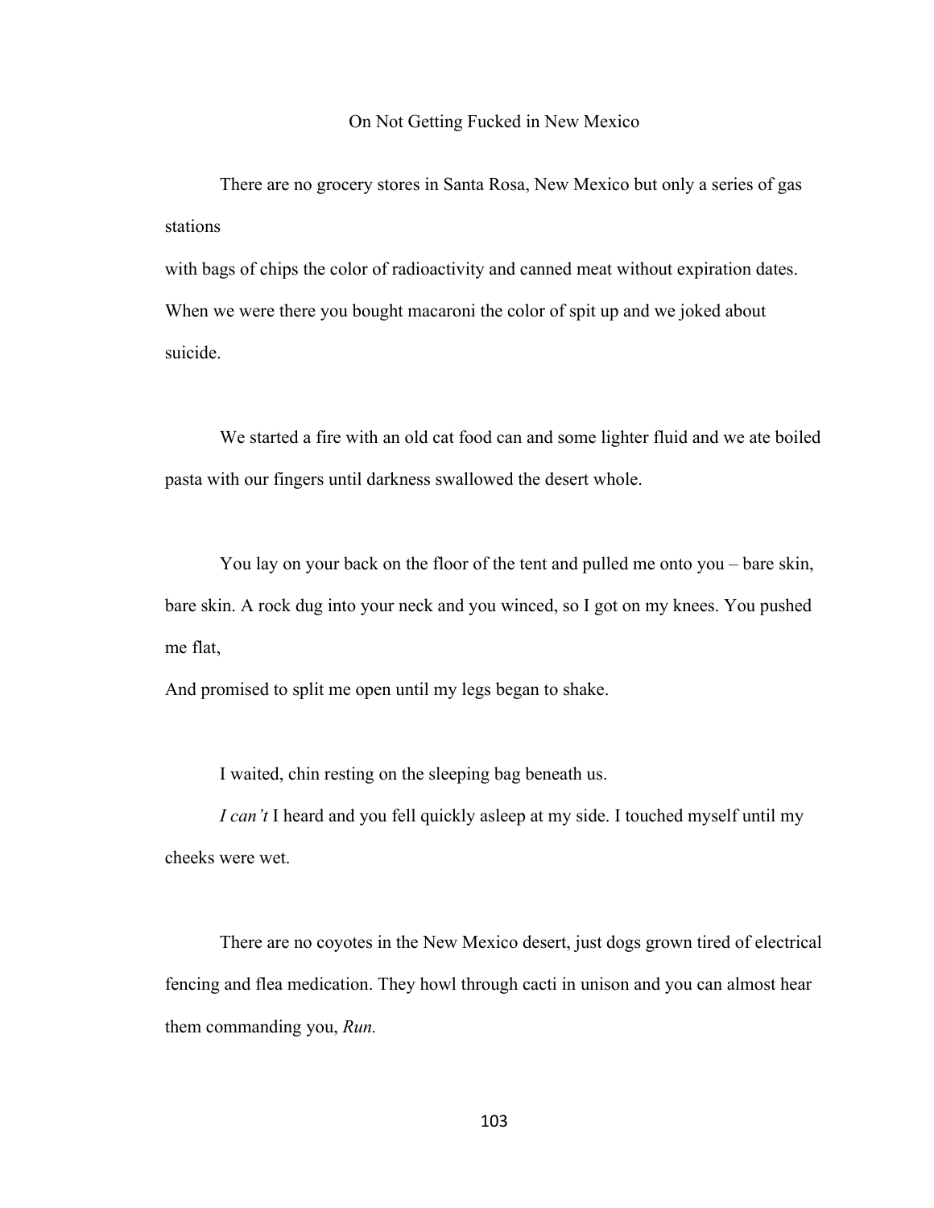# On Not Getting Fucked in New Mexico

There are no grocery stores in Santa Rosa, New Mexico but only a series of gas stations
with bags of chips the color of radioactivity and canned meat without expiration dates.
When we were there you bought macaroni the color of spit up and we joked about suicide.

We started a fire with an old cat food can and some lighter fluid and we ate boiled pasta with our fingers until darkness swallowed the desert whole.

You lay on your back on the floor of the tent and pulled me onto you – bare skin, bare skin. A rock dug into your neck and you winced, so I got on my knees. You pushed me flat,
And promised to split me open until my legs began to shake.

I waited, chin resting on the sleeping bag beneath us.

*I can't* I heard and you fell quickly asleep at my side. I touched myself until my cheeks were wet.

There are no coyotes in the New Mexico desert, just dogs grown tired of electrical fencing and flea medication. They howl through cacti in unison and you can almost hear them commanding you, *Run.*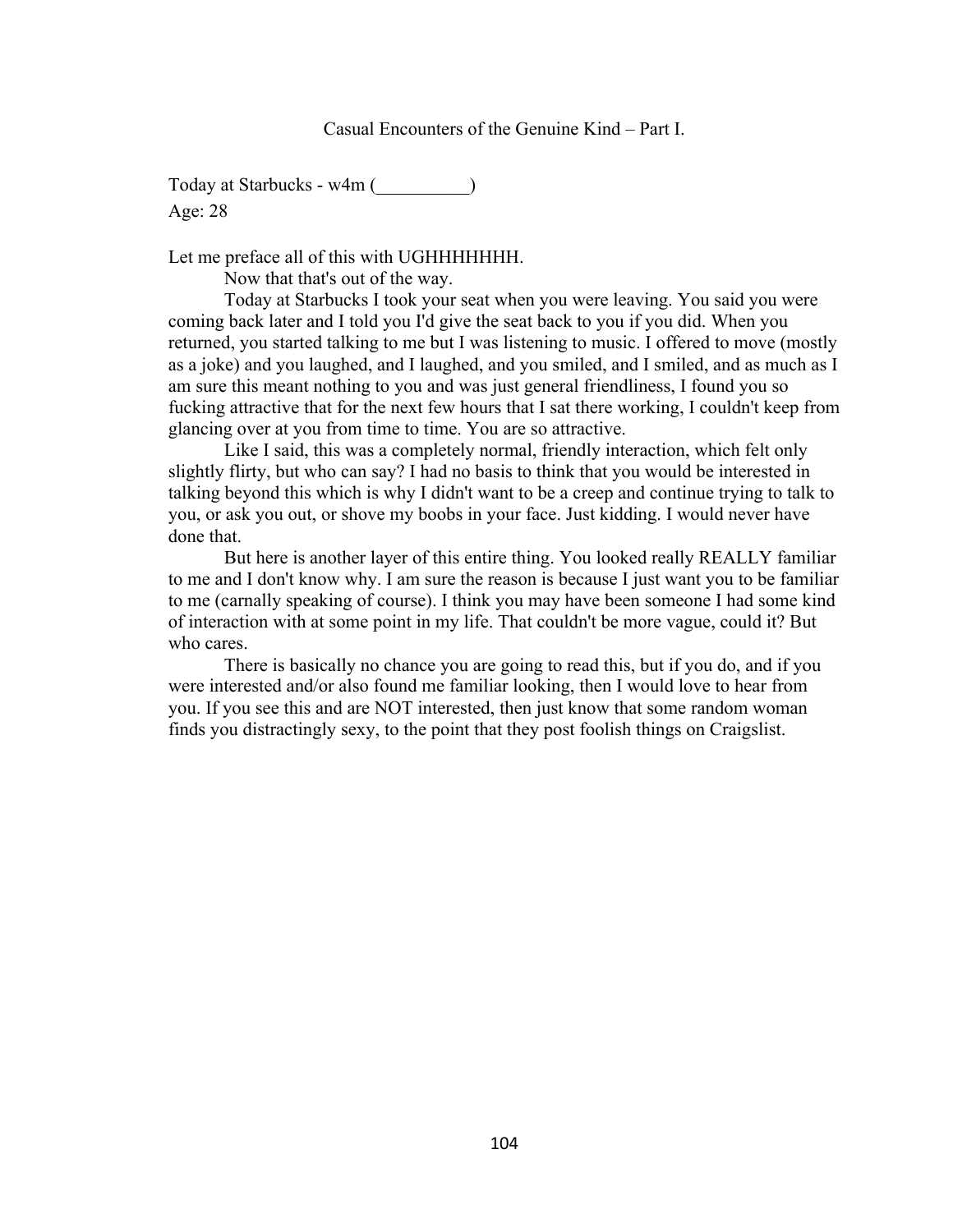## Casual Encounters of the Genuine Kind – Part I.

Today at Starbucks - w4m (__________)
Age: 28

Let me preface all of this with UGHHHHHHH.

Now that that's out of the way.

Today at Starbucks I took your seat when you were leaving. You said you were coming back later and I told you I'd give the seat back to you if you did. When you returned, you started talking to me but I was listening to music. I offered to move (mostly as a joke) and you laughed, and I laughed, and you smiled, and I smiled, and as much as I am sure this meant nothing to you and was just general friendliness, I found you so fucking attractive that for the next few hours that I sat there working, I couldn't keep from glancing over at you from time to time. You are so attractive.

Like I said, this was a completely normal, friendly interaction, which felt only slightly flirty, but who can say? I had no basis to think that you would be interested in talking beyond this which is why I didn't want to be a creep and continue trying to talk to you, or ask you out, or shove my boobs in your face. Just kidding. I would never have done that.

But here is another layer of this entire thing. You looked really REALLY familiar to me and I don't know why. I am sure the reason is because I just want you to be familiar to me (carnally speaking of course). I think you may have been someone I had some kind of interaction with at some point in my life. That couldn't be more vague, could it? But who cares.

There is basically no chance you are going to read this, but if you do, and if you were interested and/or also found me familiar looking, then I would love to hear from you. If you see this and are NOT interested, then just know that some random woman finds you distractingly sexy, to the point that they post foolish things on Craigslist.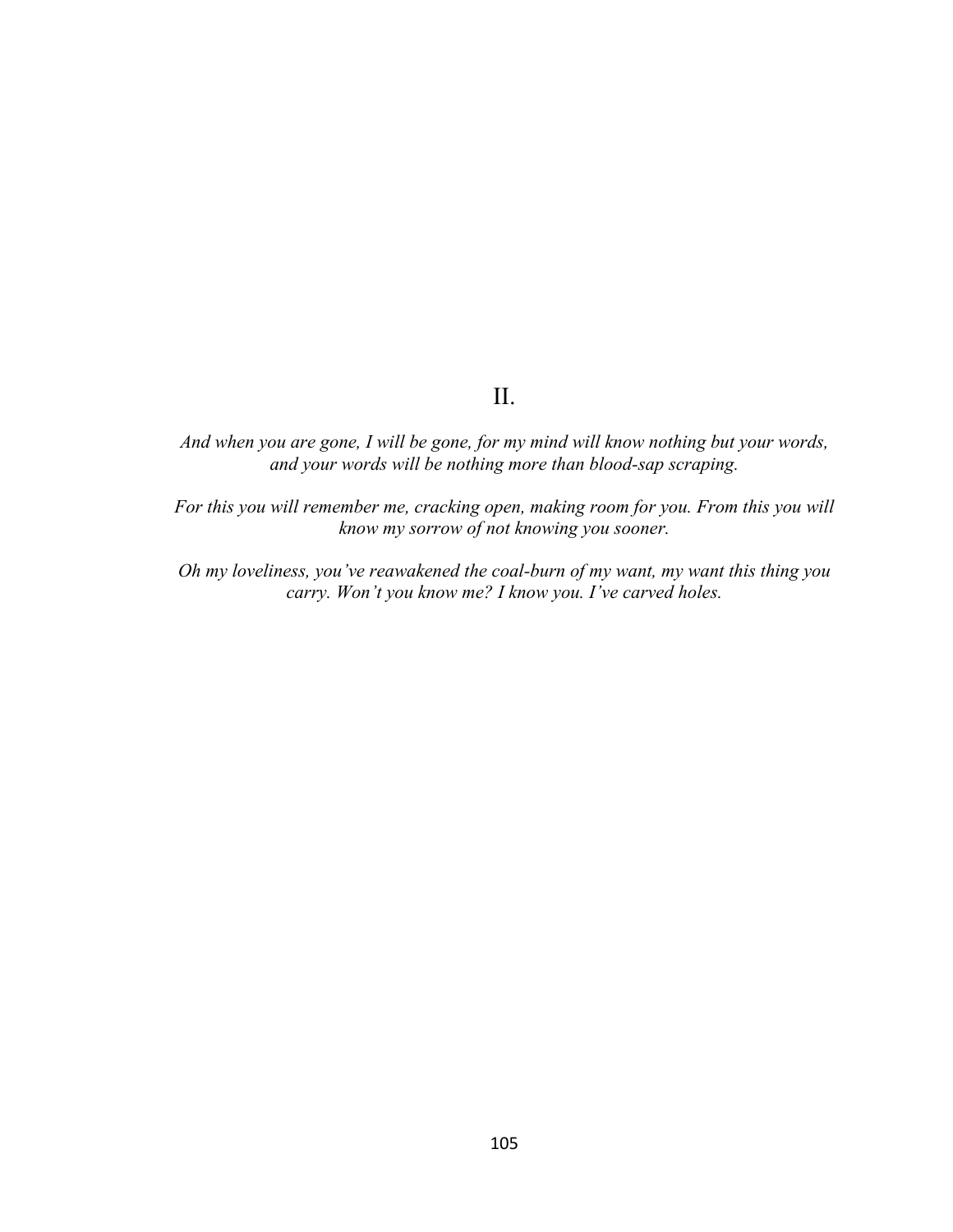## II.

*And when you are gone, I will be gone, for my mind will know nothing but your words, and your words will be nothing more than blood-sap scraping.*

*For this you will remember me, cracking open, making room for you. From this you will know my sorrow of not knowing you sooner.*

*Oh my loveliness, you've reawakened the coal-burn of my want, my want this thing you carry. Won't you know me? I know you. I've carved holes.*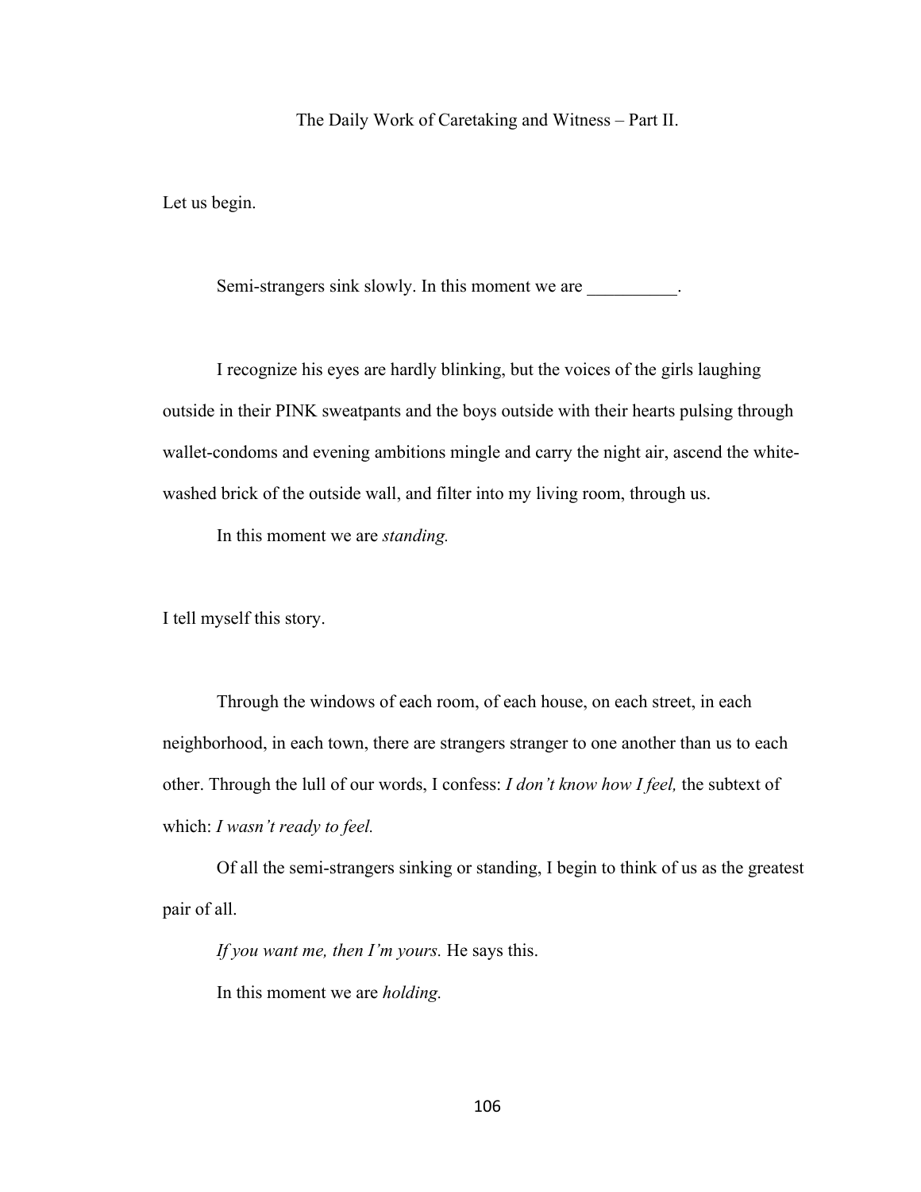## The Daily Work of Caretaking and Witness – Part II.

Let us begin.

Semi-strangers sink slowly. In this moment we are __________.

I recognize his eyes are hardly blinking, but the voices of the girls laughing outside in their PINK sweatpants and the boys outside with their hearts pulsing through wallet-condoms and evening ambitions mingle and carry the night air, ascend the white-washed brick of the outside wall, and filter into my living room, through us.

In this moment we are *standing.*

I tell myself this story.

Through the windows of each room, of each house, on each street, in each neighborhood, in each town, there are strangers stranger to one another than us to each other. Through the lull of our words, I confess: *I don't know how I feel,* the subtext of which: *I wasn't ready to feel.*

Of all the semi-strangers sinking or standing, I begin to think of us as the greatest pair of all.

*If you want me, then I'm yours.* He says this.

In this moment we are *holding.*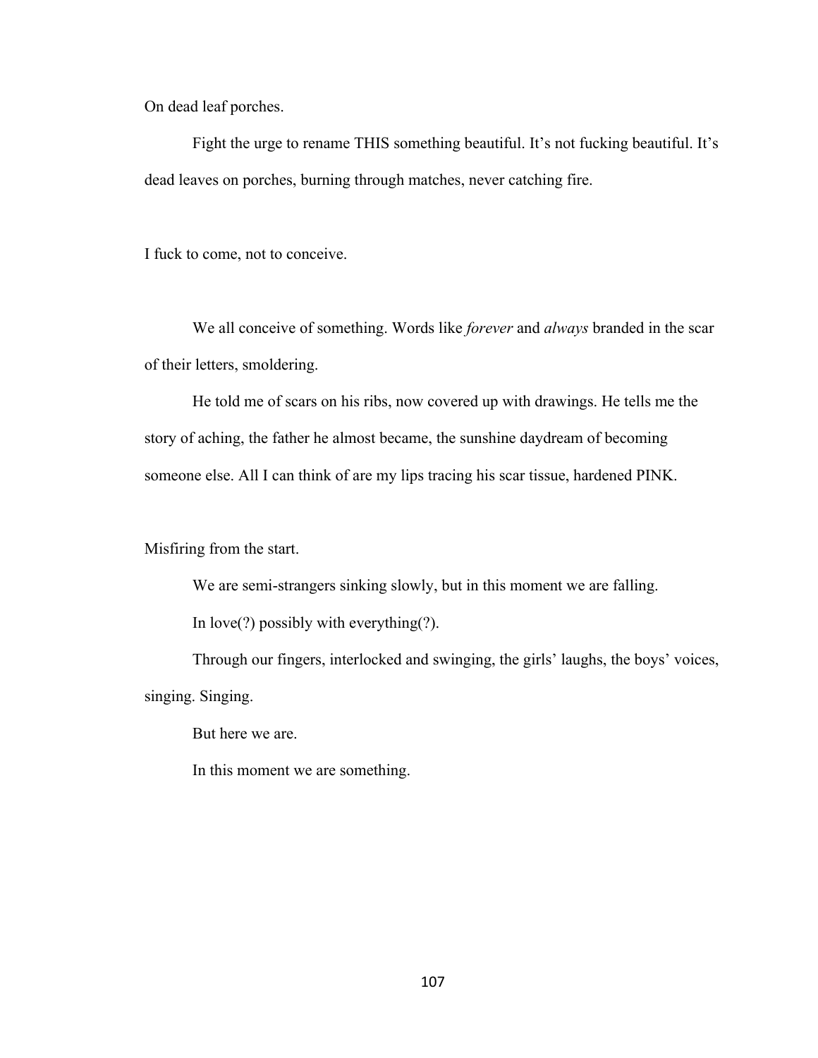On dead leaf porches.

Fight the urge to rename THIS something beautiful. It's not fucking beautiful. It's dead leaves on porches, burning through matches, never catching fire.

I fuck to come, not to conceive.

We all conceive of something. Words like *forever* and *always* branded in the scar of their letters, smoldering.

He told me of scars on his ribs, now covered up with drawings. He tells me the story of aching, the father he almost became, the sunshine daydream of becoming someone else. All I can think of are my lips tracing his scar tissue, hardened PINK.

Misfiring from the start.

We are semi-strangers sinking slowly, but in this moment we are falling.

In love(?) possibly with everything(?).

Through our fingers, interlocked and swinging, the girls' laughs, the boys' voices, singing. Singing.

But here we are.

In this moment we are something.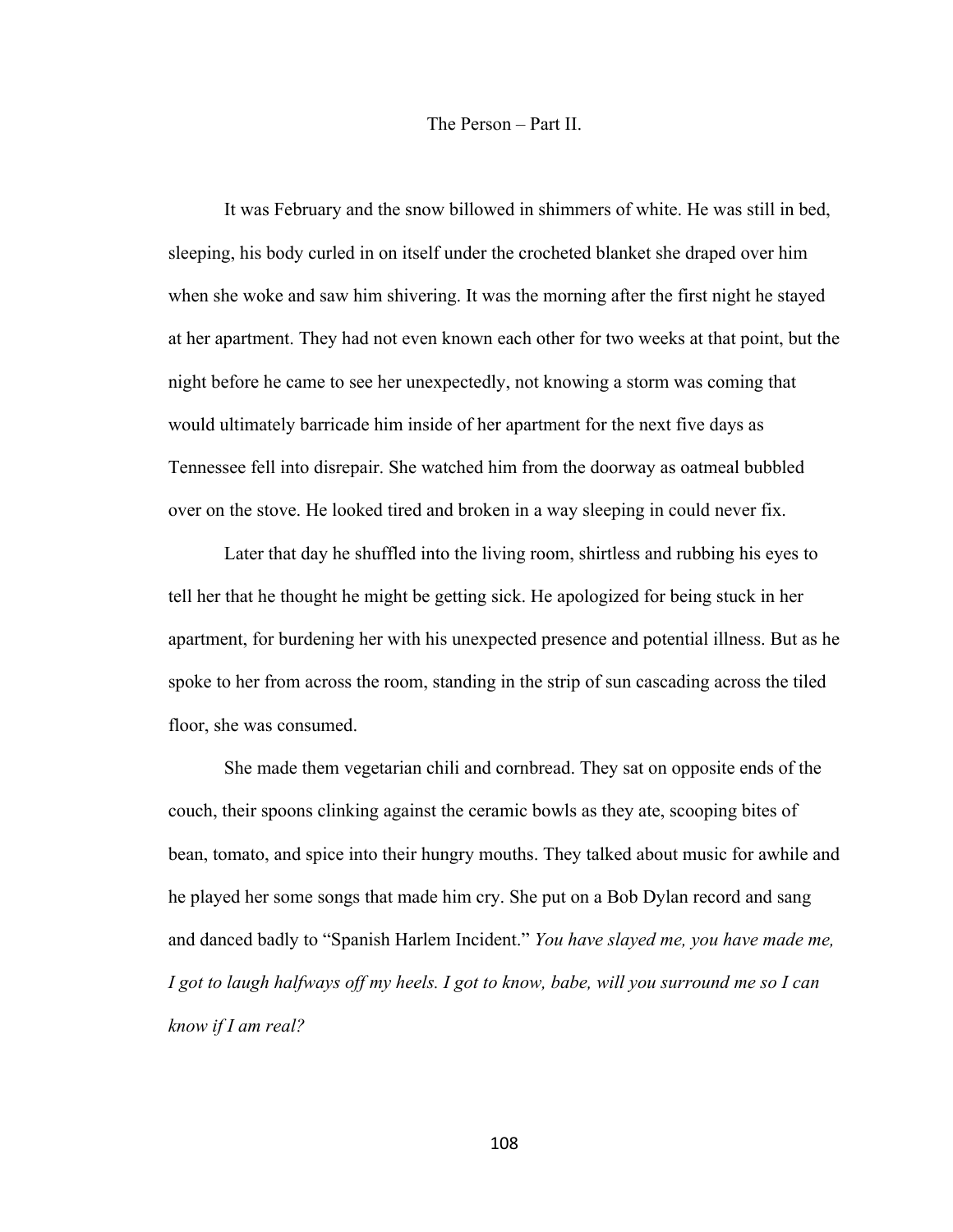# The Person – Part II.

It was February and the snow billowed in shimmers of white. He was still in bed, sleeping, his body curled in on itself under the crocheted blanket she draped over him when she woke and saw him shivering. It was the morning after the first night he stayed at her apartment. They had not even known each other for two weeks at that point, but the night before he came to see her unexpectedly, not knowing a storm was coming that would ultimately barricade him inside of her apartment for the next five days as Tennessee fell into disrepair. She watched him from the doorway as oatmeal bubbled over on the stove. He looked tired and broken in a way sleeping in could never fix.

Later that day he shuffled into the living room, shirtless and rubbing his eyes to tell her that he thought he might be getting sick. He apologized for being stuck in her apartment, for burdening her with his unexpected presence and potential illness. But as he spoke to her from across the room, standing in the strip of sun cascading across the tiled floor, she was consumed.

She made them vegetarian chili and cornbread. They sat on opposite ends of the couch, their spoons clinking against the ceramic bowls as they ate, scooping bites of bean, tomato, and spice into their hungry mouths. They talked about music for awhile and he played her some songs that made him cry. She put on a Bob Dylan record and sang and danced badly to "Spanish Harlem Incident." *You have slayed me, you have made me, I got to laugh halfways off my heels. I got to know, babe, will you surround me so I can know if I am real?*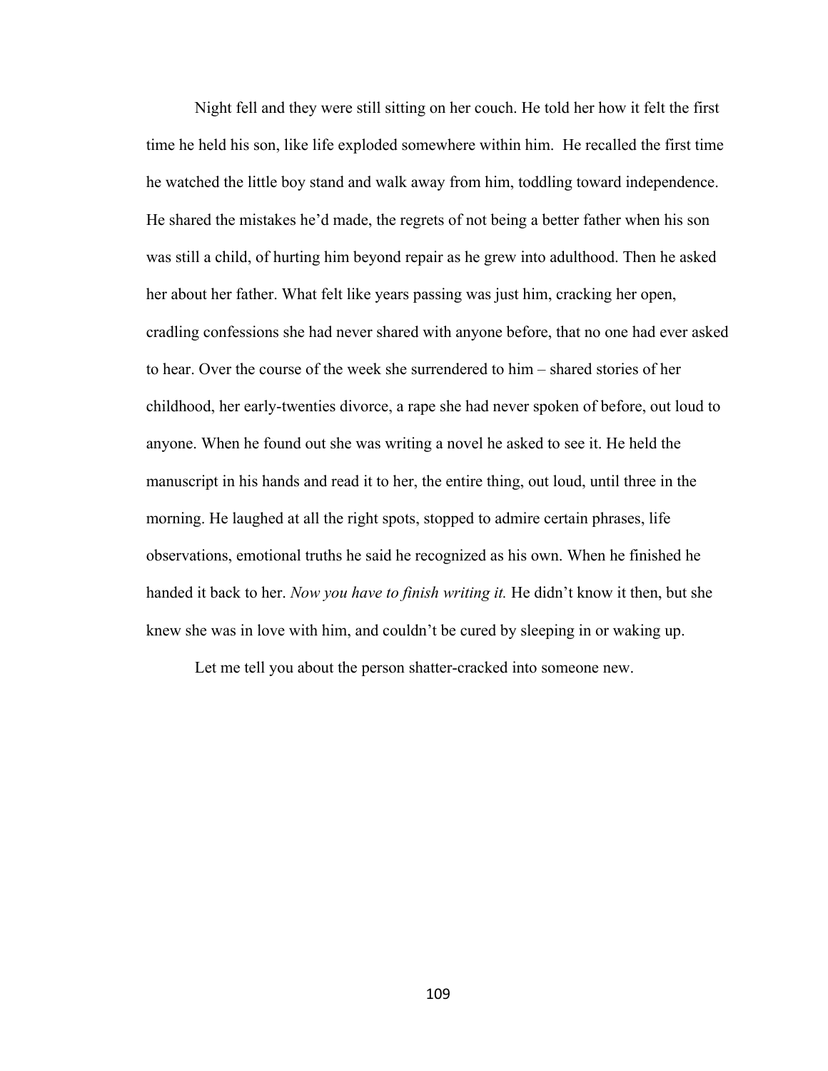Night fell and they were still sitting on her couch. He told her how it felt the first time he held his son, like life exploded somewhere within him. He recalled the first time he watched the little boy stand and walk away from him, toddling toward independence. He shared the mistakes he'd made, the regrets of not being a better father when his son was still a child, of hurting him beyond repair as he grew into adulthood. Then he asked her about her father. What felt like years passing was just him, cracking her open, cradling confessions she had never shared with anyone before, that no one had ever asked to hear. Over the course of the week she surrendered to him – shared stories of her childhood, her early-twenties divorce, a rape she had never spoken of before, out loud to anyone. When he found out she was writing a novel he asked to see it. He held the manuscript in his hands and read it to her, the entire thing, out loud, until three in the morning. He laughed at all the right spots, stopped to admire certain phrases, life observations, emotional truths he said he recognized as his own. When he finished he handed it back to her. *Now you have to finish writing it.* He didn't know it then, but she knew she was in love with him, and couldn't be cured by sleeping in or waking up.

Let me tell you about the person shatter-cracked into someone new.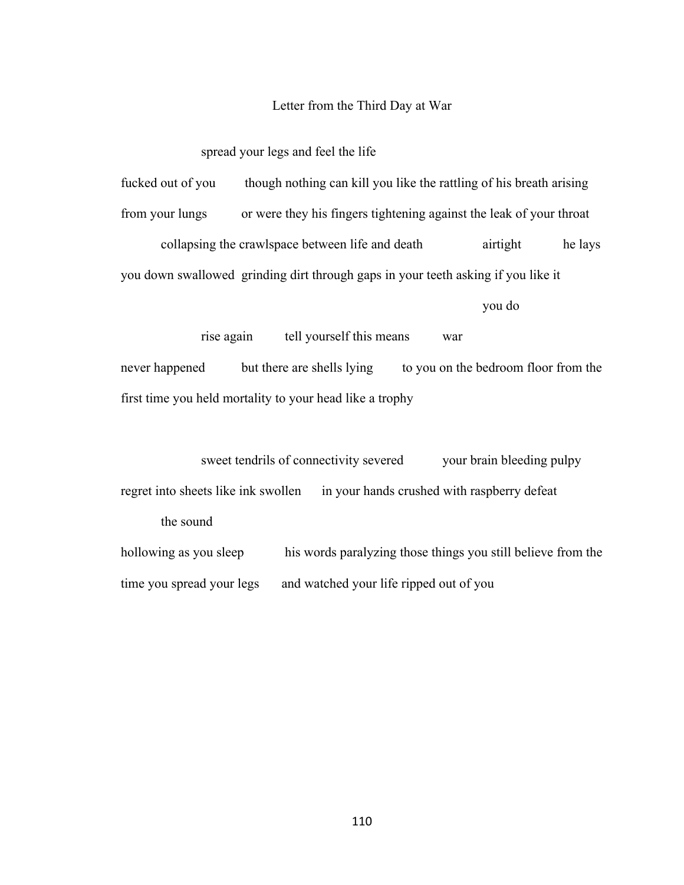# Letter from the Third Day at War

spread your legs and feel the life

fucked out of you though nothing can kill you like the rattling of his breath arising

from your lungs or were they his fingers tightening against the leak of your throat

collapsing the crawlspace between life and death airtight he lays

you down swallowed grinding dirt through gaps in your teeth asking if you like it

you do

rise again tell yourself this means war

never happened but there are shells lying to you on the bedroom floor from the

first time you held mortality to your head like a trophy

sweet tendrils of connectivity severed your brain bleeding pulpy

regret into sheets like ink swollen in your hands crushed with raspberry defeat

the sound

hollowing as you sleep his words paralyzing those things you still believe from the

time you spread your legs and watched your life ripped out of you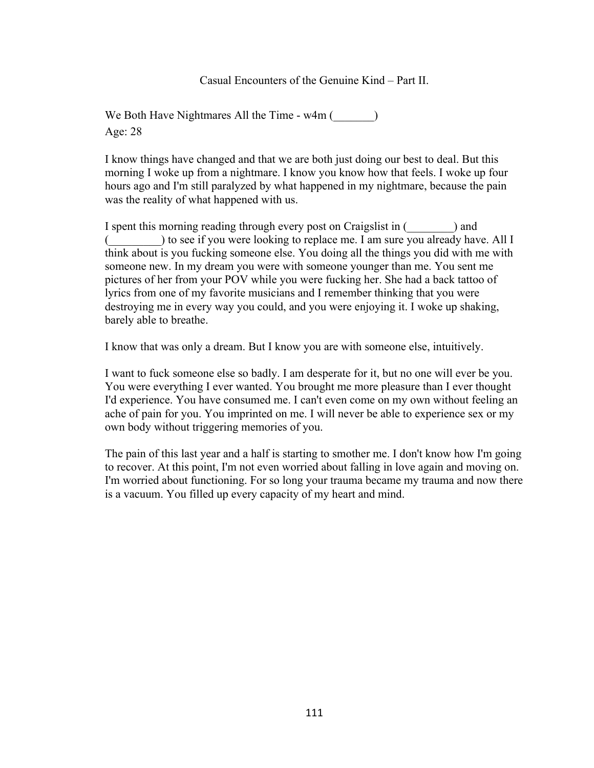Casual Encounters of the Genuine Kind – Part II.

We Both Have Nightmares All the Time - w4m (_______)
Age: 28

I know things have changed and that we are both just doing our best to deal. But this morning I woke up from a nightmare. I know you know how that feels. I woke up four hours ago and I'm still paralyzed by what happened in my nightmare, because the pain was the reality of what happened with us.

I spent this morning reading through every post on Craigslist in (________) and (_________) to see if you were looking to replace me. I am sure you already have. All I think about is you fucking someone else. You doing all the things you did with me with someone new. In my dream you were with someone younger than me. You sent me pictures of her from your POV while you were fucking her. She had a back tattoo of lyrics from one of my favorite musicians and I remember thinking that you were destroying me in every way you could, and you were enjoying it. I woke up shaking, barely able to breathe.

I know that was only a dream. But I know you are with someone else, intuitively.

I want to fuck someone else so badly. I am desperate for it, but no one will ever be you. You were everything I ever wanted. You brought me more pleasure than I ever thought I'd experience. You have consumed me. I can't even come on my own without feeling an ache of pain for you. You imprinted on me. I will never be able to experience sex or my own body without triggering memories of you.

The pain of this last year and a half is starting to smother me. I don't know how I'm going to recover. At this point, I'm not even worried about falling in love again and moving on. I'm worried about functioning. For so long your trauma became my trauma and now there is a vacuum. You filled up every capacity of my heart and mind.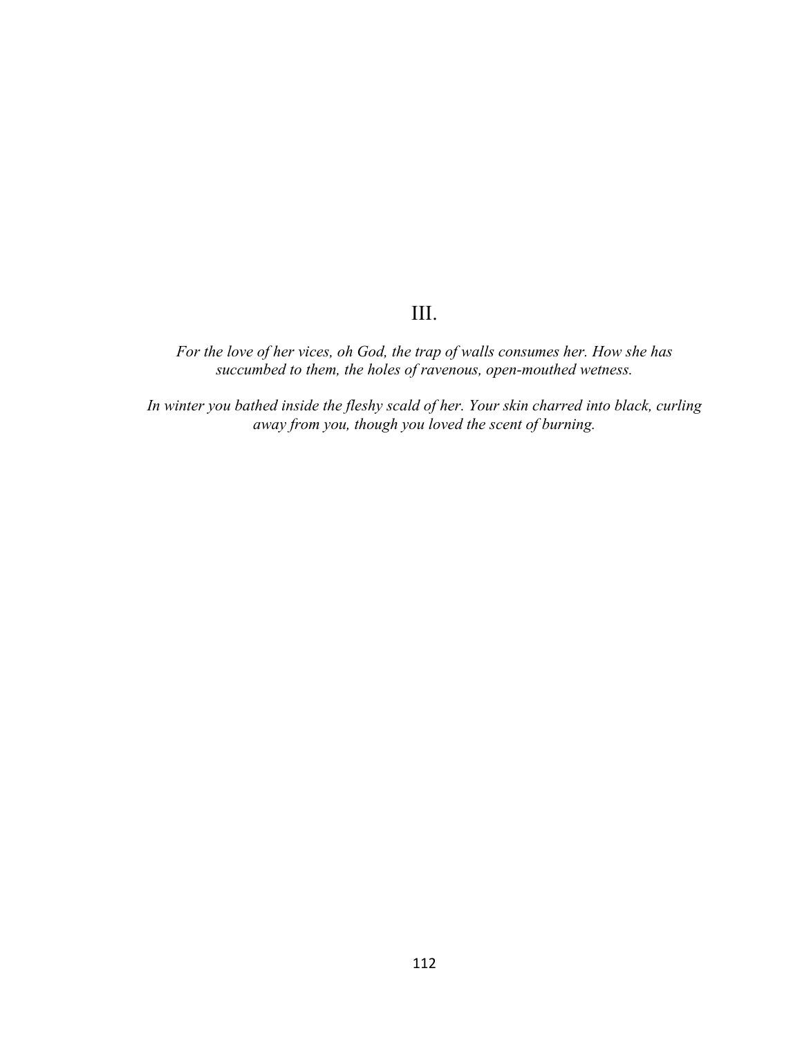## III.

*For the love of her vices, oh God, the trap of walls consumes her. How she has succumbed to them, the holes of ravenous, open-mouthed wetness.*

*In winter you bathed inside the fleshy scald of her. Your skin charred into black, curling away from you, though you loved the scent of burning.*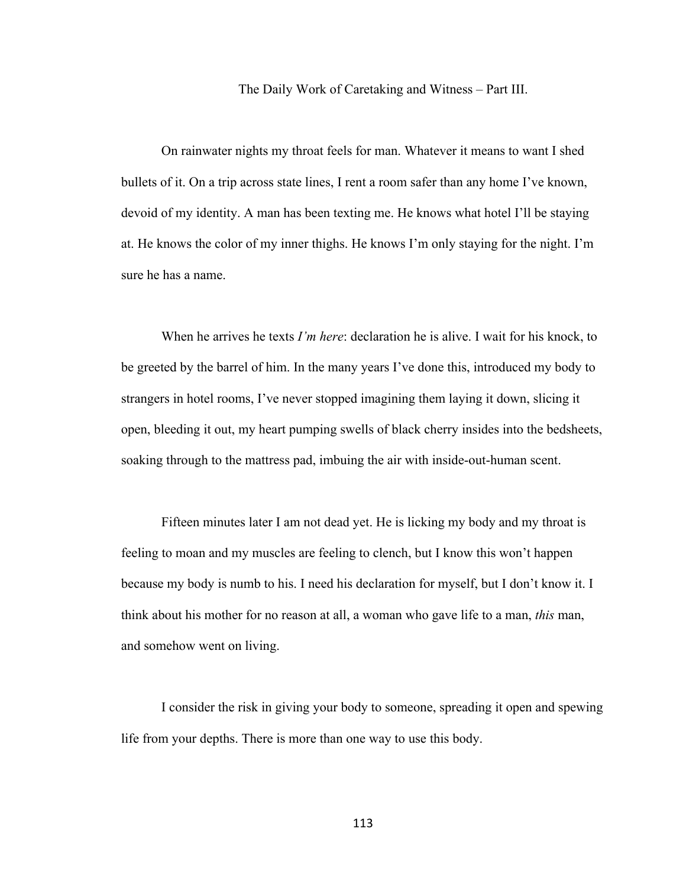## The Daily Work of Caretaking and Witness – Part III.

On rainwater nights my throat feels for man. Whatever it means to want I shed bullets of it. On a trip across state lines, I rent a room safer than any home I've known, devoid of my identity. A man has been texting me. He knows what hotel I'll be staying at. He knows the color of my inner thighs. He knows I'm only staying for the night. I'm sure he has a name.

When he arrives he texts *I'm here*: declaration he is alive. I wait for his knock, to be greeted by the barrel of him. In the many years I've done this, introduced my body to strangers in hotel rooms, I've never stopped imagining them laying it down, slicing it open, bleeding it out, my heart pumping swells of black cherry insides into the bedsheets, soaking through to the mattress pad, imbuing the air with inside-out-human scent.

Fifteen minutes later I am not dead yet. He is licking my body and my throat is feeling to moan and my muscles are feeling to clench, but I know this won't happen because my body is numb to his. I need his declaration for myself, but I don't know it. I think about his mother for no reason at all, a woman who gave life to a man, *this* man, and somehow went on living.

I consider the risk in giving your body to someone, spreading it open and spewing life from your depths. There is more than one way to use this body.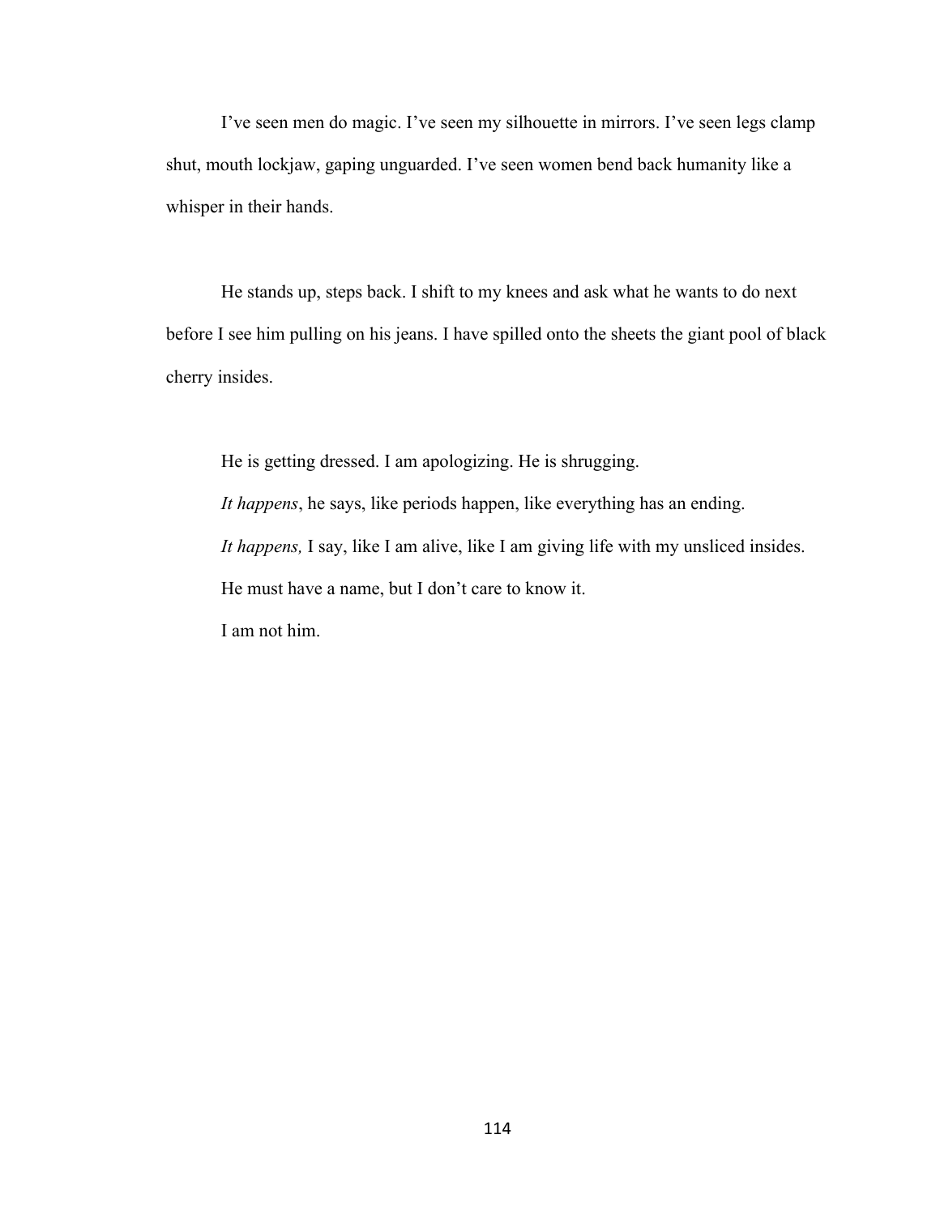I've seen men do magic. I've seen my silhouette in mirrors. I've seen legs clamp shut, mouth lockjaw, gaping unguarded. I've seen women bend back humanity like a whisper in their hands.

He stands up, steps back. I shift to my knees and ask what he wants to do next before I see him pulling on his jeans. I have spilled onto the sheets the giant pool of black cherry insides.

He is getting dressed. I am apologizing. He is shrugging.

*It happens*, he says, like periods happen, like everything has an ending.

*It happens,* I say, like I am alive, like I am giving life with my unsliced insides.

He must have a name, but I don't care to know it.

I am not him.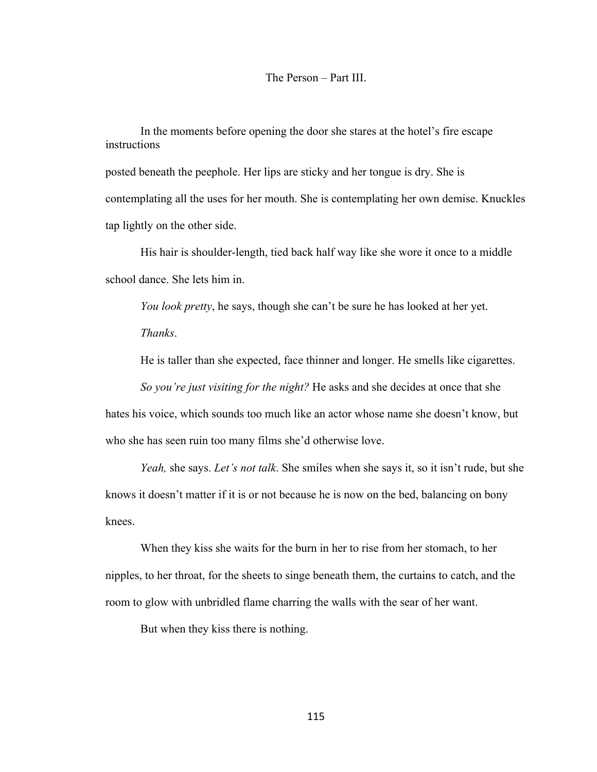# The Person – Part III.

In the moments before opening the door she stares at the hotel's fire escape instructions posted beneath the peephole. Her lips are sticky and her tongue is dry. She is contemplating all the uses for her mouth. She is contemplating her own demise. Knuckles tap lightly on the other side.

His hair is shoulder-length, tied back half way like she wore it once to a middle school dance. She lets him in.

*You look pretty*, he says, though she can't be sure he has looked at her yet.

*Thanks*.

He is taller than she expected, face thinner and longer. He smells like cigarettes.

*So you're just visiting for the night?* He asks and she decides at once that she hates his voice, which sounds too much like an actor whose name she doesn't know, but who she has seen ruin too many films she'd otherwise love.

*Yeah,* she says. *Let's not talk*. She smiles when she says it, so it isn't rude, but she knows it doesn't matter if it is or not because he is now on the bed, balancing on bony knees.

When they kiss she waits for the burn in her to rise from her stomach, to her nipples, to her throat, for the sheets to singe beneath them, the curtains to catch, and the room to glow with unbridled flame charring the walls with the sear of her want.

But when they kiss there is nothing.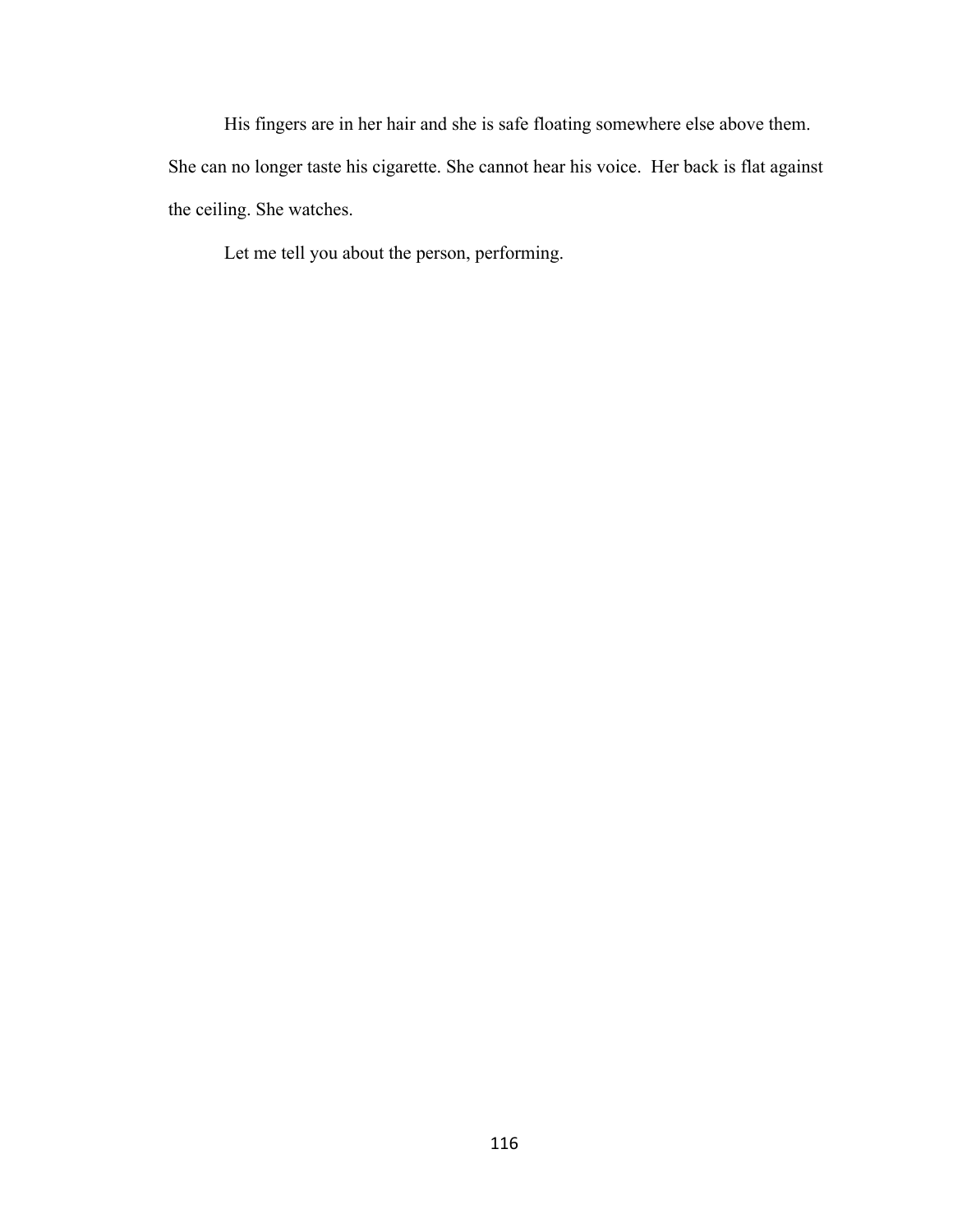His fingers are in her hair and she is safe floating somewhere else above them. She can no longer taste his cigarette. She cannot hear his voice. Her back is flat against the ceiling. She watches.

Let me tell you about the person, performing.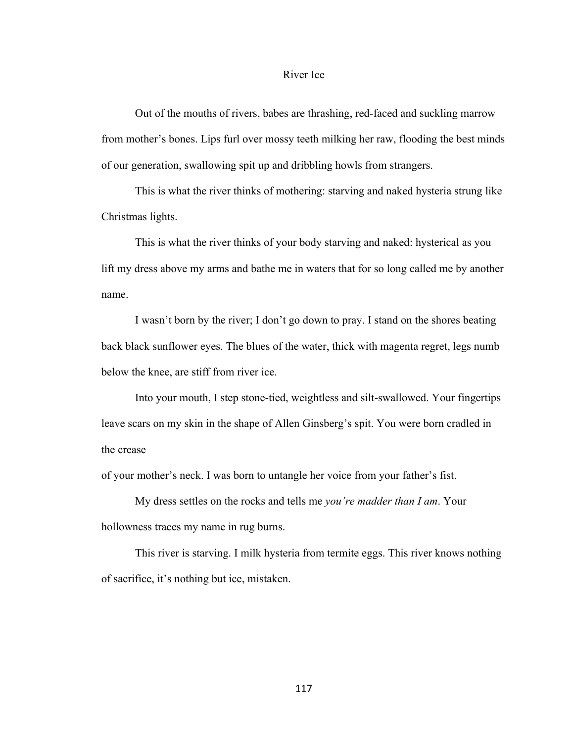# River Ice

Out of the mouths of rivers, babes are thrashing, red-faced and suckling marrow from mother's bones. Lips furl over mossy teeth milking her raw, flooding the best minds of our generation, swallowing spit up and dribbling howls from strangers.

This is what the river thinks of mothering: starving and naked hysteria strung like Christmas lights.

This is what the river thinks of your body starving and naked: hysterical as you lift my dress above my arms and bathe me in waters that for so long called me by another name.

I wasn't born by the river; I don't go down to pray. I stand on the shores beating back black sunflower eyes. The blues of the water, thick with magenta regret, legs numb below the knee, are stiff from river ice.

Into your mouth, I step stone-tied, weightless and silt-swallowed. Your fingertips leave scars on my skin in the shape of Allen Ginsberg's spit. You were born cradled in the crease

of your mother's neck. I was born to untangle her voice from your father's fist.

My dress settles on the rocks and tells me *you're madder than I am*. Your hollowness traces my name in rug burns.

This river is starving. I milk hysteria from termite eggs. This river knows nothing of sacrifice, it's nothing but ice, mistaken.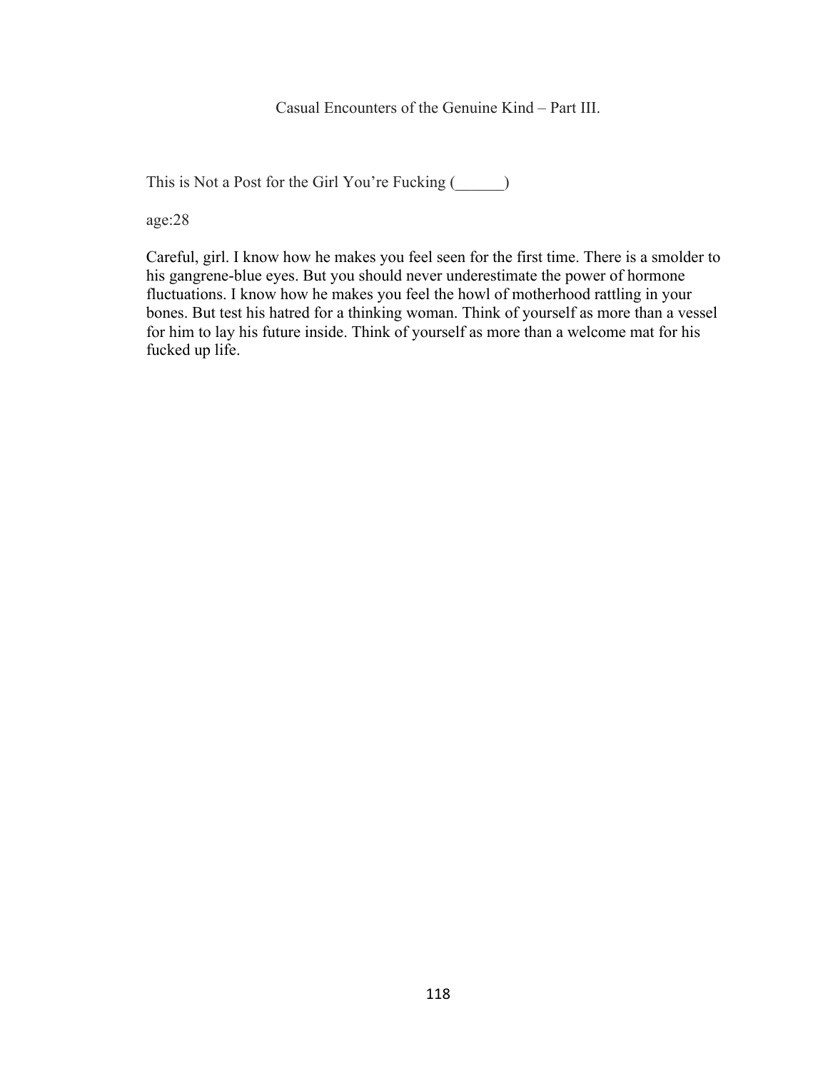# Casual Encounters of the Genuine Kind – Part III.

This is Not a Post for the Girl You're Fucking (______)

age:28

Careful, girl. I know how he makes you feel seen for the first time. There is a smolder to his gangrene-blue eyes. But you should never underestimate the power of hormone fluctuations. I know how he makes you feel the howl of motherhood rattling in your bones. But test his hatred for a thinking woman. Think of yourself as more than a vessel for him to lay his future inside. Think of yourself as more than a welcome mat for his fucked up life.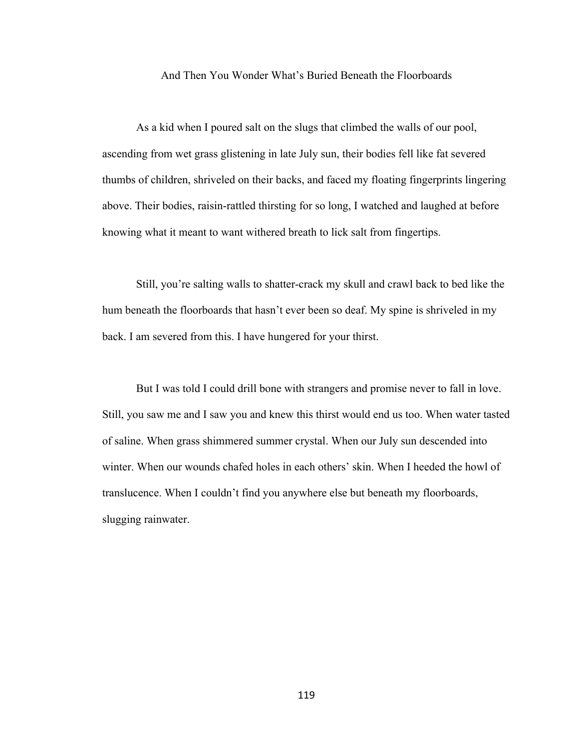## And Then You Wonder What's Buried Beneath the Floorboards

As a kid when I poured salt on the slugs that climbed the walls of our pool, ascending from wet grass glistening in late July sun, their bodies fell like fat severed thumbs of children, shriveled on their backs, and faced my floating fingerprints lingering above. Their bodies, raisin-rattled thirsting for so long, I watched and laughed at before knowing what it meant to want withered breath to lick salt from fingertips.

Still, you're salting walls to shatter-crack my skull and crawl back to bed like the hum beneath the floorboards that hasn't ever been so deaf. My spine is shriveled in my back. I am severed from this. I have hungered for your thirst.

But I was told I could drill bone with strangers and promise never to fall in love. Still, you saw me and I saw you and knew this thirst would end us too. When water tasted of saline. When grass shimmered summer crystal. When our July sun descended into winter. When our wounds chafed holes in each others' skin. When I heeded the howl of translucence. When I couldn't find you anywhere else but beneath my floorboards, slugging rainwater.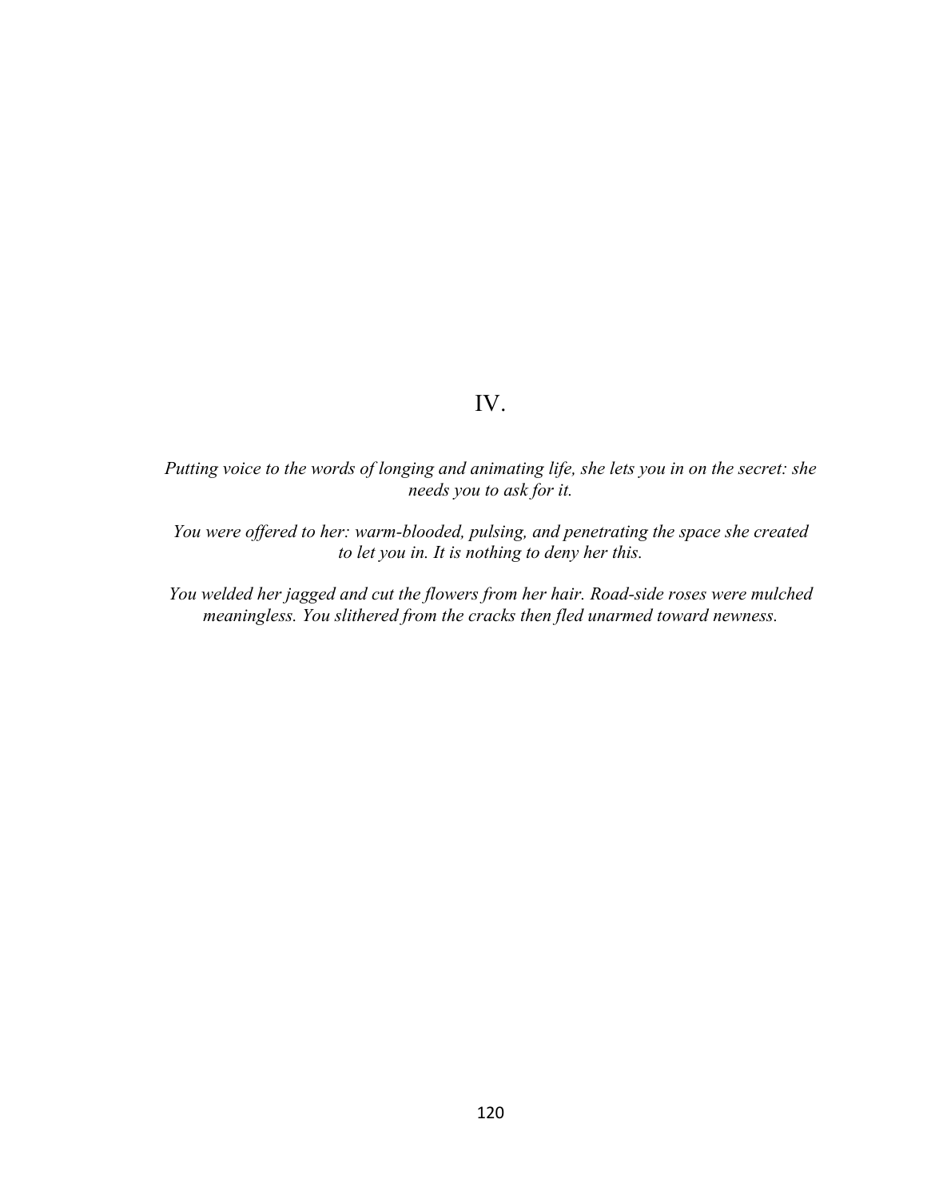## IV.

*Putting voice to the words of longing and animating life, she lets you in on the secret: she needs you to ask for it.*

*You were offered to her: warm-blooded, pulsing, and penetrating the space she created to let you in. It is nothing to deny her this.*

*You welded her jagged and cut the flowers from her hair. Road-side roses were mulched meaningless. You slithered from the cracks then fled unarmed toward newness.*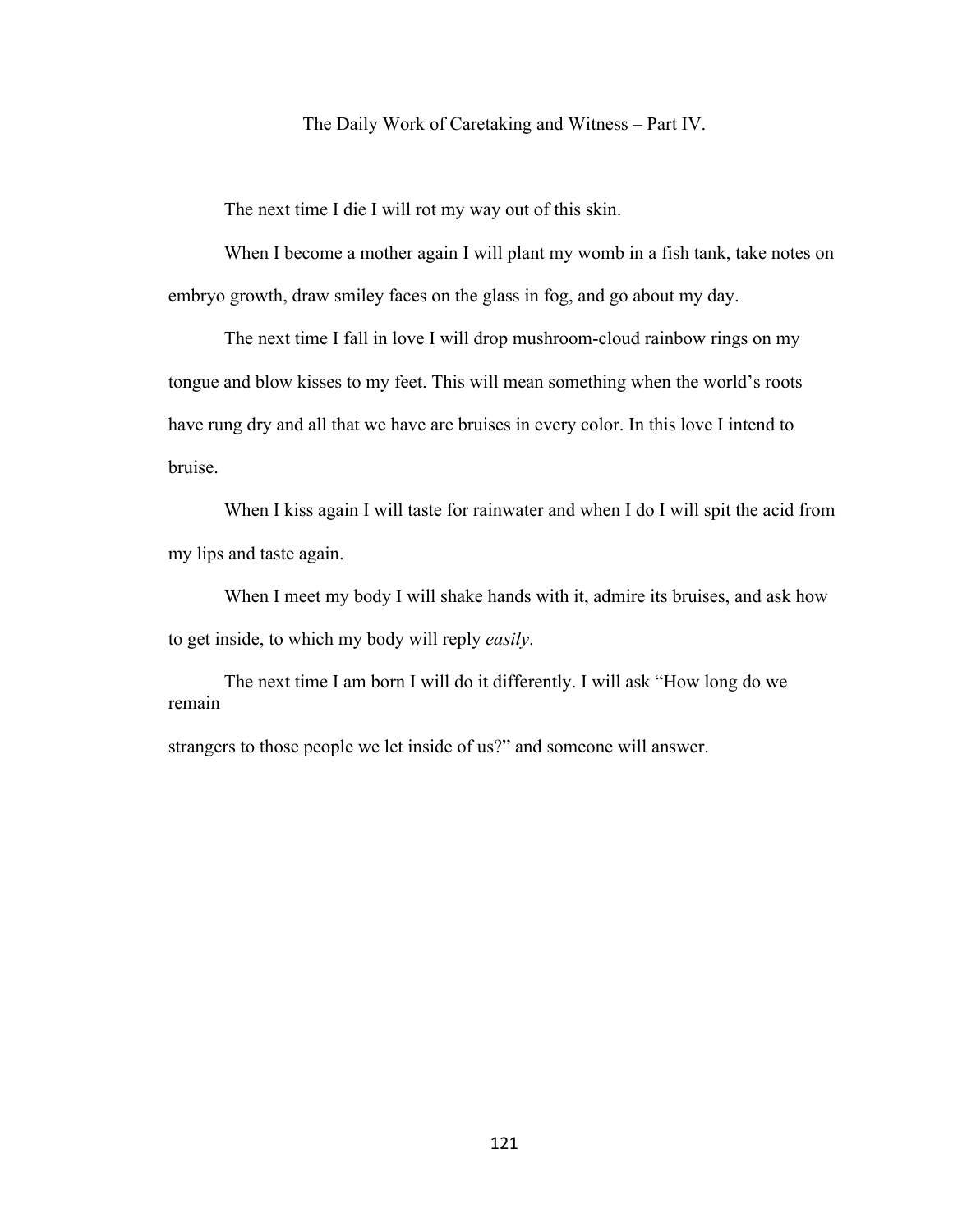## The Daily Work of Caretaking and Witness – Part IV.

The next time I die I will rot my way out of this skin.

When I become a mother again I will plant my womb in a fish tank, take notes on embryo growth, draw smiley faces on the glass in fog, and go about my day.

The next time I fall in love I will drop mushroom-cloud rainbow rings on my tongue and blow kisses to my feet. This will mean something when the world's roots have rung dry and all that we have are bruises in every color. In this love I intend to bruise.

When I kiss again I will taste for rainwater and when I do I will spit the acid from my lips and taste again.

When I meet my body I will shake hands with it, admire its bruises, and ask how to get inside, to which my body will reply *easily*.

The next time I am born I will do it differently. I will ask "How long do we remain strangers to those people we let inside of us?" and someone will answer.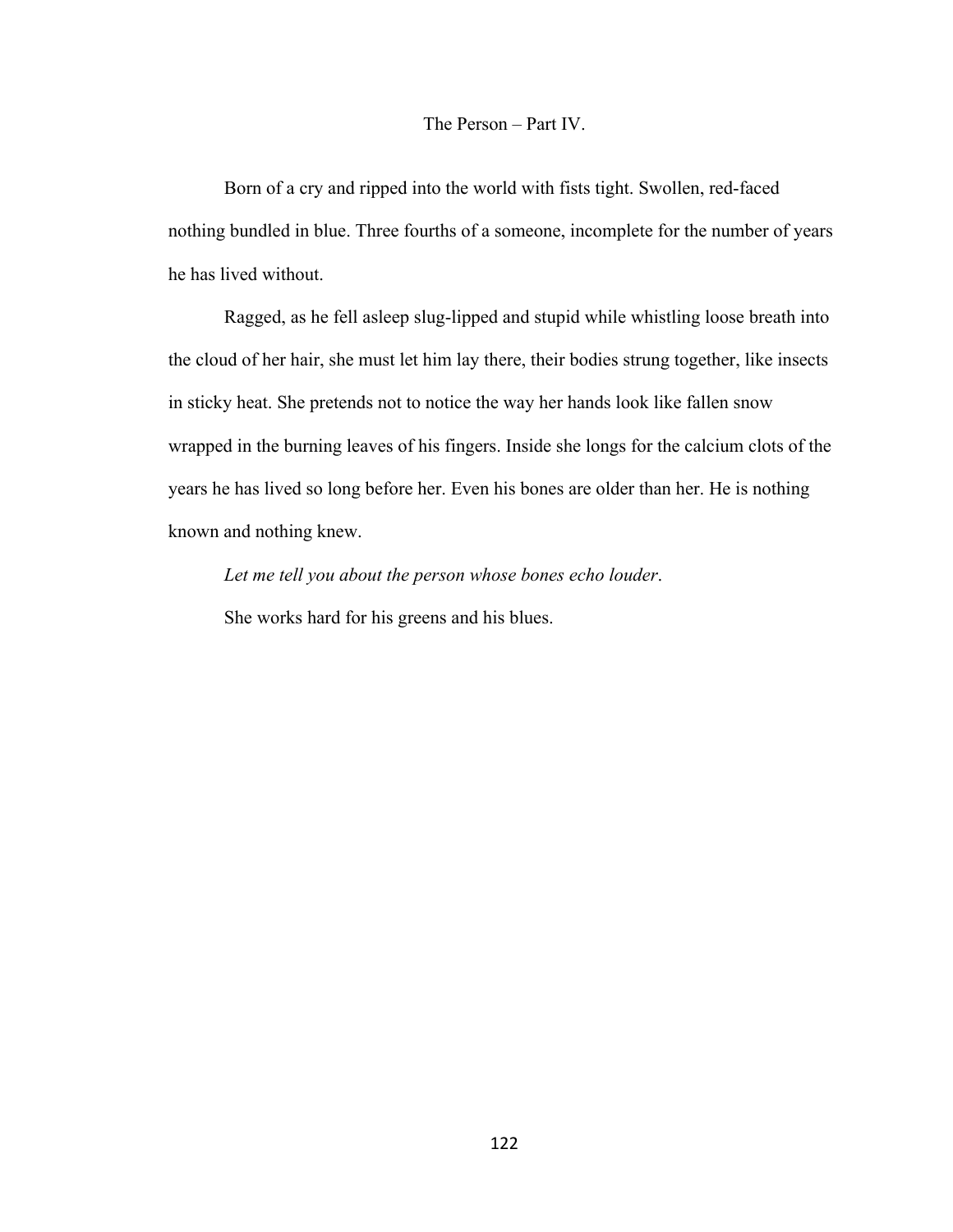## The Person – Part IV.

Born of a cry and ripped into the world with fists tight. Swollen, red-faced nothing bundled in blue. Three fourths of a someone, incomplete for the number of years he has lived without.

Ragged, as he fell asleep slug-lipped and stupid while whistling loose breath into the cloud of her hair, she must let him lay there, their bodies strung together, like insects in sticky heat. She pretends not to notice the way her hands look like fallen snow wrapped in the burning leaves of his fingers. Inside she longs for the calcium clots of the years he has lived so long before her. Even his bones are older than her. He is nothing known and nothing knew.

*Let me tell you about the person whose bones echo louder*.

She works hard for his greens and his blues.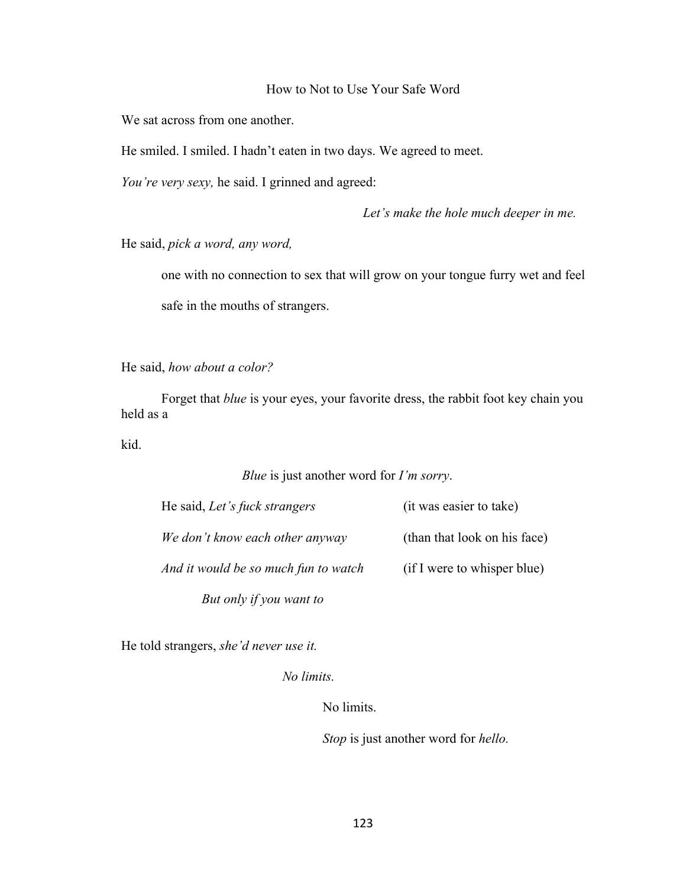## How to Not to Use Your Safe Word

We sat across from one another.

He smiled. I smiled. I hadn't eaten in two days. We agreed to meet.

*You're very sexy,* he said. I grinned and agreed:

*Let's make the hole much deeper in me.*

He said, *pick a word, any word,*

one with no connection to sex that will grow on your tongue furry wet and feel

safe in the mouths of strangers.

He said, *how about a color?*

Forget that *blue* is your eyes, your favorite dress, the rabbit foot key chain you held as a

kid.

*Blue* is just another word for *I'm sorry*.

He said, *Let's fuck strangers* (it was easier to take)

*We don't know each other anyway* (than that look on his face)

*And it would be so much fun to watch* (if I were to whisper blue)

*But only if you want to*

He told strangers, *she'd never use it.*

*No limits.*

No limits.

*Stop* is just another word for *hello.*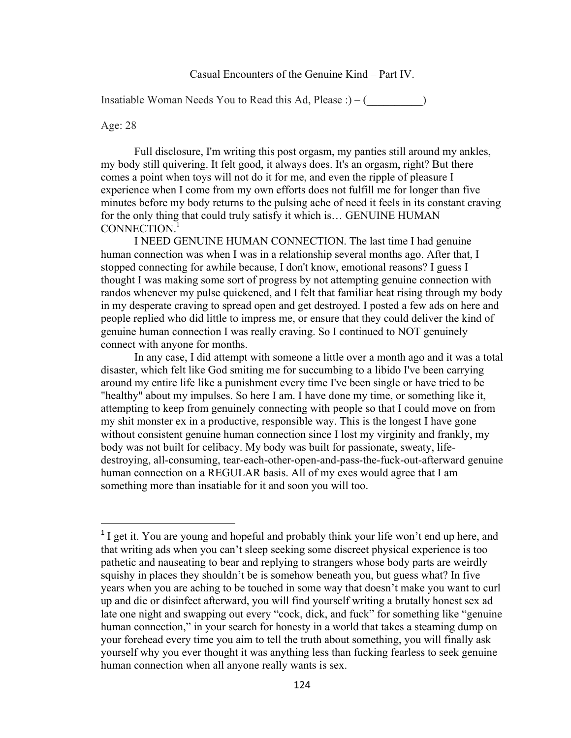Casual Encounters of the Genuine Kind – Part IV.

Insatiable Woman Needs You to Read this Ad, Please :) – (__________)

Age: 28

Full disclosure, I'm writing this post orgasm, my panties still around my ankles, my body still quivering. It felt good, it always does. It's an orgasm, right? But there comes a point when toys will not do it for me, and even the ripple of pleasure I experience when I come from my own efforts does not fulfill me for longer than five minutes before my body returns to the pulsing ache of need it feels in its constant craving for the only thing that could truly satisfy it which is… GENUINE HUMAN CONNECTION.[1]

I NEED GENUINE HUMAN CONNECTION. The last time I had genuine human connection was when I was in a relationship several months ago. After that, I stopped connecting for awhile because, I don't know, emotional reasons? I guess I thought I was making some sort of progress by not attempting genuine connection with randos whenever my pulse quickened, and I felt that familiar heat rising through my body in my desperate craving to spread open and get destroyed. I posted a few ads on here and people replied who did little to impress me, or ensure that they could deliver the kind of genuine human connection I was really craving. So I continued to NOT genuinely connect with anyone for months.

In any case, I did attempt with someone a little over a month ago and it was a total disaster, which felt like God smiting me for succumbing to a libido I've been carrying around my entire life like a punishment every time I've been single or have tried to be "healthy" about my impulses. So here I am. I have done my time, or something like it, attempting to keep from genuinely connecting with people so that I could move on from my shit monster ex in a productive, responsible way. This is the longest I have gone without consistent genuine human connection since I lost my virginity and frankly, my body was not built for celibacy. My body was built for passionate, sweaty, life-destroying, all-consuming, tear-each-other-open-and-pass-the-fuck-out-afterward genuine human connection on a REGULAR basis. All of my exes would agree that I am something more than insatiable for it and soon you will too.

---

[1] I get it. You are young and hopeful and probably think your life won't end up here, and that writing ads when you can't sleep seeking some discreet physical experience is too pathetic and nauseating to bear and replying to strangers whose body parts are weirdly squishy in places they shouldn't be is somehow beneath you, but guess what? In five years when you are aching to be touched in some way that doesn't make you want to curl up and die or disinfect afterward, you will find yourself writing a brutally honest sex ad late one night and swapping out every "cock, dick, and fuck" for something like "genuine human connection," in your search for honesty in a world that takes a steaming dump on your forehead every time you aim to tell the truth about something, you will finally ask yourself why you ever thought it was anything less than fucking fearless to seek genuine human connection when all anyone really wants is sex.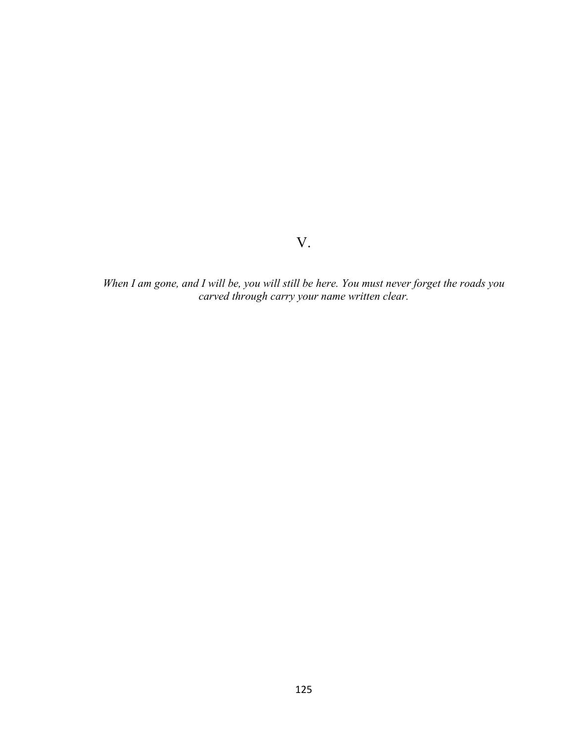# V.

*When I am gone, and I will be, you will still be here. You must never forget the roads you carved through carry your name written clear.*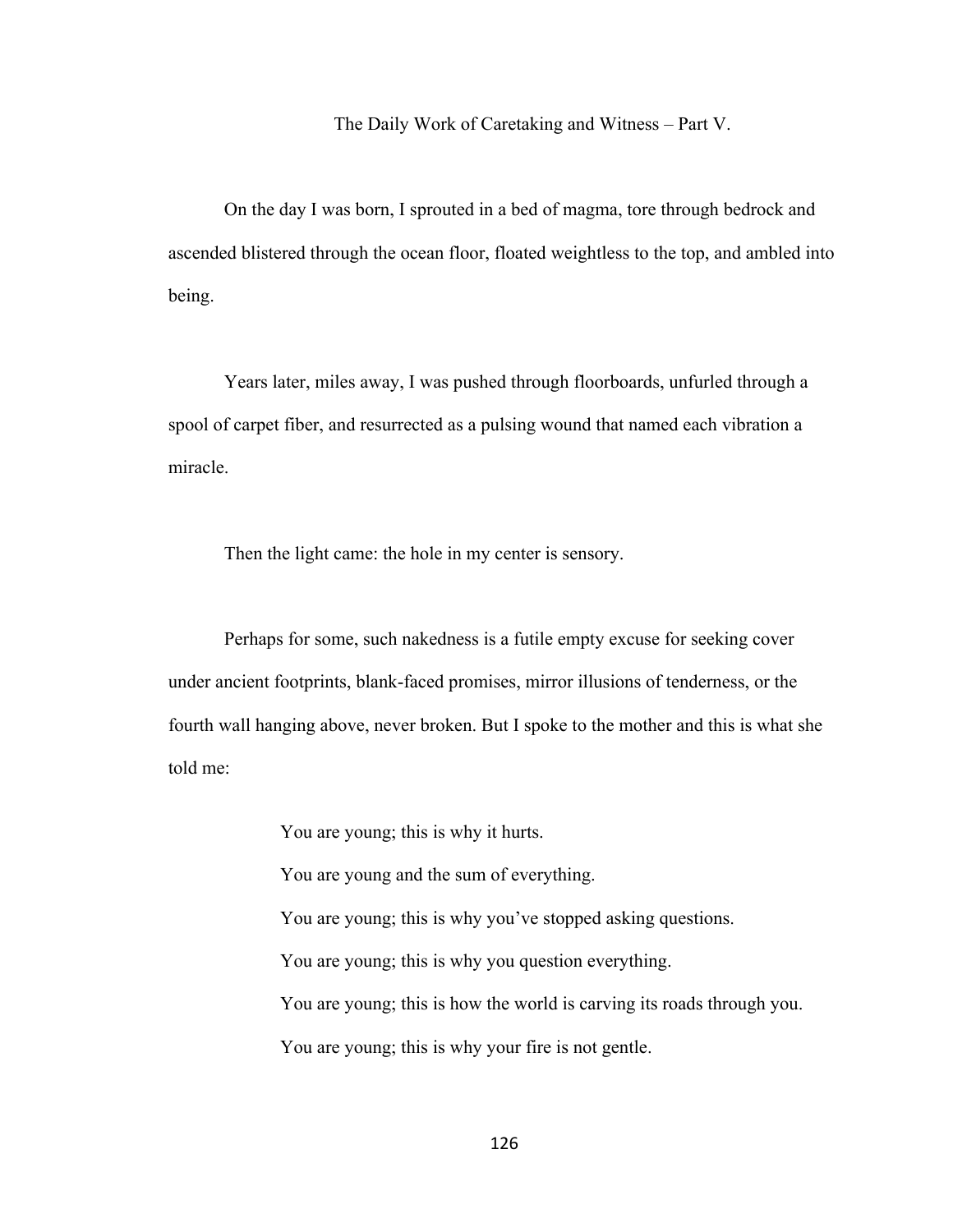## The Daily Work of Caretaking and Witness – Part V.

On the day I was born, I sprouted in a bed of magma, tore through bedrock and ascended blistered through the ocean floor, floated weightless to the top, and ambled into being.

Years later, miles away, I was pushed through floorboards, unfurled through a spool of carpet fiber, and resurrected as a pulsing wound that named each vibration a miracle.

Then the light came: the hole in my center is sensory.

Perhaps for some, such nakedness is a futile empty excuse for seeking cover under ancient footprints, blank-faced promises, mirror illusions of tenderness, or the fourth wall hanging above, never broken. But I spoke to the mother and this is what she told me:

> You are young; this is why it hurts.
>
> You are young and the sum of everything.
>
> You are young; this is why you've stopped asking questions.
>
> You are young; this is why you question everything.
>
> You are young; this is how the world is carving its roads through you.
>
> You are young; this is why your fire is not gentle.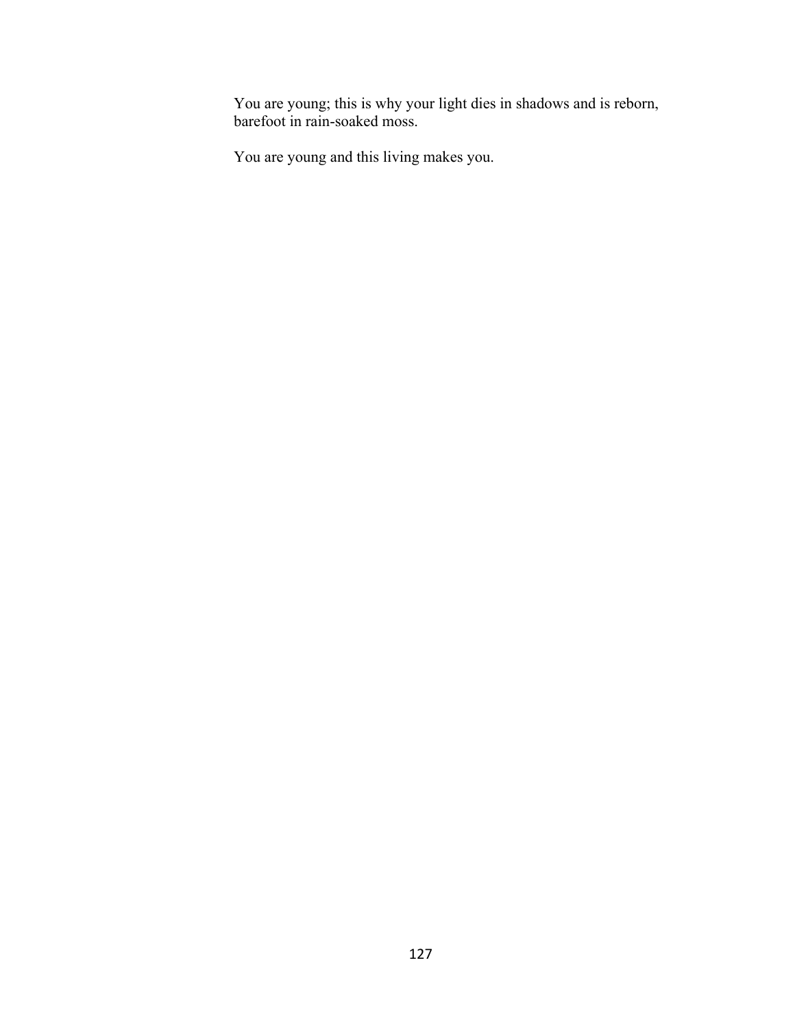You are young; this is why your light dies in shadows and is reborn, barefoot in rain-soaked moss.

You are young and this living makes you.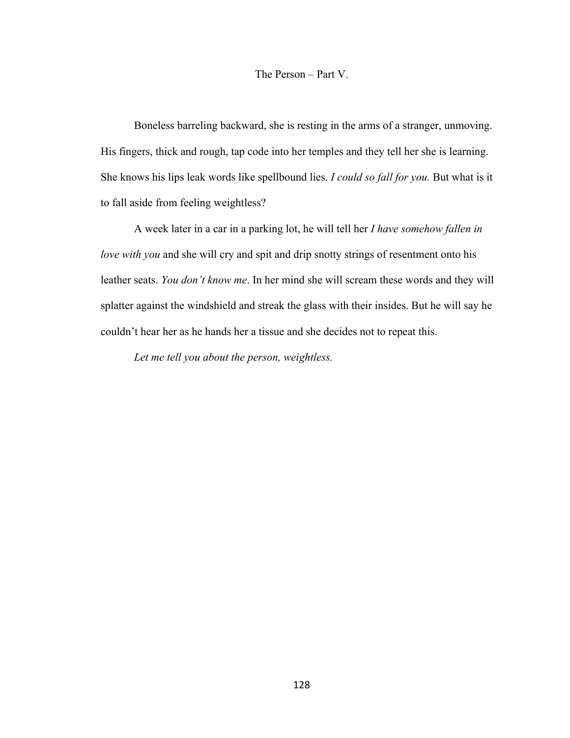## The Person – Part V.

Boneless barreling backward, she is resting in the arms of a stranger, unmoving. His fingers, thick and rough, tap code into her temples and they tell her she is learning. She knows his lips leak words like spellbound lies. *I could so fall for you.* But what is it to fall aside from feeling weightless?

A week later in a car in a parking lot, he will tell her *I have somehow fallen in love with you* and she will cry and spit and drip snotty strings of resentment onto his leather seats. *You don't know me*. In her mind she will scream these words and they will splatter against the windshield and streak the glass with their insides. But he will say he couldn't hear her as he hands her a tissue and she decides not to repeat this.

*Let me tell you about the person, weightless.*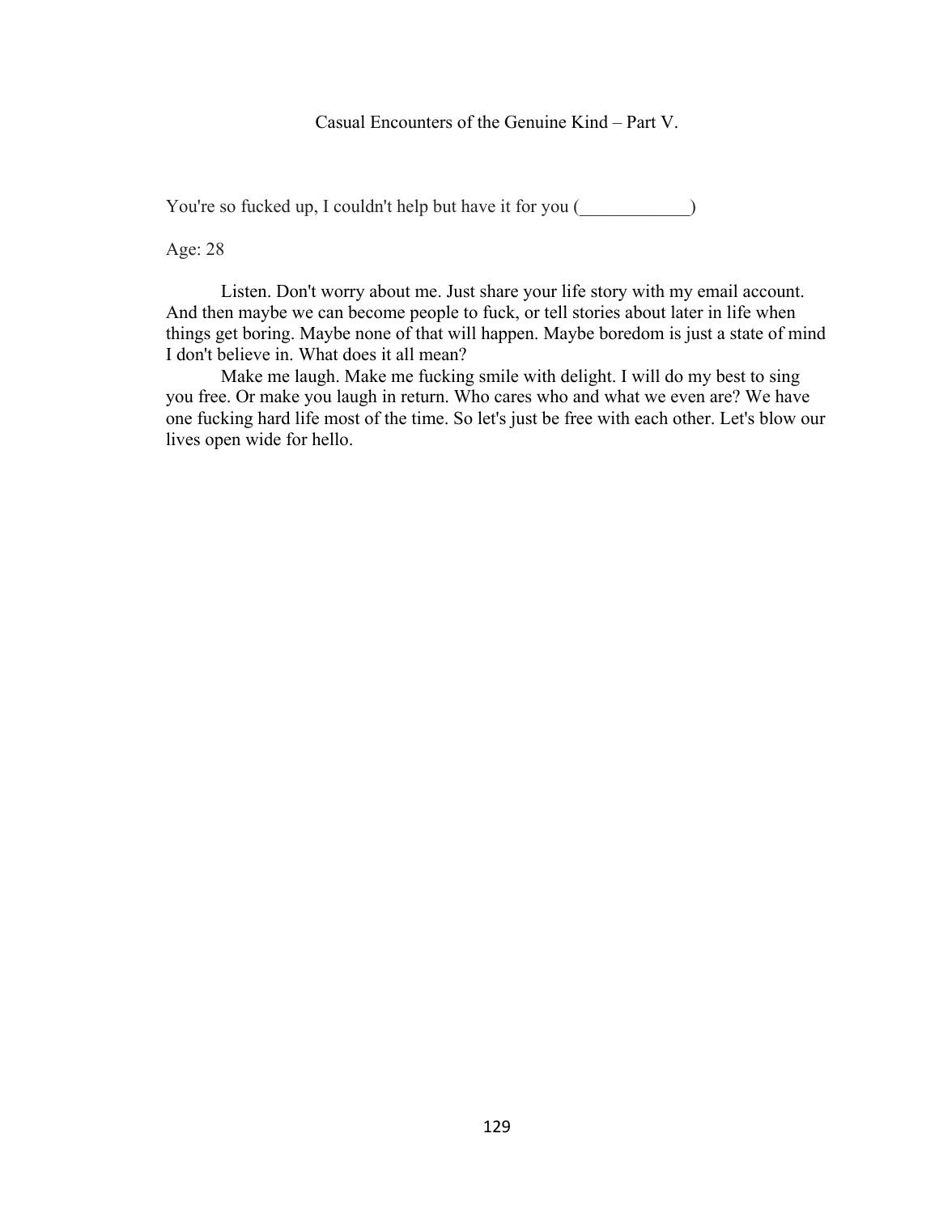# Casual Encounters of the Genuine Kind – Part V.

You're so fucked up, I couldn't help but have it for you (____________)

Age: 28

Listen. Don't worry about me. Just share your life story with my email account. And then maybe we can become people to fuck, or tell stories about later in life when things get boring. Maybe none of that will happen. Maybe boredom is just a state of mind I don't believe in. What does it all mean?

Make me laugh. Make me fucking smile with delight. I will do my best to sing you free. Or make you laugh in return. Who cares who and what we even are? We have one fucking hard life most of the time. So let's just be free with each other. Let's blow our lives open wide for hello.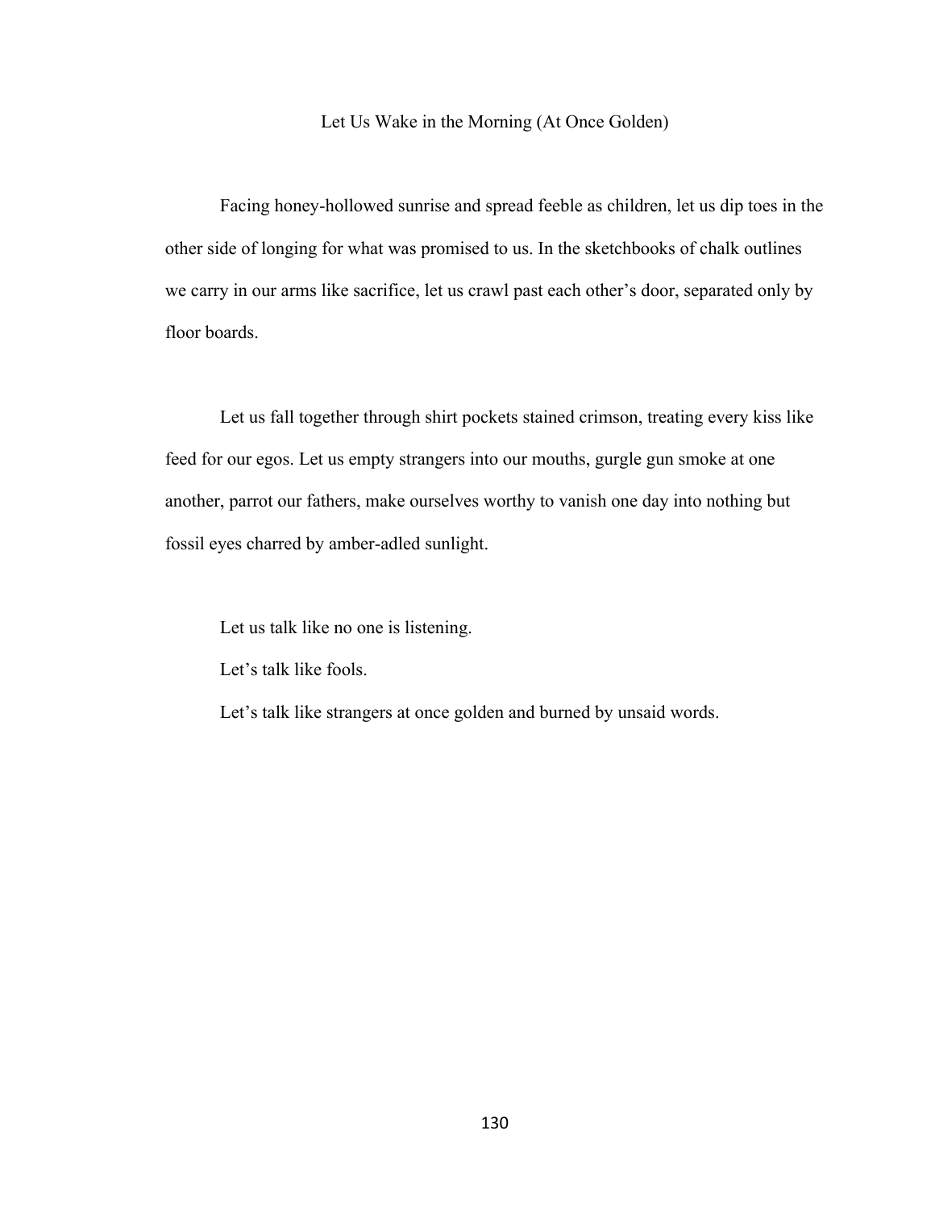# Let Us Wake in the Morning (At Once Golden)

Facing honey-hollowed sunrise and spread feeble as children, let us dip toes in the other side of longing for what was promised to us. In the sketchbooks of chalk outlines we carry in our arms like sacrifice, let us crawl past each other's door, separated only by floor boards.

Let us fall together through shirt pockets stained crimson, treating every kiss like feed for our egos. Let us empty strangers into our mouths, gurgle gun smoke at one another, parrot our fathers, make ourselves worthy to vanish one day into nothing but fossil eyes charred by amber-adled sunlight.

Let us talk like no one is listening.

Let's talk like fools.

Let's talk like strangers at once golden and burned by unsaid words.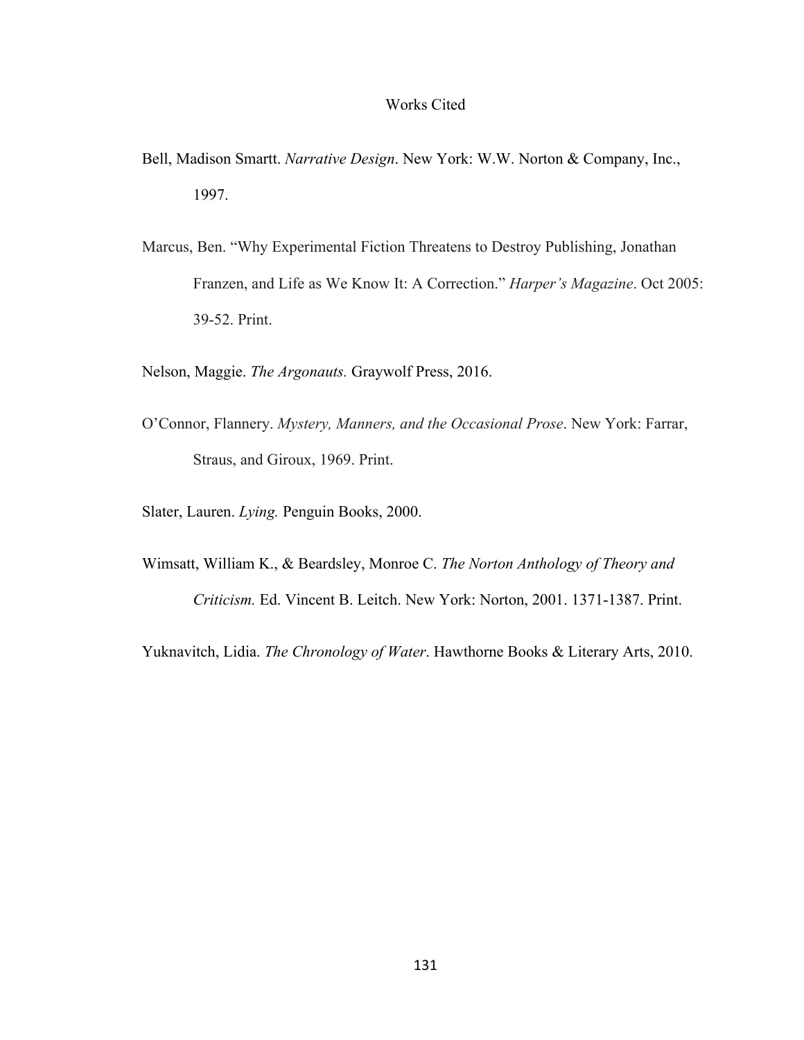# Works Cited

Bell, Madison Smartt. *Narrative Design*. New York: W.W. Norton & Company, Inc., 1997.

Marcus, Ben. "Why Experimental Fiction Threatens to Destroy Publishing, Jonathan Franzen, and Life as We Know It: A Correction." *Harper's Magazine*. Oct 2005: 39-52. Print.

Nelson, Maggie. *The Argonauts.* Graywolf Press, 2016.

O'Connor, Flannery. *Mystery, Manners, and the Occasional Prose*. New York: Farrar, Straus, and Giroux, 1969. Print.

Slater, Lauren. *Lying.* Penguin Books, 2000.

Wimsatt, William K., & Beardsley, Monroe C. *The Norton Anthology of Theory and Criticism.* Ed. Vincent B. Leitch. New York: Norton, 2001. 1371-1387. Print.

Yuknavitch, Lidia. *The Chronology of Water*. Hawthorne Books & Literary Arts, 2010.